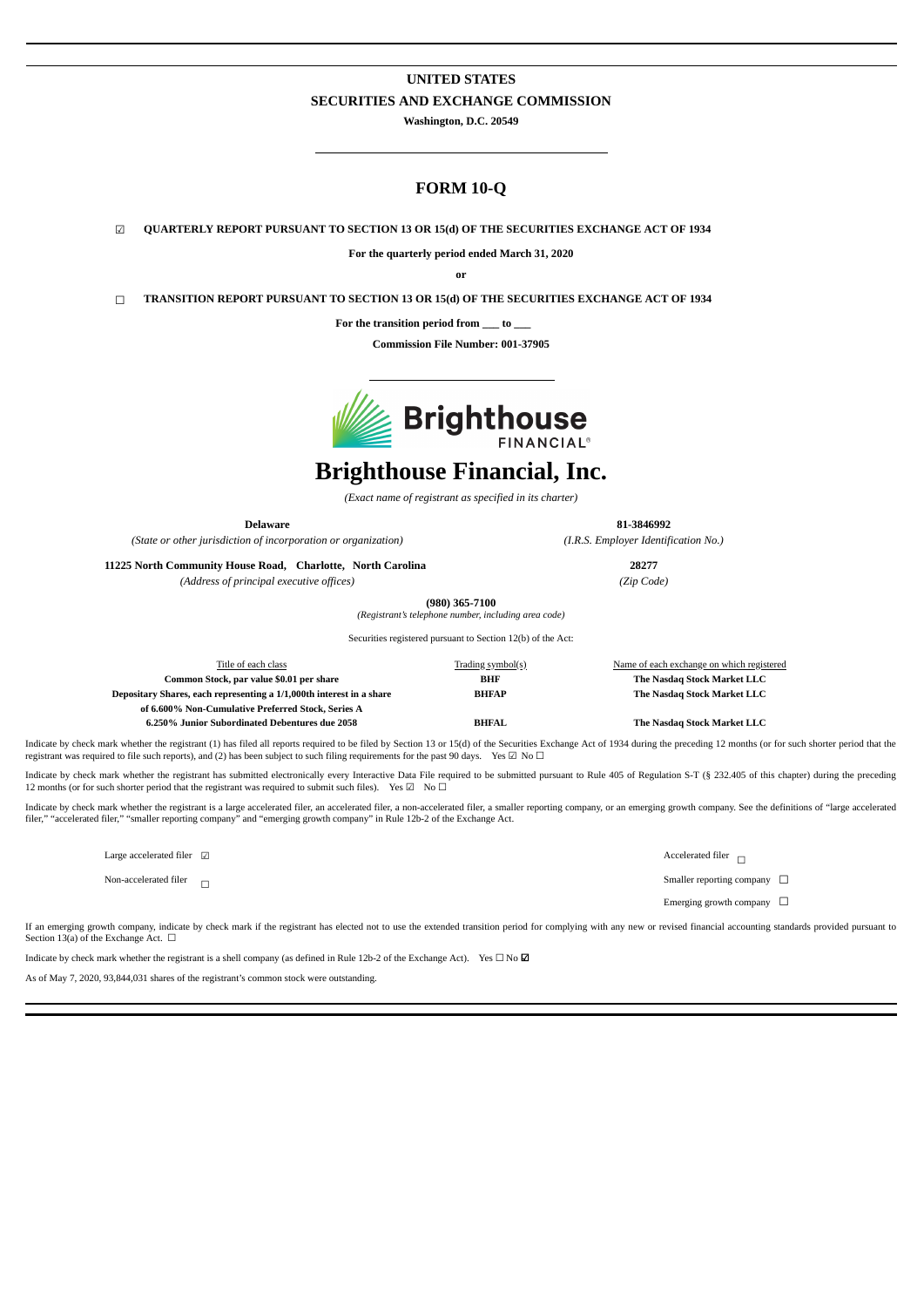# UNITED STATES
# SECURITIES AND EXCHANGE COMMISSION

**Washington, D.C. 20549**

## FORM 10-Q

☑ **QUARTERLY REPORT PURSUANT TO SECTION 13 OR 15(d) OF THE SECURITIES EXCHANGE ACT OF 1934**

**For the quarterly period ended March 31, 2020**

**or**

☐ **TRANSITION REPORT PURSUANT TO SECTION 13 OR 15(d) OF THE SECURITIES EXCHANGE ACT OF 1934**

**For the transition period from \_\_\_ to \_\_\_**

**Commission File Number: 001-37905**

# Brighthouse Financial, Inc.

*(Exact name of registrant as specified in its charter)*

| **Delaware** | **81-3846992** |
|---|---|
| *(State or other jurisdiction of incorporation or organization)* | *(I.R.S. Employer Identification No.)* |
| **11225 North Community House Road, Charlotte, North Carolina** | **28277** |
| *(Address of principal executive offices)* | *(Zip Code)* |

**(980) 365-7100**
*(Registrant's telephone number, including area code)*

Securities registered pursuant to Section 12(b) of the Act:

| Title of each class | Trading symbol(s) | Name of each exchange on which registered |
|---|---|---|
| **Common Stock, par value $0.01 per share** | **BHF** | **The Nasdaq Stock Market LLC** |
| **Depositary Shares, each representing a 1/1,000th interest in a share of 6.600% Non-Cumulative Preferred Stock, Series A** | **BHFAP** | **The Nasdaq Stock Market LLC** |
| **6.250% Junior Subordinated Debentures due 2058** | **BHFAL** | **The Nasdaq Stock Market LLC** |

Indicate by check mark whether the registrant (1) has filed all reports required to be filed by Section 13 or 15(d) of the Securities Exchange Act of 1934 during the preceding 12 months (or for such shorter period that the registrant was required to file such reports), and (2) has been subject to such filing requirements for the past 90 days. Yes ☑ No ☐

Indicate by check mark whether the registrant has submitted electronically every Interactive Data File required to be submitted pursuant to Rule 405 of Regulation S-T (§ 232.405 of this chapter) during the preceding 12 months (or for such shorter period that the registrant was required to submit such files). Yes ☑ No ☐

Indicate by check mark whether the registrant is a large accelerated filer, an accelerated filer, a non-accelerated filer, a smaller reporting company, or an emerging growth company. See the definitions of "large accelerated filer," "accelerated filer," "smaller reporting company" and "emerging growth company" in Rule 12b-2 of the Exchange Act.

| | |
|---|---|
| Large accelerated filer ☑ | Accelerated filer ☐ |
| Non-accelerated filer ☐ | Smaller reporting company ☐ |
| | Emerging growth company ☐ |

If an emerging growth company, indicate by check mark if the registrant has elected not to use the extended transition period for complying with any new or revised financial accounting standards provided pursuant to Section 13(a) of the Exchange Act. ☐

Indicate by check mark whether the registrant is a shell company (as defined in Rule 12b-2 of the Exchange Act). Yes ☐ No ☑

As of May 7, 2020, 93,844,031 shares of the registrant's common stock were outstanding.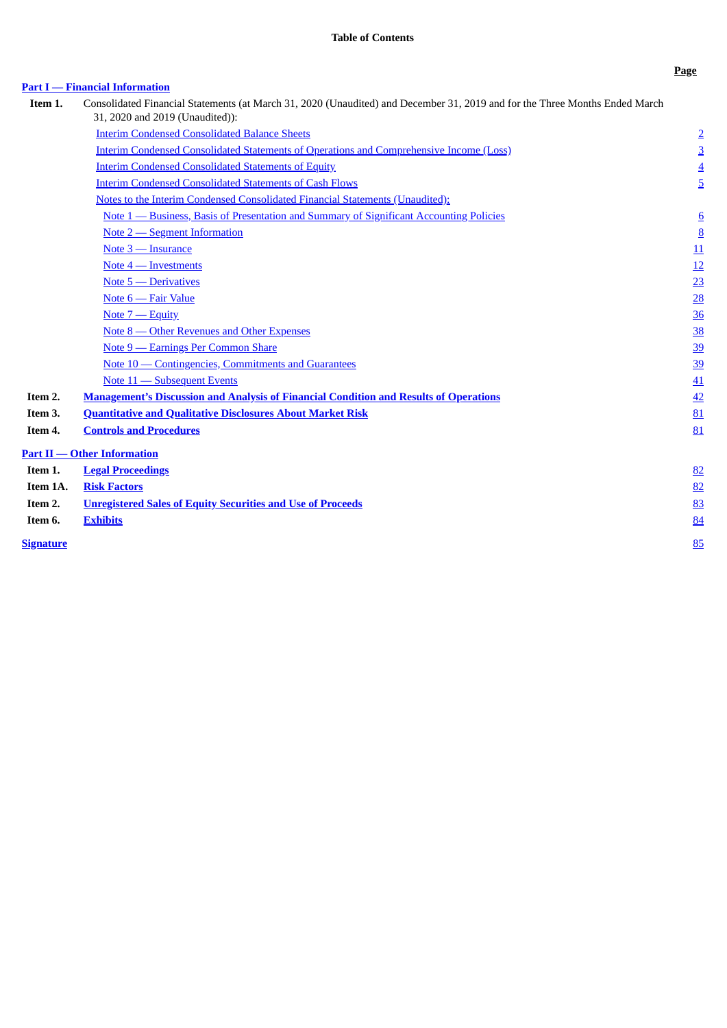# Table of Contents

| | | Page |
|---|---|---|
| **Part I — Financial Information** | | |
| **Item 1.** | Consolidated Financial Statements (at March 31, 2020 (Unaudited) and December 31, 2019 and for the Three Months Ended March 31, 2020 and 2019 (Unaudited)): | |
| | Interim Condensed Consolidated Balance Sheets | 2 |
| | Interim Condensed Consolidated Statements of Operations and Comprehensive Income (Loss) | 3 |
| | Interim Condensed Consolidated Statements of Equity | 4 |
| | Interim Condensed Consolidated Statements of Cash Flows | 5 |
| | Notes to the Interim Condensed Consolidated Financial Statements (Unaudited): | |
| | Note 1 — Business, Basis of Presentation and Summary of Significant Accounting Policies | 6 |
| | Note 2 — Segment Information | 8 |
| | Note 3 — Insurance | 11 |
| | Note 4 — Investments | 12 |
| | Note 5 — Derivatives | 23 |
| | Note 6 — Fair Value | 28 |
| | Note 7 — Equity | 36 |
| | Note 8 — Other Revenues and Other Expenses | 38 |
| | Note 9 — Earnings Per Common Share | 39 |
| | Note 10 — Contingencies, Commitments and Guarantees | 39 |
| | Note 11 — Subsequent Events | 41 |
| **Item 2.** | **Management's Discussion and Analysis of Financial Condition and Results of Operations** | 42 |
| **Item 3.** | **Quantitative and Qualitative Disclosures About Market Risk** | 81 |
| **Item 4.** | **Controls and Procedures** | 81 |
| **Part II — Other Information** | | |
| **Item 1.** | **Legal Proceedings** | 82 |
| **Item 1A.** | **Risk Factors** | 82 |
| **Item 2.** | **Unregistered Sales of Equity Securities and Use of Proceeds** | 83 |
| **Item 6.** | **Exhibits** | 84 |
| **Signature** | | 85 |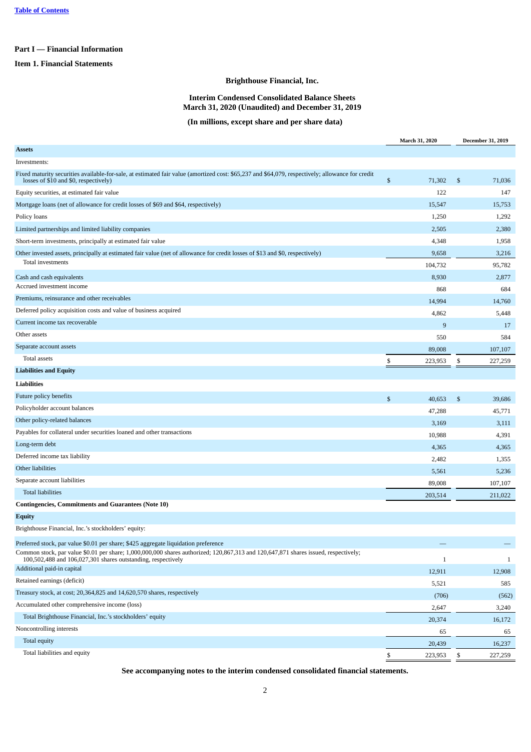Part I — Financial Information

Item 1. Financial Statements

# Brighthouse Financial, Inc.

## Interim Condensed Consolidated Balance Sheets
## March 31, 2020 (Unaudited) and December 31, 2019

### (In millions, except share and per share data)

| | March 31, 2020 | December 31, 2019 |
|---|---|---|
| **Assets** | | |
| Investments: | | |
| Fixed maturity securities available-for-sale, at estimated fair value (amortized cost: $65,237 and $64,079, respectively; allowance for credit losses of $10 and $0, respectively) | $ 71,302 | $ 71,036 |
| Equity securities, at estimated fair value | 122 | 147 |
| Mortgage loans (net of allowance for credit losses of $69 and $64, respectively) | 15,547 | 15,753 |
| Policy loans | 1,250 | 1,292 |
| Limited partnerships and limited liability companies | 2,505 | 2,380 |
| Short-term investments, principally at estimated fair value | 4,348 | 1,958 |
| Other invested assets, principally at estimated fair value (net of allowance for credit losses of $13 and $0, respectively) | 9,658 | 3,216 |
| Total investments | 104,732 | 95,782 |
| Cash and cash equivalents | 8,930 | 2,877 |
| Accrued investment income | 868 | 684 |
| Premiums, reinsurance and other receivables | 14,994 | 14,760 |
| Deferred policy acquisition costs and value of business acquired | 4,862 | 5,448 |
| Current income tax recoverable | 9 | 17 |
| Other assets | 550 | 584 |
| Separate account assets | 89,008 | 107,107 |
| Total assets | $ 223,953 | $ 227,259 |
| **Liabilities and Equity** | | |
| **Liabilities** | | |
| Future policy benefits | $ 40,653 | $ 39,686 |
| Policyholder account balances | 47,288 | 45,771 |
| Other policy-related balances | 3,169 | 3,111 |
| Payables for collateral under securities loaned and other transactions | 10,988 | 4,391 |
| Long-term debt | 4,365 | 4,365 |
| Deferred income tax liability | 2,482 | 1,355 |
| Other liabilities | 5,561 | 5,236 |
| Separate account liabilities | 89,008 | 107,107 |
| Total liabilities | 203,514 | 211,022 |
| **Contingencies, Commitments and Guarantees (Note 10)** | | |
| **Equity** | | |
| Brighthouse Financial, Inc.'s stockholders' equity: | | |
| Preferred stock, par value $0.01 per share; $425 aggregate liquidation preference | — | — |
| Common stock, par value $0.01 per share; 1,000,000,000 shares authorized; 120,867,313 and 120,647,871 shares issued, respectively; 100,502,488 and 106,027,301 shares outstanding, respectively | 1 | 1 |
| Additional paid-in capital | 12,911 | 12,908 |
| Retained earnings (deficit) | 5,521 | 585 |
| Treasury stock, at cost; 20,364,825 and 14,620,570 shares, respectively | (706) | (562) |
| Accumulated other comprehensive income (loss) | 2,647 | 3,240 |
| Total Brighthouse Financial, Inc.'s stockholders' equity | 20,374 | 16,172 |
| Noncontrolling interests | 65 | 65 |
| Total equity | 20,439 | 16,237 |
| Total liabilities and equity | $ 223,953 | $ 227,259 |

**See accompanying notes to the interim condensed consolidated financial statements.**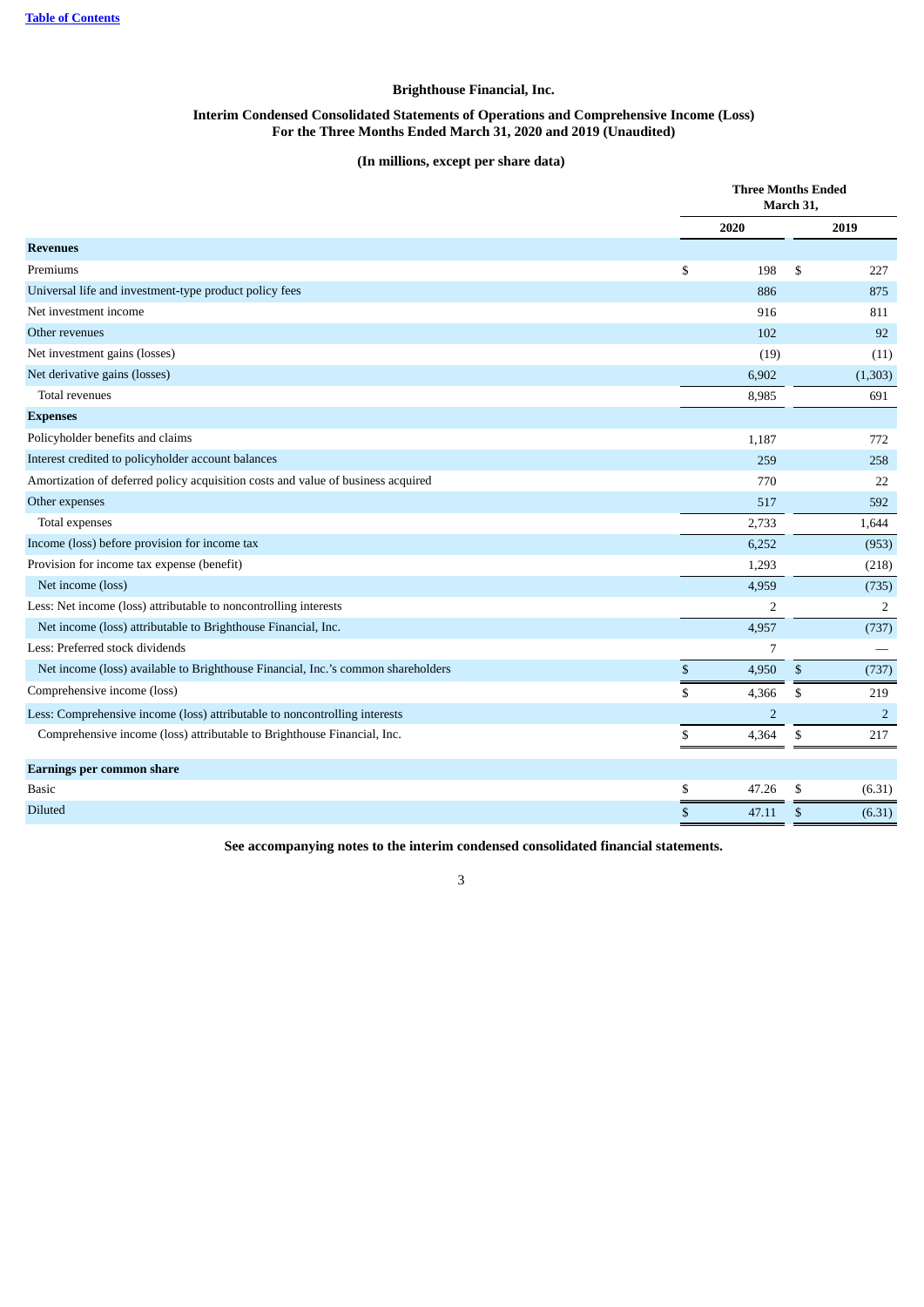**Brighthouse Financial, Inc.**

**Interim Condensed Consolidated Statements of Operations and Comprehensive Income (Loss)**
**For the Three Months Ended March 31, 2020 and 2019 (Unaudited)**

**(In millions, except per share data)**

| | Three Months Ended March 31, | |
|---|---|---|
| | 2020 | 2019 |
| **Revenues** | | |
| Premiums | $ 198 | $ 227 |
| Universal life and investment-type product policy fees | 886 | 875 |
| Net investment income | 916 | 811 |
| Other revenues | 102 | 92 |
| Net investment gains (losses) | (19) | (11) |
| Net derivative gains (losses) | 6,902 | (1,303) |
| Total revenues | 8,985 | 691 |
| **Expenses** | | |
| Policyholder benefits and claims | 1,187 | 772 |
| Interest credited to policyholder account balances | 259 | 258 |
| Amortization of deferred policy acquisition costs and value of business acquired | 770 | 22 |
| Other expenses | 517 | 592 |
| Total expenses | 2,733 | 1,644 |
| Income (loss) before provision for income tax | 6,252 | (953) |
| Provision for income tax expense (benefit) | 1,293 | (218) |
| Net income (loss) | 4,959 | (735) |
| Less: Net income (loss) attributable to noncontrolling interests | 2 | 2 |
| Net income (loss) attributable to Brighthouse Financial, Inc. | 4,957 | (737) |
| Less: Preferred stock dividends | 7 | — |
| Net income (loss) available to Brighthouse Financial, Inc.'s common shareholders | $ 4,950 | $ (737) |
| Comprehensive income (loss) | $ 4,366 | $ 219 |
| Less: Comprehensive income (loss) attributable to noncontrolling interests | 2 | 2 |
| Comprehensive income (loss) attributable to Brighthouse Financial, Inc. | $ 4,364 | $ 217 |
| **Earnings per common share** | | |
| Basic | $ 47.26 | $ (6.31) |
| Diluted | $ 47.11 | $ (6.31) |

**See accompanying notes to the interim condensed consolidated financial statements.**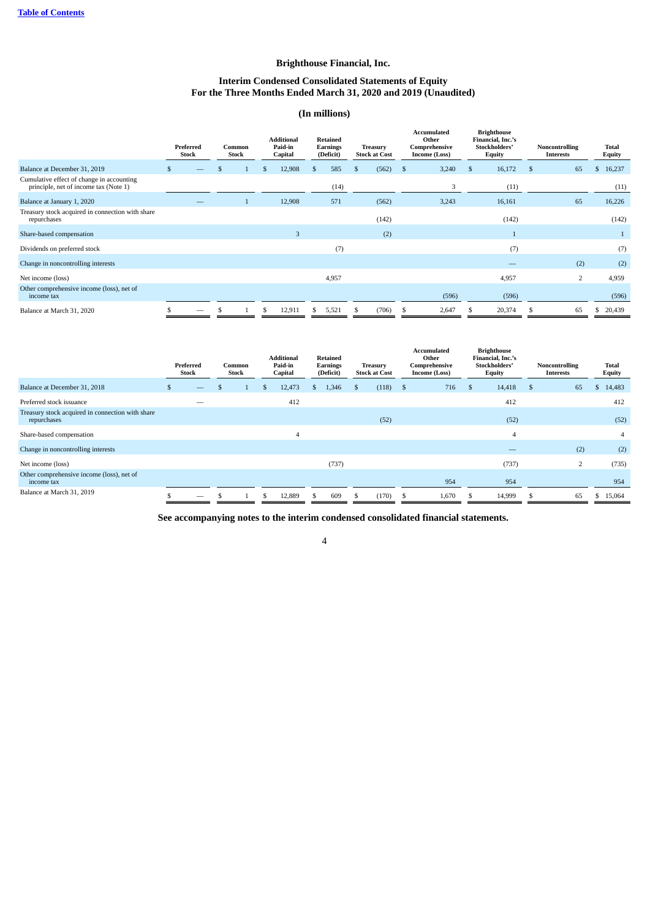# Brighthouse Financial, Inc.

## Interim Condensed Consolidated Statements of Equity
## For the Three Months Ended March 31, 2020 and 2019 (Unaudited)

### (In millions)

| | Preferred Stock | Common Stock | Additional Paid-in Capital | Retained Earnings (Deficit) | Treasury Stock at Cost | Accumulated Other Comprehensive Income (Loss) | Brighthouse Financial, Inc.'s Stockholders' Equity | Noncontrolling Interests | Total Equity |
|---|---|---|---|---|---|---|---|---|---|
| Balance at December 31, 2019 | $ — | $ 1 | $ 12,908 | $ 585 | $ (562) | $ 3,240 | $ 16,172 | $ 65 | $ 16,237 |
| Cumulative effect of change in accounting principle, net of income tax (Note 1) | | | | (14) | | 3 | (11) | | (11) |
| Balance at January 1, 2020 | — | 1 | 12,908 | 571 | (562) | 3,243 | 16,161 | 65 | 16,226 |
| Treasury stock acquired in connection with share repurchases | | | | | (142) | | (142) | | (142) |
| Share-based compensation | | | 3 | | (2) | | 1 | | 1 |
| Dividends on preferred stock | | | | (7) | | | (7) | | (7) |
| Change in noncontrolling interests | | | | | | | — | (2) | (2) |
| Net income (loss) | | | | 4,957 | | | 4,957 | 2 | 4,959 |
| Other comprehensive income (loss), net of income tax | | | | | | (596) | (596) | | (596) |
| Balance at March 31, 2020 | $ — | $ 1 | $ 12,911 | $ 5,521 | $ (706) | $ 2,647 | $ 20,374 | $ 65 | $ 20,439 |

| | Preferred Stock | Common Stock | Additional Paid-in Capital | Retained Earnings (Deficit) | Treasury Stock at Cost | Accumulated Other Comprehensive Income (Loss) | Brighthouse Financial, Inc.'s Stockholders' Equity | Noncontrolling Interests | Total Equity |
|---|---|---|---|---|---|---|---|---|---|
| Balance at December 31, 2018 | $ — | $ 1 | $ 12,473 | $ 1,346 | $ (118) | $ 716 | $ 14,418 | $ 65 | $ 14,483 |
| Preferred stock issuance | — | | 412 | | | | 412 | | 412 |
| Treasury stock acquired in connection with share repurchases | | | | | (52) | | (52) | | (52) |
| Share-based compensation | | | 4 | | | | 4 | | 4 |
| Change in noncontrolling interests | | | | | | | — | (2) | (2) |
| Net income (loss) | | | | (737) | | | (737) | 2 | (735) |
| Other comprehensive income (loss), net of income tax | | | | | | 954 | 954 | | 954 |
| Balance at March 31, 2019 | $ — | $ 1 | $ 12,889 | $ 609 | $ (170) | $ 1,670 | $ 14,999 | $ 65 | $ 15,064 |

**See accompanying notes to the interim condensed consolidated financial statements.**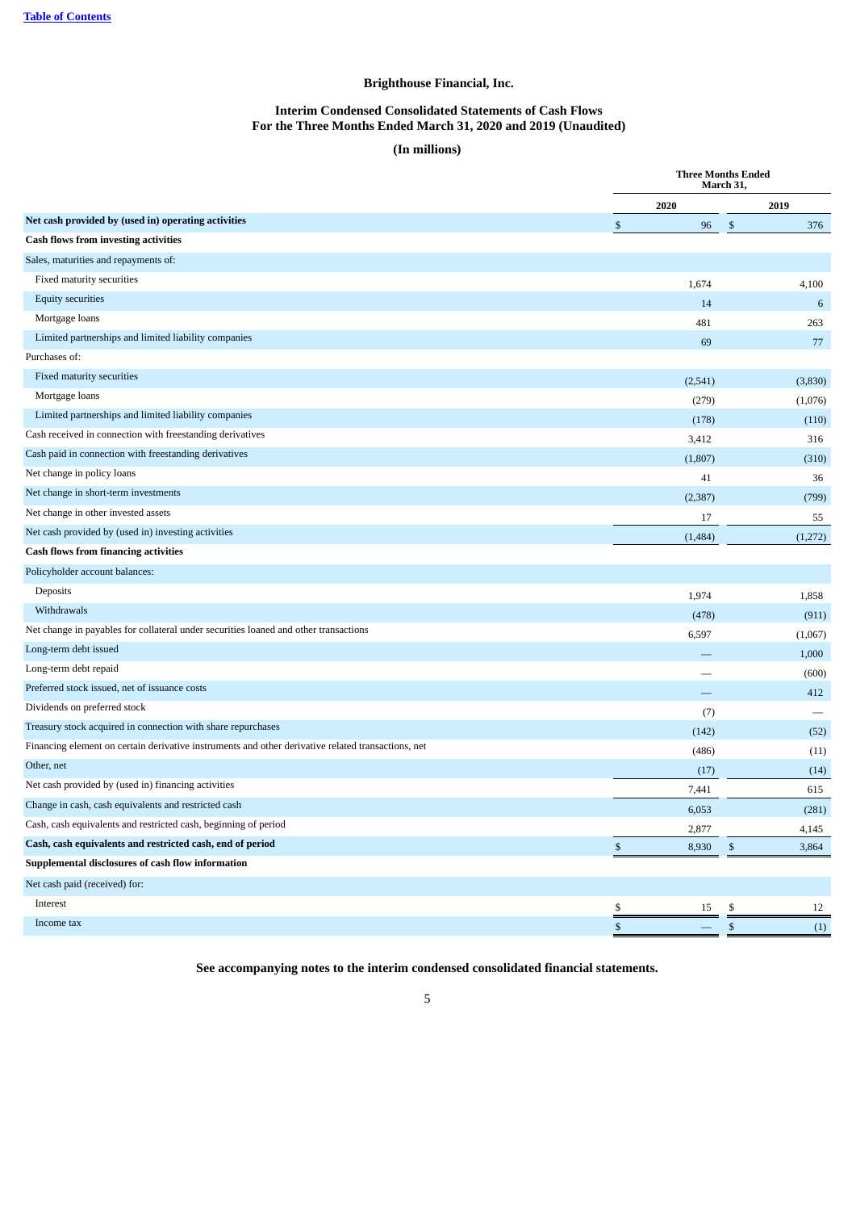**Brighthouse Financial, Inc.**

**Interim Condensed Consolidated Statements of Cash Flows**
**For the Three Months Ended March 31, 2020 and 2019 (Unaudited)**

**(In millions)**

| | Three Months Ended March 31, | |
|---|---|---|
| | 2020 | 2019 |
| **Net cash provided by (used in) operating activities** | $ 96 | $ 376 |
| **Cash flows from investing activities** | | |
| Sales, maturities and repayments of: | | |
| Fixed maturity securities | 1,674 | 4,100 |
| Equity securities | 14 | 6 |
| Mortgage loans | 481 | 263 |
| Limited partnerships and limited liability companies | 69 | 77 |
| Purchases of: | | |
| Fixed maturity securities | (2,541) | (3,830) |
| Mortgage loans | (279) | (1,076) |
| Limited partnerships and limited liability companies | (178) | (110) |
| Cash received in connection with freestanding derivatives | 3,412 | 316 |
| Cash paid in connection with freestanding derivatives | (1,807) | (310) |
| Net change in policy loans | 41 | 36 |
| Net change in short-term investments | (2,387) | (799) |
| Net change in other invested assets | 17 | 55 |
| Net cash provided by (used in) investing activities | (1,484) | (1,272) |
| **Cash flows from financing activities** | | |
| Policyholder account balances: | | |
| Deposits | 1,974 | 1,858 |
| Withdrawals | (478) | (911) |
| Net change in payables for collateral under securities loaned and other transactions | 6,597 | (1,067) |
| Long-term debt issued | — | 1,000 |
| Long-term debt repaid | — | (600) |
| Preferred stock issued, net of issuance costs | — | 412 |
| Dividends on preferred stock | (7) | — |
| Treasury stock acquired in connection with share repurchases | (142) | (52) |
| Financing element on certain derivative instruments and other derivative related transactions, net | (486) | (11) |
| Other, net | (17) | (14) |
| Net cash provided by (used in) financing activities | 7,441 | 615 |
| Change in cash, cash equivalents and restricted cash | 6,053 | (281) |
| Cash, cash equivalents and restricted cash, beginning of period | 2,877 | 4,145 |
| **Cash, cash equivalents and restricted cash, end of period** | $ 8,930 | $ 3,864 |
| **Supplemental disclosures of cash flow information** | | |
| Net cash paid (received) for: | | |
| Interest | $ 15 | $ 12 |
| Income tax | $ — | $ (1) |

**See accompanying notes to the interim condensed consolidated financial statements.**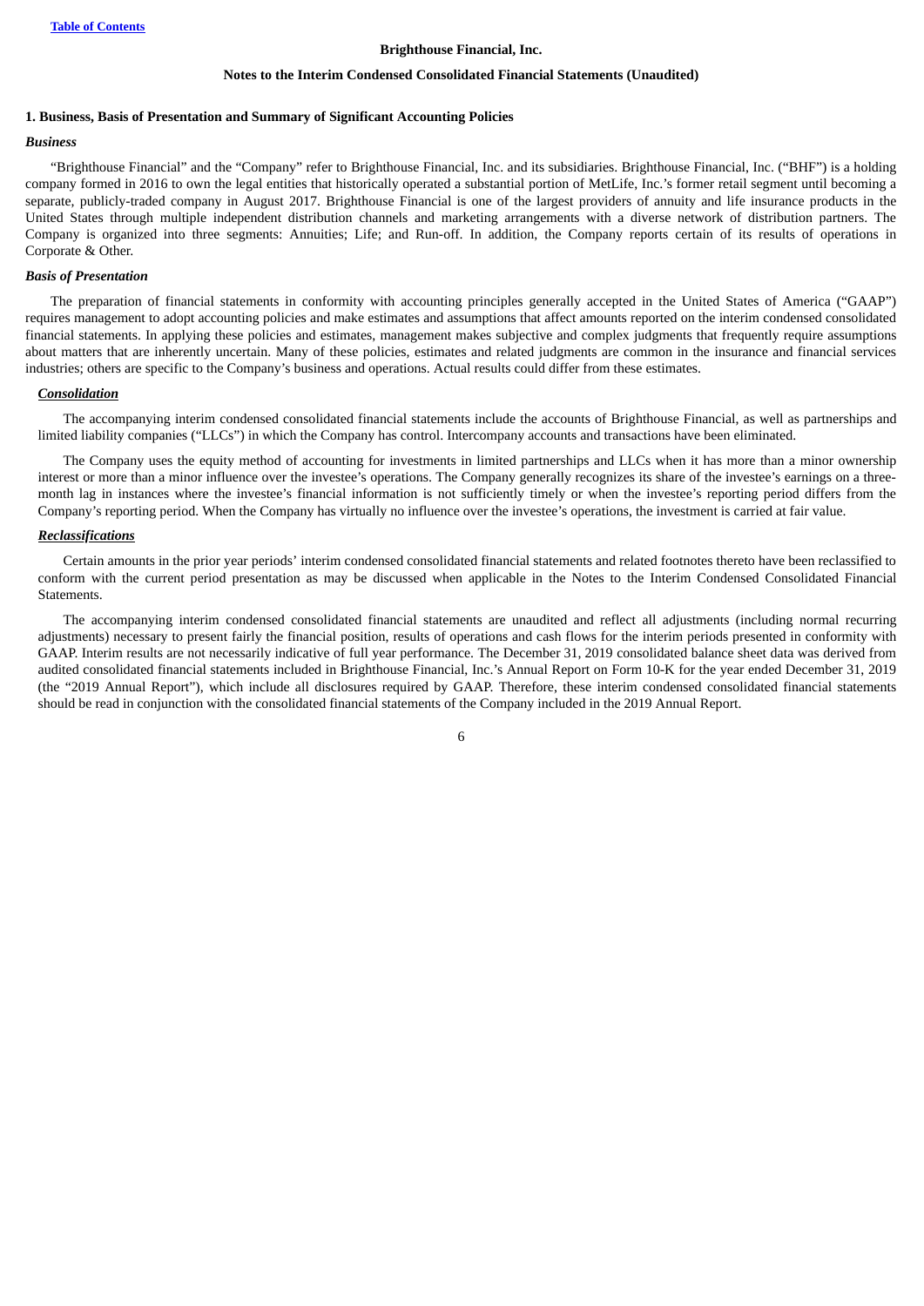**Brighthouse Financial, Inc.**

**Notes to the Interim Condensed Consolidated Financial Statements (Unaudited)**

## 1. Business, Basis of Presentation and Summary of Significant Accounting Policies

### *Business*

"Brighthouse Financial" and the "Company" refer to Brighthouse Financial, Inc. and its subsidiaries. Brighthouse Financial, Inc. ("BHF") is a holding company formed in 2016 to own the legal entities that historically operated a substantial portion of MetLife, Inc.'s former retail segment until becoming a separate, publicly-traded company in August 2017. Brighthouse Financial is one of the largest providers of annuity and life insurance products in the United States through multiple independent distribution channels and marketing arrangements with a diverse network of distribution partners. The Company is organized into three segments: Annuities; Life; and Run-off. In addition, the Company reports certain of its results of operations in Corporate & Other.

### *Basis of Presentation*

The preparation of financial statements in conformity with accounting principles generally accepted in the United States of America ("GAAP") requires management to adopt accounting policies and make estimates and assumptions that affect amounts reported on the interim condensed consolidated financial statements. In applying these policies and estimates, management makes subjective and complex judgments that frequently require assumptions about matters that are inherently uncertain. Many of these policies, estimates and related judgments are common in the insurance and financial services industries; others are specific to the Company's business and operations. Actual results could differ from these estimates.

#### ***Consolidation***

The accompanying interim condensed consolidated financial statements include the accounts of Brighthouse Financial, as well as partnerships and limited liability companies ("LLCs") in which the Company has control. Intercompany accounts and transactions have been eliminated.

The Company uses the equity method of accounting for investments in limited partnerships and LLCs when it has more than a minor ownership interest or more than a minor influence over the investee's operations. The Company generally recognizes its share of the investee's earnings on a three-month lag in instances where the investee's financial information is not sufficiently timely or when the investee's reporting period differs from the Company's reporting period. When the Company has virtually no influence over the investee's operations, the investment is carried at fair value.

#### ***Reclassifications***

Certain amounts in the prior year periods' interim condensed consolidated financial statements and related footnotes thereto have been reclassified to conform with the current period presentation as may be discussed when applicable in the Notes to the Interim Condensed Consolidated Financial Statements.

The accompanying interim condensed consolidated financial statements are unaudited and reflect all adjustments (including normal recurring adjustments) necessary to present fairly the financial position, results of operations and cash flows for the interim periods presented in conformity with GAAP. Interim results are not necessarily indicative of full year performance. The December 31, 2019 consolidated balance sheet data was derived from audited consolidated financial statements included in Brighthouse Financial, Inc.'s Annual Report on Form 10-K for the year ended December 31, 2019 (the "2019 Annual Report"), which include all disclosures required by GAAP. Therefore, these interim condensed consolidated financial statements should be read in conjunction with the consolidated financial statements of the Company included in the 2019 Annual Report.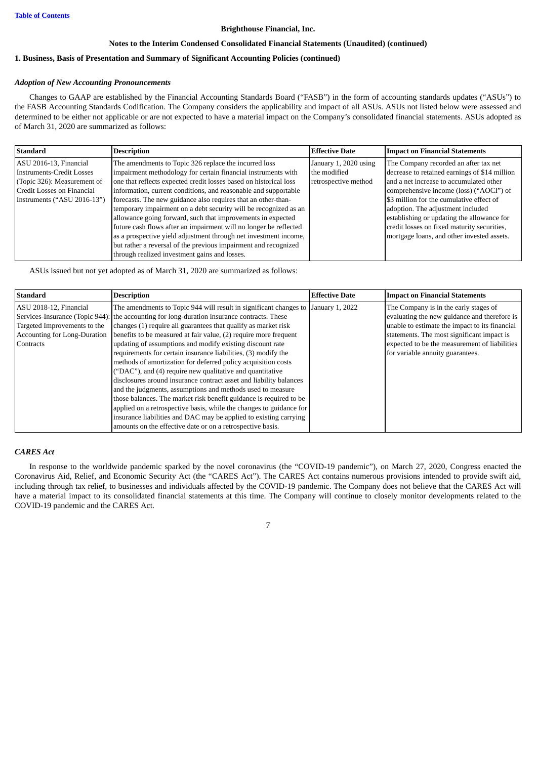Brighthouse Financial, Inc.

Notes to the Interim Condensed Consolidated Financial Statements (Unaudited) (continued)

**1. Business, Basis of Presentation and Summary of Significant Accounting Policies (continued)**

***Adoption of New Accounting Pronouncements***

Changes to GAAP are established by the Financial Accounting Standards Board ("FASB") in the form of accounting standards updates ("ASUs") to the FASB Accounting Standards Codification. The Company considers the applicability and impact of all ASUs. ASUs not listed below were assessed and determined to be either not applicable or are not expected to have a material impact on the Company's consolidated financial statements. ASUs adopted as of March 31, 2020 are summarized as follows:

| Standard | Description | Effective Date | Impact on Financial Statements |
|---|---|---|---|
| ASU 2016-13, Financial Instruments-Credit Losses (Topic 326): Measurement of Credit Losses on Financial Instruments ("ASU 2016-13") | The amendments to Topic 326 replace the incurred loss impairment methodology for certain financial instruments with one that reflects expected credit losses based on historical loss information, current conditions, and reasonable and supportable forecasts. The new guidance also requires that an other-than-temporary impairment on a debt security will be recognized as an allowance going forward, such that improvements in expected future cash flows after an impairment will no longer be reflected as a prospective yield adjustment through net investment income, but rather a reversal of the previous impairment and recognized through realized investment gains and losses. | January 1, 2020 using the modified retrospective method | The Company recorded an after tax net decrease to retained earnings of $14 million and a net increase to accumulated other comprehensive income (loss) ("AOCI") of $3 million for the cumulative effect of adoption. The adjustment included establishing or updating the allowance for credit losses on fixed maturity securities, mortgage loans, and other invested assets. |

ASUs issued but not yet adopted as of March 31, 2020 are summarized as follows:

| Standard | Description | Effective Date | Impact on Financial Statements |
|---|---|---|---|
| ASU 2018-12, Financial Services-Insurance (Topic 944): Targeted Improvements to the Accounting for Long-Duration Contracts | The amendments to Topic 944 will result in significant changes to the accounting for long-duration insurance contracts. These changes (1) require all guarantees that qualify as market risk benefits to be measured at fair value, (2) require more frequent updating of assumptions and modify existing discount rate requirements for certain insurance liabilities, (3) modify the methods of amortization for deferred policy acquisition costs ("DAC"), and (4) require new qualitative and quantitative disclosures around insurance contract asset and liability balances and the judgments, assumptions and methods used to measure those balances. The market risk benefit guidance is required to be applied on a retrospective basis, while the changes to guidance for insurance liabilities and DAC may be applied to existing carrying amounts on the effective date or on a retrospective basis. | January 1, 2022 | The Company is in the early stages of evaluating the new guidance and therefore is unable to estimate the impact to its financial statements. The most significant impact is expected to be the measurement of liabilities for variable annuity guarantees. |

***CARES Act***

In response to the worldwide pandemic sparked by the novel coronavirus (the "COVID-19 pandemic"), on March 27, 2020, Congress enacted the Coronavirus Aid, Relief, and Economic Security Act (the "CARES Act"). The CARES Act contains numerous provisions intended to provide swift aid, including through tax relief, to businesses and individuals affected by the COVID-19 pandemic. The Company does not believe that the CARES Act will have a material impact to its consolidated financial statements at this time. The Company will continue to closely monitor developments related to the COVID-19 pandemic and the CARES Act.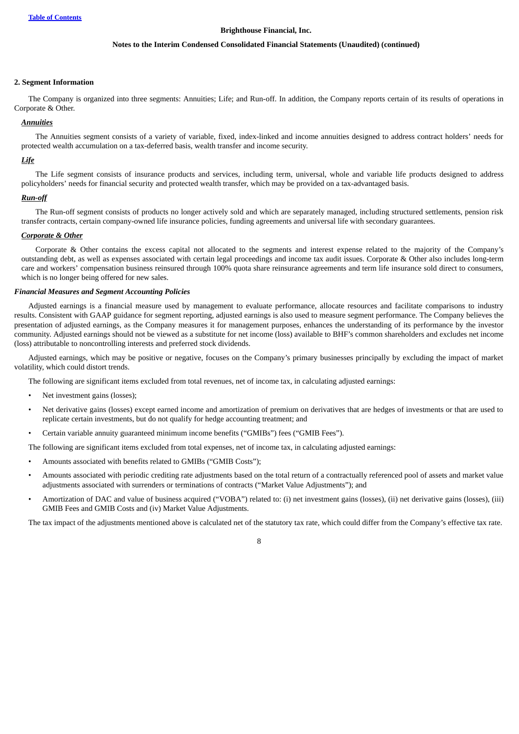## 2. Segment Information

The Company is organized into three segments: Annuities; Life; and Run-off. In addition, the Company reports certain of its results of operations in Corporate & Other.

### ***Annuities***

The Annuities segment consists of a variety of variable, fixed, index-linked and income annuities designed to address contract holders' needs for protected wealth accumulation on a tax-deferred basis, wealth transfer and income security.

### ***Life***

The Life segment consists of insurance products and services, including term, universal, whole and variable life products designed to address policyholders' needs for financial security and protected wealth transfer, which may be provided on a tax-advantaged basis.

### ***Run-off***

The Run-off segment consists of products no longer actively sold and which are separately managed, including structured settlements, pension risk transfer contracts, certain company-owned life insurance policies, funding agreements and universal life with secondary guarantees.

### ***Corporate & Other***

Corporate & Other contains the excess capital not allocated to the segments and interest expense related to the majority of the Company's outstanding debt, as well as expenses associated with certain legal proceedings and income tax audit issues. Corporate & Other also includes long-term care and workers' compensation business reinsured through 100% quota share reinsurance agreements and term life insurance sold direct to consumers, which is no longer being offered for new sales.

### *Financial Measures and Segment Accounting Policies*

Adjusted earnings is a financial measure used by management to evaluate performance, allocate resources and facilitate comparisons to industry results. Consistent with GAAP guidance for segment reporting, adjusted earnings is also used to measure segment performance. The Company believes the presentation of adjusted earnings, as the Company measures it for management purposes, enhances the understanding of its performance by the investor community. Adjusted earnings should not be viewed as a substitute for net income (loss) available to BHF's common shareholders and excludes net income (loss) attributable to noncontrolling interests and preferred stock dividends.

Adjusted earnings, which may be positive or negative, focuses on the Company's primary businesses principally by excluding the impact of market volatility, which could distort trends.

The following are significant items excluded from total revenues, net of income tax, in calculating adjusted earnings:

- Net investment gains (losses);
- Net derivative gains (losses) except earned income and amortization of premium on derivatives that are hedges of investments or that are used to replicate certain investments, but do not qualify for hedge accounting treatment; and
- Certain variable annuity guaranteed minimum income benefits ("GMIBs") fees ("GMIB Fees").

The following are significant items excluded from total expenses, net of income tax, in calculating adjusted earnings:

- Amounts associated with benefits related to GMIBs ("GMIB Costs");
- Amounts associated with periodic crediting rate adjustments based on the total return of a contractually referenced pool of assets and market value adjustments associated with surrenders or terminations of contracts ("Market Value Adjustments"); and
- Amortization of DAC and value of business acquired ("VOBA") related to: (i) net investment gains (losses), (ii) net derivative gains (losses), (iii) GMIB Fees and GMIB Costs and (iv) Market Value Adjustments.

The tax impact of the adjustments mentioned above is calculated net of the statutory tax rate, which could differ from the Company's effective tax rate.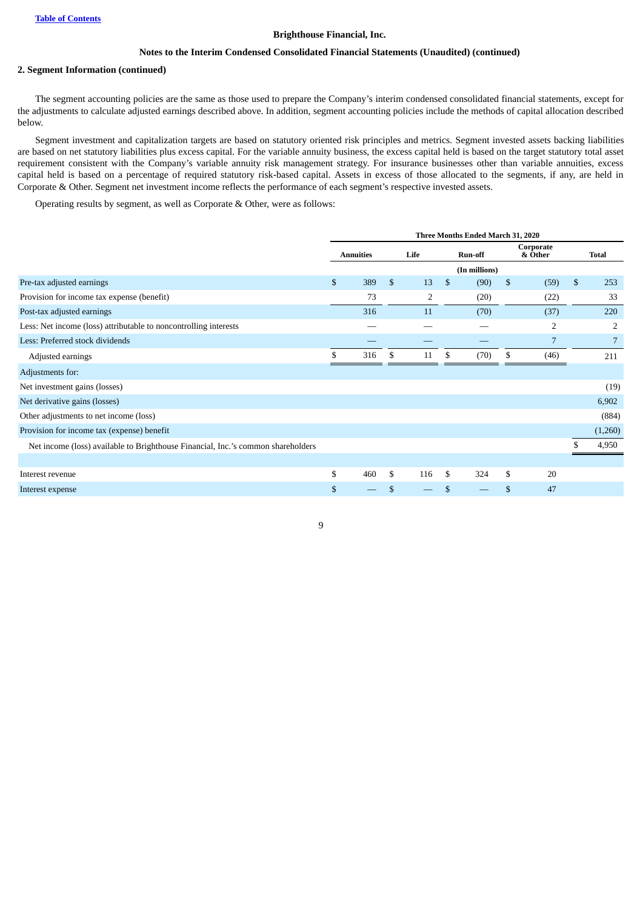**Brighthouse Financial, Inc.**

**Notes to the Interim Condensed Consolidated Financial Statements (Unaudited) (continued)**

**2. Segment Information (continued)**

The segment accounting policies are the same as those used to prepare the Company's interim condensed consolidated financial statements, except for the adjustments to calculate adjusted earnings described above. In addition, segment accounting policies include the methods of capital allocation described below.

Segment investment and capitalization targets are based on statutory oriented risk principles and metrics. Segment invested assets backing liabilities are based on net statutory liabilities plus excess capital. For the variable annuity business, the excess capital held is based on the target statutory total asset requirement consistent with the Company's variable annuity risk management strategy. For insurance businesses other than variable annuities, excess capital held is based on a percentage of required statutory risk-based capital. Assets in excess of those allocated to the segments, if any, are held in Corporate & Other. Segment net investment income reflects the performance of each segment's respective invested assets.

Operating results by segment, as well as Corporate & Other, were as follows:

| | Three Months Ended March 31, 2020 | | | | |
|---|---|---|---|---|---|
| | Annuities | Life | Run-off | Corporate & Other | Total |
| | (In millions) | | | | |
| Pre-tax adjusted earnings | $ 389 | $ 13 | $ (90) | $ (59) | $ 253 |
| Provision for income tax expense (benefit) | 73 | 2 | (20) | (22) | 33 |
| Post-tax adjusted earnings | 316 | 11 | (70) | (37) | 220 |
| Less: Net income (loss) attributable to noncontrolling interests | — | — | — | 2 | 2 |
| Less: Preferred stock dividends | — | — | — | 7 | 7 |
| Adjusted earnings | $ 316 | $ 11 | $ (70) | $ (46) | 211 |
| Adjustments for: | | | | | |
| Net investment gains (losses) | | | | | (19) |
| Net derivative gains (losses) | | | | | 6,902 |
| Other adjustments to net income (loss) | | | | | (884) |
| Provision for income tax (expense) benefit | | | | | (1,260) |
| Net income (loss) available to Brighthouse Financial, Inc.'s common shareholders | | | | | $ 4,950 |
| | | | | | |
| Interest revenue | $ 460 | $ 116 | $ 324 | $ 20 | |
| Interest expense | $ — | $ — | $ — | $ 47 | |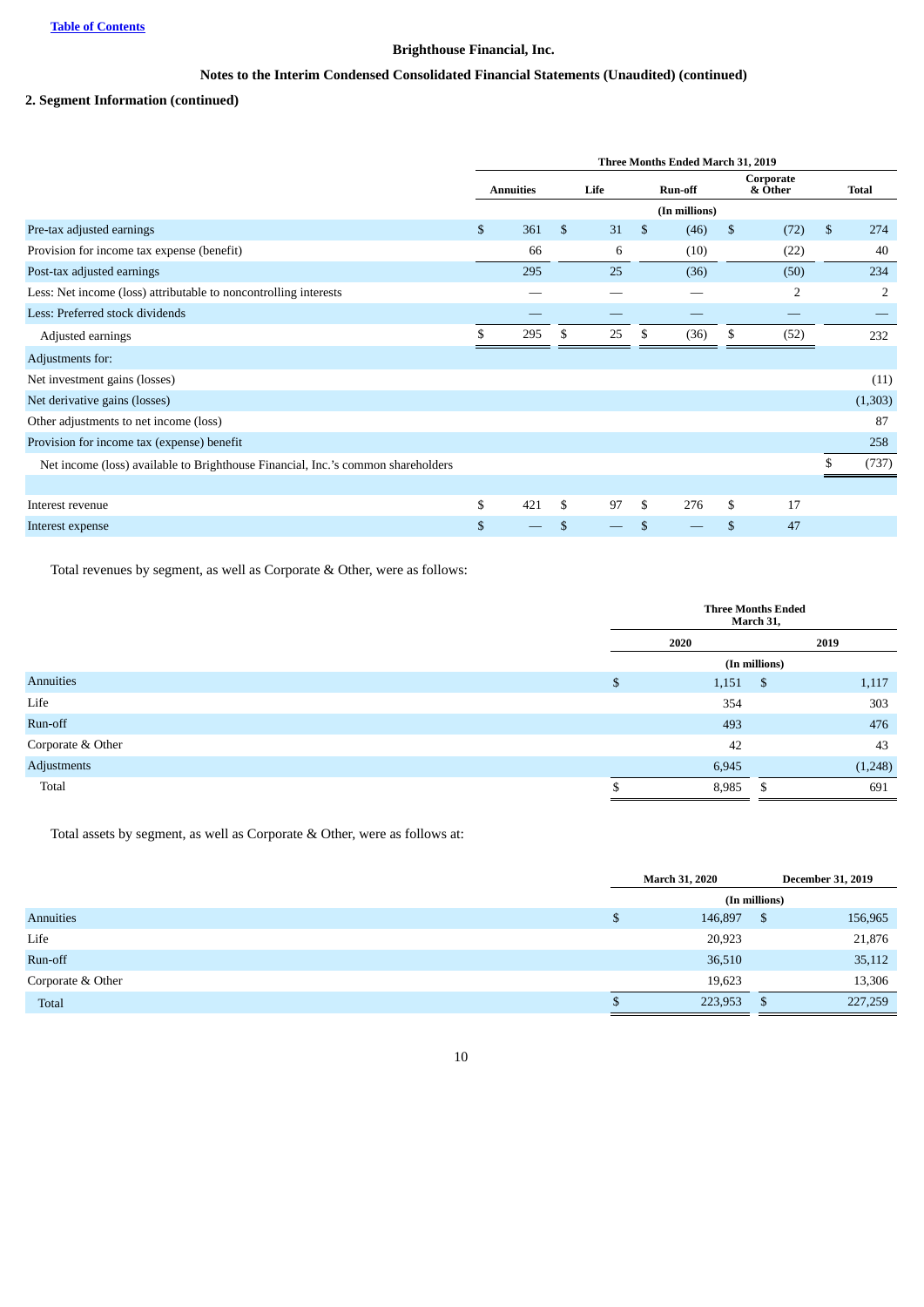Brighthouse Financial, Inc.

Notes to the Interim Condensed Consolidated Financial Statements (Unaudited) (continued)

## 2. Segment Information (continued)

| | Three Months Ended March 31, 2019 | | | | |
|---|---|---|---|---|---|
| | Annuities | Life | Run-off | Corporate & Other | Total |
| | (In millions) | | | | |
| Pre-tax adjusted earnings | $ 361 | $ 31 | $ (46) | $ (72) | $ 274 |
| Provision for income tax expense (benefit) | 66 | 6 | (10) | (22) | 40 |
| Post-tax adjusted earnings | 295 | 25 | (36) | (50) | 234 |
| Less: Net income (loss) attributable to noncontrolling interests | — | — | — | 2 | 2 |
| Less: Preferred stock dividends | — | — | — | — | — |
| Adjusted earnings | $ 295 | $ 25 | $ (36) | $ (52) | 232 |
| Adjustments for: | | | | | |
| Net investment gains (losses) | | | | | (11) |
| Net derivative gains (losses) | | | | | (1,303) |
| Other adjustments to net income (loss) | | | | | 87 |
| Provision for income tax (expense) benefit | | | | | 258 |
| Net income (loss) available to Brighthouse Financial, Inc.'s common shareholders | | | | | $ (737) |
| | | | | | |
| Interest revenue | $ 421 | $ 97 | $ 276 | $ 17 | |
| Interest expense | $ — | $ — | $ — | $ 47 | |

Total revenues by segment, as well as Corporate & Other, were as follows:

| | Three Months Ended March 31, | |
|---|---|---|
| | 2020 | 2019 |
| | (In millions) | |
| Annuities | $ 1,151 | $ 1,117 |
| Life | 354 | 303 |
| Run-off | 493 | 476 |
| Corporate & Other | 42 | 43 |
| Adjustments | 6,945 | (1,248) |
| Total | $ 8,985 | $ 691 |

Total assets by segment, as well as Corporate & Other, were as follows at:

| | March 31, 2020 | December 31, 2019 |
|---|---|---|
| | (In millions) | |
| Annuities | $ 146,897 | $ 156,965 |
| Life | 20,923 | 21,876 |
| Run-off | 36,510 | 35,112 |
| Corporate & Other | 19,623 | 13,306 |
| Total | $ 223,953 | $ 227,259 |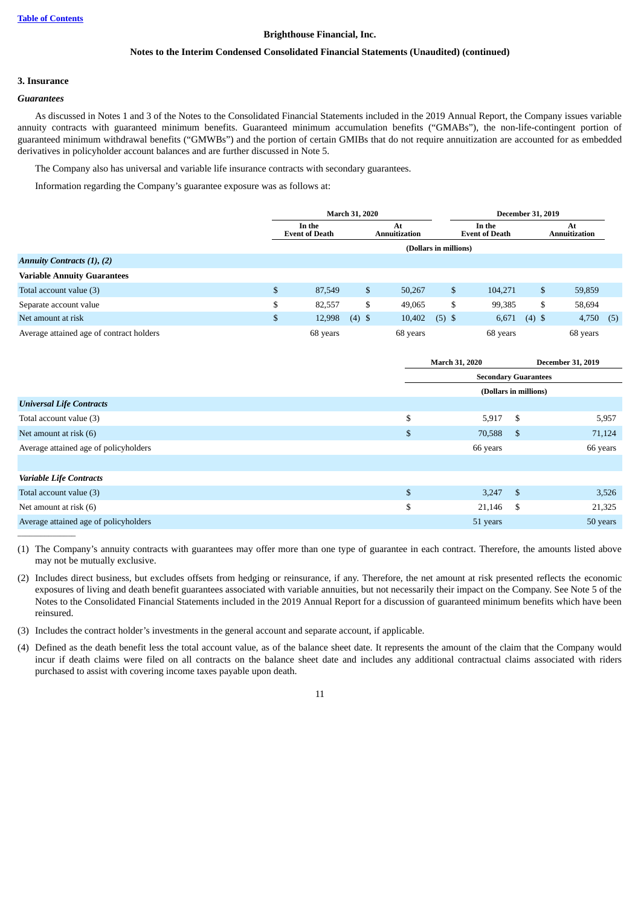**Brighthouse Financial, Inc.**

**Notes to the Interim Condensed Consolidated Financial Statements (Unaudited) (continued)**

## 3. Insurance

### *Guarantees*

As discussed in Notes 1 and 3 of the Notes to the Consolidated Financial Statements included in the 2019 Annual Report, the Company issues variable annuity contracts with guaranteed minimum benefits. Guaranteed minimum accumulation benefits ("GMABs"), the non-life-contingent portion of guaranteed minimum withdrawal benefits ("GMWBs") and the portion of certain GMIBs that do not require annuitization are accounted for as embedded derivatives in policyholder account balances and are further discussed in Note 5.

The Company also has universal and variable life insurance contracts with secondary guarantees.

Information regarding the Company's guarantee exposure was as follows at:

| | March 31, 2020 | | December 31, 2019 | |
|---|---|---|---|---|
| | In the Event of Death | At Annuitization | In the Event of Death | At Annuitization |
| | (Dollars in millions) | | | |
| ***Annuity Contracts (1), (2)*** | | | | |
| **Variable Annuity Guarantees** | | | | |
| Total account value (3) | $ 87,549 | $ 50,267 | $ 104,271 | $ 59,859 |
| Separate account value | $ 82,557 | $ 49,065 | $ 99,385 | $ 58,694 |
| Net amount at risk | $ 12,998 (4) | $ 10,402 (5) | $ 6,671 (4) | $ 4,750 (5) |
| Average attained age of contract holders | 68 years | 68 years | 68 years | 68 years |

| | March 31, 2020 | December 31, 2019 |
|---|---|---|
| | Secondary Guarantees | |
| | (Dollars in millions) | |
| ***Universal Life Contracts*** | | |
| Total account value (3) | $ 5,917 | $ 5,957 |
| Net amount at risk (6) | $ 70,588 | $ 71,124 |
| Average attained age of policyholders | 66 years | 66 years |
| | | |
| ***Variable Life Contracts*** | | |
| Total account value (3) | $ 3,247 | $ 3,526 |
| Net amount at risk (6) | $ 21,146 | $ 21,325 |
| Average attained age of policyholders | 51 years | 50 years |

---

(1) The Company's annuity contracts with guarantees may offer more than one type of guarantee in each contract. Therefore, the amounts listed above may not be mutually exclusive.

(2) Includes direct business, but excludes offsets from hedging or reinsurance, if any. Therefore, the net amount at risk presented reflects the economic exposures of living and death benefit guarantees associated with variable annuities, but not necessarily their impact on the Company. See Note 5 of the Notes to the Consolidated Financial Statements included in the 2019 Annual Report for a discussion of guaranteed minimum benefits which have been reinsured.

(3) Includes the contract holder's investments in the general account and separate account, if applicable.

(4) Defined as the death benefit less the total account value, as of the balance sheet date. It represents the amount of the claim that the Company would incur if death claims were filed on all contracts on the balance sheet date and includes any additional contractual claims associated with riders purchased to assist with covering income taxes payable upon death.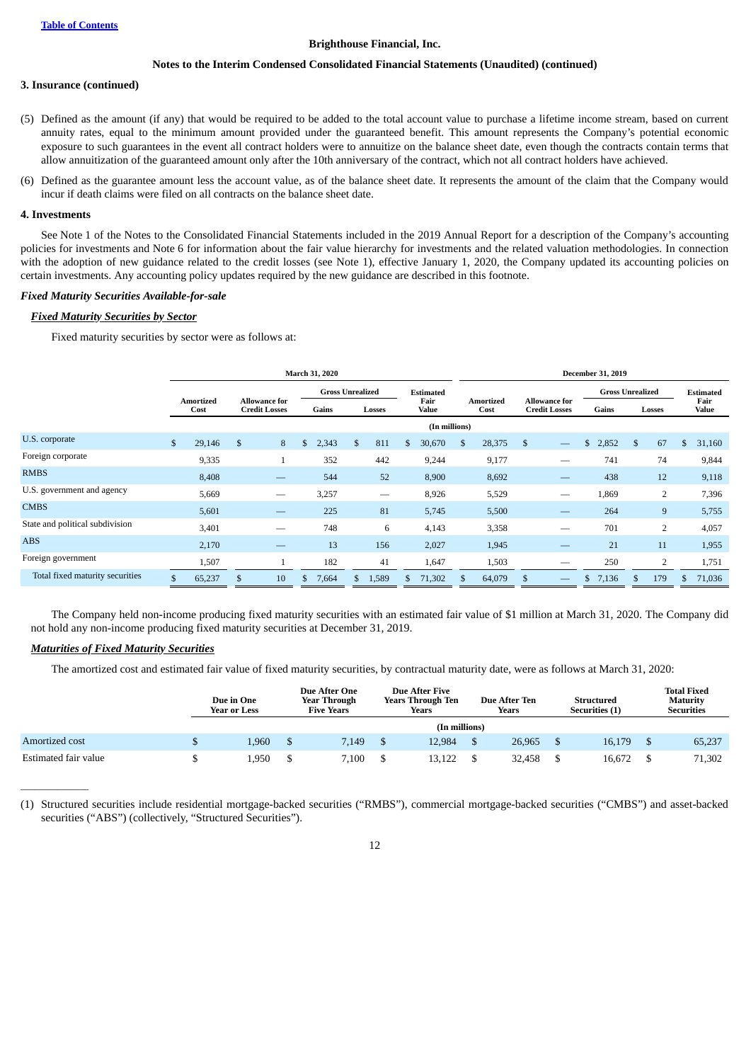**Brighthouse Financial, Inc.**

**Notes to the Interim Condensed Consolidated Financial Statements (Unaudited) (continued)**

**3. Insurance (continued)**

(5) Defined as the amount (if any) that would be required to be added to the total account value to purchase a lifetime income stream, based on current annuity rates, equal to the minimum amount provided under the guaranteed benefit. This amount represents the Company's potential economic exposure to such guarantees in the event all contract holders were to annuitize on the balance sheet date, even though the contracts contain terms that allow annuitization of the guaranteed amount only after the 10th anniversary of the contract, which not all contract holders have achieved.

(6) Defined as the guarantee amount less the account value, as of the balance sheet date. It represents the amount of the claim that the Company would incur if death claims were filed on all contracts on the balance sheet date.

**4. Investments**

See Note 1 of the Notes to the Consolidated Financial Statements included in the 2019 Annual Report for a description of the Company's accounting policies for investments and Note 6 for information about the fair value hierarchy for investments and the related valuation methodologies. In connection with the adoption of new guidance related to the credit losses (see Note 1), effective January 1, 2020, the Company updated its accounting policies on certain investments. Any accounting policy updates required by the new guidance are described in this footnote.

***Fixed Maturity Securities Available-for-sale***

***Fixed Maturity Securities by Sector***

Fixed maturity securities by sector were as follows at:

| | March 31, 2020 | | | | | December 31, 2019 | | | | |
|---|---|---|---|---|---|---|---|---|---|---|
| | Amortized Cost | Allowance for Credit Losses | Gross Unrealized | | Estimated Fair Value | Amortized Cost | Allowance for Credit Losses | Gross Unrealized | | Estimated Fair Value |
| | | | Gains | Losses | | | | Gains | Losses | |
| | (In millions) | | | | | | | | | |
| U.S. corporate | $ 29,146 | $ 8 | $ 2,343 | $ 811 | $ 30,670 | $ 28,375 | $ — | $ 2,852 | $ 67 | $ 31,160 |
| Foreign corporate | 9,335 | 1 | 352 | 442 | 9,244 | 9,177 | — | 741 | 74 | 9,844 |
| RMBS | 8,408 | — | 544 | 52 | 8,900 | 8,692 | — | 438 | 12 | 9,118 |
| U.S. government and agency | 5,669 | — | 3,257 | — | 8,926 | 5,529 | — | 1,869 | 2 | 7,396 |
| CMBS | 5,601 | — | 225 | 81 | 5,745 | 5,500 | — | 264 | 9 | 5,755 |
| State and political subdivision | 3,401 | — | 748 | 6 | 4,143 | 3,358 | — | 701 | 2 | 4,057 |
| ABS | 2,170 | — | 13 | 156 | 2,027 | 1,945 | — | 21 | 11 | 1,955 |
| Foreign government | 1,507 | 1 | 182 | 41 | 1,647 | 1,503 | — | 250 | 2 | 1,751 |
| Total fixed maturity securities | $ 65,237 | $ 10 | $ 7,664 | $ 1,589 | $ 71,302 | $ 64,079 | $ — | $ 7,136 | $ 179 | $ 71,036 |

The Company held non-income producing fixed maturity securities with an estimated fair value of $1 million at March 31, 2020. The Company did not hold any non-income producing fixed maturity securities at December 31, 2019.

***Maturities of Fixed Maturity Securities***

The amortized cost and estimated fair value of fixed maturity securities, by contractual maturity date, were as follows at March 31, 2020:

| | Due in One Year or Less | Due After One Year Through Five Years | Due After Five Years Through Ten Years | Due After Ten Years | Structured Securities (1) | Total Fixed Maturity Securities |
|---|---|---|---|---|---|---|
| | (In millions) | | | | | |
| Amortized cost | $ 1,960 | $ 7,149 | $ 12,984 | $ 26,965 | $ 16,179 | $ 65,237 |
| Estimated fair value | $ 1,950 | $ 7,100 | $ 13,122 | $ 32,458 | $ 16,672 | $ 71,302 |

---

(1) Structured securities include residential mortgage-backed securities ("RMBS"), commercial mortgage-backed securities ("CMBS") and asset-backed securities ("ABS") (collectively, "Structured Securities").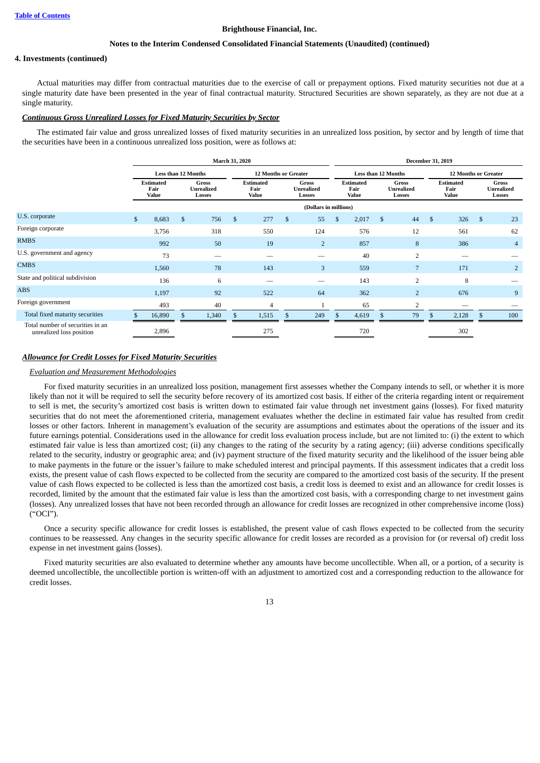**Brighthouse Financial, Inc.**

**Notes to the Interim Condensed Consolidated Financial Statements (Unaudited) (continued)**

**4. Investments (continued)**

Actual maturities may differ from contractual maturities due to the exercise of call or prepayment options. Fixed maturity securities not due at a single maturity date have been presented in the year of final contractual maturity. Structured Securities are shown separately, as they are not due at a single maturity.

***Continuous Gross Unrealized Losses for Fixed Maturity Securities by Sector***

The estimated fair value and gross unrealized losses of fixed maturity securities in an unrealized loss position, by sector and by length of time that the securities have been in a continuous unrealized loss position, were as follows at:

| | March 31, 2020 | | | | December 31, 2019 | | | |
|---|---|---|---|---|---|---|---|---|
| | Less than 12 Months | | 12 Months or Greater | | Less than 12 Months | | 12 Months or Greater | |
| | Estimated Fair Value | Gross Unrealized Losses | Estimated Fair Value | Gross Unrealized Losses | Estimated Fair Value | Gross Unrealized Losses | Estimated Fair Value | Gross Unrealized Losses |
| | (Dollars in millions) | | | | | | | |
| U.S. corporate | $ 8,683 | $ 756 | $ 277 | $ 55 | $ 2,017 | $ 44 | $ 326 | $ 23 |
| Foreign corporate | 3,756 | 318 | 550 | 124 | 576 | 12 | 561 | 62 |
| RMBS | 992 | 50 | 19 | 2 | 857 | 8 | 386 | 4 |
| U.S. government and agency | 73 | — | — | — | 40 | 2 | — | — |
| CMBS | 1,560 | 78 | 143 | 3 | 559 | 7 | 171 | 2 |
| State and political subdivision | 136 | 6 | — | — | 143 | 2 | 8 | — |
| ABS | 1,197 | 92 | 522 | 64 | 362 | 2 | 676 | 9 |
| Foreign government | 493 | 40 | 4 | 1 | 65 | 2 | — | — |
| Total fixed maturity securities | $ 16,890 | $ 1,340 | $ 1,515 | $ 249 | $ 4,619 | $ 79 | $ 2,128 | $ 100 |
| Total number of securities in an unrealized loss position | 2,896 | | 275 | | 720 | | 302 | |

***Allowance for Credit Losses for Fixed Maturity Securities***

*Evaluation and Measurement Methodologies*

For fixed maturity securities in an unrealized loss position, management first assesses whether the Company intends to sell, or whether it is more likely than not it will be required to sell the security before recovery of its amortized cost basis. If either of the criteria regarding intent or requirement to sell is met, the security's amortized cost basis is written down to estimated fair value through net investment gains (losses). For fixed maturity securities that do not meet the aforementioned criteria, management evaluates whether the decline in estimated fair value has resulted from credit losses or other factors. Inherent in management's evaluation of the security are assumptions and estimates about the operations of the issuer and its future earnings potential. Considerations used in the allowance for credit loss evaluation process include, but are not limited to: (i) the extent to which estimated fair value is less than amortized cost; (ii) any changes to the rating of the security by a rating agency; (iii) adverse conditions specifically related to the security, industry or geographic area; and (iv) payment structure of the fixed maturity security and the likelihood of the issuer being able to make payments in the future or the issuer's failure to make scheduled interest and principal payments. If this assessment indicates that a credit loss exists, the present value of cash flows expected to be collected from the security are compared to the amortized cost basis of the security. If the present value of cash flows expected to be collected is less than the amortized cost basis, a credit loss is deemed to exist and an allowance for credit losses is recorded, limited by the amount that the estimated fair value is less than the amortized cost basis, with a corresponding charge to net investment gains (losses). Any unrealized losses that have not been recorded through an allowance for credit losses are recognized in other comprehensive income (loss) ("OCI").

Once a security specific allowance for credit losses is established, the present value of cash flows expected to be collected from the security continues to be reassessed. Any changes in the security specific allowance for credit losses are recorded as a provision for (or reversal of) credit loss expense in net investment gains (losses).

Fixed maturity securities are also evaluated to determine whether any amounts have become uncollectible. When all, or a portion, of a security is deemed uncollectible, the uncollectible portion is written-off with an adjustment to amortized cost and a corresponding reduction to the allowance for credit losses.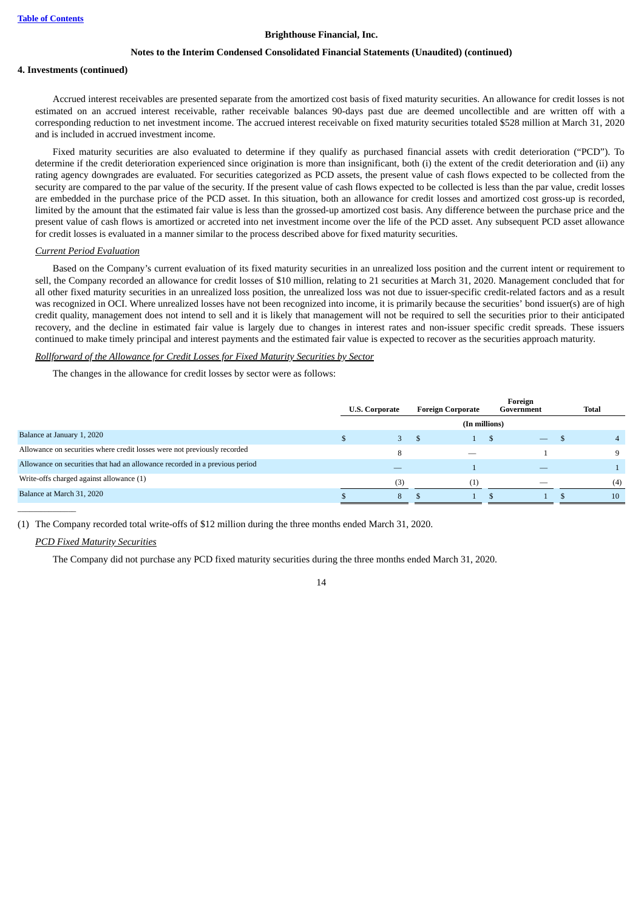**4. Investments (continued)**

Accrued interest receivables are presented separate from the amortized cost basis of fixed maturity securities. An allowance for credit losses is not estimated on an accrued interest receivable, rather receivable balances 90-days past due are deemed uncollectible and are written off with a corresponding reduction to net investment income. The accrued interest receivable on fixed maturity securities totaled $528 million at March 31, 2020 and is included in accrued investment income.

Fixed maturity securities are also evaluated to determine if they qualify as purchased financial assets with credit deterioration ("PCD"). To determine if the credit deterioration experienced since origination is more than insignificant, both (i) the extent of the credit deterioration and (ii) any rating agency downgrades are evaluated. For securities categorized as PCD assets, the present value of cash flows expected to be collected from the security are compared to the par value of the security. If the present value of cash flows expected to be collected is less than the par value, credit losses are embedded in the purchase price of the PCD asset. In this situation, both an allowance for credit losses and amortized cost gross-up is recorded, limited by the amount that the estimated fair value is less than the grossed-up amortized cost basis. Any difference between the purchase price and the present value of cash flows is amortized or accreted into net investment income over the life of the PCD asset. Any subsequent PCD asset allowance for credit losses is evaluated in a manner similar to the process described above for fixed maturity securities.

*Current Period Evaluation*

Based on the Company's current evaluation of its fixed maturity securities in an unrealized loss position and the current intent or requirement to sell, the Company recorded an allowance for credit losses of $10 million, relating to 21 securities at March 31, 2020. Management concluded that for all other fixed maturity securities in an unrealized loss position, the unrealized loss was not due to issuer-specific credit-related factors and as a result was recognized in OCI. Where unrealized losses have not been recognized into income, it is primarily because the securities' bond issuer(s) are of high credit quality, management does not intend to sell and it is likely that management will not be required to sell the securities prior to their anticipated recovery, and the decline in estimated fair value is largely due to changes in interest rates and non-issuer specific credit spreads. These issuers continued to make timely principal and interest payments and the estimated fair value is expected to recover as the securities approach maturity.

*Rollforward of the Allowance for Credit Losses for Fixed Maturity Securities by Sector*

The changes in the allowance for credit losses by sector were as follows:

| | U.S. Corporate | Foreign Corporate | Foreign Government | Total |
|---|---|---|---|---|
| | (In millions) | | | |
| Balance at January 1, 2020 | $ 3 | $ 1 | $ — | $ 4 |
| Allowance on securities where credit losses were not previously recorded | 8 | — | 1 | 9 |
| Allowance on securities that had an allowance recorded in a previous period | — | 1 | — | 1 |
| Write-offs charged against allowance (1) | (3) | (1) | — | (4) |
| Balance at March 31, 2020 | $ 8 | $ 1 | $ 1 | $ 10 |

(1) The Company recorded total write-offs of $12 million during the three months ended March 31, 2020.

*PCD Fixed Maturity Securities*

The Company did not purchase any PCD fixed maturity securities during the three months ended March 31, 2020.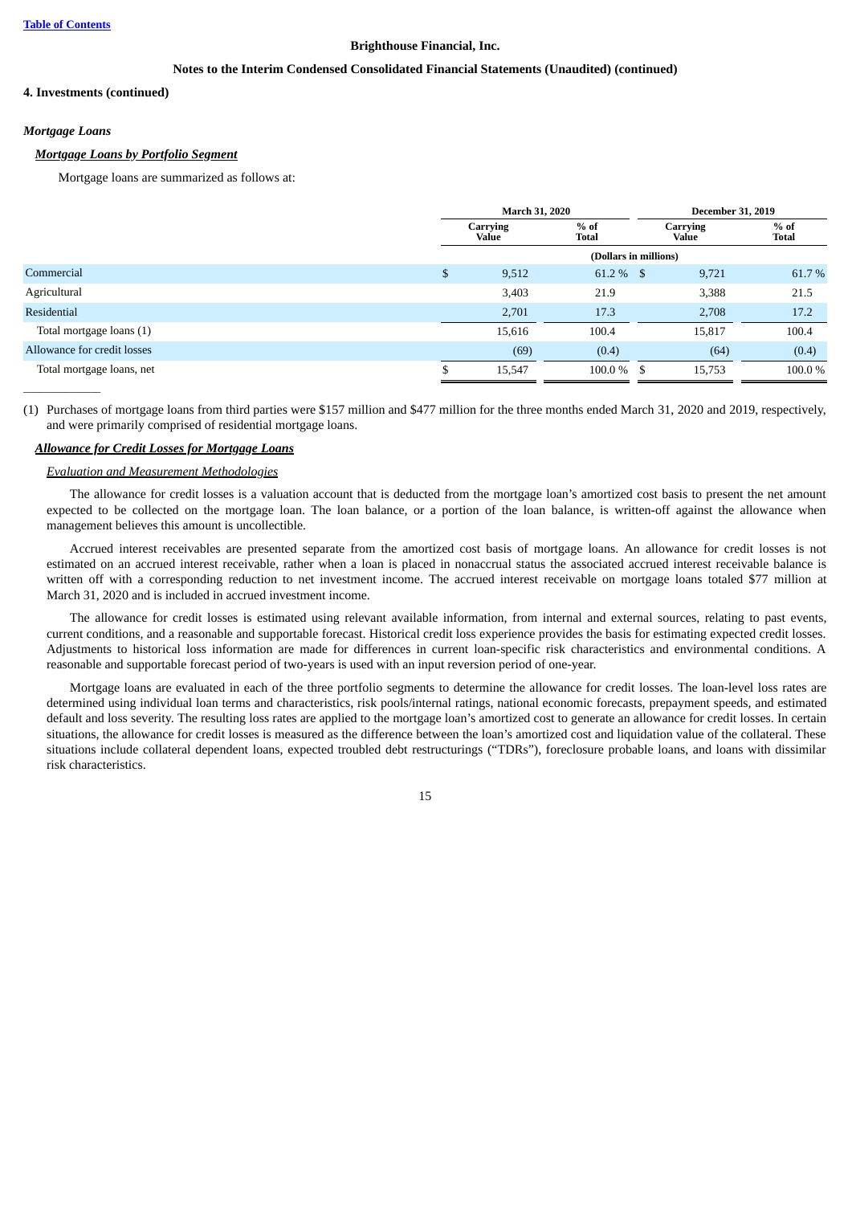**Brighthouse Financial, Inc.**

**Notes to the Interim Condensed Consolidated Financial Statements (Unaudited) (continued)**

**4. Investments (continued)**

***Mortgage Loans***

***Mortgage Loans by Portfolio Segment***

Mortgage loans are summarized as follows at:

| | March 31, 2020 | | December 31, 2019 | |
|---|---|---|---|---|
| | Carrying Value | % of Total | Carrying Value | % of Total |
| | (Dollars in millions) | | | |
| Commercial | $ 9,512 | 61.2 % | $ 9,721 | 61.7 % |
| Agricultural | 3,403 | 21.9 | 3,388 | 21.5 |
| Residential | 2,701 | 17.3 | 2,708 | 17.2 |
| Total mortgage loans (1) | 15,616 | 100.4 | 15,817 | 100.4 |
| Allowance for credit losses | (69) | (0.4) | (64) | (0.4) |
| Total mortgage loans, net | $ 15,547 | 100.0 % | $ 15,753 | 100.0 % |

(1) Purchases of mortgage loans from third parties were $157 million and $477 million for the three months ended March 31, 2020 and 2019, respectively, and were primarily comprised of residential mortgage loans.

***Allowance for Credit Losses for Mortgage Loans***

*Evaluation and Measurement Methodologies*

The allowance for credit losses is a valuation account that is deducted from the mortgage loan's amortized cost basis to present the net amount expected to be collected on the mortgage loan. The loan balance, or a portion of the loan balance, is written-off against the allowance when management believes this amount is uncollectible.

Accrued interest receivables are presented separate from the amortized cost basis of mortgage loans. An allowance for credit losses is not estimated on an accrued interest receivable, rather when a loan is placed in nonaccrual status the associated accrued interest receivable balance is written off with a corresponding reduction to net investment income. The accrued interest receivable on mortgage loans totaled $77 million at March 31, 2020 and is included in accrued investment income.

The allowance for credit losses is estimated using relevant available information, from internal and external sources, relating to past events, current conditions, and a reasonable and supportable forecast. Historical credit loss experience provides the basis for estimating expected credit losses. Adjustments to historical loss information are made for differences in current loan-specific risk characteristics and environmental conditions. A reasonable and supportable forecast period of two-years is used with an input reversion period of one-year.

Mortgage loans are evaluated in each of the three portfolio segments to determine the allowance for credit losses. The loan-level loss rates are determined using individual loan terms and characteristics, risk pools/internal ratings, national economic forecasts, prepayment speeds, and estimated default and loss severity. The resulting loss rates are applied to the mortgage loan's amortized cost to generate an allowance for credit losses. In certain situations, the allowance for credit losses is measured as the difference between the loan's amortized cost and liquidation value of the collateral. These situations include collateral dependent loans, expected troubled debt restructurings ("TDRs"), foreclosure probable loans, and loans with dissimilar risk characteristics.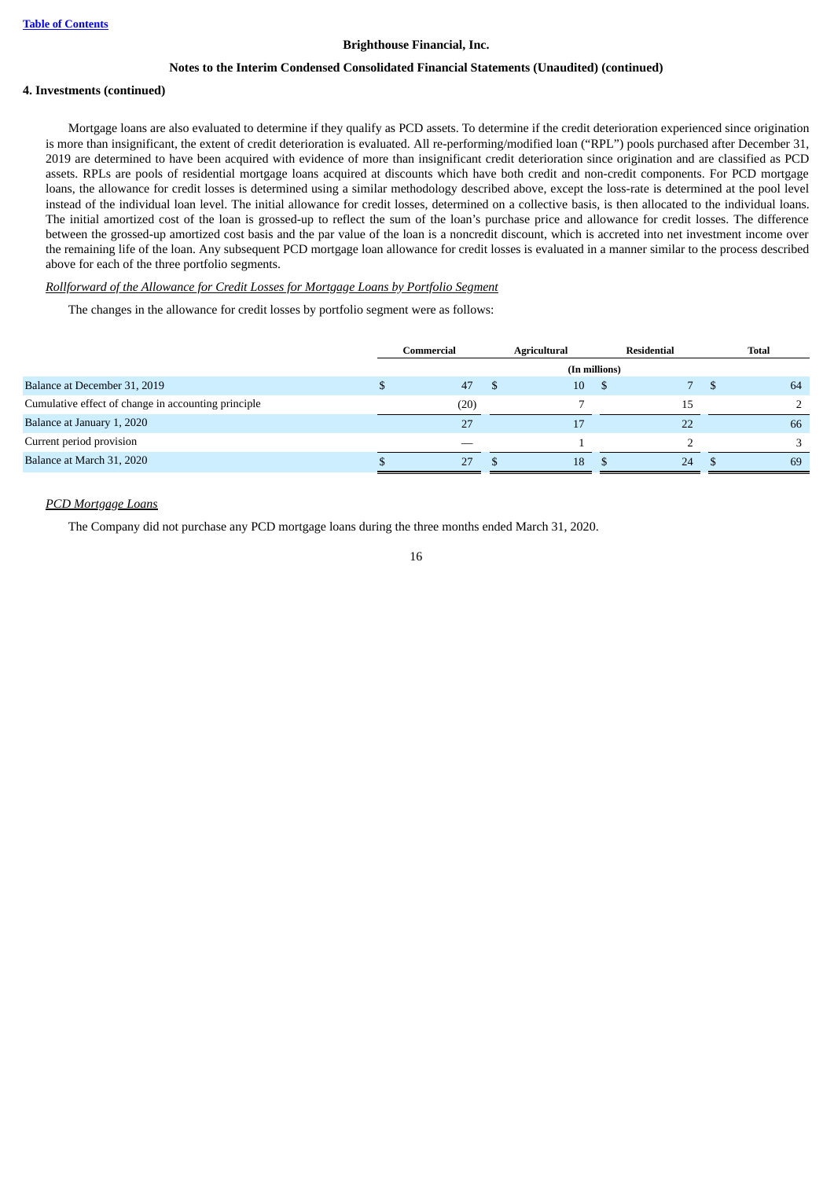**4. Investments (continued)**

Mortgage loans are also evaluated to determine if they qualify as PCD assets. To determine if the credit deterioration experienced since origination is more than insignificant, the extent of credit deterioration is evaluated. All re-performing/modified loan ("RPL") pools purchased after December 31, 2019 are determined to have been acquired with evidence of more than insignificant credit deterioration since origination and are classified as PCD assets. RPLs are pools of residential mortgage loans acquired at discounts which have both credit and non-credit components. For PCD mortgage loans, the allowance for credit losses is determined using a similar methodology described above, except the loss-rate is determined at the pool level instead of the individual loan level. The initial allowance for credit losses, determined on a collective basis, is then allocated to the individual loans. The initial amortized cost of the loan is grossed-up to reflect the sum of the loan's purchase price and allowance for credit losses. The difference between the grossed-up amortized cost basis and the par value of the loan is a noncredit discount, which is accreted into net investment income over the remaining life of the loan. Any subsequent PCD mortgage loan allowance for credit losses is evaluated in a manner similar to the process described above for each of the three portfolio segments.

*Rollforward of the Allowance for Credit Losses for Mortgage Loans by Portfolio Segment*

The changes in the allowance for credit losses by portfolio segment were as follows:

| | Commercial | Agricultural | Residential | Total |
|---|---|---|---|---|
| | (In millions) | | | |
| Balance at December 31, 2019 | $ 47 | $ 10 | $ 7 | $ 64 |
| Cumulative effect of change in accounting principle | (20) | 7 | 15 | 2 |
| Balance at January 1, 2020 | 27 | 17 | 22 | 66 |
| Current period provision | — | 1 | 2 | 3 |
| Balance at March 31, 2020 | $ 27 | $ 18 | $ 24 | $ 69 |

*PCD Mortgage Loans*

The Company did not purchase any PCD mortgage loans during the three months ended March 31, 2020.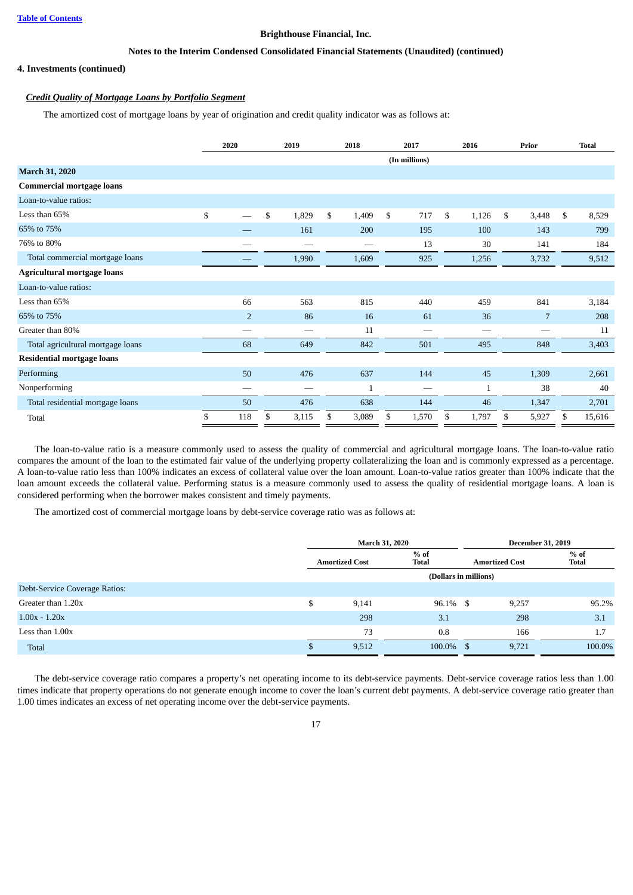**Brighthouse Financial, Inc.**

**Notes to the Interim Condensed Consolidated Financial Statements (Unaudited) (continued)**

**4. Investments (continued)**

***Credit Quality of Mortgage Loans by Portfolio Segment***

The amortized cost of mortgage loans by year of origination and credit quality indicator was as follows at:

| | 2020 | 2019 | 2018 | 2017 | 2016 | Prior | Total |
|---|---|---|---|---|---|---|---|
| | (In millions) | | | | | | |
| **March 31, 2020** | | | | | | | |
| **Commercial mortgage loans** | | | | | | | |
| Loan-to-value ratios: | | | | | | | |
| Less than 65% | $ — | $ 1,829 | $ 1,409 | $ 717 | $ 1,126 | $ 3,448 | $ 8,529 |
| 65% to 75% | — | 161 | 200 | 195 | 100 | 143 | 799 |
| 76% to 80% | — | — | — | 13 | 30 | 141 | 184 |
| Total commercial mortgage loans | — | 1,990 | 1,609 | 925 | 1,256 | 3,732 | 9,512 |
| **Agricultural mortgage loans** | | | | | | | |
| Loan-to-value ratios: | | | | | | | |
| Less than 65% | 66 | 563 | 815 | 440 | 459 | 841 | 3,184 |
| 65% to 75% | 2 | 86 | 16 | 61 | 36 | 7 | 208 |
| Greater than 80% | — | — | 11 | — | — | — | 11 |
| Total agricultural mortgage loans | 68 | 649 | 842 | 501 | 495 | 848 | 3,403 |
| **Residential mortgage loans** | | | | | | | |
| Performing | 50 | 476 | 637 | 144 | 45 | 1,309 | 2,661 |
| Nonperforming | — | — | 1 | — | 1 | 38 | 40 |
| Total residential mortgage loans | 50 | 476 | 638 | 144 | 46 | 1,347 | 2,701 |
| Total | $ 118 | $ 3,115 | $ 3,089 | $ 1,570 | $ 1,797 | $ 5,927 | $ 15,616 |

The loan-to-value ratio is a measure commonly used to assess the quality of commercial and agricultural mortgage loans. The loan-to-value ratio compares the amount of the loan to the estimated fair value of the underlying property collateralizing the loan and is commonly expressed as a percentage. A loan-to-value ratio less than 100% indicates an excess of collateral value over the loan amount. Loan-to-value ratios greater than 100% indicate that the loan amount exceeds the collateral value. Performing status is a measure commonly used to assess the quality of residential mortgage loans. A loan is considered performing when the borrower makes consistent and timely payments.

The amortized cost of commercial mortgage loans by debt-service coverage ratio was as follows at:

| | March 31, 2020 | | December 31, 2019 | |
|---|---|---|---|---|
| | Amortized Cost | % of Total | Amortized Cost | % of Total |
| | (Dollars in millions) | | | |
| Debt-Service Coverage Ratios: | | | | |
| Greater than 1.20x | $ 9,141 | 96.1% | $ 9,257 | 95.2% |
| 1.00x - 1.20x | 298 | 3.1 | 298 | 3.1 |
| Less than 1.00x | 73 | 0.8 | 166 | 1.7 |
| Total | $ 9,512 | 100.0% | $ 9,721 | 100.0% |

The debt-service coverage ratio compares a property's net operating income to its debt-service payments. Debt-service coverage ratios less than 1.00 times indicate that property operations do not generate enough income to cover the loan's current debt payments. A debt-service coverage ratio greater than 1.00 times indicates an excess of net operating income over the debt-service payments.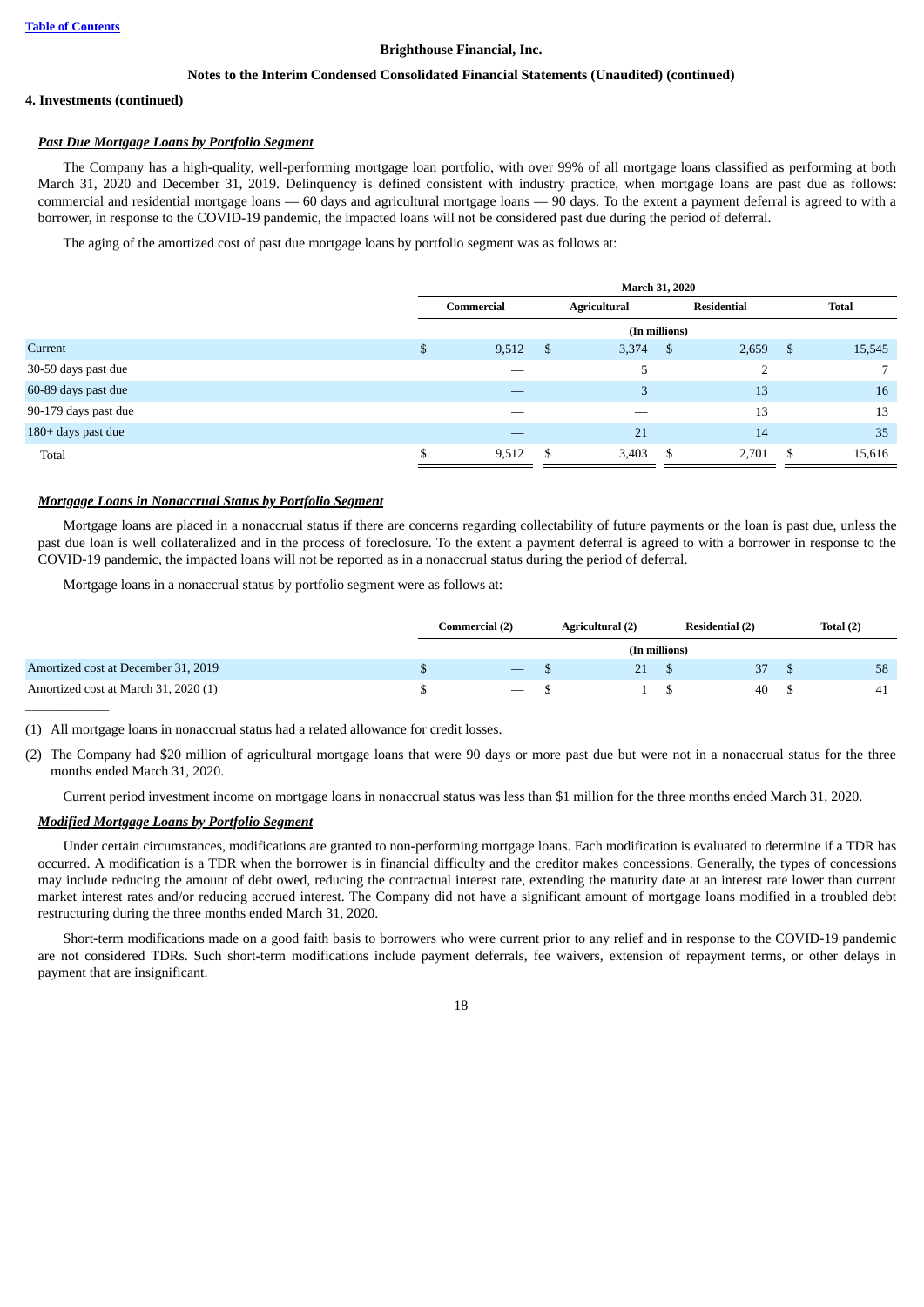**Brighthouse Financial, Inc.**

**Notes to the Interim Condensed Consolidated Financial Statements (Unaudited) (continued)**

**4. Investments (continued)**

***Past Due Mortgage Loans by Portfolio Segment***

The Company has a high-quality, well-performing mortgage loan portfolio, with over 99% of all mortgage loans classified as performing at both March 31, 2020 and December 31, 2019. Delinquency is defined consistent with industry practice, when mortgage loans are past due as follows: commercial and residential mortgage loans — 60 days and agricultural mortgage loans — 90 days. To the extent a payment deferral is agreed to with a borrower, in response to the COVID-19 pandemic, the impacted loans will not be considered past due during the period of deferral.

The aging of the amortized cost of past due mortgage loans by portfolio segment was as follows at:

| | March 31, 2020 | | | |
|---|---|---|---|---|
| | Commercial | Agricultural | Residential | Total |
| | (In millions) | | | |
| Current | $ 9,512 | $ 3,374 | $ 2,659 | $ 15,545 |
| 30-59 days past due | — | 5 | 2 | 7 |
| 60-89 days past due | — | 3 | 13 | 16 |
| 90-179 days past due | — | — | 13 | 13 |
| 180+ days past due | — | 21 | 14 | 35 |
| Total | $ 9,512 | $ 3,403 | $ 2,701 | $ 15,616 |

***Mortgage Loans in Nonaccrual Status by Portfolio Segment***

Mortgage loans are placed in a nonaccrual status if there are concerns regarding collectability of future payments or the loan is past due, unless the past due loan is well collateralized and in the process of foreclosure. To the extent a payment deferral is agreed to with a borrower in response to the COVID-19 pandemic, the impacted loans will not be reported as in a nonaccrual status during the period of deferral.

Mortgage loans in a nonaccrual status by portfolio segment were as follows at:

| | Commercial (2) | Agricultural (2) | Residential (2) | Total (2) |
|---|---|---|---|---|
| | (In millions) | | | |
| Amortized cost at December 31, 2019 | $ — | $ 21 | $ 37 | $ 58 |
| Amortized cost at March 31, 2020 (1) | $ — | $ 1 | $ 40 | $ 41 |

(1) All mortgage loans in nonaccrual status had a related allowance for credit losses.

(2) The Company had $20 million of agricultural mortgage loans that were 90 days or more past due but were not in a nonaccrual status for the three months ended March 31, 2020.

Current period investment income on mortgage loans in nonaccrual status was less than $1 million for the three months ended March 31, 2020.

***Modified Mortgage Loans by Portfolio Segment***

Under certain circumstances, modifications are granted to non-performing mortgage loans. Each modification is evaluated to determine if a TDR has occurred. A modification is a TDR when the borrower is in financial difficulty and the creditor makes concessions. Generally, the types of concessions may include reducing the amount of debt owed, reducing the contractual interest rate, extending the maturity date at an interest rate lower than current market interest rates and/or reducing accrued interest. The Company did not have a significant amount of mortgage loans modified in a troubled debt restructuring during the three months ended March 31, 2020.

Short-term modifications made on a good faith basis to borrowers who were current prior to any relief and in response to the COVID-19 pandemic are not considered TDRs. Such short-term modifications include payment deferrals, fee waivers, extension of repayment terms, or other delays in payment that are insignificant.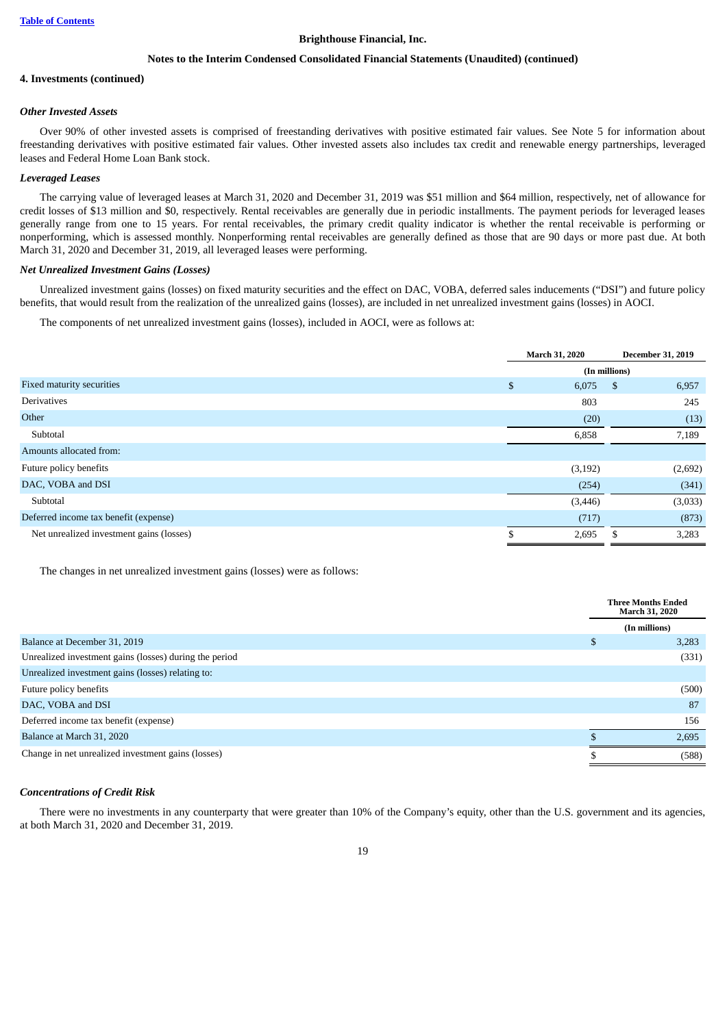**Brighthouse Financial, Inc.**

**Notes to the Interim Condensed Consolidated Financial Statements (Unaudited) (continued)**

**4. Investments (continued)**

***Other Invested Assets***

Over 90% of other invested assets is comprised of freestanding derivatives with positive estimated fair values. See Note 5 for information about freestanding derivatives with positive estimated fair values. Other invested assets also includes tax credit and renewable energy partnerships, leveraged leases and Federal Home Loan Bank stock.

***Leveraged Leases***

The carrying value of leveraged leases at March 31, 2020 and December 31, 2019 was $51 million and $64 million, respectively, net of allowance for credit losses of $13 million and $0, respectively. Rental receivables are generally due in periodic installments. The payment periods for leveraged leases generally range from one to 15 years. For rental receivables, the primary credit quality indicator is whether the rental receivable is performing or nonperforming, which is assessed monthly. Nonperforming rental receivables are generally defined as those that are 90 days or more past due. At both March 31, 2020 and December 31, 2019, all leveraged leases were performing.

***Net Unrealized Investment Gains (Losses)***

Unrealized investment gains (losses) on fixed maturity securities and the effect on DAC, VOBA, deferred sales inducements ("DSI") and future policy benefits, that would result from the realization of the unrealized gains (losses), are included in net unrealized investment gains (losses) in AOCI.

The components of net unrealized investment gains (losses), included in AOCI, were as follows at:

| | March 31, 2020 | December 31, 2019 |
|---|---|---|
| | (In millions) | |
| Fixed maturity securities | $ 6,075 | $ 6,957 |
| Derivatives | 803 | 245 |
| Other | (20) | (13) |
| Subtotal | 6,858 | 7,189 |
| Amounts allocated from: | | |
| Future policy benefits | (3,192) | (2,692) |
| DAC, VOBA and DSI | (254) | (341) |
| Subtotal | (3,446) | (3,033) |
| Deferred income tax benefit (expense) | (717) | (873) |
| Net unrealized investment gains (losses) | $ 2,695 | $ 3,283 |

The changes in net unrealized investment gains (losses) were as follows:

| | Three Months Ended March 31, 2020 |
|---|---|
| | (In millions) |
| Balance at December 31, 2019 | $ 3,283 |
| Unrealized investment gains (losses) during the period | (331) |
| Unrealized investment gains (losses) relating to: | |
| Future policy benefits | (500) |
| DAC, VOBA and DSI | 87 |
| Deferred income tax benefit (expense) | 156 |
| Balance at March 31, 2020 | $ 2,695 |
| Change in net unrealized investment gains (losses) | $ (588) |

***Concentrations of Credit Risk***

There were no investments in any counterparty that were greater than 10% of the Company's equity, other than the U.S. government and its agencies, at both March 31, 2020 and December 31, 2019.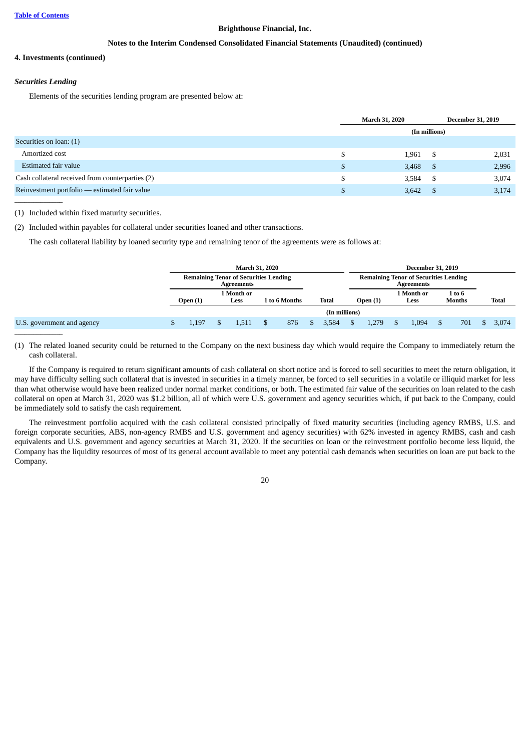Brighthouse Financial, Inc.

Notes to the Interim Condensed Consolidated Financial Statements (Unaudited) (continued)

**4. Investments (continued)**

***Securities Lending***

Elements of the securities lending program are presented below at:

| | March 31, 2020 | December 31, 2019 |
|---|---|---|
| | (In millions) | |
| Securities on loan: (1) | | |
| Amortized cost | $ 1,961 | $ 2,031 |
| Estimated fair value | $ 3,468 | $ 2,996 |
| Cash collateral received from counterparties (2) | $ 3,584 | $ 3,074 |
| Reinvestment portfolio — estimated fair value | $ 3,642 | $ 3,174 |

(1) Included within fixed maturity securities.

(2) Included within payables for collateral under securities loaned and other transactions.

The cash collateral liability by loaned security type and remaining tenor of the agreements were as follows at:

| | March 31, 2020 | | | | December 31, 2019 | | | |
|---|---|---|---|---|---|---|---|---|
| | Remaining Tenor of Securities Lending Agreements | | | | Remaining Tenor of Securities Lending Agreements | | | |
| | Open (1) | 1 Month or Less | 1 to 6 Months | Total | Open (1) | 1 Month or Less | 1 to 6 Months | Total |
| | (In millions) | | | | | | | |
| U.S. government and agency | $ 1,197 | $ 1,511 | $ 876 | $ 3,584 | $ 1,279 | $ 1,094 | $ 701 | $ 3,074 |

(1) The related loaned security could be returned to the Company on the next business day which would require the Company to immediately return the cash collateral.

If the Company is required to return significant amounts of cash collateral on short notice and is forced to sell securities to meet the return obligation, it may have difficulty selling such collateral that is invested in securities in a timely manner, be forced to sell securities in a volatile or illiquid market for less than what otherwise would have been realized under normal market conditions, or both. The estimated fair value of the securities on loan related to the cash collateral on open at March 31, 2020 was $1.2 billion, all of which were U.S. government and agency securities which, if put back to the Company, could be immediately sold to satisfy the cash requirement.

The reinvestment portfolio acquired with the cash collateral consisted principally of fixed maturity securities (including agency RMBS, U.S. and foreign corporate securities, ABS, non-agency RMBS and U.S. government and agency securities) with 62% invested in agency RMBS, cash and cash equivalents and U.S. government and agency securities at March 31, 2020. If the securities on loan or the reinvestment portfolio become less liquid, the Company has the liquidity resources of most of its general account available to meet any potential cash demands when securities on loan are put back to the Company.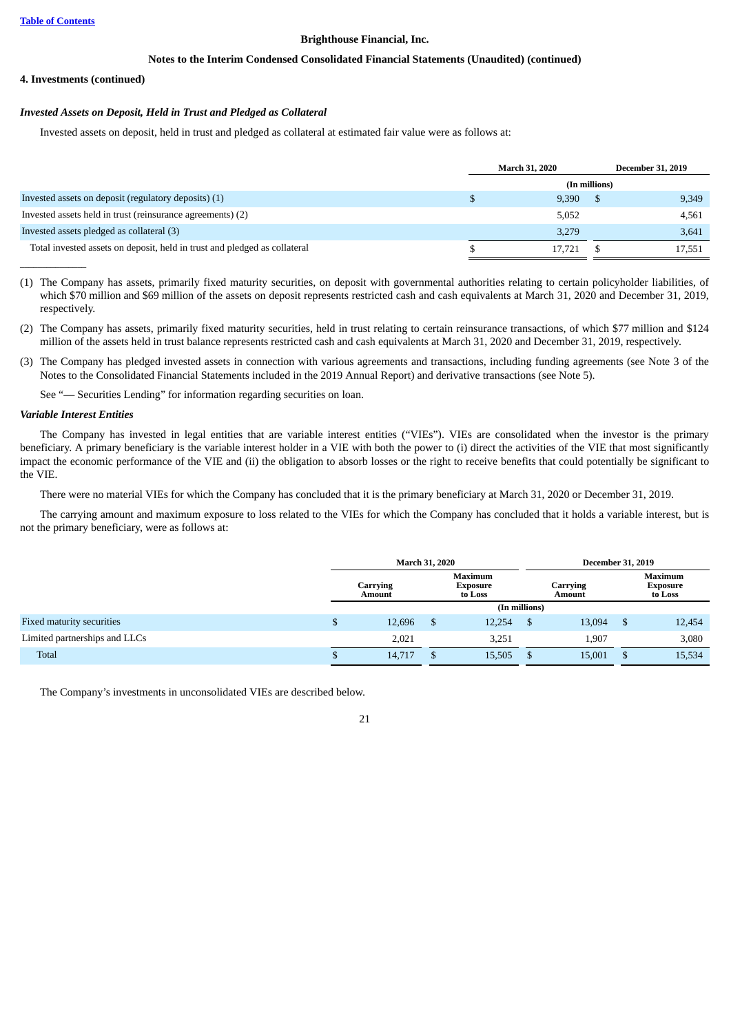**Brighthouse Financial, Inc.**

**Notes to the Interim Condensed Consolidated Financial Statements (Unaudited) (continued)**

**4. Investments (continued)**

***Invested Assets on Deposit, Held in Trust and Pledged as Collateral***

Invested assets on deposit, held in trust and pledged as collateral at estimated fair value were as follows at:

| | March 31, 2020 | December 31, 2019 |
|---|---|---|
| | (In millions) | |
| Invested assets on deposit (regulatory deposits) (1) | $ 9,390 | $ 9,349 |
| Invested assets held in trust (reinsurance agreements) (2) | 5,052 | 4,561 |
| Invested assets pledged as collateral (3) | 3,279 | 3,641 |
| Total invested assets on deposit, held in trust and pledged as collateral | $ 17,721 | $ 17,551 |

(1) The Company has assets, primarily fixed maturity securities, on deposit with governmental authorities relating to certain policyholder liabilities, of which $70 million and $69 million of the assets on deposit represents restricted cash and cash equivalents at March 31, 2020 and December 31, 2019, respectively.

(2) The Company has assets, primarily fixed maturity securities, held in trust relating to certain reinsurance transactions, of which $77 million and $124 million of the assets held in trust balance represents restricted cash and cash equivalents at March 31, 2020 and December 31, 2019, respectively.

(3) The Company has pledged invested assets in connection with various agreements and transactions, including funding agreements (see Note 3 of the Notes to the Consolidated Financial Statements included in the 2019 Annual Report) and derivative transactions (see Note 5).

See "— Securities Lending" for information regarding securities on loan.

***Variable Interest Entities***

The Company has invested in legal entities that are variable interest entities ("VIEs"). VIEs are consolidated when the investor is the primary beneficiary. A primary beneficiary is the variable interest holder in a VIE with both the power to (i) direct the activities of the VIE that most significantly impact the economic performance of the VIE and (ii) the obligation to absorb losses or the right to receive benefits that could potentially be significant to the VIE.

There were no material VIEs for which the Company has concluded that it is the primary beneficiary at March 31, 2020 or December 31, 2019.

The carrying amount and maximum exposure to loss related to the VIEs for which the Company has concluded that it holds a variable interest, but is not the primary beneficiary, were as follows at:

| | March 31, 2020 | | December 31, 2019 | |
|---|---|---|---|---|
| | Carrying Amount | Maximum Exposure to Loss | Carrying Amount | Maximum Exposure to Loss |
| | (In millions) | | | |
| Fixed maturity securities | $ 12,696 | $ 12,254 | $ 13,094 | $ 12,454 |
| Limited partnerships and LLCs | 2,021 | 3,251 | 1,907 | 3,080 |
| Total | $ 14,717 | $ 15,505 | $ 15,001 | $ 15,534 |

The Company's investments in unconsolidated VIEs are described below.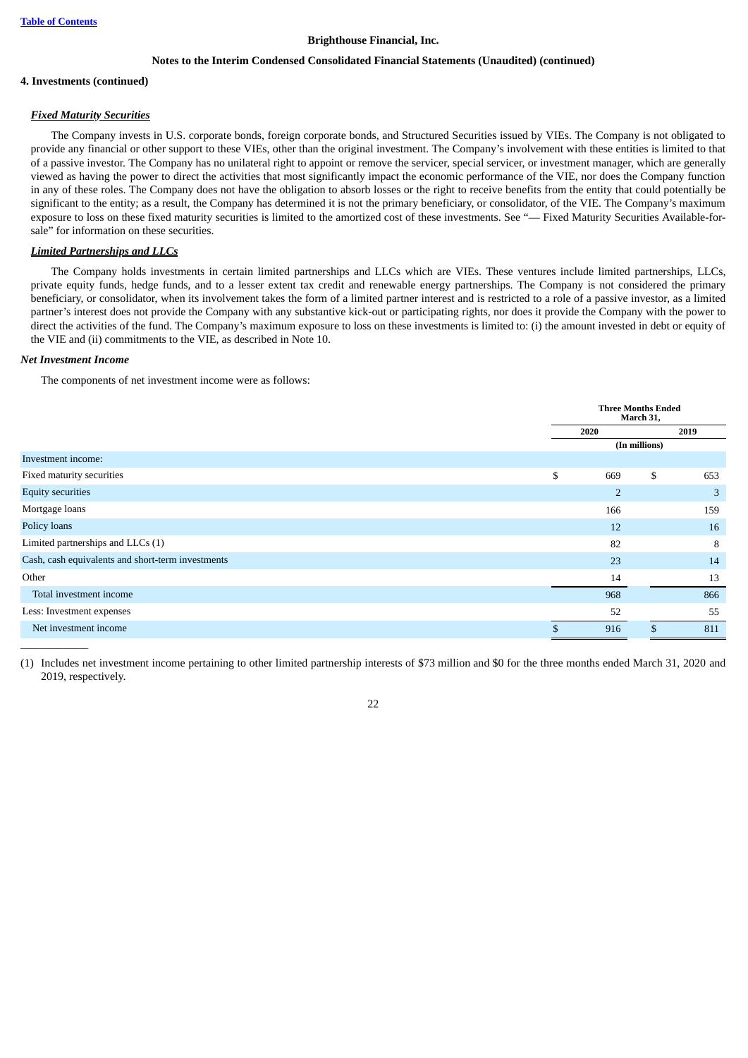**4. Investments (continued)**

***Fixed Maturity Securities***

The Company invests in U.S. corporate bonds, foreign corporate bonds, and Structured Securities issued by VIEs. The Company is not obligated to provide any financial or other support to these VIEs, other than the original investment. The Company's involvement with these entities is limited to that of a passive investor. The Company has no unilateral right to appoint or remove the servicer, special servicer, or investment manager, which are generally viewed as having the power to direct the activities that most significantly impact the economic performance of the VIE, nor does the Company function in any of these roles. The Company does not have the obligation to absorb losses or the right to receive benefits from the entity that could potentially be significant to the entity; as a result, the Company has determined it is not the primary beneficiary, or consolidator, of the VIE. The Company's maximum exposure to loss on these fixed maturity securities is limited to the amortized cost of these investments. See "— Fixed Maturity Securities Available-for-sale" for information on these securities.

***Limited Partnerships and LLCs***

The Company holds investments in certain limited partnerships and LLCs which are VIEs. These ventures include limited partnerships, LLCs, private equity funds, hedge funds, and to a lesser extent tax credit and renewable energy partnerships. The Company is not considered the primary beneficiary, or consolidator, when its involvement takes the form of a limited partner interest and is restricted to a role of a passive investor, as a limited partner's interest does not provide the Company with any substantive kick-out or participating rights, nor does it provide the Company with the power to direct the activities of the fund. The Company's maximum exposure to loss on these investments is limited to: (i) the amount invested in debt or equity of the VIE and (ii) commitments to the VIE, as described in Note 10.

***Net Investment Income***

The components of net investment income were as follows:

| | Three Months Ended March 31, | |
|---|---|---|
| | 2020 | 2019 |
| | (In millions) | |
| Investment income: | | |
| Fixed maturity securities | $ 669 | $ 653 |
| Equity securities | 2 | 3 |
| Mortgage loans | 166 | 159 |
| Policy loans | 12 | 16 |
| Limited partnerships and LLCs (1) | 82 | 8 |
| Cash, cash equivalents and short-term investments | 23 | 14 |
| Other | 14 | 13 |
| Total investment income | 968 | 866 |
| Less: Investment expenses | 52 | 55 |
| Net investment income | $ 916 | $ 811 |

(1) Includes net investment income pertaining to other limited partnership interests of $73 million and $0 for the three months ended March 31, 2020 and 2019, respectively.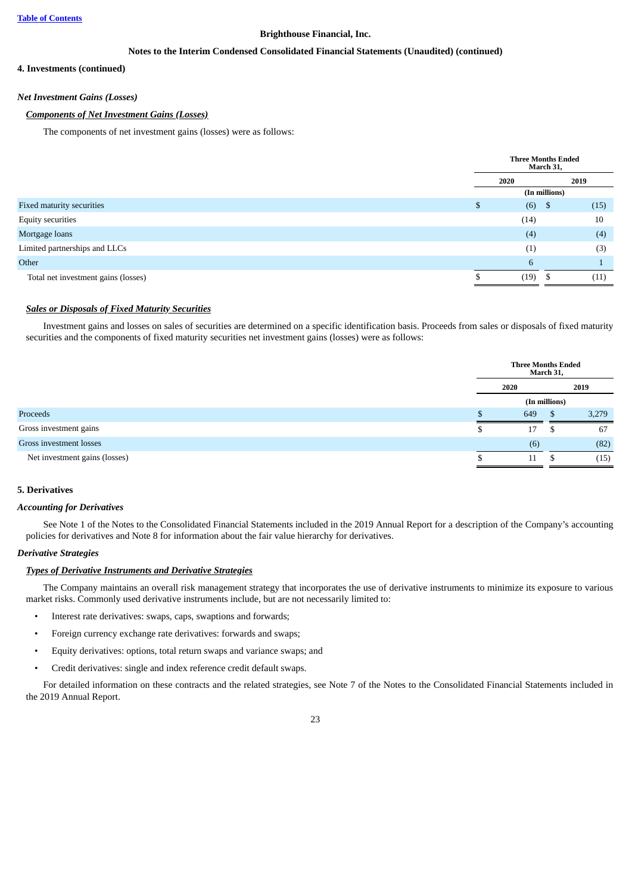**Brighthouse Financial, Inc.**

**Notes to the Interim Condensed Consolidated Financial Statements (Unaudited) (continued)**

**4. Investments (continued)**

***Net Investment Gains (Losses)***

***Components of Net Investment Gains (Losses)***

The components of net investment gains (losses) were as follows:

| | Three Months Ended March 31, | |
|---|---|---|
| | 2020 | 2019 |
| | (In millions) | |
| Fixed maturity securities | $ (6) | $ (15) |
| Equity securities | (14) | 10 |
| Mortgage loans | (4) | (4) |
| Limited partnerships and LLCs | (1) | (3) |
| Other | 6 | 1 |
| Total net investment gains (losses) | $ (19) | $ (11) |

***Sales or Disposals of Fixed Maturity Securities***

Investment gains and losses on sales of securities are determined on a specific identification basis. Proceeds from sales or disposals of fixed maturity securities and the components of fixed maturity securities net investment gains (losses) were as follows:

| | Three Months Ended March 31, | |
|---|---|---|
| | 2020 | 2019 |
| | (In millions) | |
| Proceeds | $ 649 | $ 3,279 |
| Gross investment gains | $ 17 | $ 67 |
| Gross investment losses | (6) | (82) |
| Net investment gains (losses) | $ 11 | $ (15) |

**5. Derivatives**

***Accounting for Derivatives***

See Note 1 of the Notes to the Consolidated Financial Statements included in the 2019 Annual Report for a description of the Company's accounting policies for derivatives and Note 8 for information about the fair value hierarchy for derivatives.

***Derivative Strategies***

***Types of Derivative Instruments and Derivative Strategies***

The Company maintains an overall risk management strategy that incorporates the use of derivative instruments to minimize its exposure to various market risks. Commonly used derivative instruments include, but are not necessarily limited to:

- Interest rate derivatives: swaps, caps, swaptions and forwards;
- Foreign currency exchange rate derivatives: forwards and swaps;
- Equity derivatives: options, total return swaps and variance swaps; and
- Credit derivatives: single and index reference credit default swaps.

For detailed information on these contracts and the related strategies, see Note 7 of the Notes to the Consolidated Financial Statements included in the 2019 Annual Report.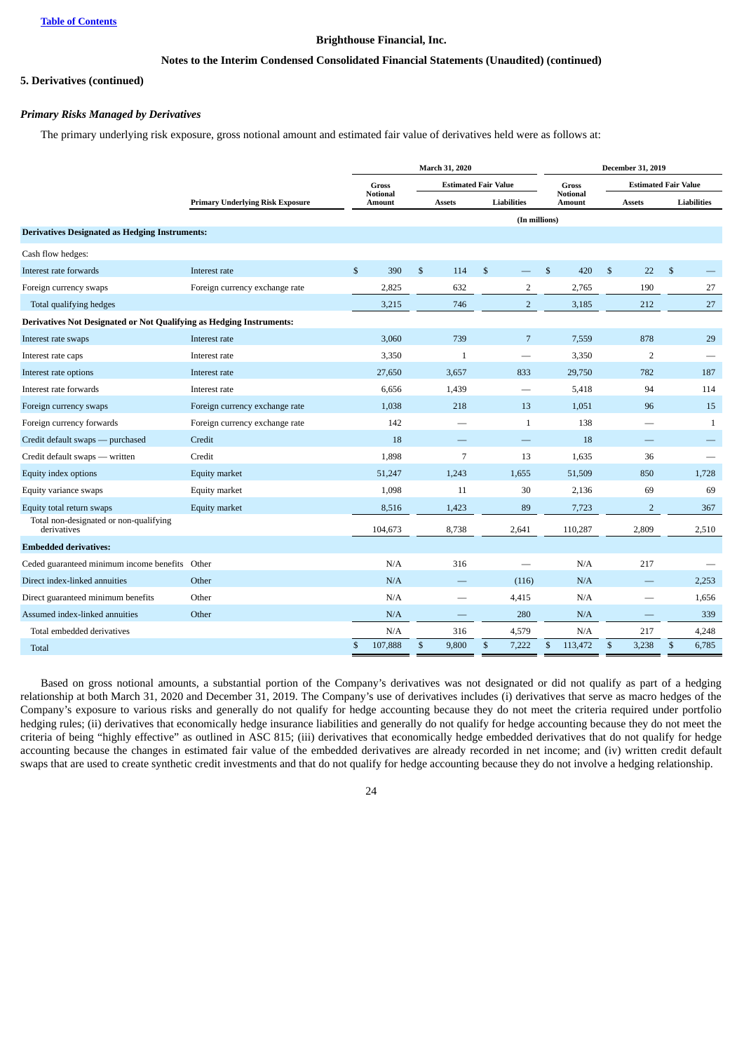**Brighthouse Financial, Inc.**

**Notes to the Interim Condensed Consolidated Financial Statements (Unaudited) (continued)**

**5. Derivatives (continued)**

***Primary Risks Managed by Derivatives***

The primary underlying risk exposure, gross notional amount and estimated fair value of derivatives held were as follows at:

| | | March 31, 2020 | | | December 31, 2019 | | |
|---|---|---|---|---|---|---|---|
| | | Gross Notional Amount | Estimated Fair Value | | Gross Notional Amount | Estimated Fair Value | |
| | Primary Underlying Risk Exposure | | Assets | Liabilities | | Assets | Liabilities |
| | | (In millions) | | | | | |
| **Derivatives Designated as Hedging Instruments:** | | | | | | | |
| Cash flow hedges: | | | | | | | |
| Interest rate forwards | Interest rate | $ 390 | $ 114 | $ — | $ 420 | $ 22 | $ — |
| Foreign currency swaps | Foreign currency exchange rate | 2,825 | 632 | 2 | 2,765 | 190 | 27 |
| Total qualifying hedges | | 3,215 | 746 | 2 | 3,185 | 212 | 27 |
| **Derivatives Not Designated or Not Qualifying as Hedging Instruments:** | | | | | | | |
| Interest rate swaps | Interest rate | 3,060 | 739 | 7 | 7,559 | 878 | 29 |
| Interest rate caps | Interest rate | 3,350 | 1 | — | 3,350 | 2 | — |
| Interest rate options | Interest rate | 27,650 | 3,657 | 833 | 29,750 | 782 | 187 |
| Interest rate forwards | Interest rate | 6,656 | 1,439 | — | 5,418 | 94 | 114 |
| Foreign currency swaps | Foreign currency exchange rate | 1,038 | 218 | 13 | 1,051 | 96 | 15 |
| Foreign currency forwards | Foreign currency exchange rate | 142 | — | 1 | 138 | — | 1 |
| Credit default swaps — purchased | Credit | 18 | — | — | 18 | — | — |
| Credit default swaps — written | Credit | 1,898 | 7 | 13 | 1,635 | 36 | — |
| Equity index options | Equity market | 51,247 | 1,243 | 1,655 | 51,509 | 850 | 1,728 |
| Equity variance swaps | Equity market | 1,098 | 11 | 30 | 2,136 | 69 | 69 |
| Equity total return swaps | Equity market | 8,516 | 1,423 | 89 | 7,723 | 2 | 367 |
| Total non-designated or non-qualifying derivatives | | 104,673 | 8,738 | 2,641 | 110,287 | 2,809 | 2,510 |
| **Embedded derivatives:** | | | | | | | |
| Ceded guaranteed minimum income benefits | Other | N/A | 316 | — | N/A | 217 | — |
| Direct index-linked annuities | Other | N/A | — | (116) | N/A | — | 2,253 |
| Direct guaranteed minimum benefits | Other | N/A | — | 4,415 | N/A | — | 1,656 |
| Assumed index-linked annuities | Other | N/A | — | 280 | N/A | — | 339 |
| Total embedded derivatives | | N/A | 316 | 4,579 | N/A | 217 | 4,248 |
| Total | | $ 107,888 | $ 9,800 | $ 7,222 | $ 113,472 | $ 3,238 | $ 6,785 |

Based on gross notional amounts, a substantial portion of the Company's derivatives was not designated or did not qualify as part of a hedging relationship at both March 31, 2020 and December 31, 2019. The Company's use of derivatives includes (i) derivatives that serve as macro hedges of the Company's exposure to various risks and generally do not qualify for hedge accounting because they do not meet the criteria required under portfolio hedging rules; (ii) derivatives that economically hedge insurance liabilities and generally do not qualify for hedge accounting because they do not meet the criteria of being "highly effective" as outlined in ASC 815; (iii) derivatives that economically hedge embedded derivatives that do not qualify for hedge accounting because the changes in estimated fair value of the embedded derivatives are already recorded in net income; and (iv) written credit default swaps that are used to create synthetic credit investments and that do not qualify for hedge accounting because they do not involve a hedging relationship.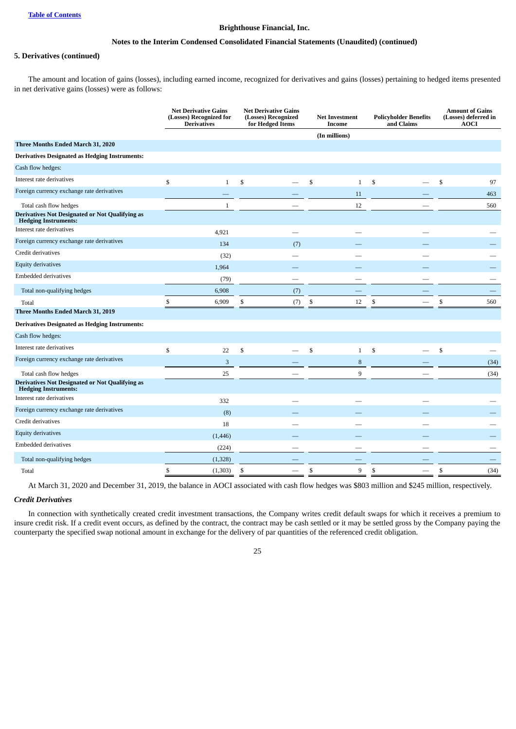# Brighthouse Financial, Inc.

## Notes to the Interim Condensed Consolidated Financial Statements (Unaudited) (continued)

### 5. Derivatives (continued)

The amount and location of gains (losses), including earned income, recognized for derivatives and gains (losses) pertaining to hedged items presented in net derivative gains (losses) were as follows:

| | Net Derivative Gains (Losses) Recognized for Derivatives | Net Derivative Gains (Losses) Recognized for Hedged Items | Net Investment Income | Policyholder Benefits and Claims | Amount of Gains (Losses) deferred in AOCI |
|---|---|---|---|---|---|
| | | | (In millions) | | |
| **Three Months Ended March 31, 2020** | | | | | |
| **Derivatives Designated as Hedging Instruments:** | | | | | |
| Cash flow hedges: | | | | | |
| Interest rate derivatives | $ 1 | $ — | $ 1 | $ — | $ 97 |
| Foreign currency exchange rate derivatives | — | — | 11 | — | 463 |
| Total cash flow hedges | 1 | — | 12 | — | 560 |
| **Derivatives Not Designated or Not Qualifying as Hedging Instruments:** | | | | | |
| Interest rate derivatives | 4,921 | — | — | — | — |
| Foreign currency exchange rate derivatives | 134 | (7) | — | — | — |
| Credit derivatives | (32) | — | — | — | — |
| Equity derivatives | 1,964 | — | — | — | — |
| Embedded derivatives | (79) | — | — | — | — |
| Total non-qualifying hedges | 6,908 | (7) | — | — | — |
| Total | $ 6,909 | $ (7) | $ 12 | $ — | $ 560 |
| **Three Months Ended March 31, 2019** | | | | | |
| **Derivatives Designated as Hedging Instruments:** | | | | | |
| Cash flow hedges: | | | | | |
| Interest rate derivatives | $ 22 | $ — | $ 1 | $ — | $ — |
| Foreign currency exchange rate derivatives | 3 | — | 8 | — | (34) |
| Total cash flow hedges | 25 | — | 9 | — | (34) |
| **Derivatives Not Designated or Not Qualifying as Hedging Instruments:** | | | | | |
| Interest rate derivatives | 332 | — | — | — | — |
| Foreign currency exchange rate derivatives | (8) | — | — | — | — |
| Credit derivatives | 18 | — | — | — | — |
| Equity derivatives | (1,446) | — | — | — | — |
| Embedded derivatives | (224) | — | — | — | — |
| Total non-qualifying hedges | (1,328) | — | — | — | — |
| Total | $ (1,303) | $ — | $ 9 | $ — | $ (34) |

At March 31, 2020 and December 31, 2019, the balance in AOCI associated with cash flow hedges was $803 million and $245 million, respectively.

*Credit Derivatives*

In connection with synthetically created credit investment transactions, the Company writes credit default swaps for which it receives a premium to insure credit risk. If a credit event occurs, as defined by the contract, the contract may be cash settled or it may be settled gross by the Company paying the counterparty the specified swap notional amount in exchange for the delivery of par quantities of the referenced credit obligation.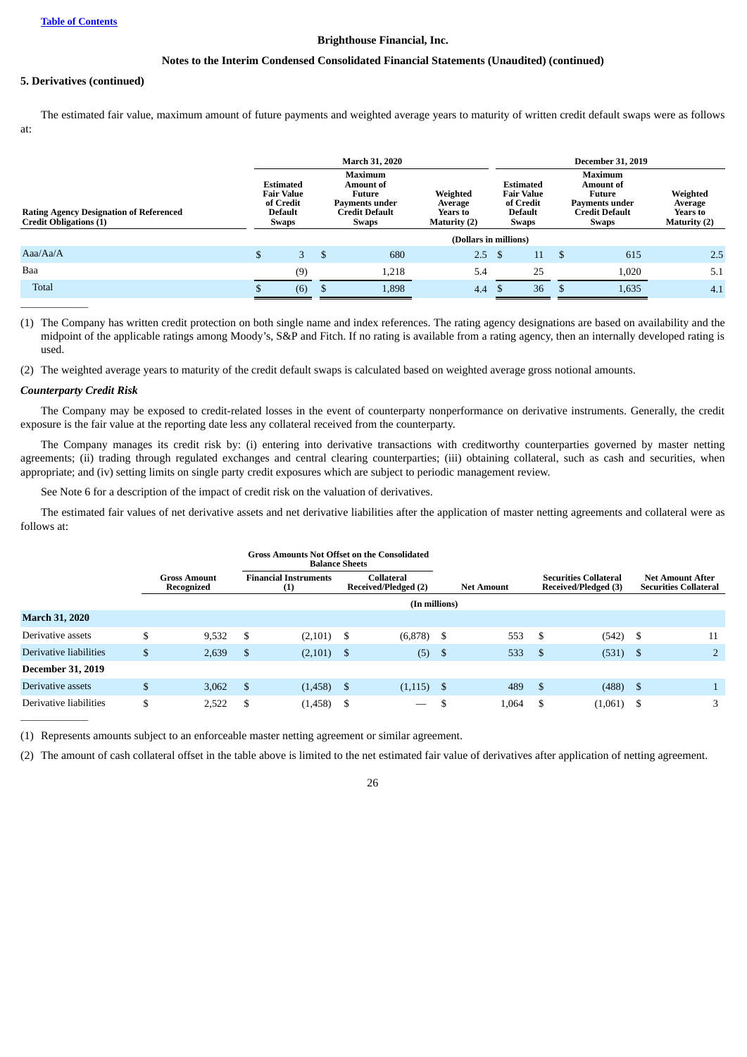5. Derivatives (continued)

The estimated fair value, maximum amount of future payments and weighted average years to maturity of written credit default swaps were as follows at:

| Rating Agency Designation of Referenced Credit Obligations (1) | March 31, 2020 | | | December 31, 2019 | | |
|---|---|---|---|---|---|---|
| | Estimated Fair Value of Credit Default Swaps | Maximum Amount of Future Payments under Credit Default Swaps | Weighted Average Years to Maturity (2) | Estimated Fair Value of Credit Default Swaps | Maximum Amount of Future Payments under Credit Default Swaps | Weighted Average Years to Maturity (2) |
| | (Dollars in millions) | | | | | |
| Aaa/Aa/A | $ 3 | $ 680 | 2.5 | $ 11 | $ 615 | 2.5 |
| Baa | (9) | 1,218 | 5.4 | 25 | 1,020 | 5.1 |
| Total | $ (6) | $ 1,898 | 4.4 | $ 36 | $ 1,635 | 4.1 |

(1) The Company has written credit protection on both single name and index references. The rating agency designations are based on availability and the midpoint of the applicable ratings among Moody's, S&P and Fitch. If no rating is available from a rating agency, then an internally developed rating is used.

(2) The weighted average years to maturity of the credit default swaps is calculated based on weighted average gross notional amounts.

***Counterparty Credit Risk***

The Company may be exposed to credit-related losses in the event of counterparty nonperformance on derivative instruments. Generally, the credit exposure is the fair value at the reporting date less any collateral received from the counterparty.

The Company manages its credit risk by: (i) entering into derivative transactions with creditworthy counterparties governed by master netting agreements; (ii) trading through regulated exchanges and central clearing counterparties; (iii) obtaining collateral, such as cash and securities, when appropriate; and (iv) setting limits on single party credit exposures which are subject to periodic management review.

See Note 6 for a description of the impact of credit risk on the valuation of derivatives.

The estimated fair values of net derivative assets and net derivative liabilities after the application of master netting agreements and collateral were as follows at:

| | Gross Amount Recognized | Gross Amounts Not Offset on the Consolidated Balance Sheets | | Net Amount | Securities Collateral Received/Pledged (3) | Net Amount After Securities Collateral |
|---|---|---|---|---|---|---|
| | | Financial Instruments (1) | Collateral Received/Pledged (2) | | | |
| | (In millions) | | | | | |
| **March 31, 2020** | | | | | | |
| Derivative assets | $ 9,532 | $ (2,101) | $ (6,878) | $ 553 | $ (542) | $ 11 |
| Derivative liabilities | $ 2,639 | $ (2,101) | $ (5) | $ 533 | $ (531) | $ 2 |
| **December 31, 2019** | | | | | | |
| Derivative assets | $ 3,062 | $ (1,458) | $ (1,115) | $ 489 | $ (488) | $ 1 |
| Derivative liabilities | $ 2,522 | $ (1,458) | $ — | $ 1,064 | $ (1,061) | $ 3 |

(1) Represents amounts subject to an enforceable master netting agreement or similar agreement.

(2) The amount of cash collateral offset in the table above is limited to the net estimated fair value of derivatives after application of netting agreement.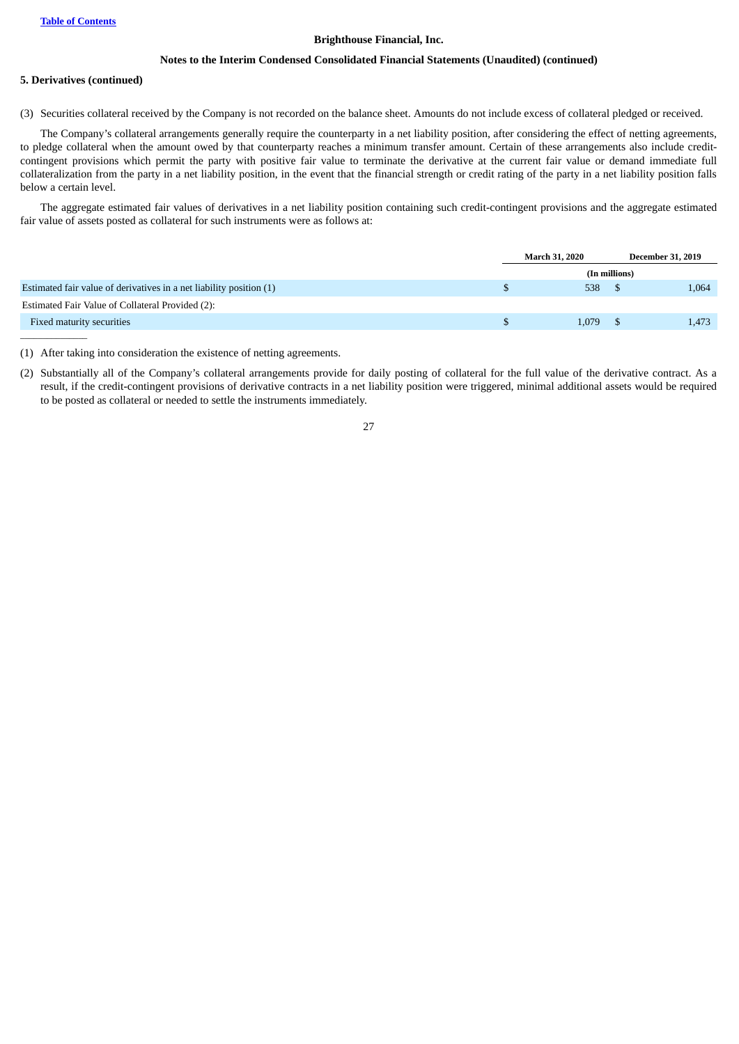**Brighthouse Financial, Inc.**

**Notes to the Interim Condensed Consolidated Financial Statements (Unaudited) (continued)**

**5. Derivatives (continued)**

(3) Securities collateral received by the Company is not recorded on the balance sheet. Amounts do not include excess of collateral pledged or received.

The Company's collateral arrangements generally require the counterparty in a net liability position, after considering the effect of netting agreements, to pledge collateral when the amount owed by that counterparty reaches a minimum transfer amount. Certain of these arrangements also include credit-contingent provisions which permit the party with positive fair value to terminate the derivative at the current fair value or demand immediate full collateralization from the party in a net liability position, in the event that the financial strength or credit rating of the party in a net liability position falls below a certain level.

The aggregate estimated fair values of derivatives in a net liability position containing such credit-contingent provisions and the aggregate estimated fair value of assets posted as collateral for such instruments were as follows at:

| | March 31, 2020 | December 31, 2019 |
|---|---|---|
| | (In millions) | |
| Estimated fair value of derivatives in a net liability position (1) | $ 538 | $ 1,064 |
| Estimated Fair Value of Collateral Provided (2): | | |
| Fixed maturity securities | $ 1,079 | $ 1,473 |

(1) After taking into consideration the existence of netting agreements.

(2) Substantially all of the Company's collateral arrangements provide for daily posting of collateral for the full value of the derivative contract. As a result, if the credit-contingent provisions of derivative contracts in a net liability position were triggered, minimal additional assets would be required to be posted as collateral or needed to settle the instruments immediately.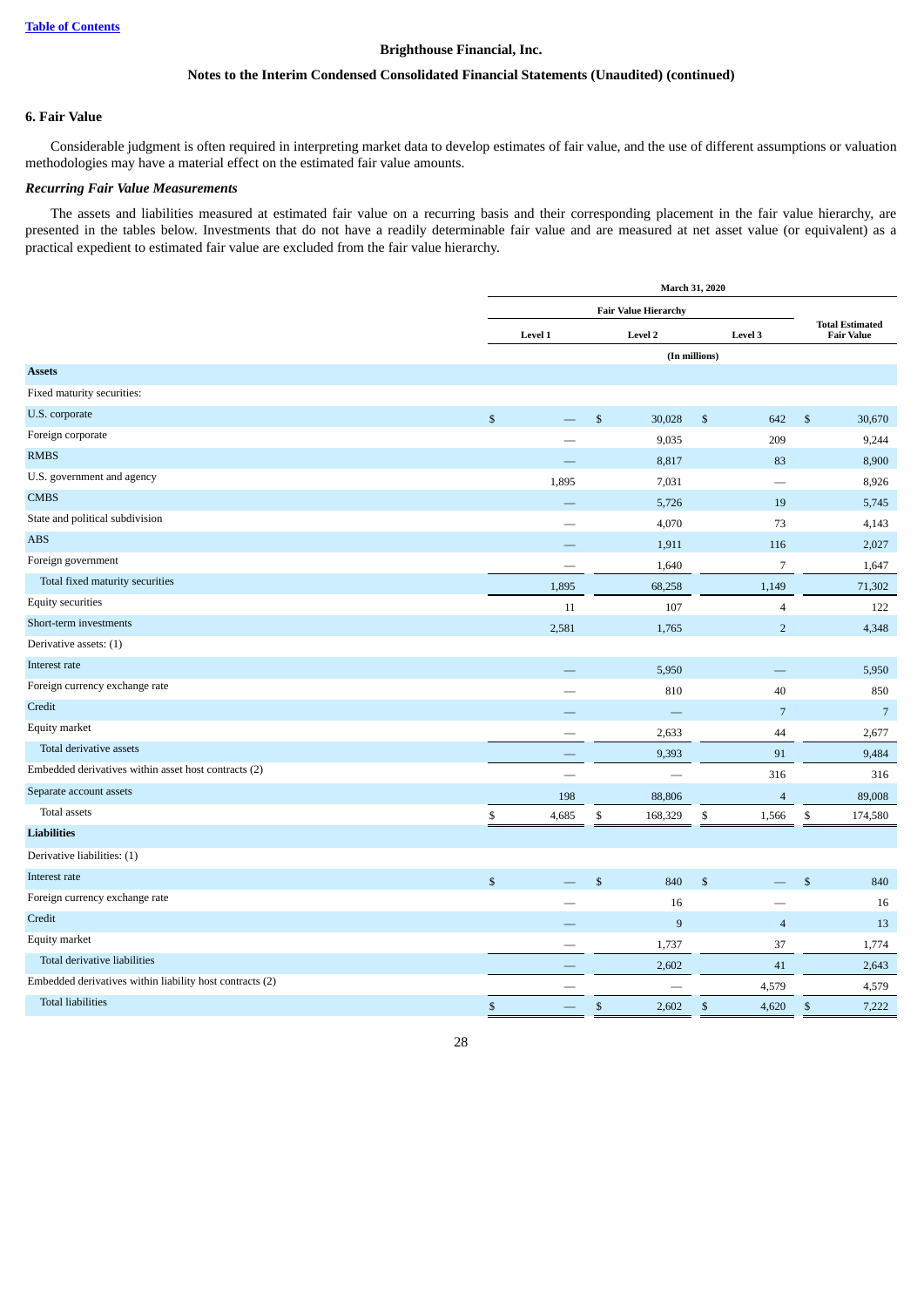### 6. Fair Value

Considerable judgment is often required in interpreting market data to develop estimates of fair value, and the use of different assumptions or valuation methodologies may have a material effect on the estimated fair value amounts.

#### *Recurring Fair Value Measurements*

The assets and liabilities measured at estimated fair value on a recurring basis and their corresponding placement in the fair value hierarchy, are presented in the tables below. Investments that do not have a readily determinable fair value and are measured at net asset value (or equivalent) as a practical expedient to estimated fair value are excluded from the fair value hierarchy.

| | March 31, 2020 | | | |
|---|---|---|---|---|
| | Fair Value Hierarchy | | | Total Estimated Fair Value |
| | Level 1 | Level 2 | Level 3 | |
| | (In millions) | | | |
| **Assets** | | | | |
| Fixed maturity securities: | | | | |
| U.S. corporate | $ — | $ 30,028 | $ 642 | $ 30,670 |
| Foreign corporate | — | 9,035 | 209 | 9,244 |
| RMBS | — | 8,817 | 83 | 8,900 |
| U.S. government and agency | 1,895 | 7,031 | — | 8,926 |
| CMBS | — | 5,726 | 19 | 5,745 |
| State and political subdivision | — | 4,070 | 73 | 4,143 |
| ABS | — | 1,911 | 116 | 2,027 |
| Foreign government | — | 1,640 | 7 | 1,647 |
| Total fixed maturity securities | 1,895 | 68,258 | 1,149 | 71,302 |
| Equity securities | 11 | 107 | 4 | 122 |
| Short-term investments | 2,581 | 1,765 | 2 | 4,348 |
| Derivative assets: (1) | | | | |
| Interest rate | — | 5,950 | — | 5,950 |
| Foreign currency exchange rate | — | 810 | 40 | 850 |
| Credit | — | — | 7 | 7 |
| Equity market | — | 2,633 | 44 | 2,677 |
| Total derivative assets | — | 9,393 | 91 | 9,484 |
| Embedded derivatives within asset host contracts (2) | — | — | 316 | 316 |
| Separate account assets | 198 | 88,806 | 4 | 89,008 |
| Total assets | $ 4,685 | $ 168,329 | $ 1,566 | $ 174,580 |
| **Liabilities** | | | | |
| Derivative liabilities: (1) | | | | |
| Interest rate | $ — | $ 840 | $ — | $ 840 |
| Foreign currency exchange rate | — | 16 | — | 16 |
| Credit | — | 9 | 4 | 13 |
| Equity market | — | 1,737 | 37 | 1,774 |
| Total derivative liabilities | — | 2,602 | 41 | 2,643 |
| Embedded derivatives within liability host contracts (2) | — | — | 4,579 | 4,579 |
| Total liabilities | $ — | $ 2,602 | $ 4,620 | $ 7,222 |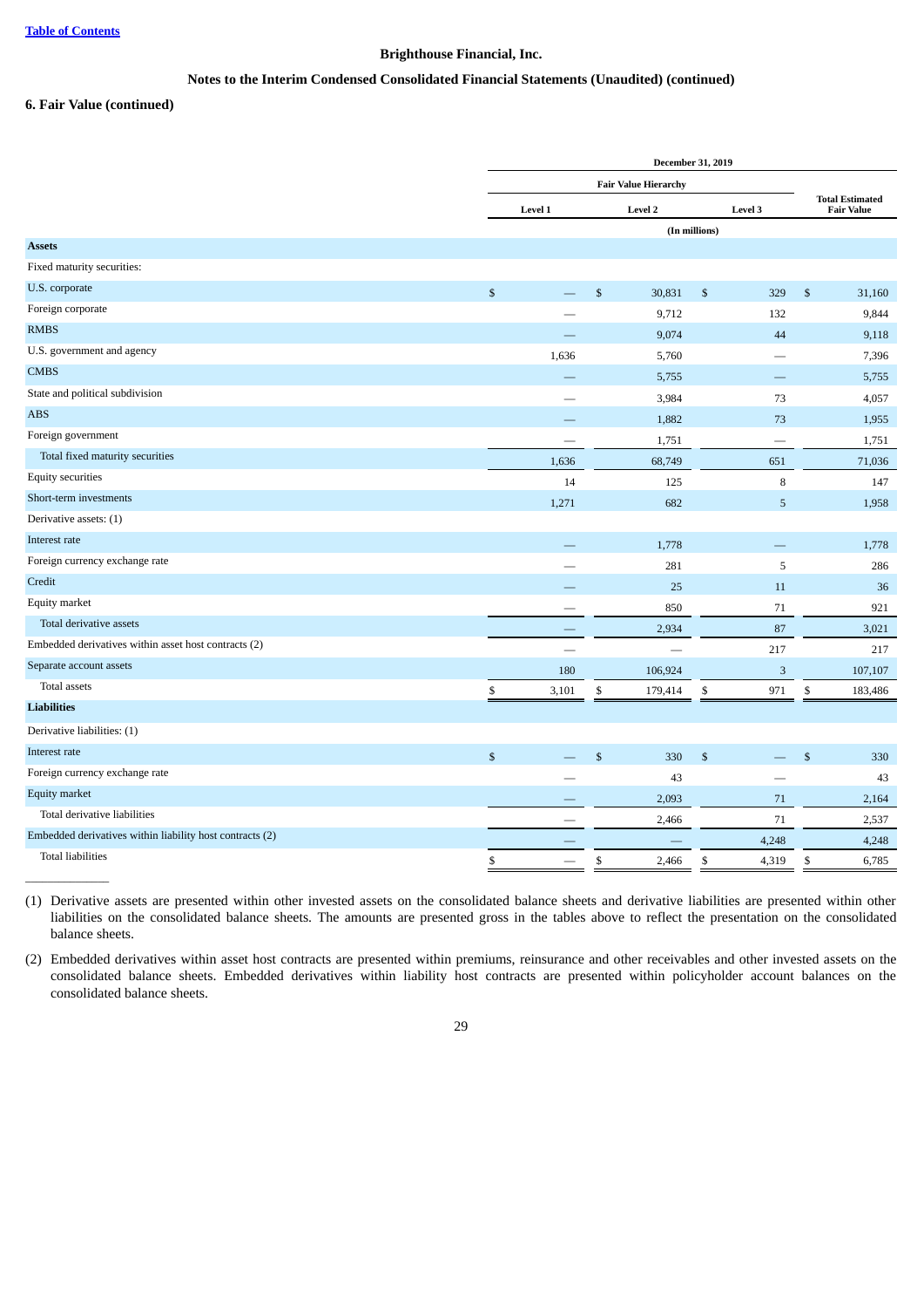**Brighthouse Financial, Inc.**

**Notes to the Interim Condensed Consolidated Financial Statements (Unaudited) (continued)**

**6. Fair Value (continued)**

| | December 31, 2019 | | | |
|---|---|---|---|---|
| | Fair Value Hierarchy | | | Total Estimated Fair Value |
| | Level 1 | Level 2 | Level 3 | |
| | (In millions) | | | |
| **Assets** | | | | |
| Fixed maturity securities: | | | | |
| U.S. corporate | $ — | $ 30,831 | $ 329 | $ 31,160 |
| Foreign corporate | — | 9,712 | 132 | 9,844 |
| RMBS | — | 9,074 | 44 | 9,118 |
| U.S. government and agency | 1,636 | 5,760 | — | 7,396 |
| CMBS | — | 5,755 | — | 5,755 |
| State and political subdivision | — | 3,984 | 73 | 4,057 |
| ABS | — | 1,882 | 73 | 1,955 |
| Foreign government | — | 1,751 | — | 1,751 |
| Total fixed maturity securities | 1,636 | 68,749 | 651 | 71,036 |
| Equity securities | 14 | 125 | 8 | 147 |
| Short-term investments | 1,271 | 682 | 5 | 1,958 |
| Derivative assets: (1) | | | | |
| Interest rate | — | 1,778 | — | 1,778 |
| Foreign currency exchange rate | — | 281 | 5 | 286 |
| Credit | — | 25 | 11 | 36 |
| Equity market | — | 850 | 71 | 921 |
| Total derivative assets | — | 2,934 | 87 | 3,021 |
| Embedded derivatives within asset host contracts (2) | — | — | 217 | 217 |
| Separate account assets | 180 | 106,924 | 3 | 107,107 |
| Total assets | $ 3,101 | $ 179,414 | $ 971 | $ 183,486 |
| **Liabilities** | | | | |
| Derivative liabilities: (1) | | | | |
| Interest rate | $ — | $ 330 | $ — | $ 330 |
| Foreign currency exchange rate | — | 43 | — | 43 |
| Equity market | — | 2,093 | 71 | 2,164 |
| Total derivative liabilities | — | 2,466 | 71 | 2,537 |
| Embedded derivatives within liability host contracts (2) | — | — | 4,248 | 4,248 |
| Total liabilities | $ — | $ 2,466 | $ 4,319 | $ 6,785 |

(1) Derivative assets are presented within other invested assets on the consolidated balance sheets and derivative liabilities are presented within other liabilities on the consolidated balance sheets. The amounts are presented gross in the tables above to reflect the presentation on the consolidated balance sheets.

(2) Embedded derivatives within asset host contracts are presented within premiums, reinsurance and other receivables and other invested assets on the consolidated balance sheets. Embedded derivatives within liability host contracts are presented within policyholder account balances on the consolidated balance sheets.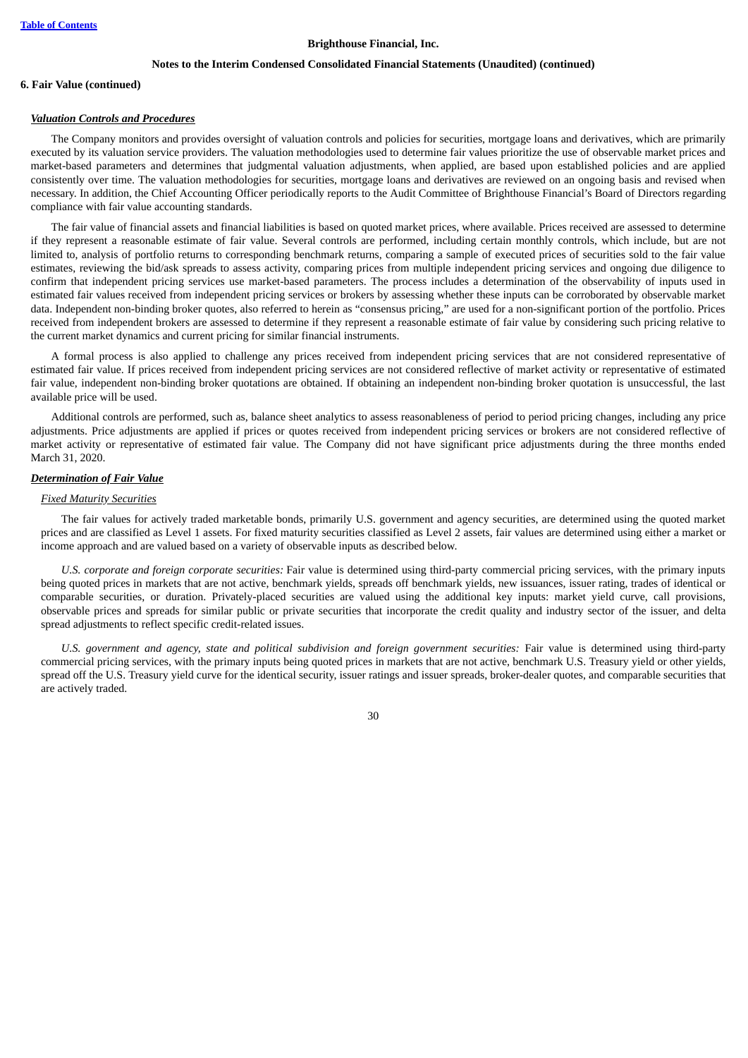## 6. Fair Value (continued)

***Valuation Controls and Procedures***

The Company monitors and provides oversight of valuation controls and policies for securities, mortgage loans and derivatives, which are primarily executed by its valuation service providers. The valuation methodologies used to determine fair values prioritize the use of observable market prices and market-based parameters and determines that judgmental valuation adjustments, when applied, are based upon established policies and are applied consistently over time. The valuation methodologies for securities, mortgage loans and derivatives are reviewed on an ongoing basis and revised when necessary. In addition, the Chief Accounting Officer periodically reports to the Audit Committee of Brighthouse Financial's Board of Directors regarding compliance with fair value accounting standards.

The fair value of financial assets and financial liabilities is based on quoted market prices, where available. Prices received are assessed to determine if they represent a reasonable estimate of fair value. Several controls are performed, including certain monthly controls, which include, but are not limited to, analysis of portfolio returns to corresponding benchmark returns, comparing a sample of executed prices of securities sold to the fair value estimates, reviewing the bid/ask spreads to assess activity, comparing prices from multiple independent pricing services and ongoing due diligence to confirm that independent pricing services use market-based parameters. The process includes a determination of the observability of inputs used in estimated fair values received from independent pricing services or brokers by assessing whether these inputs can be corroborated by observable market data. Independent non-binding broker quotes, also referred to herein as "consensus pricing," are used for a non-significant portion of the portfolio. Prices received from independent brokers are assessed to determine if they represent a reasonable estimate of fair value by considering such pricing relative to the current market dynamics and current pricing for similar financial instruments.

A formal process is also applied to challenge any prices received from independent pricing services that are not considered representative of estimated fair value. If prices received from independent pricing services are not considered reflective of market activity or representative of estimated fair value, independent non-binding broker quotations are obtained. If obtaining an independent non-binding broker quotation is unsuccessful, the last available price will be used.

Additional controls are performed, such as, balance sheet analytics to assess reasonableness of period to period pricing changes, including any price adjustments. Price adjustments are applied if prices or quotes received from independent pricing services or brokers are not considered reflective of market activity or representative of estimated fair value. The Company did not have significant price adjustments during the three months ended March 31, 2020.

***Determination of Fair Value***

*Fixed Maturity Securities*

The fair values for actively traded marketable bonds, primarily U.S. government and agency securities, are determined using the quoted market prices and are classified as Level 1 assets. For fixed maturity securities classified as Level 2 assets, fair values are determined using either a market or income approach and are valued based on a variety of observable inputs as described below.

*U.S. corporate and foreign corporate securities:* Fair value is determined using third-party commercial pricing services, with the primary inputs being quoted prices in markets that are not active, benchmark yields, spreads off benchmark yields, new issuances, issuer rating, trades of identical or comparable securities, or duration. Privately-placed securities are valued using the additional key inputs: market yield curve, call provisions, observable prices and spreads for similar public or private securities that incorporate the credit quality and industry sector of the issuer, and delta spread adjustments to reflect specific credit-related issues.

*U.S. government and agency, state and political subdivision and foreign government securities:* Fair value is determined using third-party commercial pricing services, with the primary inputs being quoted prices in markets that are not active, benchmark U.S. Treasury yield or other yields, spread off the U.S. Treasury yield curve for the identical security, issuer ratings and issuer spreads, broker-dealer quotes, and comparable securities that are actively traded.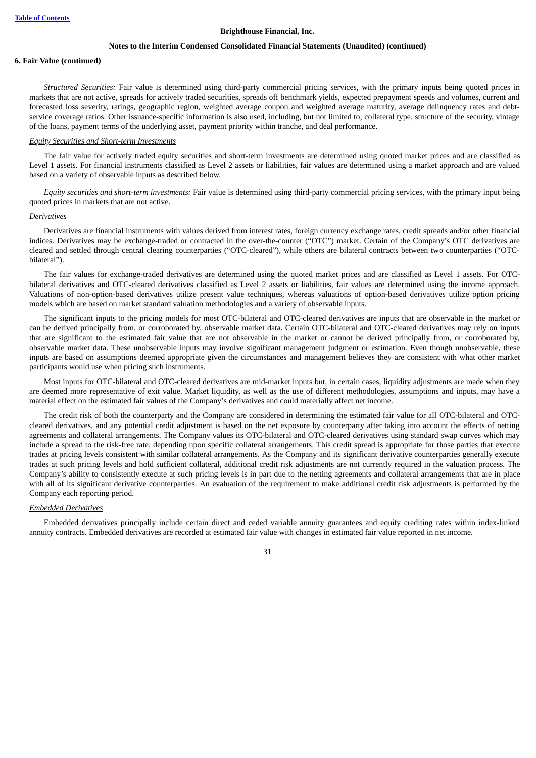*Structured Securities:* Fair value is determined using third-party commercial pricing services, with the primary inputs being quoted prices in markets that are not active, spreads for actively traded securities, spreads off benchmark yields, expected prepayment speeds and volumes, current and forecasted loss severity, ratings, geographic region, weighted average coupon and weighted average maturity, average delinquency rates and debt-service coverage ratios. Other issuance-specific information is also used, including, but not limited to; collateral type, structure of the security, vintage of the loans, payment terms of the underlying asset, payment priority within tranche, and deal performance.

*Equity Securities and Short-term Investments*

The fair value for actively traded equity securities and short-term investments are determined using quoted market prices and are classified as Level 1 assets. For financial instruments classified as Level 2 assets or liabilities, fair values are determined using a market approach and are valued based on a variety of observable inputs as described below.

*Equity securities and short-term investments:* Fair value is determined using third-party commercial pricing services, with the primary input being quoted prices in markets that are not active.

*Derivatives*

Derivatives are financial instruments with values derived from interest rates, foreign currency exchange rates, credit spreads and/or other financial indices. Derivatives may be exchange-traded or contracted in the over-the-counter ("OTC") market. Certain of the Company's OTC derivatives are cleared and settled through central clearing counterparties ("OTC-cleared"), while others are bilateral contracts between two counterparties ("OTC-bilateral").

The fair values for exchange-traded derivatives are determined using the quoted market prices and are classified as Level 1 assets. For OTC-bilateral derivatives and OTC-cleared derivatives classified as Level 2 assets or liabilities, fair values are determined using the income approach. Valuations of non-option-based derivatives utilize present value techniques, whereas valuations of option-based derivatives utilize option pricing models which are based on market standard valuation methodologies and a variety of observable inputs.

The significant inputs to the pricing models for most OTC-bilateral and OTC-cleared derivatives are inputs that are observable in the market or can be derived principally from, or corroborated by, observable market data. Certain OTC-bilateral and OTC-cleared derivatives may rely on inputs that are significant to the estimated fair value that are not observable in the market or cannot be derived principally from, or corroborated by, observable market data. These unobservable inputs may involve significant management judgment or estimation. Even though unobservable, these inputs are based on assumptions deemed appropriate given the circumstances and management believes they are consistent with what other market participants would use when pricing such instruments.

Most inputs for OTC-bilateral and OTC-cleared derivatives are mid-market inputs but, in certain cases, liquidity adjustments are made when they are deemed more representative of exit value. Market liquidity, as well as the use of different methodologies, assumptions and inputs, may have a material effect on the estimated fair values of the Company's derivatives and could materially affect net income.

The credit risk of both the counterparty and the Company are considered in determining the estimated fair value for all OTC-bilateral and OTC-cleared derivatives, and any potential credit adjustment is based on the net exposure by counterparty after taking into account the effects of netting agreements and collateral arrangements. The Company values its OTC-bilateral and OTC-cleared derivatives using standard swap curves which may include a spread to the risk-free rate, depending upon specific collateral arrangements. This credit spread is appropriate for those parties that execute trades at pricing levels consistent with similar collateral arrangements. As the Company and its significant derivative counterparties generally execute trades at such pricing levels and hold sufficient collateral, additional credit risk adjustments are not currently required in the valuation process. The Company's ability to consistently execute at such pricing levels is in part due to the netting agreements and collateral arrangements that are in place with all of its significant derivative counterparties. An evaluation of the requirement to make additional credit risk adjustments is performed by the Company each reporting period.

*Embedded Derivatives*

Embedded derivatives principally include certain direct and ceded variable annuity guarantees and equity crediting rates within index-linked annuity contracts. Embedded derivatives are recorded at estimated fair value with changes in estimated fair value reported in net income.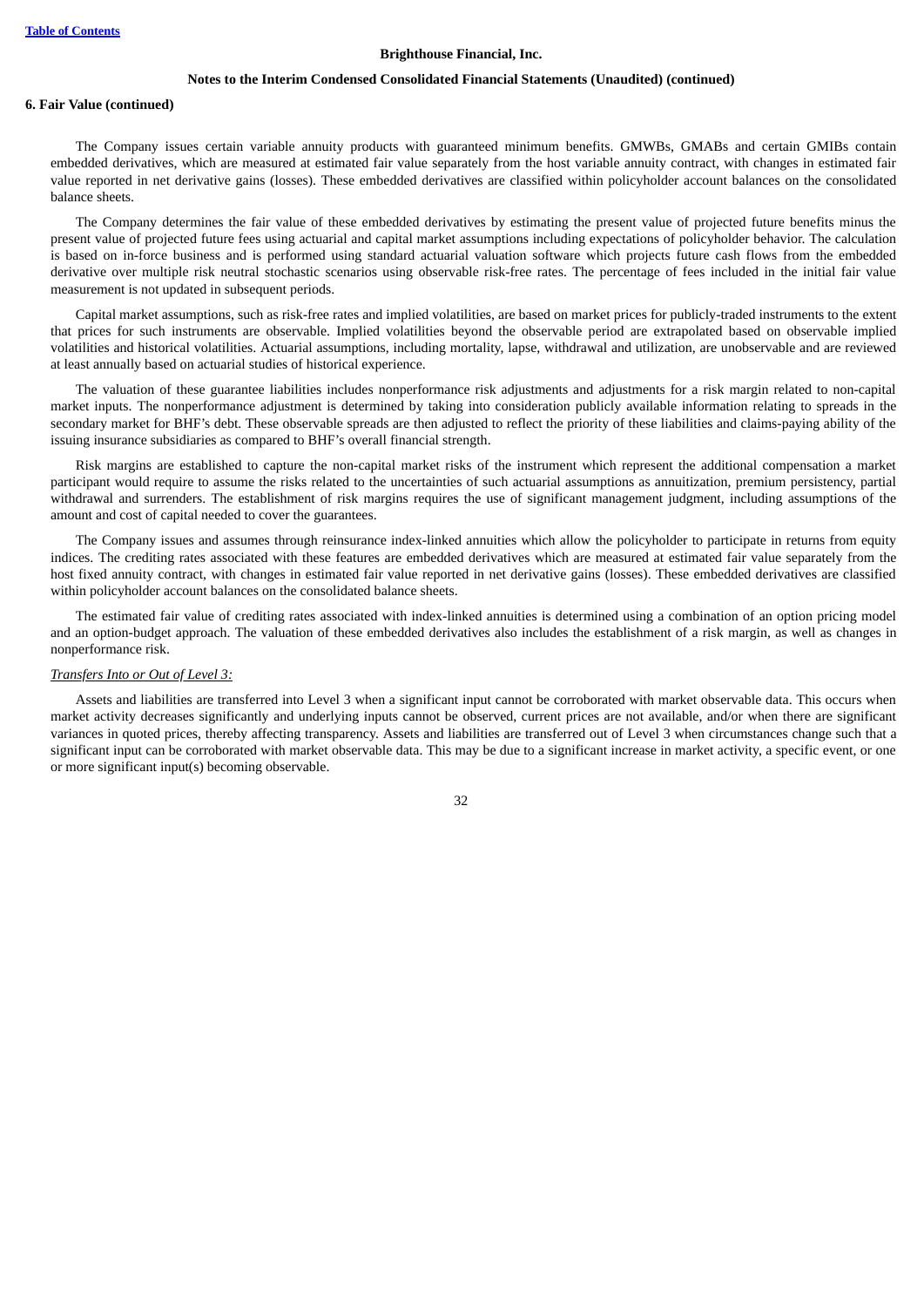**6. Fair Value (continued)**

The Company issues certain variable annuity products with guaranteed minimum benefits. GMWBs, GMABs and certain GMIBs contain embedded derivatives, which are measured at estimated fair value separately from the host variable annuity contract, with changes in estimated fair value reported in net derivative gains (losses). These embedded derivatives are classified within policyholder account balances on the consolidated balance sheets.

The Company determines the fair value of these embedded derivatives by estimating the present value of projected future benefits minus the present value of projected future fees using actuarial and capital market assumptions including expectations of policyholder behavior. The calculation is based on in-force business and is performed using standard actuarial valuation software which projects future cash flows from the embedded derivative over multiple risk neutral stochastic scenarios using observable risk-free rates. The percentage of fees included in the initial fair value measurement is not updated in subsequent periods.

Capital market assumptions, such as risk-free rates and implied volatilities, are based on market prices for publicly-traded instruments to the extent that prices for such instruments are observable. Implied volatilities beyond the observable period are extrapolated based on observable implied volatilities and historical volatilities. Actuarial assumptions, including mortality, lapse, withdrawal and utilization, are unobservable and are reviewed at least annually based on actuarial studies of historical experience.

The valuation of these guarantee liabilities includes nonperformance risk adjustments and adjustments for a risk margin related to non-capital market inputs. The nonperformance adjustment is determined by taking into consideration publicly available information relating to spreads in the secondary market for BHF's debt. These observable spreads are then adjusted to reflect the priority of these liabilities and claims-paying ability of the issuing insurance subsidiaries as compared to BHF's overall financial strength.

Risk margins are established to capture the non-capital market risks of the instrument which represent the additional compensation a market participant would require to assume the risks related to the uncertainties of such actuarial assumptions as annuitization, premium persistency, partial withdrawal and surrenders. The establishment of risk margins requires the use of significant management judgment, including assumptions of the amount and cost of capital needed to cover the guarantees.

The Company issues and assumes through reinsurance index-linked annuities which allow the policyholder to participate in returns from equity indices. The crediting rates associated with these features are embedded derivatives which are measured at estimated fair value separately from the host fixed annuity contract, with changes in estimated fair value reported in net derivative gains (losses). These embedded derivatives are classified within policyholder account balances on the consolidated balance sheets.

The estimated fair value of crediting rates associated with index-linked annuities is determined using a combination of an option pricing model and an option-budget approach. The valuation of these embedded derivatives also includes the establishment of a risk margin, as well as changes in nonperformance risk.

*Transfers Into or Out of Level 3:*

Assets and liabilities are transferred into Level 3 when a significant input cannot be corroborated with market observable data. This occurs when market activity decreases significantly and underlying inputs cannot be observed, current prices are not available, and/or when there are significant variances in quoted prices, thereby affecting transparency. Assets and liabilities are transferred out of Level 3 when circumstances change such that a significant input can be corroborated with market observable data. This may be due to a significant increase in market activity, a specific event, or one or more significant input(s) becoming observable.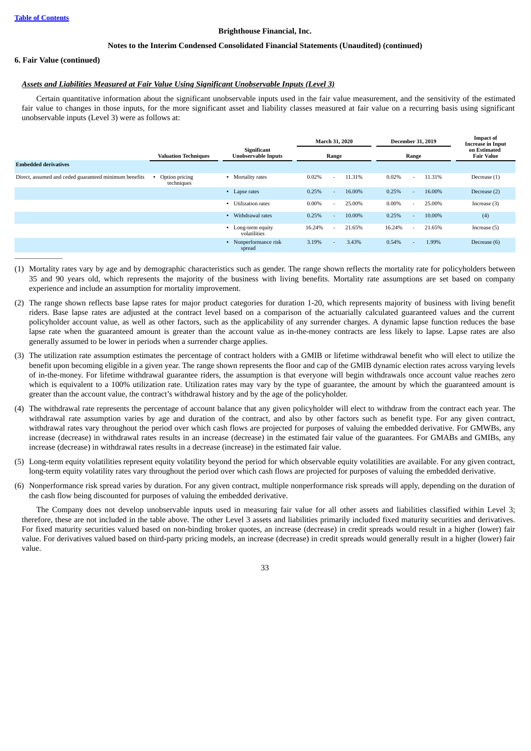**6. Fair Value (continued)**

***Assets and Liabilities Measured at Fair Value Using Significant Unobservable Inputs (Level 3)***

Certain quantitative information about the significant unobservable inputs used in the fair value measurement, and the sensitivity of the estimated fair value to changes in those inputs, for the more significant asset and liability classes measured at fair value on a recurring basis using significant unobservable inputs (Level 3) were as follows at:

| | Valuation Techniques | Significant Unobservable Inputs | March 31, 2020 Range | | | December 31, 2019 Range | | | Impact of Increase in Input on Estimated Fair Value |
|---|---|---|---|---|---|---|---|---|---|
| **Embedded derivatives** | | | | | | | | | |
| Direct, assumed and ceded guaranteed minimum benefits | • Option pricing techniques | • Mortality rates | 0.02% | - | 11.31% | 0.02% | - | 11.31% | Decrease (1) |
| | | • Lapse rates | 0.25% | - | 16.00% | 0.25% | - | 16.00% | Decrease (2) |
| | | • Utilization rates | 0.00% | - | 25.00% | 0.00% | - | 25.00% | Increase (3) |
| | | • Withdrawal rates | 0.25% | - | 10.00% | 0.25% | - | 10.00% | (4) |
| | | • Long-term equity volatilities | 16.24% | - | 21.65% | 16.24% | - | 21.65% | Increase (5) |
| | | • Nonperformance risk spread | 3.19% | - | 3.43% | 0.54% | - | 1.99% | Decrease (6) |

______________

(1) Mortality rates vary by age and by demographic characteristics such as gender. The range shown reflects the mortality rate for policyholders between 35 and 90 years old, which represents the majority of the business with living benefits. Mortality rate assumptions are set based on company experience and include an assumption for mortality improvement.

(2) The range shown reflects base lapse rates for major product categories for duration 1-20, which represents majority of business with living benefit riders. Base lapse rates are adjusted at the contract level based on a comparison of the actuarially calculated guaranteed values and the current policyholder account value, as well as other factors, such as the applicability of any surrender charges. A dynamic lapse function reduces the base lapse rate when the guaranteed amount is greater than the account value as in-the-money contracts are less likely to lapse. Lapse rates are also generally assumed to be lower in periods when a surrender charge applies.

(3) The utilization rate assumption estimates the percentage of contract holders with a GMIB or lifetime withdrawal benefit who will elect to utilize the benefit upon becoming eligible in a given year. The range shown represents the floor and cap of the GMIB dynamic election rates across varying levels of in-the-money. For lifetime withdrawal guarantee riders, the assumption is that everyone will begin withdrawals once account value reaches zero which is equivalent to a 100% utilization rate. Utilization rates may vary by the type of guarantee, the amount by which the guaranteed amount is greater than the account value, the contract's withdrawal history and by the age of the policyholder.

(4) The withdrawal rate represents the percentage of account balance that any given policyholder will elect to withdraw from the contract each year. The withdrawal rate assumption varies by age and duration of the contract, and also by other factors such as benefit type. For any given contract, withdrawal rates vary throughout the period over which cash flows are projected for purposes of valuing the embedded derivative. For GMWBs, any increase (decrease) in withdrawal rates results in an increase (decrease) in the estimated fair value of the guarantees. For GMABs and GMIBs, any increase (decrease) in withdrawal rates results in a decrease (increase) in the estimated fair value.

(5) Long-term equity volatilities represent equity volatility beyond the period for which observable equity volatilities are available. For any given contract, long-term equity volatility rates vary throughout the period over which cash flows are projected for purposes of valuing the embedded derivative.

(6) Nonperformance risk spread varies by duration. For any given contract, multiple nonperformance risk spreads will apply, depending on the duration of the cash flow being discounted for purposes of valuing the embedded derivative.

The Company does not develop unobservable inputs used in measuring fair value for all other assets and liabilities classified within Level 3; therefore, these are not included in the table above. The other Level 3 assets and liabilities primarily included fixed maturity securities and derivatives. For fixed maturity securities valued based on non-binding broker quotes, an increase (decrease) in credit spreads would result in a higher (lower) fair value. For derivatives valued based on third-party pricing models, an increase (decrease) in credit spreads would generally result in a higher (lower) fair value.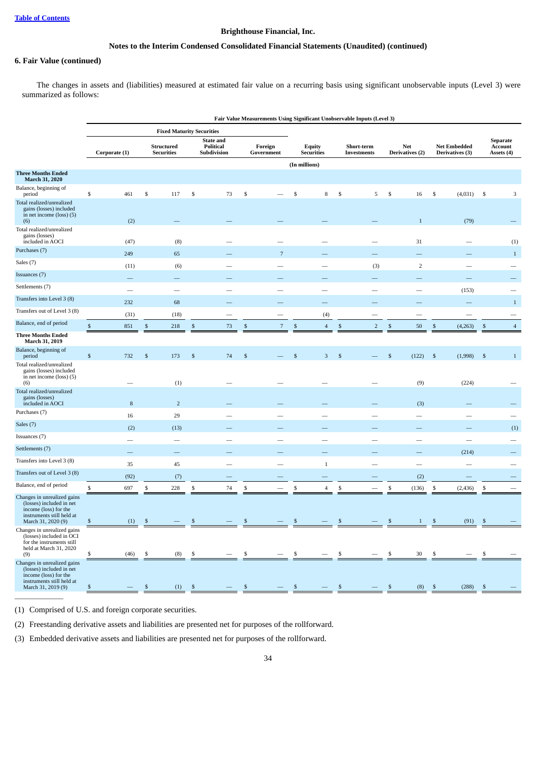**Brighthouse Financial, Inc.**

**Notes to the Interim Condensed Consolidated Financial Statements (Unaudited) (continued)**

**6. Fair Value (continued)**

The changes in assets and (liabilities) measured at estimated fair value on a recurring basis using significant unobservable inputs (Level 3) were summarized as follows:

| | Fair Value Measurements Using Significant Unobservable Inputs (Level 3) | | | | | | | | |
|---|---|---|---|---|---|---|---|---|---|
| | Fixed Maturity Securities | | | | | | | | |
| | Corporate (1) | Structured Securities | State and Political Subdivision | Foreign Government | Equity Securities | Short-term Investments | Net Derivatives (2) | Net Embedded Derivatives (3) | Separate Account Assets (4) |
| | (In millions) | | | | | | | | |
| **Three Months Ended March 31, 2020** | | | | | | | | | |
| Balance, beginning of period | $ 461 | $ 117 | $ 73 | $ — | $ 8 | $ 5 | $ 16 | $ (4,031) | $ 3 |
| Total realized/unrealized gains (losses) included in net income (loss) (5) (6) | (2) | — | — | — | — | — | 1 | (79) | — |
| Total realized/unrealized gains (losses) included in AOCI | (47) | (8) | — | — | — | — | 31 | — | (1) |
| Purchases (7) | 249 | 65 | — | 7 | — | — | — | — | 1 |
| Sales (7) | (11) | (6) | — | — | — | (3) | 2 | — | — |
| Issuances (7) | — | — | — | — | — | — | — | — | — |
| Settlements (7) | — | — | — | — | — | — | — | (153) | — |
| Transfers into Level 3 (8) | 232 | 68 | — | — | — | — | — | — | 1 |
| Transfers out of Level 3 (8) | (31) | (18) | — | — | (4) | — | — | — | — |
| Balance, end of period | $ 851 | $ 218 | $ 73 | $ 7 | $ 4 | $ 2 | $ 50 | $ (4,263) | $ 4 |
| **Three Months Ended March 31, 2019** | | | | | | | | | |
| Balance, beginning of period | $ 732 | $ 173 | $ 74 | $ — | $ 3 | $ — | $ (122) | $ (1,998) | $ 1 |
| Total realized/unrealized gains (losses) included in net income (loss) (5) (6) | — | (1) | — | — | — | — | (9) | (224) | — |
| Total realized/unrealized gains (losses) included in AOCI | 8 | 2 | — | — | — | — | (3) | — | — |
| Purchases (7) | 16 | 29 | — | — | — | — | — | — | — |
| Sales (7) | (2) | (13) | — | — | — | — | — | — | (1) |
| Issuances (7) | — | — | — | — | — | — | — | — | — |
| Settlements (7) | — | — | — | — | — | — | — | (214) | — |
| Transfers into Level 3 (8) | 35 | 45 | — | — | 1 | — | — | — | — |
| Transfers out of Level 3 (8) | (92) | (7) | — | — | — | — | (2) | — | — |
| Balance, end of period | $ 697 | $ 228 | $ 74 | $ — | $ 4 | $ — | $ (136) | $ (2,436) | $ — |
| Changes in unrealized gains (losses) included in net income (loss) for the instruments still held at March 31, 2020 (9) | $ (1) | $ — | $ — | $ — | $ — | $ — | $ 1 | $ (91) | $ — |
| Changes in unrealized gains (losses) included in OCI for the instruments still held at March 31, 2020 (9) | $ (46) | $ (8) | $ — | $ — | $ — | $ — | $ 30 | $ — | $ — |
| Changes in unrealized gains (losses) included in net income (loss) for the instruments still held at March 31, 2019 (9) | $ — | $ (1) | $ — | $ — | $ — | $ — | $ (8) | $ (288) | $ — |

(1) Comprised of U.S. and foreign corporate securities.

(2) Freestanding derivative assets and liabilities are presented net for purposes of the rollforward.

(3) Embedded derivative assets and liabilities are presented net for purposes of the rollforward.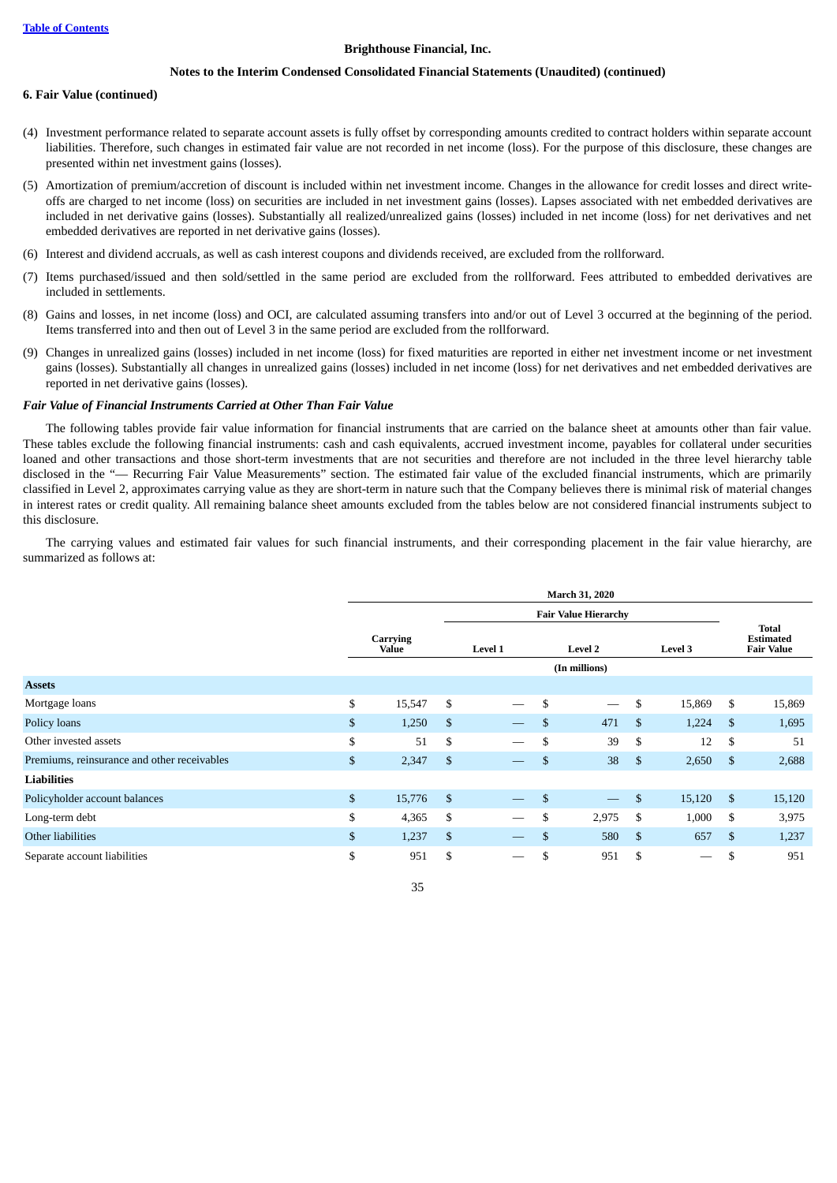## 6. Fair Value (continued)

(4) Investment performance related to separate account assets is fully offset by corresponding amounts credited to contract holders within separate account liabilities. Therefore, such changes in estimated fair value are not recorded in net income (loss). For the purpose of this disclosure, these changes are presented within net investment gains (losses).

(5) Amortization of premium/accretion of discount is included within net investment income. Changes in the allowance for credit losses and direct write-offs are charged to net income (loss) on securities are included in net investment gains (losses). Lapses associated with net embedded derivatives are included in net derivative gains (losses). Substantially all realized/unrealized gains (losses) included in net income (loss) for net derivatives and net embedded derivatives are reported in net derivative gains (losses).

(6) Interest and dividend accruals, as well as cash interest coupons and dividends received, are excluded from the rollforward.

(7) Items purchased/issued and then sold/settled in the same period are excluded from the rollforward. Fees attributed to embedded derivatives are included in settlements.

(8) Gains and losses, in net income (loss) and OCI, are calculated assuming transfers into and/or out of Level 3 occurred at the beginning of the period. Items transferred into and then out of Level 3 in the same period are excluded from the rollforward.

(9) Changes in unrealized gains (losses) included in net income (loss) for fixed maturities are reported in either net investment income or net investment gains (losses). Substantially all changes in unrealized gains (losses) included in net income (loss) for net derivatives and net embedded derivatives are reported in net derivative gains (losses).

***Fair Value of Financial Instruments Carried at Other Than Fair Value***

The following tables provide fair value information for financial instruments that are carried on the balance sheet at amounts other than fair value. These tables exclude the following financial instruments: cash and cash equivalents, accrued investment income, payables for collateral under securities loaned and other transactions and those short-term investments that are not securities and therefore are not included in the three level hierarchy table disclosed in the "— Recurring Fair Value Measurements" section. The estimated fair value of the excluded financial instruments, which are primarily classified in Level 2, approximates carrying value as they are short-term in nature such that the Company believes there is minimal risk of material changes in interest rates or credit quality. All remaining balance sheet amounts excluded from the tables below are not considered financial instruments subject to this disclosure.

The carrying values and estimated fair values for such financial instruments, and their corresponding placement in the fair value hierarchy, are summarized as follows at:

| | March 31, 2020 | | | | |
|---|---|---|---|---|---|
| | | Fair Value Hierarchy | | | |
| | Carrying Value | Level 1 | Level 2 | Level 3 | Total Estimated Fair Value |
| | (In millions) | | | | |
| **Assets** | | | | | |
| Mortgage loans | $ 15,547 | $ — | $ — | $ 15,869 | $ 15,869 |
| Policy loans | $ 1,250 | $ — | $ 471 | $ 1,224 | $ 1,695 |
| Other invested assets | $ 51 | $ — | $ 39 | $ 12 | $ 51 |
| Premiums, reinsurance and other receivables | $ 2,347 | $ — | $ 38 | $ 2,650 | $ 2,688 |
| **Liabilities** | | | | | |
| Policyholder account balances | $ 15,776 | $ — | $ — | $ 15,120 | $ 15,120 |
| Long-term debt | $ 4,365 | $ — | $ 2,975 | $ 1,000 | $ 3,975 |
| Other liabilities | $ 1,237 | $ — | $ 580 | $ 657 | $ 1,237 |
| Separate account liabilities | $ 951 | $ — | $ 951 | $ — | $ 951 |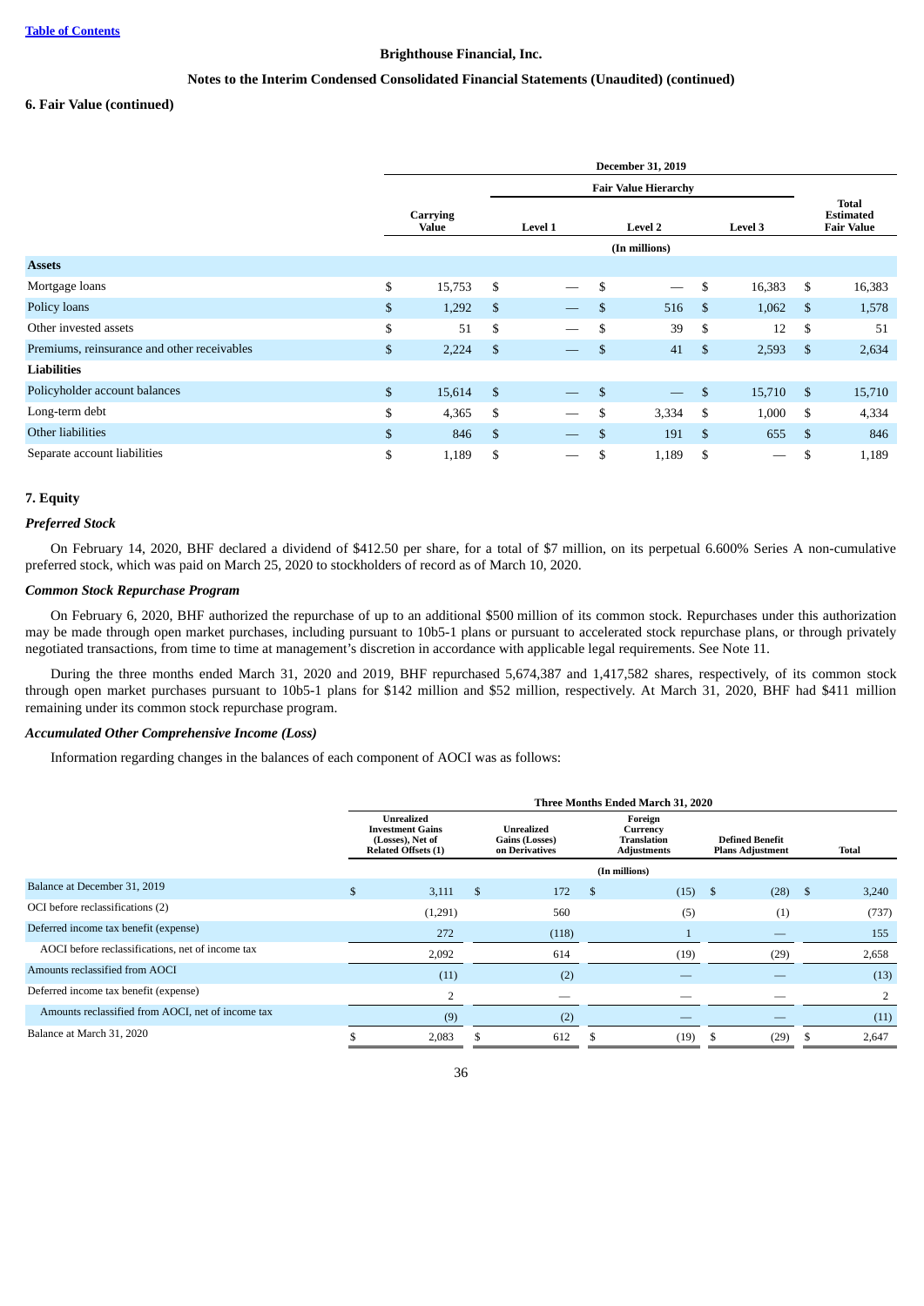## 6. Fair Value (continued)

| | December 31, 2019 | | | | |
|---|---|---|---|---|---|
| | | Fair Value Hierarchy | | | |
| | Carrying Value | Level 1 | Level 2 | Level 3 | Total Estimated Fair Value |
| | (In millions) | | | | |
| **Assets** | | | | | |
| Mortgage loans | $ 15,753 | $ — | $ — | $ 16,383 | $ 16,383 |
| Policy loans | $ 1,292 | $ — | $ 516 | $ 1,062 | $ 1,578 |
| Other invested assets | $ 51 | $ — | $ 39 | $ 12 | $ 51 |
| Premiums, reinsurance and other receivables | $ 2,224 | $ — | $ 41 | $ 2,593 | $ 2,634 |
| **Liabilities** | | | | | |
| Policyholder account balances | $ 15,614 | $ — | $ — | $ 15,710 | $ 15,710 |
| Long-term debt | $ 4,365 | $ — | $ 3,334 | $ 1,000 | $ 4,334 |
| Other liabilities | $ 846 | $ — | $ 191 | $ 655 | $ 846 |
| Separate account liabilities | $ 1,189 | $ — | $ 1,189 | $ — | $ 1,189 |

## 7. Equity

### *Preferred Stock*

On February 14, 2020, BHF declared a dividend of $412.50 per share, for a total of $7 million, on its perpetual 6.600% Series A non-cumulative preferred stock, which was paid on March 25, 2020 to stockholders of record as of March 10, 2020.

### *Common Stock Repurchase Program*

On February 6, 2020, BHF authorized the repurchase of up to an additional $500 million of its common stock. Repurchases under this authorization may be made through open market purchases, including pursuant to 10b5-1 plans or pursuant to accelerated stock repurchase plans, or through privately negotiated transactions, from time to time at management's discretion in accordance with applicable legal requirements. See Note 11.

During the three months ended March 31, 2020 and 2019, BHF repurchased 5,674,387 and 1,417,582 shares, respectively, of its common stock through open market purchases pursuant to 10b5-1 plans for $142 million and $52 million, respectively. At March 31, 2020, BHF had $411 million remaining under its common stock repurchase program.

### *Accumulated Other Comprehensive Income (Loss)*

Information regarding changes in the balances of each component of AOCI was as follows:

| | Three Months Ended March 31, 2020 | | | | |
|---|---|---|---|---|---|
| | Unrealized Investment Gains (Losses), Net of Related Offsets (1) | Unrealized Gains (Losses) on Derivatives | Foreign Currency Translation Adjustments | Defined Benefit Plans Adjustment | Total |
| | (In millions) | | | | |
| Balance at December 31, 2019 | $ 3,111 | $ 172 | $ (15) | $ (28) | $ 3,240 |
| OCI before reclassifications (2) | (1,291) | 560 | (5) | (1) | (737) |
| Deferred income tax benefit (expense) | 272 | (118) | 1 | — | 155 |
| AOCI before reclassifications, net of income tax | 2,092 | 614 | (19) | (29) | 2,658 |
| Amounts reclassified from AOCI | (11) | (2) | — | — | (13) |
| Deferred income tax benefit (expense) | 2 | — | — | — | 2 |
| Amounts reclassified from AOCI, net of income tax | (9) | (2) | — | — | (11) |
| Balance at March 31, 2020 | $ 2,083 | $ 612 | $ (19) | $ (29) | $ 2,647 |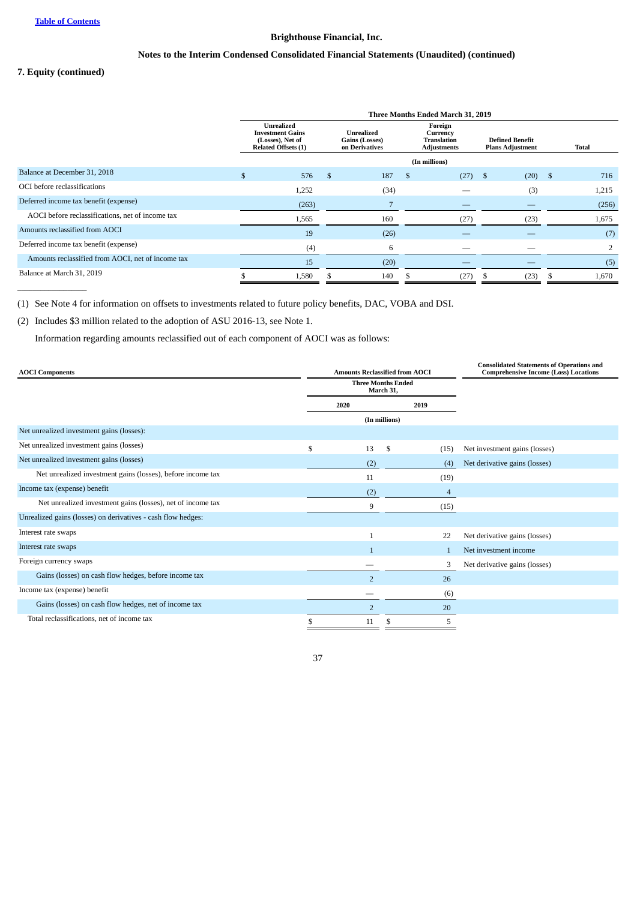Brighthouse Financial, Inc.

Notes to the Interim Condensed Consolidated Financial Statements (Unaudited) (continued)

## 7. Equity (continued)

| | Three Months Ended March 31, 2019 | | | | |
|---|---|---|---|---|---|
| | Unrealized Investment Gains (Losses), Net of Related Offsets (1) | Unrealized Gains (Losses) on Derivatives | Foreign Currency Translation Adjustments | Defined Benefit Plans Adjustment | Total |
| | (In millions) | | | | |
| Balance at December 31, 2018 | $ 576 | $ 187 | $ (27) | $ (20) | $ 716 |
| OCI before reclassifications | 1,252 | (34) | — | (3) | 1,215 |
| Deferred income tax benefit (expense) | (263) | 7 | — | — | (256) |
| AOCI before reclassifications, net of income tax | 1,565 | 160 | (27) | (23) | 1,675 |
| Amounts reclassified from AOCI | 19 | (26) | — | — | (7) |
| Deferred income tax benefit (expense) | (4) | 6 | — | — | 2 |
| Amounts reclassified from AOCI, net of income tax | 15 | (20) | — | — | (5) |
| Balance at March 31, 2019 | $ 1,580 | $ 140 | $ (27) | $ (23) | $ 1,670 |

---

(1) See Note 4 for information on offsets to investments related to future policy benefits, DAC, VOBA and DSI.

(2) Includes $3 million related to the adoption of ASU 2016-13, see Note 1.

Information regarding amounts reclassified out of each component of AOCI was as follows:

| AOCI Components | Amounts Reclassified from AOCI | | Consolidated Statements of Operations and Comprehensive Income (Loss) Locations |
|---|---|---|---|
| | Three Months Ended March 31, | | |
| | 2020 | 2019 | |
| | (In millions) | | |
| Net unrealized investment gains (losses): | | | |
| Net unrealized investment gains (losses) | $ 13 | $ (15) | Net investment gains (losses) |
| Net unrealized investment gains (losses) | (2) | (4) | Net derivative gains (losses) |
| Net unrealized investment gains (losses), before income tax | 11 | (19) | |
| Income tax (expense) benefit | (2) | 4 | |
| Net unrealized investment gains (losses), net of income tax | 9 | (15) | |
| Unrealized gains (losses) on derivatives - cash flow hedges: | | | |
| Interest rate swaps | 1 | 22 | Net derivative gains (losses) |
| Interest rate swaps | 1 | 1 | Net investment income |
| Foreign currency swaps | — | 3 | Net derivative gains (losses) |
| Gains (losses) on cash flow hedges, before income tax | 2 | 26 | |
| Income tax (expense) benefit | — | (6) | |
| Gains (losses) on cash flow hedges, net of income tax | 2 | 20 | |
| Total reclassifications, net of income tax | $ 11 | $ 5 | |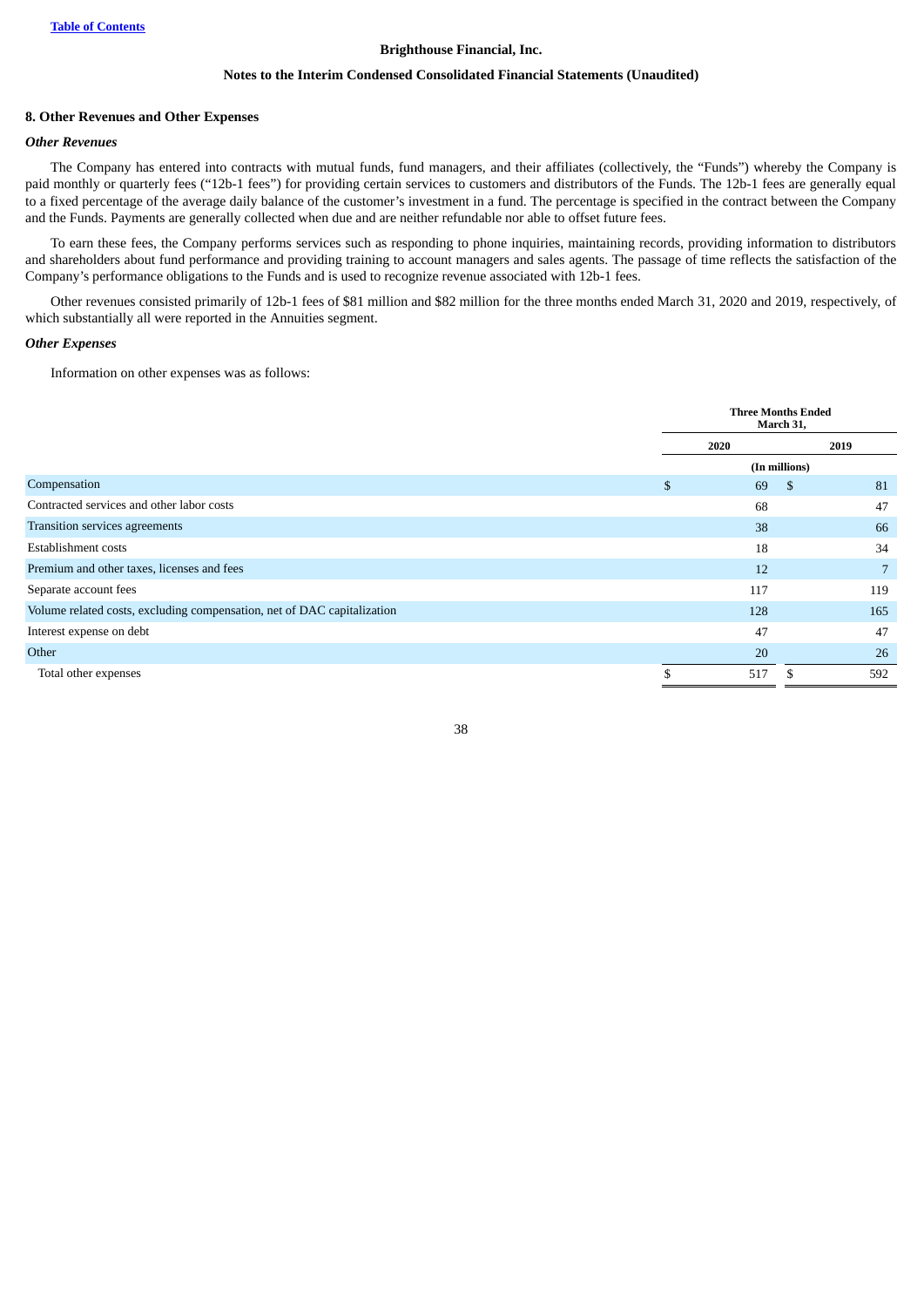## 8. Other Revenues and Other Expenses

### *Other Revenues*

The Company has entered into contracts with mutual funds, fund managers, and their affiliates (collectively, the "Funds") whereby the Company is paid monthly or quarterly fees ("12b-1 fees") for providing certain services to customers and distributors of the Funds. The 12b-1 fees are generally equal to a fixed percentage of the average daily balance of the customer's investment in a fund. The percentage is specified in the contract between the Company and the Funds. Payments are generally collected when due and are neither refundable nor able to offset future fees.

To earn these fees, the Company performs services such as responding to phone inquiries, maintaining records, providing information to distributors and shareholders about fund performance and providing training to account managers and sales agents. The passage of time reflects the satisfaction of the Company's performance obligations to the Funds and is used to recognize revenue associated with 12b-1 fees.

Other revenues consisted primarily of 12b-1 fees of $81 million and $82 million for the three months ended March 31, 2020 and 2019, respectively, of which substantially all were reported in the Annuities segment.

### *Other Expenses*

Information on other expenses was as follows:

| | Three Months Ended March 31, | |
|---|---|---|
| | 2020 | 2019 |
| | (In millions) | |
| Compensation | $ 69 | $ 81 |
| Contracted services and other labor costs | 68 | 47 |
| Transition services agreements | 38 | 66 |
| Establishment costs | 18 | 34 |
| Premium and other taxes, licenses and fees | 12 | 7 |
| Separate account fees | 117 | 119 |
| Volume related costs, excluding compensation, net of DAC capitalization | 128 | 165 |
| Interest expense on debt | 47 | 47 |
| Other | 20 | 26 |
| Total other expenses | $ 517 | $ 592 |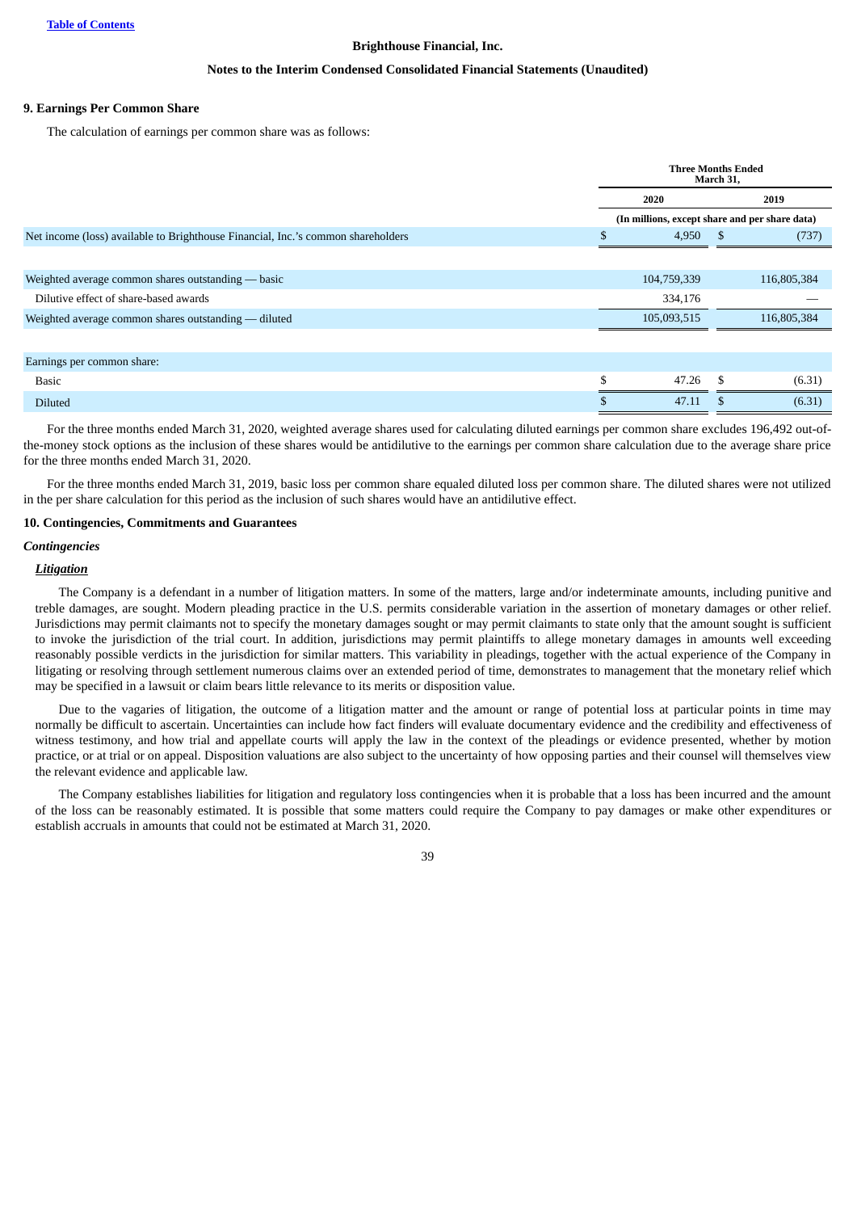Brighthouse Financial, Inc.

Notes to the Interim Condensed Consolidated Financial Statements (Unaudited)

## 9. Earnings Per Common Share

The calculation of earnings per common share was as follows:

| | Three Months Ended March 31, | |
|---|---|---|
| | 2020 | 2019 |
| | (In millions, except share and per share data) | |
| Net income (loss) available to Brighthouse Financial, Inc.'s common shareholders | $ 4,950 | $ (737) |
| | | |
| Weighted average common shares outstanding — basic | 104,759,339 | 116,805,384 |
| Dilutive effect of share-based awards | 334,176 | — |
| Weighted average common shares outstanding — diluted | 105,093,515 | 116,805,384 |
| | | |
| Earnings per common share: | | |
| Basic | $ 47.26 | $ (6.31) |
| Diluted | $ 47.11 | $ (6.31) |

For the three months ended March 31, 2020, weighted average shares used for calculating diluted earnings per common share excludes 196,492 out-of-the-money stock options as the inclusion of these shares would be antidilutive to the earnings per common share calculation due to the average share price for the three months ended March 31, 2020.

For the three months ended March 31, 2019, basic loss per common share equaled diluted loss per common share. The diluted shares were not utilized in the per share calculation for this period as the inclusion of such shares would have an antidilutive effect.

## 10. Contingencies, Commitments and Guarantees

### *Contingencies*

#### ***Litigation***

The Company is a defendant in a number of litigation matters. In some of the matters, large and/or indeterminate amounts, including punitive and treble damages, are sought. Modern pleading practice in the U.S. permits considerable variation in the assertion of monetary damages or other relief. Jurisdictions may permit claimants not to specify the monetary damages sought or may permit claimants to state only that the amount sought is sufficient to invoke the jurisdiction of the trial court. In addition, jurisdictions may permit plaintiffs to allege monetary damages in amounts well exceeding reasonably possible verdicts in the jurisdiction for similar matters. This variability in pleadings, together with the actual experience of the Company in litigating or resolving through settlement numerous claims over an extended period of time, demonstrates to management that the monetary relief which may be specified in a lawsuit or claim bears little relevance to its merits or disposition value.

Due to the vagaries of litigation, the outcome of a litigation matter and the amount or range of potential loss at particular points in time may normally be difficult to ascertain. Uncertainties can include how fact finders will evaluate documentary evidence and the credibility and effectiveness of witness testimony, and how trial and appellate courts will apply the law in the context of the pleadings or evidence presented, whether by motion practice, or at trial or on appeal. Disposition valuations are also subject to the uncertainty of how opposing parties and their counsel will themselves view the relevant evidence and applicable law.

The Company establishes liabilities for litigation and regulatory loss contingencies when it is probable that a loss has been incurred and the amount of the loss can be reasonably estimated. It is possible that some matters could require the Company to pay damages or make other expenditures or establish accruals in amounts that could not be estimated at March 31, 2020.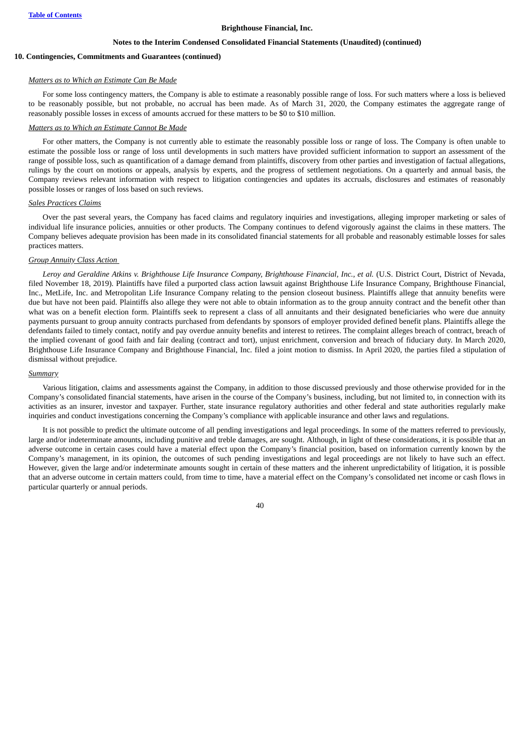#### 10. Contingencies, Commitments and Guarantees (continued)

*Matters as to Which an Estimate Can Be Made*

For some loss contingency matters, the Company is able to estimate a reasonably possible range of loss. For such matters where a loss is believed to be reasonably possible, but not probable, no accrual has been made. As of March 31, 2020, the Company estimates the aggregate range of reasonably possible losses in excess of amounts accrued for these matters to be $0 to $10 million.

*Matters as to Which an Estimate Cannot Be Made*

For other matters, the Company is not currently able to estimate the reasonably possible loss or range of loss. The Company is often unable to estimate the possible loss or range of loss until developments in such matters have provided sufficient information to support an assessment of the range of possible loss, such as quantification of a damage demand from plaintiffs, discovery from other parties and investigation of factual allegations, rulings by the court on motions or appeals, analysis by experts, and the progress of settlement negotiations. On a quarterly and annual basis, the Company reviews relevant information with respect to litigation contingencies and updates its accruals, disclosures and estimates of reasonably possible losses or ranges of loss based on such reviews.

*Sales Practices Claims*

Over the past several years, the Company has faced claims and regulatory inquiries and investigations, alleging improper marketing or sales of individual life insurance policies, annuities or other products. The Company continues to defend vigorously against the claims in these matters. The Company believes adequate provision has been made in its consolidated financial statements for all probable and reasonably estimable losses for sales practices matters.

*Group Annuity Class Action*

*Leroy and Geraldine Atkins v. Brighthouse Life Insurance Company, Brighthouse Financial, Inc., et al.* (U.S. District Court, District of Nevada, filed November 18, 2019). Plaintiffs have filed a purported class action lawsuit against Brighthouse Life Insurance Company, Brighthouse Financial, Inc., MetLife, Inc. and Metropolitan Life Insurance Company relating to the pension closeout business. Plaintiffs allege that annuity benefits were due but have not been paid. Plaintiffs also allege they were not able to obtain information as to the group annuity contract and the benefit other than what was on a benefit election form. Plaintiffs seek to represent a class of all annuitants and their designated beneficiaries who were due annuity payments pursuant to group annuity contracts purchased from defendants by sponsors of employer provided defined benefit plans. Plaintiffs allege the defendants failed to timely contact, notify and pay overdue annuity benefits and interest to retirees. The complaint alleges breach of contract, breach of the implied covenant of good faith and fair dealing (contract and tort), unjust enrichment, conversion and breach of fiduciary duty. In March 2020, Brighthouse Life Insurance Company and Brighthouse Financial, Inc. filed a joint motion to dismiss. In April 2020, the parties filed a stipulation of dismissal without prejudice.

*Summary*

Various litigation, claims and assessments against the Company, in addition to those discussed previously and those otherwise provided for in the Company's consolidated financial statements, have arisen in the course of the Company's business, including, but not limited to, in connection with its activities as an insurer, investor and taxpayer. Further, state insurance regulatory authorities and other federal and state authorities regularly make inquiries and conduct investigations concerning the Company's compliance with applicable insurance and other laws and regulations.

It is not possible to predict the ultimate outcome of all pending investigations and legal proceedings. In some of the matters referred to previously, large and/or indeterminate amounts, including punitive and treble damages, are sought. Although, in light of these considerations, it is possible that an adverse outcome in certain cases could have a material effect upon the Company's financial position, based on information currently known by the Company's management, in its opinion, the outcomes of such pending investigations and legal proceedings are not likely to have such an effect. However, given the large and/or indeterminate amounts sought in certain of these matters and the inherent unpredictability of litigation, it is possible that an adverse outcome in certain matters could, from time to time, have a material effect on the Company's consolidated net income or cash flows in particular quarterly or annual periods.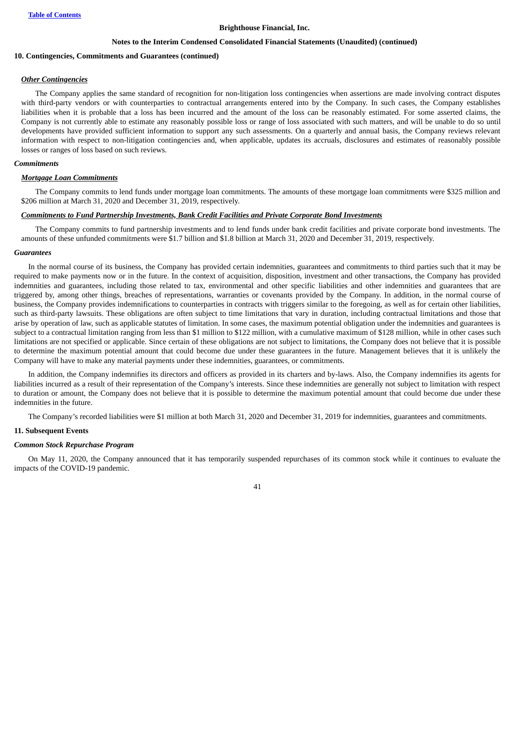**10. Contingencies, Commitments and Guarantees (continued)**

***Other Contingencies***

The Company applies the same standard of recognition for non-litigation loss contingencies when assertions are made involving contract disputes with third-party vendors or with counterparties to contractual arrangements entered into by the Company. In such cases, the Company establishes liabilities when it is probable that a loss has been incurred and the amount of the loss can be reasonably estimated. For some asserted claims, the Company is not currently able to estimate any reasonably possible loss or range of loss associated with such matters, and will be unable to do so until developments have provided sufficient information to support any such assessments. On a quarterly and annual basis, the Company reviews relevant information with respect to non-litigation contingencies and, when applicable, updates its accruals, disclosures and estimates of reasonably possible losses or ranges of loss based on such reviews.

***Commitments***

***Mortgage Loan Commitments***

The Company commits to lend funds under mortgage loan commitments. The amounts of these mortgage loan commitments were $325 million and $206 million at March 31, 2020 and December 31, 2019, respectively.

***Commitments to Fund Partnership Investments, Bank Credit Facilities and Private Corporate Bond Investments***

The Company commits to fund partnership investments and to lend funds under bank credit facilities and private corporate bond investments. The amounts of these unfunded commitments were $1.7 billion and $1.8 billion at March 31, 2020 and December 31, 2019, respectively.

***Guarantees***

In the normal course of its business, the Company has provided certain indemnities, guarantees and commitments to third parties such that it may be required to make payments now or in the future. In the context of acquisition, disposition, investment and other transactions, the Company has provided indemnities and guarantees, including those related to tax, environmental and other specific liabilities and other indemnities and guarantees that are triggered by, among other things, breaches of representations, warranties or covenants provided by the Company. In addition, in the normal course of business, the Company provides indemnifications to counterparties in contracts with triggers similar to the foregoing, as well as for certain other liabilities, such as third-party lawsuits. These obligations are often subject to time limitations that vary in duration, including contractual limitations and those that arise by operation of law, such as applicable statutes of limitation. In some cases, the maximum potential obligation under the indemnities and guarantees is subject to a contractual limitation ranging from less than $1 million to $122 million, with a cumulative maximum of $128 million, while in other cases such limitations are not specified or applicable. Since certain of these obligations are not subject to limitations, the Company does not believe that it is possible to determine the maximum potential amount that could become due under these guarantees in the future. Management believes that it is unlikely the Company will have to make any material payments under these indemnities, guarantees, or commitments.

In addition, the Company indemnifies its directors and officers as provided in its charters and by-laws. Also, the Company indemnifies its agents for liabilities incurred as a result of their representation of the Company's interests. Since these indemnities are generally not subject to limitation with respect to duration or amount, the Company does not believe that it is possible to determine the maximum potential amount that could become due under these indemnities in the future.

The Company's recorded liabilities were $1 million at both March 31, 2020 and December 31, 2019 for indemnities, guarantees and commitments.

**11. Subsequent Events**

***Common Stock Repurchase Program***

On May 11, 2020, the Company announced that it has temporarily suspended repurchases of its common stock while it continues to evaluate the impacts of the COVID-19 pandemic.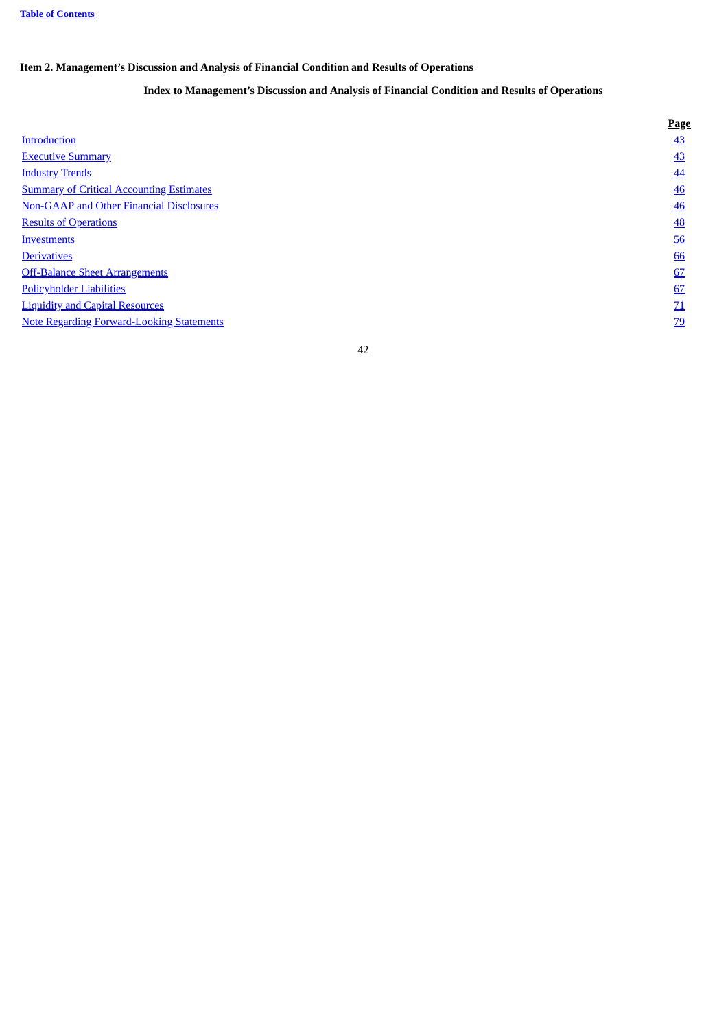## Item 2. Management's Discussion and Analysis of Financial Condition and Results of Operations

### Index to Management's Discussion and Analysis of Financial Condition and Results of Operations

| | Page |
|---|---|
| Introduction | 43 |
| Executive Summary | 43 |
| Industry Trends | 44 |
| Summary of Critical Accounting Estimates | 46 |
| Non-GAAP and Other Financial Disclosures | 46 |
| Results of Operations | 48 |
| Investments | 56 |
| Derivatives | 66 |
| Off-Balance Sheet Arrangements | 67 |
| Policyholder Liabilities | 67 |
| Liquidity and Capital Resources | 71 |
| Note Regarding Forward-Looking Statements | 79 |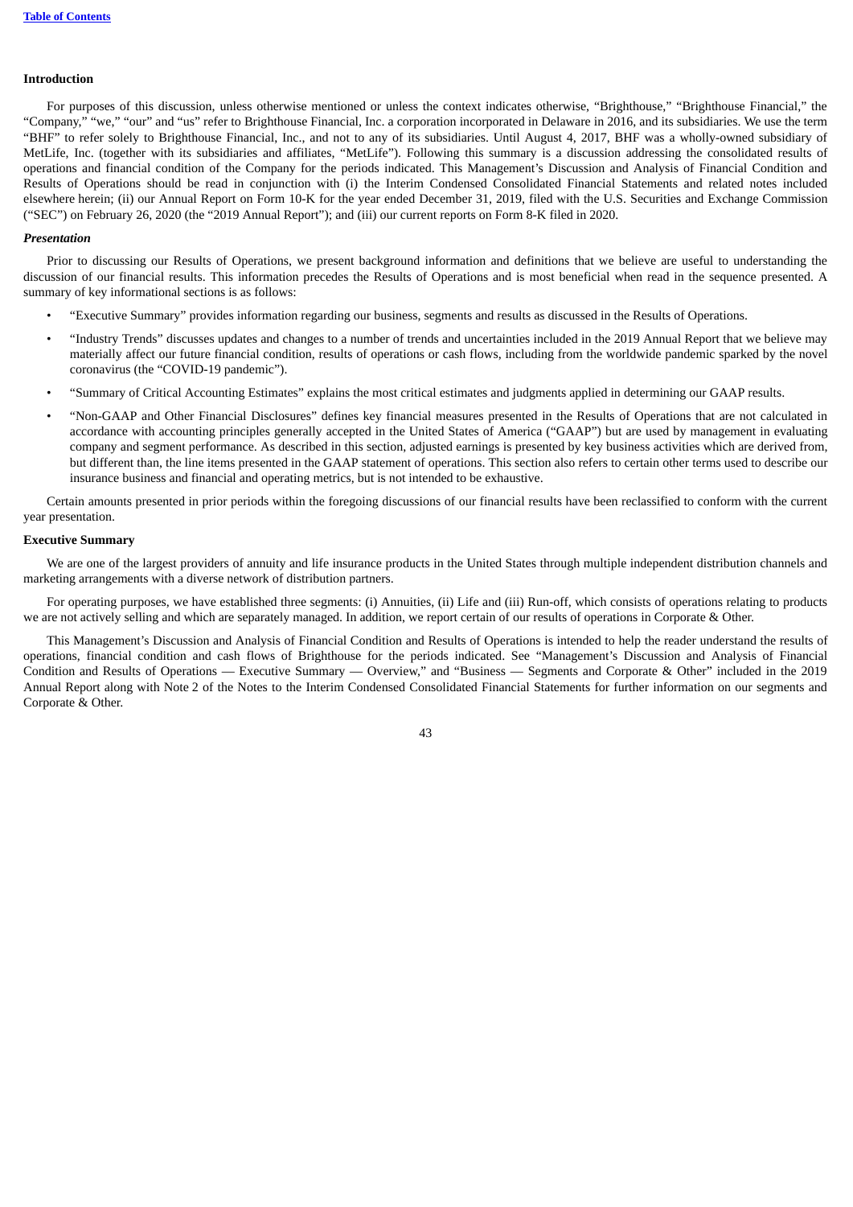### Introduction

For purposes of this discussion, unless otherwise mentioned or unless the context indicates otherwise, "Brighthouse," "Brighthouse Financial," the "Company," "we," "our" and "us" refer to Brighthouse Financial, Inc. a corporation incorporated in Delaware in 2016, and its subsidiaries. We use the term "BHF" to refer solely to Brighthouse Financial, Inc., and not to any of its subsidiaries. Until August 4, 2017, BHF was a wholly-owned subsidiary of MetLife, Inc. (together with its subsidiaries and affiliates, "MetLife"). Following this summary is a discussion addressing the consolidated results of operations and financial condition of the Company for the periods indicated. This Management's Discussion and Analysis of Financial Condition and Results of Operations should be read in conjunction with (i) the Interim Condensed Consolidated Financial Statements and related notes included elsewhere herein; (ii) our Annual Report on Form 10-K for the year ended December 31, 2019, filed with the U.S. Securities and Exchange Commission ("SEC") on February 26, 2020 (the "2019 Annual Report"); and (iii) our current reports on Form 8-K filed in 2020.

#### *Presentation*

Prior to discussing our Results of Operations, we present background information and definitions that we believe are useful to understanding the discussion of our financial results. This information precedes the Results of Operations and is most beneficial when read in the sequence presented. A summary of key informational sections is as follows:

- "Executive Summary" provides information regarding our business, segments and results as discussed in the Results of Operations.
- "Industry Trends" discusses updates and changes to a number of trends and uncertainties included in the 2019 Annual Report that we believe may materially affect our future financial condition, results of operations or cash flows, including from the worldwide pandemic sparked by the novel coronavirus (the "COVID-19 pandemic").
- "Summary of Critical Accounting Estimates" explains the most critical estimates and judgments applied in determining our GAAP results.
- "Non-GAAP and Other Financial Disclosures" defines key financial measures presented in the Results of Operations that are not calculated in accordance with accounting principles generally accepted in the United States of America ("GAAP") but are used by management in evaluating company and segment performance. As described in this section, adjusted earnings is presented by key business activities which are derived from, but different than, the line items presented in the GAAP statement of operations. This section also refers to certain other terms used to describe our insurance business and financial and operating metrics, but is not intended to be exhaustive.

Certain amounts presented in prior periods within the foregoing discussions of our financial results have been reclassified to conform with the current year presentation.

### Executive Summary

We are one of the largest providers of annuity and life insurance products in the United States through multiple independent distribution channels and marketing arrangements with a diverse network of distribution partners.

For operating purposes, we have established three segments: (i) Annuities, (ii) Life and (iii) Run-off, which consists of operations relating to products we are not actively selling and which are separately managed. In addition, we report certain of our results of operations in Corporate & Other.

This Management's Discussion and Analysis of Financial Condition and Results of Operations is intended to help the reader understand the results of operations, financial condition and cash flows of Brighthouse for the periods indicated. See "Management's Discussion and Analysis of Financial Condition and Results of Operations — Executive Summary — Overview," and "Business — Segments and Corporate & Other" included in the 2019 Annual Report along with Note 2 of the Notes to the Interim Condensed Consolidated Financial Statements for further information on our segments and Corporate & Other.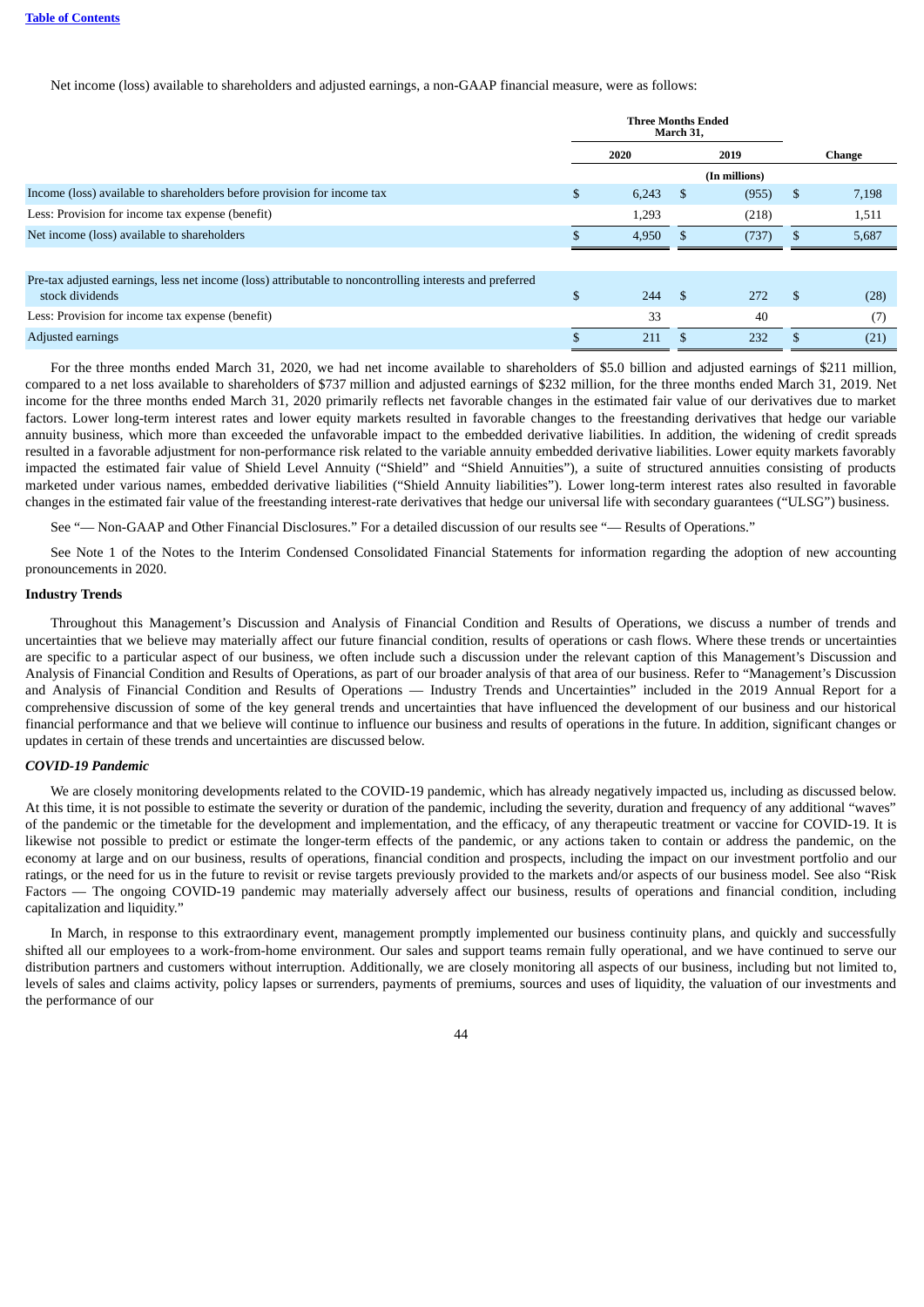Net income (loss) available to shareholders and adjusted earnings, a non-GAAP financial measure, were as follows:

| | Three Months Ended March 31, | | |
|---|---|---|---|
| | 2020 | 2019 | Change |
| | (In millions) | | |
| Income (loss) available to shareholders before provision for income tax | $ 6,243 | $ (955) | $ 7,198 |
| Less: Provision for income tax expense (benefit) | 1,293 | (218) | 1,511 |
| Net income (loss) available to shareholders | $ 4,950 | $ (737) | $ 5,687 |
| | | | |
| Pre-tax adjusted earnings, less net income (loss) attributable to noncontrolling interests and preferred stock dividends | $ 244 | $ 272 | $ (28) |
| Less: Provision for income tax expense (benefit) | 33 | 40 | (7) |
| Adjusted earnings | $ 211 | $ 232 | $ (21) |

For the three months ended March 31, 2020, we had net income available to shareholders of $5.0 billion and adjusted earnings of $211 million, compared to a net loss available to shareholders of $737 million and adjusted earnings of $232 million, for the three months ended March 31, 2019. Net income for the three months ended March 31, 2020 primarily reflects net favorable changes in the estimated fair value of our derivatives due to market factors. Lower long-term interest rates and lower equity markets resulted in favorable changes to the freestanding derivatives that hedge our variable annuity business, which more than exceeded the unfavorable impact to the embedded derivative liabilities. In addition, the widening of credit spreads resulted in a favorable adjustment for non-performance risk related to the variable annuity embedded derivative liabilities. Lower equity markets favorably impacted the estimated fair value of Shield Level Annuity ("Shield" and "Shield Annuities"), a suite of structured annuities consisting of products marketed under various names, embedded derivative liabilities ("Shield Annuity liabilities"). Lower long-term interest rates also resulted in favorable changes in the estimated fair value of the freestanding interest-rate derivatives that hedge our universal life with secondary guarantees ("ULSG") business.

See "— Non-GAAP and Other Financial Disclosures." For a detailed discussion of our results see "— Results of Operations."

See Note 1 of the Notes to the Interim Condensed Consolidated Financial Statements for information regarding the adoption of new accounting pronouncements in 2020.

**Industry Trends**

Throughout this Management's Discussion and Analysis of Financial Condition and Results of Operations, we discuss a number of trends and uncertainties that we believe may materially affect our future financial condition, results of operations or cash flows. Where these trends or uncertainties are specific to a particular aspect of our business, we often include such a discussion under the relevant caption of this Management's Discussion and Analysis of Financial Condition and Results of Operations, as part of our broader analysis of that area of our business. Refer to "Management's Discussion and Analysis of Financial Condition and Results of Operations — Industry Trends and Uncertainties" included in the 2019 Annual Report for a comprehensive discussion of some of the key general trends and uncertainties that have influenced the development of our business and our historical financial performance and that we believe will continue to influence our business and results of operations in the future. In addition, significant changes or updates in certain of these trends and uncertainties are discussed below.

***COVID-19 Pandemic***

We are closely monitoring developments related to the COVID-19 pandemic, which has already negatively impacted us, including as discussed below. At this time, it is not possible to estimate the severity or duration of the pandemic, including the severity, duration and frequency of any additional "waves" of the pandemic or the timetable for the development and implementation, and the efficacy, of any therapeutic treatment or vaccine for COVID-19. It is likewise not possible to predict or estimate the longer-term effects of the pandemic, or any actions taken to contain or address the pandemic, on the economy at large and on our business, results of operations, financial condition and prospects, including the impact on our investment portfolio and our ratings, or the need for us in the future to revisit or revise targets previously provided to the markets and/or aspects of our business model. See also "Risk Factors — The ongoing COVID-19 pandemic may materially adversely affect our business, results of operations and financial condition, including capitalization and liquidity."

In March, in response to this extraordinary event, management promptly implemented our business continuity plans, and quickly and successfully shifted all our employees to a work-from-home environment. Our sales and support teams remain fully operational, and we have continued to serve our distribution partners and customers without interruption. Additionally, we are closely monitoring all aspects of our business, including but not limited to, levels of sales and claims activity, policy lapses or surrenders, payments of premiums, sources and uses of liquidity, the valuation of our investments and the performance of our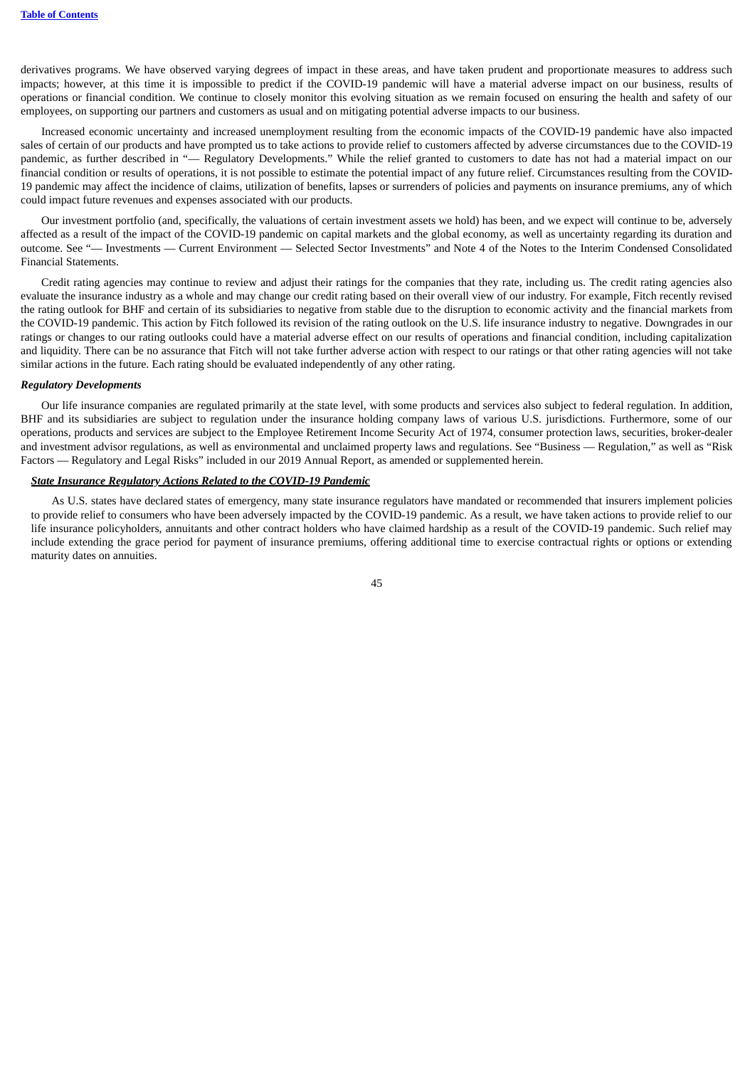derivatives programs. We have observed varying degrees of impact in these areas, and have taken prudent and proportionate measures to address such impacts; however, at this time it is impossible to predict if the COVID-19 pandemic will have a material adverse impact on our business, results of operations or financial condition. We continue to closely monitor this evolving situation as we remain focused on ensuring the health and safety of our employees, on supporting our partners and customers as usual and on mitigating potential adverse impacts to our business.

Increased economic uncertainty and increased unemployment resulting from the economic impacts of the COVID-19 pandemic have also impacted sales of certain of our products and have prompted us to take actions to provide relief to customers affected by adverse circumstances due to the COVID-19 pandemic, as further described in "— Regulatory Developments." While the relief granted to customers to date has not had a material impact on our financial condition or results of operations, it is not possible to estimate the potential impact of any future relief. Circumstances resulting from the COVID-19 pandemic may affect the incidence of claims, utilization of benefits, lapses or surrenders of policies and payments on insurance premiums, any of which could impact future revenues and expenses associated with our products.

Our investment portfolio (and, specifically, the valuations of certain investment assets we hold) has been, and we expect will continue to be, adversely affected as a result of the impact of the COVID-19 pandemic on capital markets and the global economy, as well as uncertainty regarding its duration and outcome. See "— Investments — Current Environment — Selected Sector Investments" and Note 4 of the Notes to the Interim Condensed Consolidated Financial Statements.

Credit rating agencies may continue to review and adjust their ratings for the companies that they rate, including us. The credit rating agencies also evaluate the insurance industry as a whole and may change our credit rating based on their overall view of our industry. For example, Fitch recently revised the rating outlook for BHF and certain of its subsidiaries to negative from stable due to the disruption to economic activity and the financial markets from the COVID-19 pandemic. This action by Fitch followed its revision of the rating outlook on the U.S. life insurance industry to negative. Downgrades in our ratings or changes to our rating outlooks could have a material adverse effect on our results of operations and financial condition, including capitalization and liquidity. There can be no assurance that Fitch will not take further adverse action with respect to our ratings or that other rating agencies will not take similar actions in the future. Each rating should be evaluated independently of any other rating.

### *Regulatory Developments*

Our life insurance companies are regulated primarily at the state level, with some products and services also subject to federal regulation. In addition, BHF and its subsidiaries are subject to regulation under the insurance holding company laws of various U.S. jurisdictions. Furthermore, some of our operations, products and services are subject to the Employee Retirement Income Security Act of 1974, consumer protection laws, securities, broker-dealer and investment advisor regulations, as well as environmental and unclaimed property laws and regulations. See "Business — Regulation," as well as "Risk Factors — Regulatory and Legal Risks" included in our 2019 Annual Report, as amended or supplemented herein.

#### ***State Insurance Regulatory Actions Related to the COVID-19 Pandemic***

As U.S. states have declared states of emergency, many state insurance regulators have mandated or recommended that insurers implement policies to provide relief to consumers who have been adversely impacted by the COVID-19 pandemic. As a result, we have taken actions to provide relief to our life insurance policyholders, annuitants and other contract holders who have claimed hardship as a result of the COVID-19 pandemic. Such relief may include extending the grace period for payment of insurance premiums, offering additional time to exercise contractual rights or options or extending maturity dates on annuities.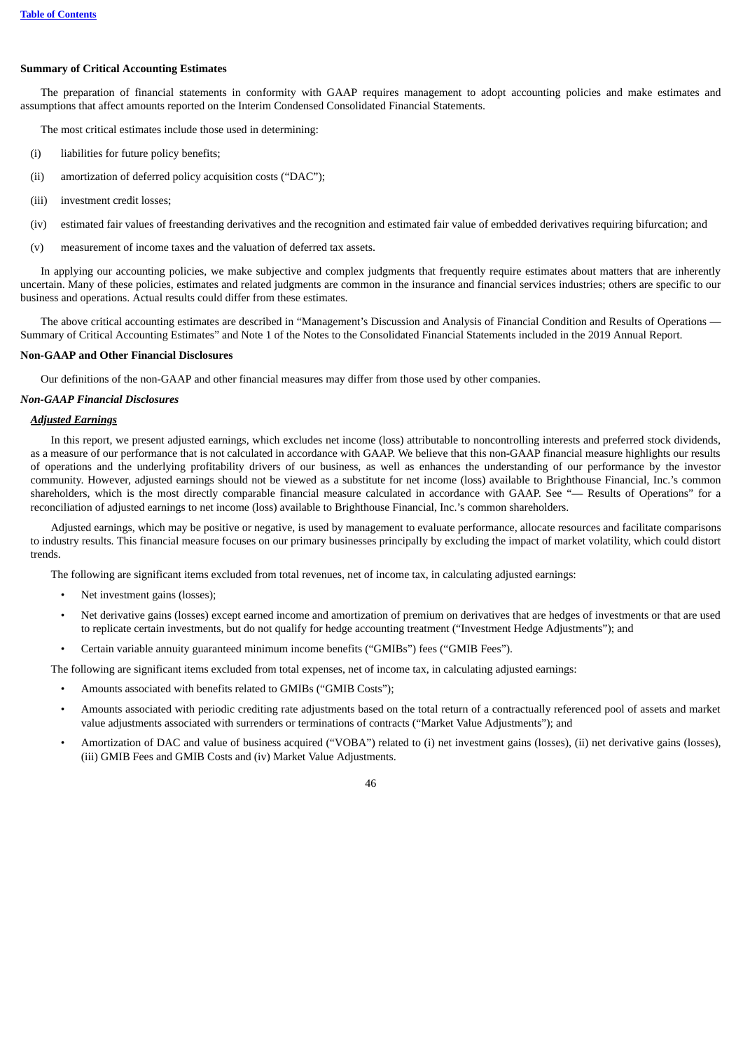**Summary of Critical Accounting Estimates**

The preparation of financial statements in conformity with GAAP requires management to adopt accounting policies and make estimates and assumptions that affect amounts reported on the Interim Condensed Consolidated Financial Statements.

The most critical estimates include those used in determining:

(i) liabilities for future policy benefits;

(ii) amortization of deferred policy acquisition costs ("DAC");

(iii) investment credit losses;

(iv) estimated fair values of freestanding derivatives and the recognition and estimated fair value of embedded derivatives requiring bifurcation; and

(v) measurement of income taxes and the valuation of deferred tax assets.

In applying our accounting policies, we make subjective and complex judgments that frequently require estimates about matters that are inherently uncertain. Many of these policies, estimates and related judgments are common in the insurance and financial services industries; others are specific to our business and operations. Actual results could differ from these estimates.

The above critical accounting estimates are described in "Management's Discussion and Analysis of Financial Condition and Results of Operations — Summary of Critical Accounting Estimates" and Note 1 of the Notes to the Consolidated Financial Statements included in the 2019 Annual Report.

**Non-GAAP and Other Financial Disclosures**

Our definitions of the non-GAAP and other financial measures may differ from those used by other companies.

***Non-GAAP Financial Disclosures***

***Adjusted Earnings***

In this report, we present adjusted earnings, which excludes net income (loss) attributable to noncontrolling interests and preferred stock dividends, as a measure of our performance that is not calculated in accordance with GAAP. We believe that this non-GAAP financial measure highlights our results of operations and the underlying profitability drivers of our business, as well as enhances the understanding of our performance by the investor community. However, adjusted earnings should not be viewed as a substitute for net income (loss) available to Brighthouse Financial, Inc.'s common shareholders, which is the most directly comparable financial measure calculated in accordance with GAAP. See "— Results of Operations" for a reconciliation of adjusted earnings to net income (loss) available to Brighthouse Financial, Inc.'s common shareholders.

Adjusted earnings, which may be positive or negative, is used by management to evaluate performance, allocate resources and facilitate comparisons to industry results. This financial measure focuses on our primary businesses principally by excluding the impact of market volatility, which could distort trends.

The following are significant items excluded from total revenues, net of income tax, in calculating adjusted earnings:

- Net investment gains (losses);
- Net derivative gains (losses) except earned income and amortization of premium on derivatives that are hedges of investments or that are used to replicate certain investments, but do not qualify for hedge accounting treatment ("Investment Hedge Adjustments"); and
- Certain variable annuity guaranteed minimum income benefits ("GMIBs") fees ("GMIB Fees").

The following are significant items excluded from total expenses, net of income tax, in calculating adjusted earnings:

- Amounts associated with benefits related to GMIBs ("GMIB Costs");
- Amounts associated with periodic crediting rate adjustments based on the total return of a contractually referenced pool of assets and market value adjustments associated with surrenders or terminations of contracts ("Market Value Adjustments"); and
- Amortization of DAC and value of business acquired ("VOBA") related to (i) net investment gains (losses), (ii) net derivative gains (losses), (iii) GMIB Fees and GMIB Costs and (iv) Market Value Adjustments.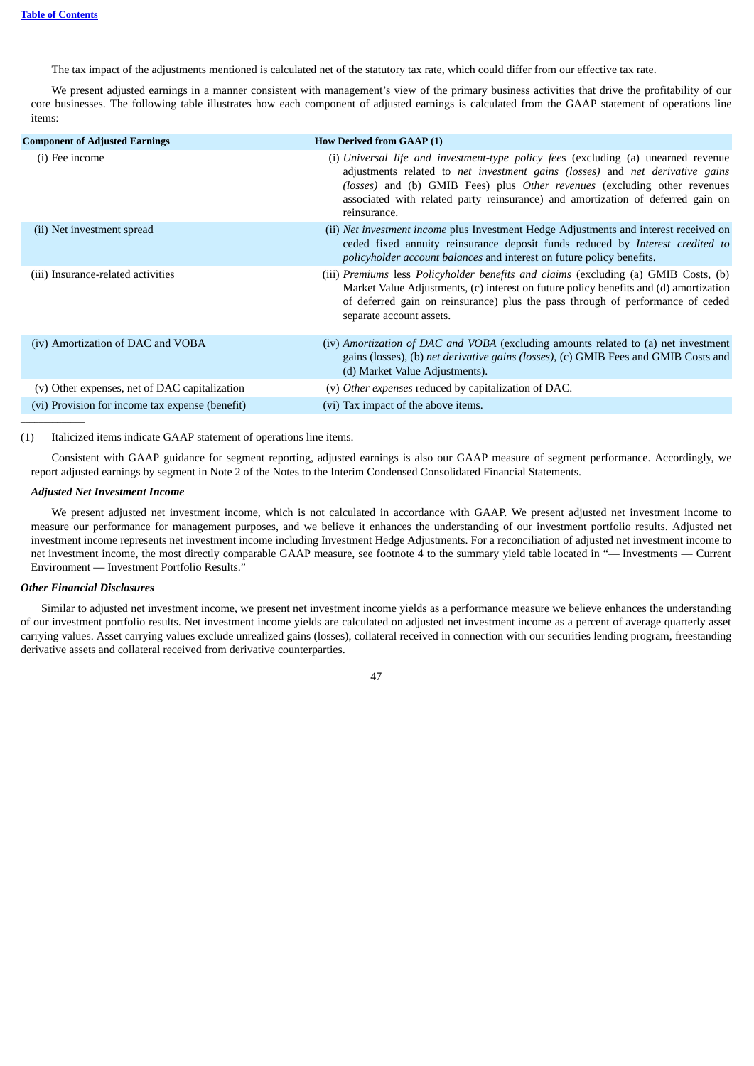The tax impact of the adjustments mentioned is calculated net of the statutory tax rate, which could differ from our effective tax rate.

We present adjusted earnings in a manner consistent with management's view of the primary business activities that drive the profitability of our core businesses. The following table illustrates how each component of adjusted earnings is calculated from the GAAP statement of operations line items:

| Component of Adjusted Earnings | How Derived from GAAP (1) |
| --- | --- |
| (i) Fee income | (i) *Universal life and investment-type policy fee*s (excluding (a) unearned revenue adjustments related to *net investment gains (losses)* and *net derivative gains (losses)* and (b) GMIB Fees) plus *Other revenues* (excluding other revenues associated with related party reinsurance) and amortization of deferred gain on reinsurance. |
| (ii) Net investment spread | (ii) *Net investment income* plus Investment Hedge Adjustments and interest received on ceded fixed annuity reinsurance deposit funds reduced by *Interest credited to policyholder account balances* and interest on future policy benefits. |
| (iii) Insurance-related activities | (iii) *Premiums* less *Policyholder benefits and claims* (excluding (a) GMIB Costs, (b) Market Value Adjustments, (c) interest on future policy benefits and (d) amortization of deferred gain on reinsurance) plus the pass through of performance of ceded separate account assets. |
| (iv) Amortization of DAC and VOBA | (iv) *Amortization of DAC and VOBA* (excluding amounts related to (a) net investment gains (losses), (b) *net derivative gains (losses)*, (c) GMIB Fees and GMIB Costs and (d) Market Value Adjustments). |
| (v) Other expenses, net of DAC capitalization | (v) *Other expenses* reduced by capitalization of DAC. |
| (vi) Provision for income tax expense (benefit) | (vi) Tax impact of the above items. |

(1) Italicized items indicate GAAP statement of operations line items.

Consistent with GAAP guidance for segment reporting, adjusted earnings is also our GAAP measure of segment performance. Accordingly, we report adjusted earnings by segment in Note 2 of the Notes to the Interim Condensed Consolidated Financial Statements.

***Adjusted Net Investment Income***

We present adjusted net investment income, which is not calculated in accordance with GAAP. We present adjusted net investment income to measure our performance for management purposes, and we believe it enhances the understanding of our investment portfolio results. Adjusted net investment income represents net investment income including Investment Hedge Adjustments. For a reconciliation of adjusted net investment income to net investment income, the most directly comparable GAAP measure, see footnote 4 to the summary yield table located in "— Investments — Current Environment — Investment Portfolio Results."

***Other Financial Disclosures***

Similar to adjusted net investment income, we present net investment income yields as a performance measure we believe enhances the understanding of our investment portfolio results. Net investment income yields are calculated on adjusted net investment income as a percent of average quarterly asset carrying values. Asset carrying values exclude unrealized gains (losses), collateral received in connection with our securities lending program, freestanding derivative assets and collateral received from derivative counterparties.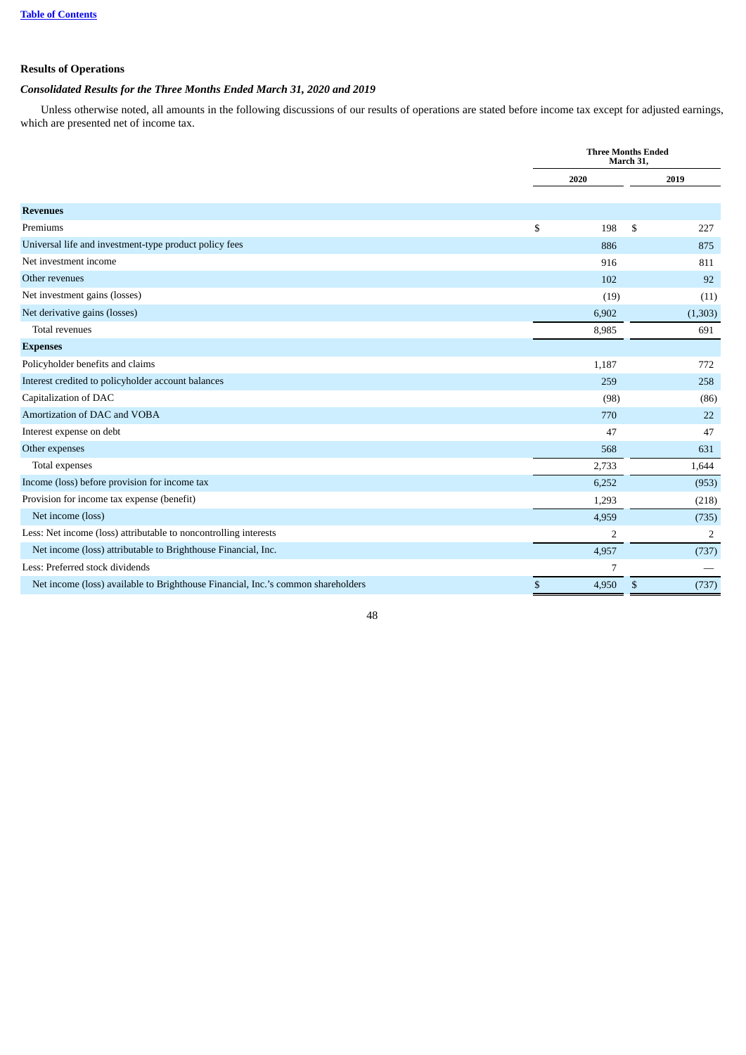## Results of Operations

### *Consolidated Results for the Three Months Ended March 31, 2020 and 2019*

Unless otherwise noted, all amounts in the following discussions of our results of operations are stated before income tax except for adjusted earnings, which are presented net of income tax.

| | Three Months Ended March 31, | |
|---|---|---|
| | 2020 | 2019 |
| **Revenues** | | |
| Premiums | $ 198 | $ 227 |
| Universal life and investment-type product policy fees | 886 | 875 |
| Net investment income | 916 | 811 |
| Other revenues | 102 | 92 |
| Net investment gains (losses) | (19) | (11) |
| Net derivative gains (losses) | 6,902 | (1,303) |
| Total revenues | 8,985 | 691 |
| **Expenses** | | |
| Policyholder benefits and claims | 1,187 | 772 |
| Interest credited to policyholder account balances | 259 | 258 |
| Capitalization of DAC | (98) | (86) |
| Amortization of DAC and VOBA | 770 | 22 |
| Interest expense on debt | 47 | 47 |
| Other expenses | 568 | 631 |
| Total expenses | 2,733 | 1,644 |
| Income (loss) before provision for income tax | 6,252 | (953) |
| Provision for income tax expense (benefit) | 1,293 | (218) |
| Net income (loss) | 4,959 | (735) |
| Less: Net income (loss) attributable to noncontrolling interests | 2 | 2 |
| Net income (loss) attributable to Brighthouse Financial, Inc. | 4,957 | (737) |
| Less: Preferred stock dividends | 7 | — |
| Net income (loss) available to Brighthouse Financial, Inc.’s common shareholders | $ 4,950 | $ (737) |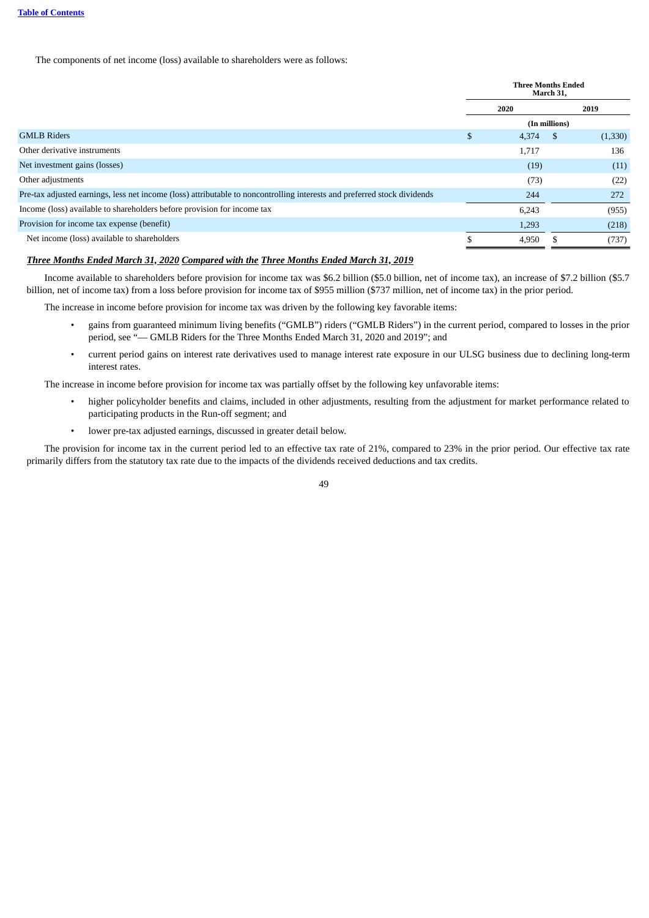The components of net income (loss) available to shareholders were as follows:

| | Three Months Ended March 31, | |
|---|---|---|
| | 2020 | 2019 |
| | (In millions) | |
| GMLB Riders | $ 4,374 | $ (1,330) |
| Other derivative instruments | 1,717 | 136 |
| Net investment gains (losses) | (19) | (11) |
| Other adjustments | (73) | (22) |
| Pre-tax adjusted earnings, less net income (loss) attributable to noncontrolling interests and preferred stock dividends | 244 | 272 |
| Income (loss) available to shareholders before provision for income tax | 6,243 | (955) |
| Provision for income tax expense (benefit) | 1,293 | (218) |
| Net income (loss) available to shareholders | $ 4,950 | $ (737) |

***Three Months Ended March 31, 2020 Compared with the Three Months Ended March 31, 2019***

Income available to shareholders before provision for income tax was $6.2 billion ($5.0 billion, net of income tax), an increase of $7.2 billion ($5.7 billion, net of income tax) from a loss before provision for income tax of $955 million ($737 million, net of income tax) in the prior period.

The increase in income before provision for income tax was driven by the following key favorable items:

- gains from guaranteed minimum living benefits ("GMLB") riders ("GMLB Riders") in the current period, compared to losses in the prior period, see "— GMLB Riders for the Three Months Ended March 31, 2020 and 2019"; and
- current period gains on interest rate derivatives used to manage interest rate exposure in our ULSG business due to declining long-term interest rates.

The increase in income before provision for income tax was partially offset by the following key unfavorable items:

- higher policyholder benefits and claims, included in other adjustments, resulting from the adjustment for market performance related to participating products in the Run-off segment; and
- lower pre-tax adjusted earnings, discussed in greater detail below.

The provision for income tax in the current period led to an effective tax rate of 21%, compared to 23% in the prior period. Our effective tax rate primarily differs from the statutory tax rate due to the impacts of the dividends received deductions and tax credits.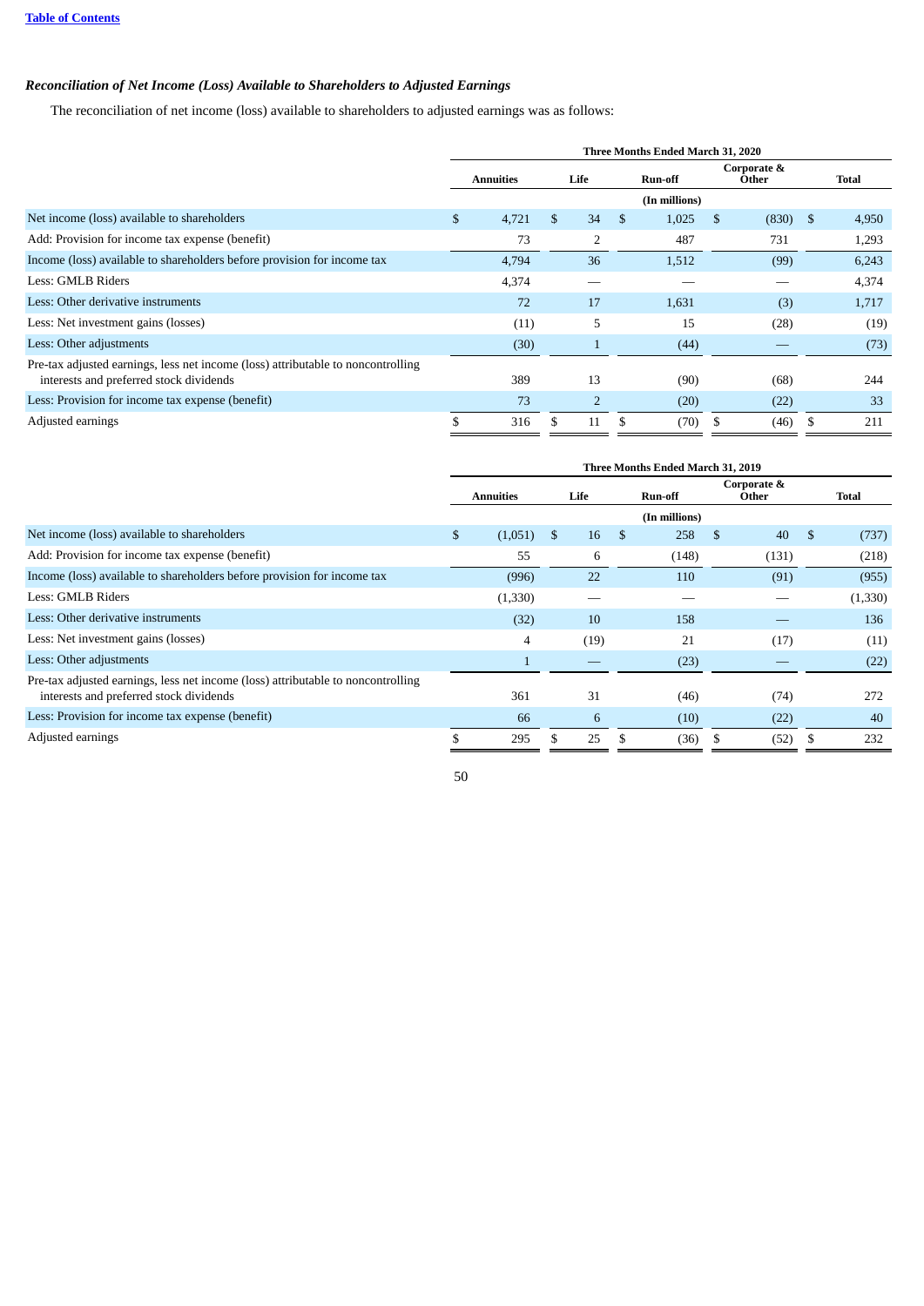### *Reconciliation of Net Income (Loss) Available to Shareholders to Adjusted Earnings*

The reconciliation of net income (loss) available to shareholders to adjusted earnings was as follows:

| | Three Months Ended March 31, 2020 | | | | |
|---|---|---|---|---|---|
| | Annuities | Life | Run-off | Corporate & Other | Total |
| | (In millions) | | | | |
| Net income (loss) available to shareholders | $ 4,721 | $ 34 | $ 1,025 | $ (830) | $ 4,950 |
| Add: Provision for income tax expense (benefit) | 73 | 2 | 487 | 731 | 1,293 |
| Income (loss) available to shareholders before provision for income tax | 4,794 | 36 | 1,512 | (99) | 6,243 |
| Less: GMLB Riders | 4,374 | — | — | — | 4,374 |
| Less: Other derivative instruments | 72 | 17 | 1,631 | (3) | 1,717 |
| Less: Net investment gains (losses) | (11) | 5 | 15 | (28) | (19) |
| Less: Other adjustments | (30) | 1 | (44) | — | (73) |
| Pre-tax adjusted earnings, less net income (loss) attributable to noncontrolling interests and preferred stock dividends | 389 | 13 | (90) | (68) | 244 |
| Less: Provision for income tax expense (benefit) | 73 | 2 | (20) | (22) | 33 |
| Adjusted earnings | $ 316 | $ 11 | $ (70) | $ (46) | $ 211 |

| | Three Months Ended March 31, 2019 | | | | |
|---|---|---|---|---|---|
| | Annuities | Life | Run-off | Corporate & Other | Total |
| | (In millions) | | | | |
| Net income (loss) available to shareholders | $ (1,051) | $ 16 | $ 258 | $ 40 | $ (737) |
| Add: Provision for income tax expense (benefit) | 55 | 6 | (148) | (131) | (218) |
| Income (loss) available to shareholders before provision for income tax | (996) | 22 | 110 | (91) | (955) |
| Less: GMLB Riders | (1,330) | — | — | — | (1,330) |
| Less: Other derivative instruments | (32) | 10 | 158 | — | 136 |
| Less: Net investment gains (losses) | 4 | (19) | 21 | (17) | (11) |
| Less: Other adjustments | 1 | — | (23) | — | (22) |
| Pre-tax adjusted earnings, less net income (loss) attributable to noncontrolling interests and preferred stock dividends | 361 | 31 | (46) | (74) | 272 |
| Less: Provision for income tax expense (benefit) | 66 | 6 | (10) | (22) | 40 |
| Adjusted earnings | $ 295 | $ 25 | $ (36) | $ (52) | $ 232 |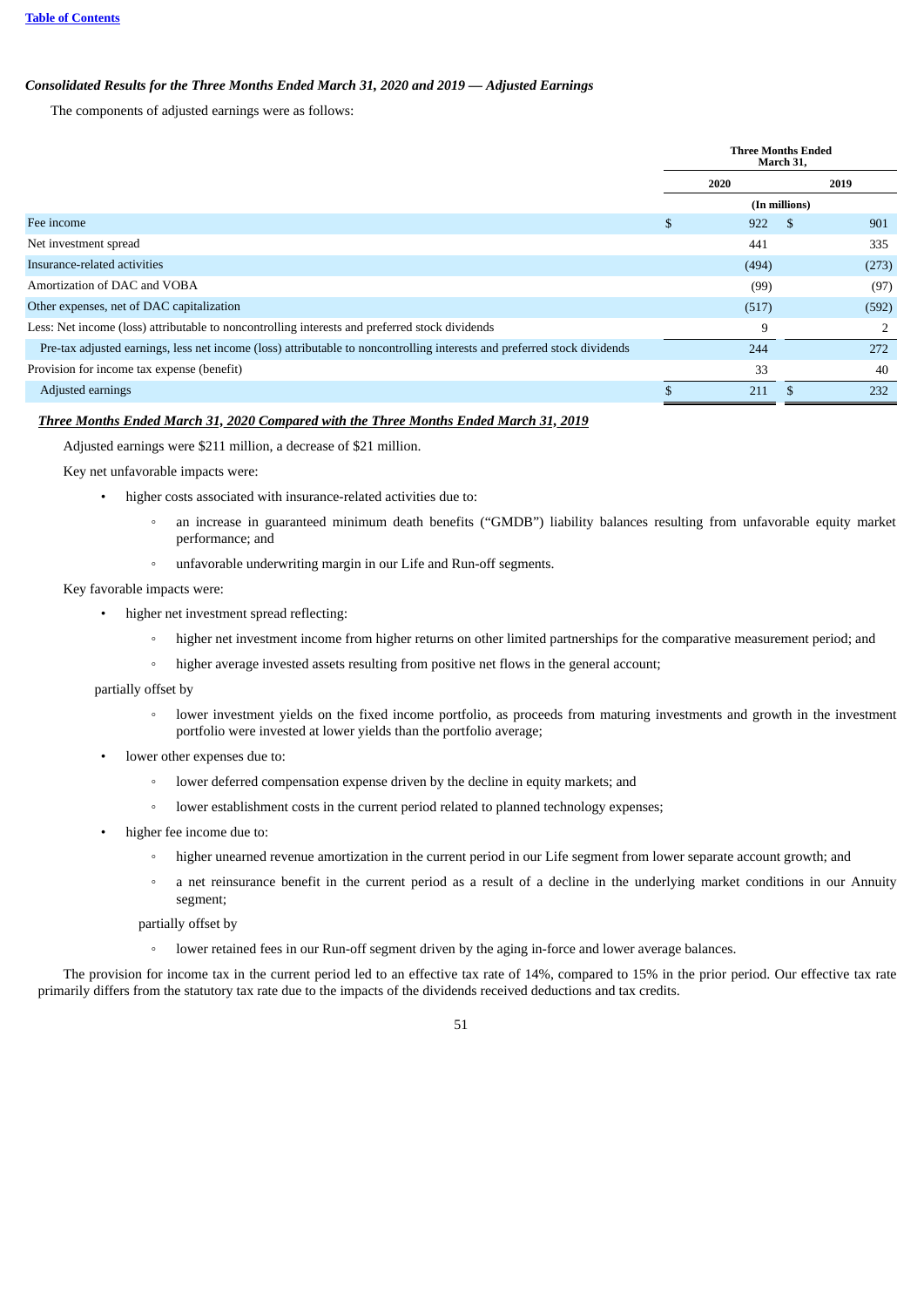### *Consolidated Results for the Three Months Ended March 31, 2020 and 2019 — Adjusted Earnings*

The components of adjusted earnings were as follows:

| | Three Months Ended March 31, | |
|---|---|---|
| | 2020 | 2019 |
| | (In millions) | |
| Fee income | $ 922 | $ 901 |
| Net investment spread | 441 | 335 |
| Insurance-related activities | (494) | (273) |
| Amortization of DAC and VOBA | (99) | (97) |
| Other expenses, net of DAC capitalization | (517) | (592) |
| Less: Net income (loss) attributable to noncontrolling interests and preferred stock dividends | 9 | 2 |
| Pre-tax adjusted earnings, less net income (loss) attributable to noncontrolling interests and preferred stock dividends | 244 | 272 |
| Provision for income tax expense (benefit) | 33 | 40 |
| Adjusted earnings | $ 211 | $ 232 |

***Three Months Ended March 31, 2020 Compared with the Three Months Ended March 31, 2019***

Adjusted earnings were $211 million, a decrease of $21 million.

Key net unfavorable impacts were:

- higher costs associated with insurance-related activities due to:
  - an increase in guaranteed minimum death benefits ("GMDB") liability balances resulting from unfavorable equity market performance; and
  - unfavorable underwriting margin in our Life and Run-off segments.

Key favorable impacts were:

- higher net investment spread reflecting:
  - higher net investment income from higher returns on other limited partnerships for the comparative measurement period; and
  - higher average invested assets resulting from positive net flows in the general account;

  partially offset by

  - lower investment yields on the fixed income portfolio, as proceeds from maturing investments and growth in the investment portfolio were invested at lower yields than the portfolio average;
- lower other expenses due to:
  - lower deferred compensation expense driven by the decline in equity markets; and
  - lower establishment costs in the current period related to planned technology expenses;
- higher fee income due to:
  - higher unearned revenue amortization in the current period in our Life segment from lower separate account growth; and
  - a net reinsurance benefit in the current period as a result of a decline in the underlying market conditions in our Annuity segment;

  partially offset by

  - lower retained fees in our Run-off segment driven by the aging in-force and lower average balances.

The provision for income tax in the current period led to an effective tax rate of 14%, compared to 15% in the prior period. Our effective tax rate primarily differs from the statutory tax rate due to the impacts of the dividends received deductions and tax credits.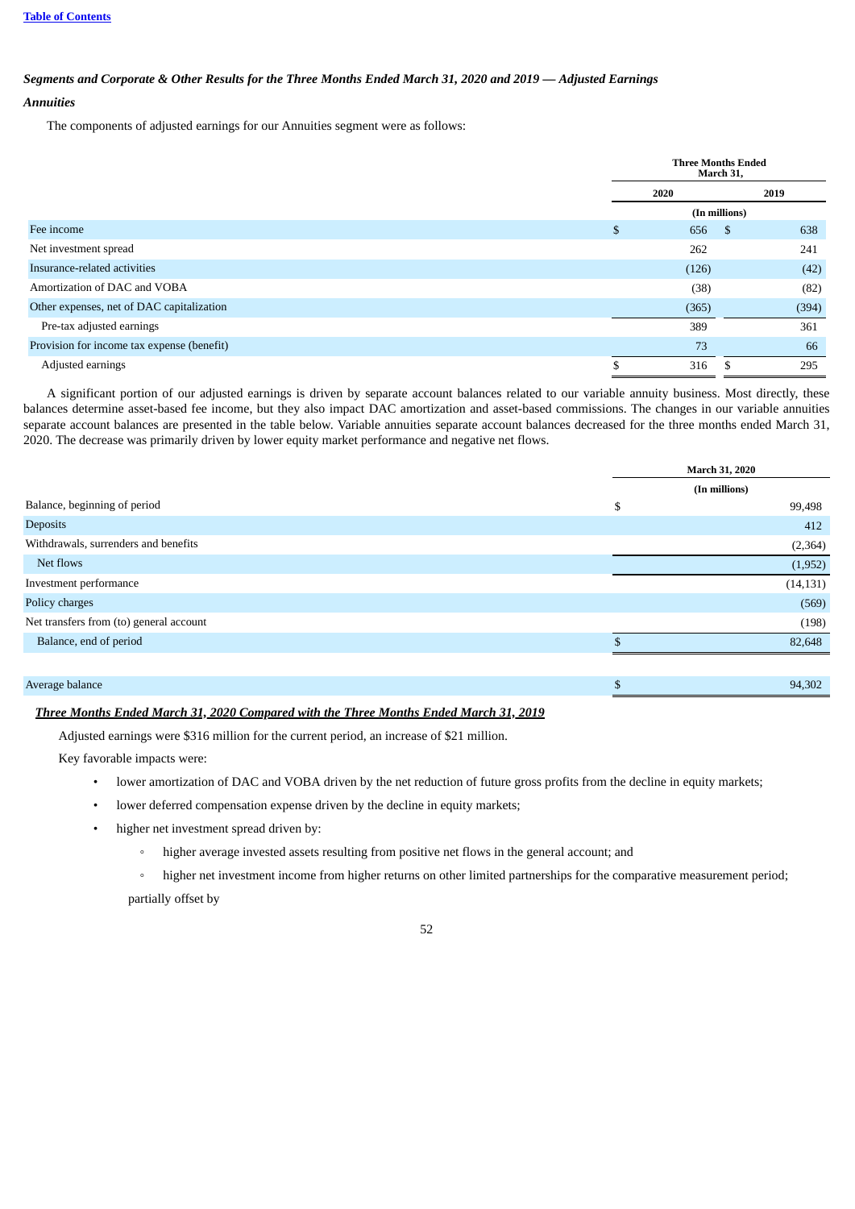*Segments and Corporate & Other Results for the Three Months Ended March 31, 2020 and 2019 — Adjusted Earnings*

***Annuities***

The components of adjusted earnings for our Annuities segment were as follows:

| | Three Months Ended March 31, | |
|---|---|---|
| | 2020 | 2019 |
| | (In millions) | |
| Fee income | $ 656 | $ 638 |
| Net investment spread | 262 | 241 |
| Insurance-related activities | (126) | (42) |
| Amortization of DAC and VOBA | (38) | (82) |
| Other expenses, net of DAC capitalization | (365) | (394) |
| Pre-tax adjusted earnings | 389 | 361 |
| Provision for income tax expense (benefit) | 73 | 66 |
| Adjusted earnings | $ 316 | $ 295 |

A significant portion of our adjusted earnings is driven by separate account balances related to our variable annuity business. Most directly, these balances determine asset-based fee income, but they also impact DAC amortization and asset-based commissions. The changes in our variable annuities separate account balances are presented in the table below. Variable annuities separate account balances decreased for the three months ended March 31, 2020. The decrease was primarily driven by lower equity market performance and negative net flows.

| | March 31, 2020 |
|---|---|
| | (In millions) |
| Balance, beginning of period | $ 99,498 |
| Deposits | 412 |
| Withdrawals, surrenders and benefits | (2,364) |
| Net flows | (1,952) |
| Investment performance | (14,131) |
| Policy charges | (569) |
| Net transfers from (to) general account | (198) |
| Balance, end of period | $ 82,648 |
| | |
| Average balance | $ 94,302 |

***Three Months Ended March 31, 2020 Compared with the Three Months Ended March 31, 2019***

Adjusted earnings were $316 million for the current period, an increase of $21 million.

Key favorable impacts were:

- lower amortization of DAC and VOBA driven by the net reduction of future gross profits from the decline in equity markets;
- lower deferred compensation expense driven by the decline in equity markets;
- higher net investment spread driven by:
  - higher average invested assets resulting from positive net flows in the general account; and
  - higher net investment income from higher returns on other limited partnerships for the comparative measurement period;

partially offset by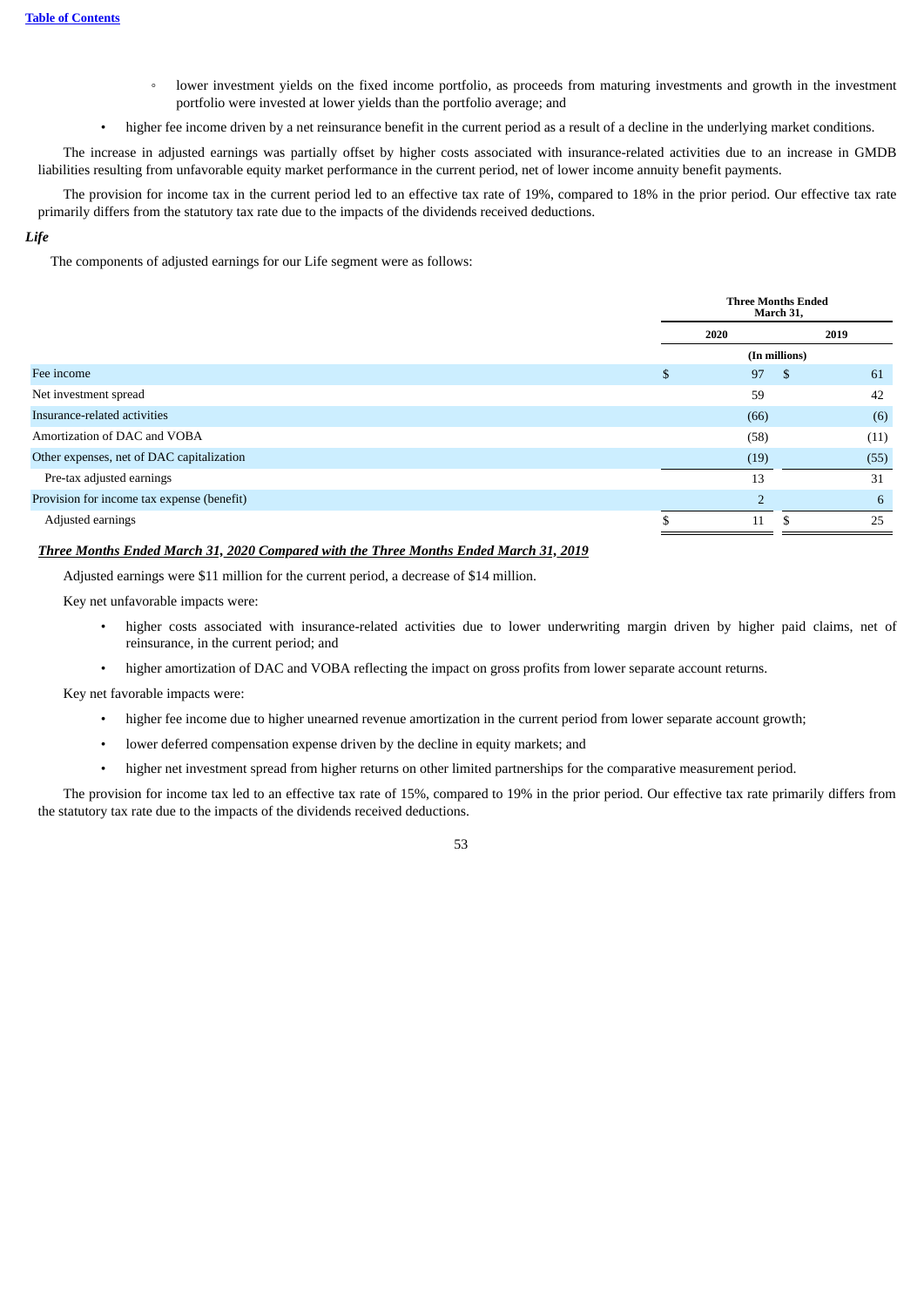- ◦ lower investment yields on the fixed income portfolio, as proceeds from maturing investments and growth in the investment portfolio were invested at lower yields than the portfolio average; and
- higher fee income driven by a net reinsurance benefit in the current period as a result of a decline in the underlying market conditions.

The increase in adjusted earnings was partially offset by higher costs associated with insurance-related activities due to an increase in GMDB liabilities resulting from unfavorable equity market performance in the current period, net of lower income annuity benefit payments.

The provision for income tax in the current period led to an effective tax rate of 19%, compared to 18% in the prior period. Our effective tax rate primarily differs from the statutory tax rate due to the impacts of the dividends received deductions.

***Life***

The components of adjusted earnings for our Life segment were as follows:

| | Three Months Ended March 31, | |
|---|---|---|
| | 2020 | 2019 |
| | (In millions) | |
| Fee income | $ 97 | $ 61 |
| Net investment spread | 59 | 42 |
| Insurance-related activities | (66) | (6) |
| Amortization of DAC and VOBA | (58) | (11) |
| Other expenses, net of DAC capitalization | (19) | (55) |
| Pre-tax adjusted earnings | 13 | 31 |
| Provision for income tax expense (benefit) | 2 | 6 |
| Adjusted earnings | $ 11 | $ 25 |

***Three Months Ended March 31, 2020 Compared with the Three Months Ended March 31, 2019***

Adjusted earnings were $11 million for the current period, a decrease of $14 million.

Key net unfavorable impacts were:

- higher costs associated with insurance-related activities due to lower underwriting margin driven by higher paid claims, net of reinsurance, in the current period; and
- higher amortization of DAC and VOBA reflecting the impact on gross profits from lower separate account returns.

Key net favorable impacts were:

- higher fee income due to higher unearned revenue amortization in the current period from lower separate account growth;
- lower deferred compensation expense driven by the decline in equity markets; and
- higher net investment spread from higher returns on other limited partnerships for the comparative measurement period.

The provision for income tax led to an effective tax rate of 15%, compared to 19% in the prior period. Our effective tax rate primarily differs from the statutory tax rate due to the impacts of the dividends received deductions.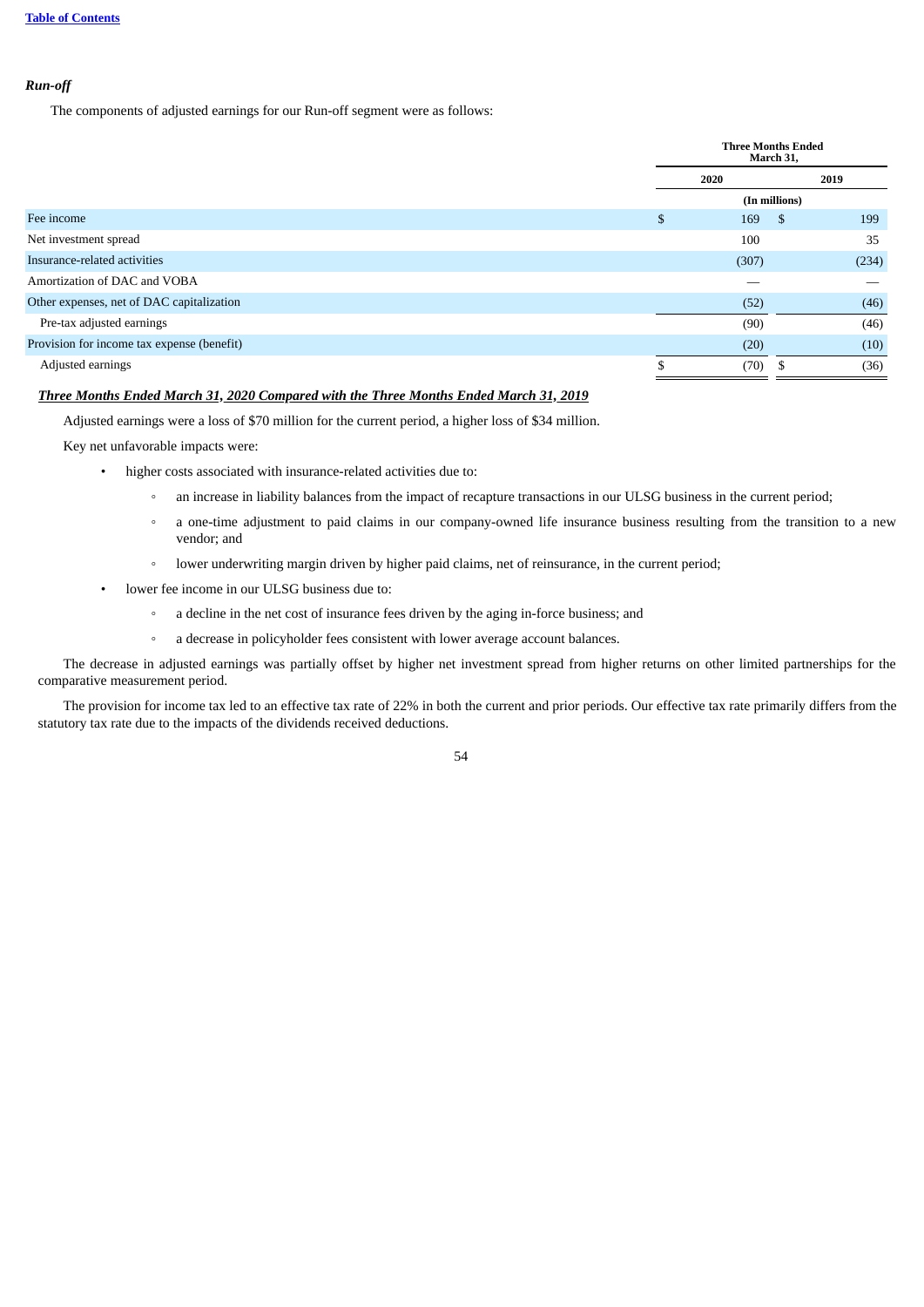*Run-off*

The components of adjusted earnings for our Run-off segment were as follows:

| | Three Months Ended March 31, | |
|---|---|---|
| | 2020 | 2019 |
| | (In millions) | |
| Fee income | $ 169 | $ 199 |
| Net investment spread | 100 | 35 |
| Insurance-related activities | (307) | (234) |
| Amortization of DAC and VOBA | — | — |
| Other expenses, net of DAC capitalization | (52) | (46) |
| Pre-tax adjusted earnings | (90) | (46) |
| Provision for income tax expense (benefit) | (20) | (10) |
| Adjusted earnings | $ (70) | $ (36) |

***Three Months Ended March 31, 2020 Compared with the Three Months Ended March 31, 2019***

Adjusted earnings were a loss of $70 million for the current period, a higher loss of $34 million.

Key net unfavorable impacts were:

- higher costs associated with insurance-related activities due to:
  - an increase in liability balances from the impact of recapture transactions in our ULSG business in the current period;
  - a one-time adjustment to paid claims in our company-owned life insurance business resulting from the transition to a new vendor; and
  - lower underwriting margin driven by higher paid claims, net of reinsurance, in the current period;
- lower fee income in our ULSG business due to:
  - a decline in the net cost of insurance fees driven by the aging in-force business; and
  - a decrease in policyholder fees consistent with lower average account balances.

The decrease in adjusted earnings was partially offset by higher net investment spread from higher returns on other limited partnerships for the comparative measurement period.

The provision for income tax led to an effective tax rate of 22% in both the current and prior periods. Our effective tax rate primarily differs from the statutory tax rate due to the impacts of the dividends received deductions.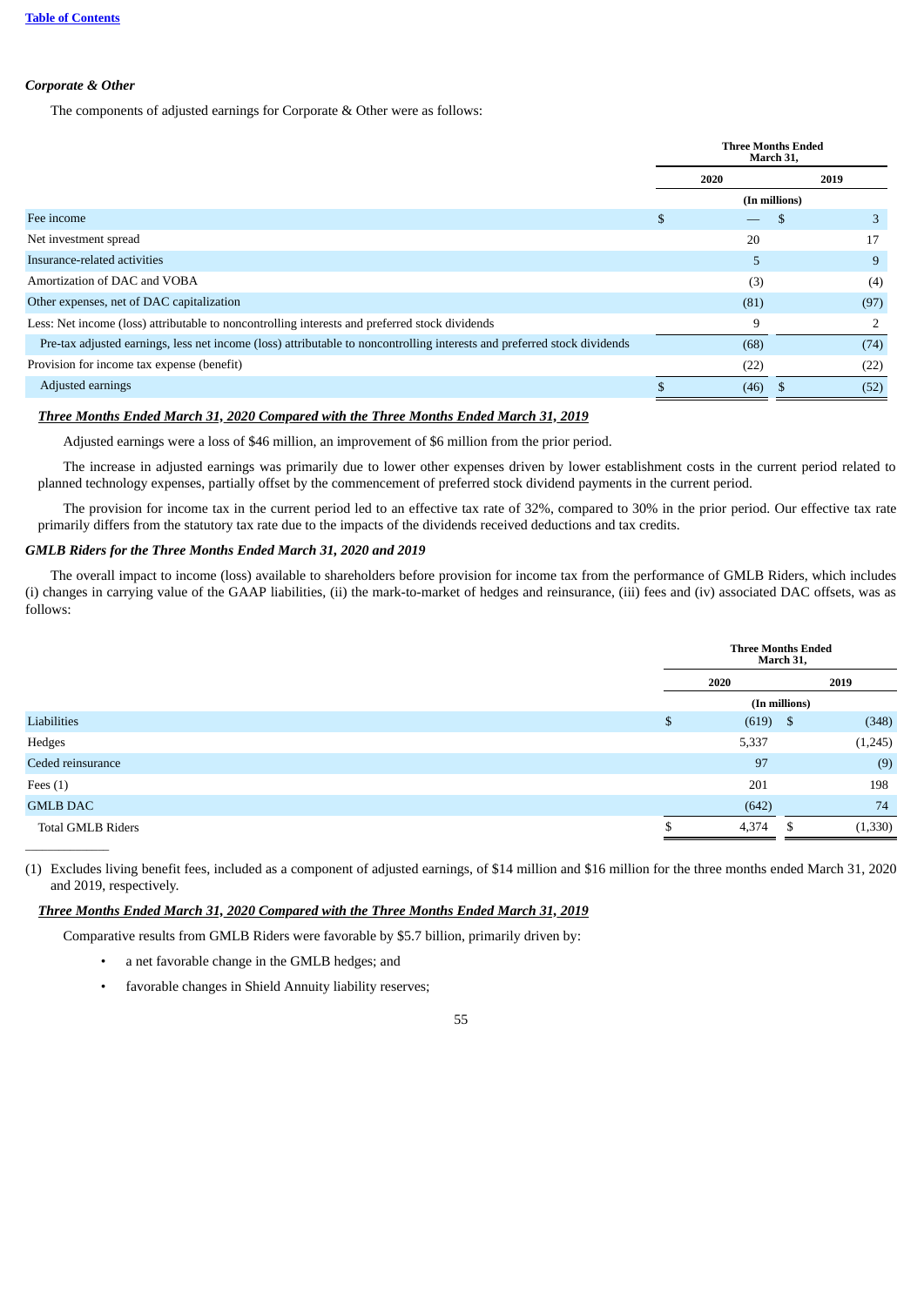*Corporate & Other*

The components of adjusted earnings for Corporate & Other were as follows:

| | Three Months Ended March 31, | |
|---|---|---|
| | 2020 | 2019 |
| | (In millions) | |
| Fee income | $ — | $ 3 |
| Net investment spread | 20 | 17 |
| Insurance-related activities | 5 | 9 |
| Amortization of DAC and VOBA | (3) | (4) |
| Other expenses, net of DAC capitalization | (81) | (97) |
| Less: Net income (loss) attributable to noncontrolling interests and preferred stock dividends | 9 | 2 |
| Pre-tax adjusted earnings, less net income (loss) attributable to noncontrolling interests and preferred stock dividends | (68) | (74) |
| Provision for income tax expense (benefit) | (22) | (22) |
| Adjusted earnings | $ (46) | $ (52) |

***Three Months Ended March 31, 2020 Compared with the Three Months Ended March 31, 2019***

Adjusted earnings were a loss of $46 million, an improvement of $6 million from the prior period.

The increase in adjusted earnings was primarily due to lower other expenses driven by lower establishment costs in the current period related to planned technology expenses, partially offset by the commencement of preferred stock dividend payments in the current period.

The provision for income tax in the current period led to an effective tax rate of 32%, compared to 30% in the prior period. Our effective tax rate primarily differs from the statutory tax rate due to the impacts of the dividends received deductions and tax credits.

*GMLB Riders for the Three Months Ended March 31, 2020 and 2019*

The overall impact to income (loss) available to shareholders before provision for income tax from the performance of GMLB Riders, which includes (i) changes in carrying value of the GAAP liabilities, (ii) the mark-to-market of hedges and reinsurance, (iii) fees and (iv) associated DAC offsets, was as follows:

| | Three Months Ended March 31, | |
|---|---|---|
| | 2020 | 2019 |
| | (In millions) | |
| Liabilities | $ (619) | $ (348) |
| Hedges | 5,337 | (1,245) |
| Ceded reinsurance | 97 | (9) |
| Fees (1) | 201 | 198 |
| GMLB DAC | (642) | 74 |
| Total GMLB Riders | $ 4,374 | $ (1,330) |

(1) Excludes living benefit fees, included as a component of adjusted earnings, of $14 million and $16 million for the three months ended March 31, 2020 and 2019, respectively.

***Three Months Ended March 31, 2020 Compared with the Three Months Ended March 31, 2019***

Comparative results from GMLB Riders were favorable by $5.7 billion, primarily driven by:

- a net favorable change in the GMLB hedges; and
- favorable changes in Shield Annuity liability reserves;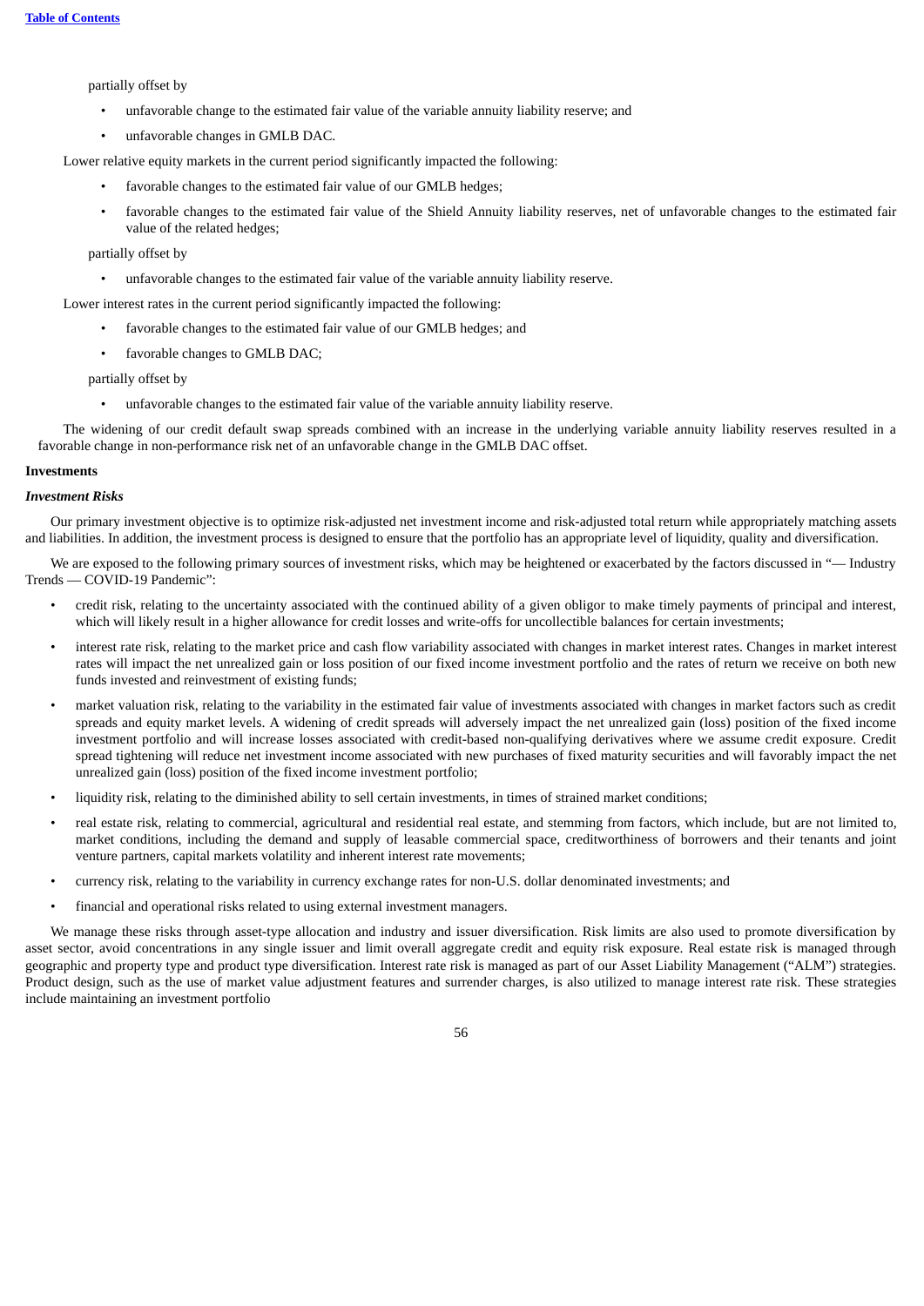partially offset by

- unfavorable change to the estimated fair value of the variable annuity liability reserve; and
- unfavorable changes in GMLB DAC.

Lower relative equity markets in the current period significantly impacted the following:

- favorable changes to the estimated fair value of our GMLB hedges;
- favorable changes to the estimated fair value of the Shield Annuity liability reserves, net of unfavorable changes to the estimated fair value of the related hedges;

partially offset by

- unfavorable changes to the estimated fair value of the variable annuity liability reserve.

Lower interest rates in the current period significantly impacted the following:

- favorable changes to the estimated fair value of our GMLB hedges; and
- favorable changes to GMLB DAC;

partially offset by

- unfavorable changes to the estimated fair value of the variable annuity liability reserve.

The widening of our credit default swap spreads combined with an increase in the underlying variable annuity liability reserves resulted in a favorable change in non-performance risk net of an unfavorable change in the GMLB DAC offset.

**Investments**

***Investment Risks***

Our primary investment objective is to optimize risk-adjusted net investment income and risk-adjusted total return while appropriately matching assets and liabilities. In addition, the investment process is designed to ensure that the portfolio has an appropriate level of liquidity, quality and diversification.

We are exposed to the following primary sources of investment risks, which may be heightened or exacerbated by the factors discussed in "— Industry Trends — COVID-19 Pandemic":

- credit risk, relating to the uncertainty associated with the continued ability of a given obligor to make timely payments of principal and interest, which will likely result in a higher allowance for credit losses and write-offs for uncollectible balances for certain investments;
- interest rate risk, relating to the market price and cash flow variability associated with changes in market interest rates. Changes in market interest rates will impact the net unrealized gain or loss position of our fixed income investment portfolio and the rates of return we receive on both new funds invested and reinvestment of existing funds;
- market valuation risk, relating to the variability in the estimated fair value of investments associated with changes in market factors such as credit spreads and equity market levels. A widening of credit spreads will adversely impact the net unrealized gain (loss) position of the fixed income investment portfolio and will increase losses associated with credit-based non-qualifying derivatives where we assume credit exposure. Credit spread tightening will reduce net investment income associated with new purchases of fixed maturity securities and will favorably impact the net unrealized gain (loss) position of the fixed income investment portfolio;
- liquidity risk, relating to the diminished ability to sell certain investments, in times of strained market conditions;
- real estate risk, relating to commercial, agricultural and residential real estate, and stemming from factors, which include, but are not limited to, market conditions, including the demand and supply of leasable commercial space, creditworthiness of borrowers and their tenants and joint venture partners, capital markets volatility and inherent interest rate movements;
- currency risk, relating to the variability in currency exchange rates for non-U.S. dollar denominated investments; and
- financial and operational risks related to using external investment managers.

We manage these risks through asset-type allocation and industry and issuer diversification. Risk limits are also used to promote diversification by asset sector, avoid concentrations in any single issuer and limit overall aggregate credit and equity risk exposure. Real estate risk is managed through geographic and property type and product type diversification. Interest rate risk is managed as part of our Asset Liability Management ("ALM") strategies. Product design, such as the use of market value adjustment features and surrender charges, is also utilized to manage interest rate risk. These strategies include maintaining an investment portfolio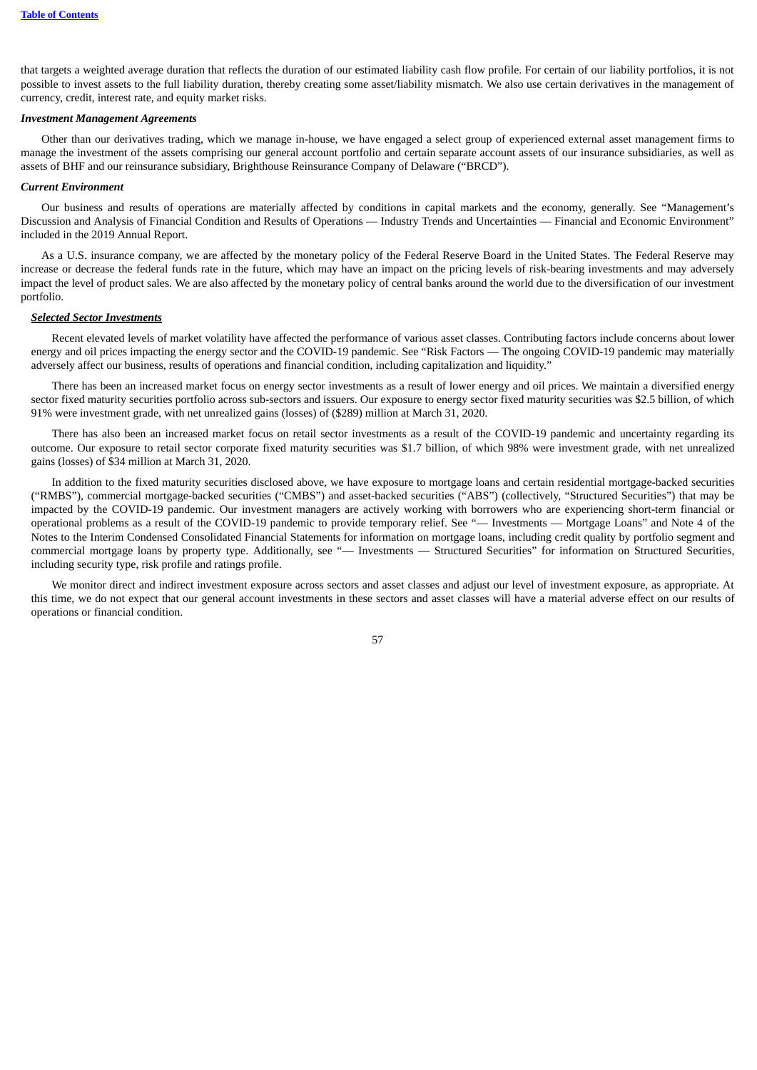that targets a weighted average duration that reflects the duration of our estimated liability cash flow profile. For certain of our liability portfolios, it is not possible to invest assets to the full liability duration, thereby creating some asset/liability mismatch. We also use certain derivatives in the management of currency, credit, interest rate, and equity market risks.

***Investment Management Agreements***

Other than our derivatives trading, which we manage in-house, we have engaged a select group of experienced external asset management firms to manage the investment of the assets comprising our general account portfolio and certain separate account assets of our insurance subsidiaries, as well as assets of BHF and our reinsurance subsidiary, Brighthouse Reinsurance Company of Delaware ("BRCD").

***Current Environment***

Our business and results of operations are materially affected by conditions in capital markets and the economy, generally. See "Management's Discussion and Analysis of Financial Condition and Results of Operations — Industry Trends and Uncertainties — Financial and Economic Environment" included in the 2019 Annual Report.

As a U.S. insurance company, we are affected by the monetary policy of the Federal Reserve Board in the United States. The Federal Reserve may increase or decrease the federal funds rate in the future, which may have an impact on the pricing levels of risk-bearing investments and may adversely impact the level of product sales. We are also affected by the monetary policy of central banks around the world due to the diversification of our investment portfolio.

***Selected Sector Investments***

Recent elevated levels of market volatility have affected the performance of various asset classes. Contributing factors include concerns about lower energy and oil prices impacting the energy sector and the COVID-19 pandemic. See "Risk Factors — The ongoing COVID-19 pandemic may materially adversely affect our business, results of operations and financial condition, including capitalization and liquidity."

There has been an increased market focus on energy sector investments as a result of lower energy and oil prices. We maintain a diversified energy sector fixed maturity securities portfolio across sub-sectors and issuers. Our exposure to energy sector fixed maturity securities was $2.5 billion, of which 91% were investment grade, with net unrealized gains (losses) of ($289) million at March 31, 2020.

There has also been an increased market focus on retail sector investments as a result of the COVID-19 pandemic and uncertainty regarding its outcome. Our exposure to retail sector corporate fixed maturity securities was $1.7 billion, of which 98% were investment grade, with net unrealized gains (losses) of $34 million at March 31, 2020.

In addition to the fixed maturity securities disclosed above, we have exposure to mortgage loans and certain residential mortgage-backed securities ("RMBS"), commercial mortgage-backed securities ("CMBS") and asset-backed securities ("ABS") (collectively, "Structured Securities") that may be impacted by the COVID-19 pandemic. Our investment managers are actively working with borrowers who are experiencing short-term financial or operational problems as a result of the COVID-19 pandemic to provide temporary relief. See "— Investments — Mortgage Loans" and Note 4 of the Notes to the Interim Condensed Consolidated Financial Statements for information on mortgage loans, including credit quality by portfolio segment and commercial mortgage loans by property type. Additionally, see "— Investments — Structured Securities" for information on Structured Securities, including security type, risk profile and ratings profile.

We monitor direct and indirect investment exposure across sectors and asset classes and adjust our level of investment exposure, as appropriate. At this time, we do not expect that our general account investments in these sectors and asset classes will have a material adverse effect on our results of operations or financial condition.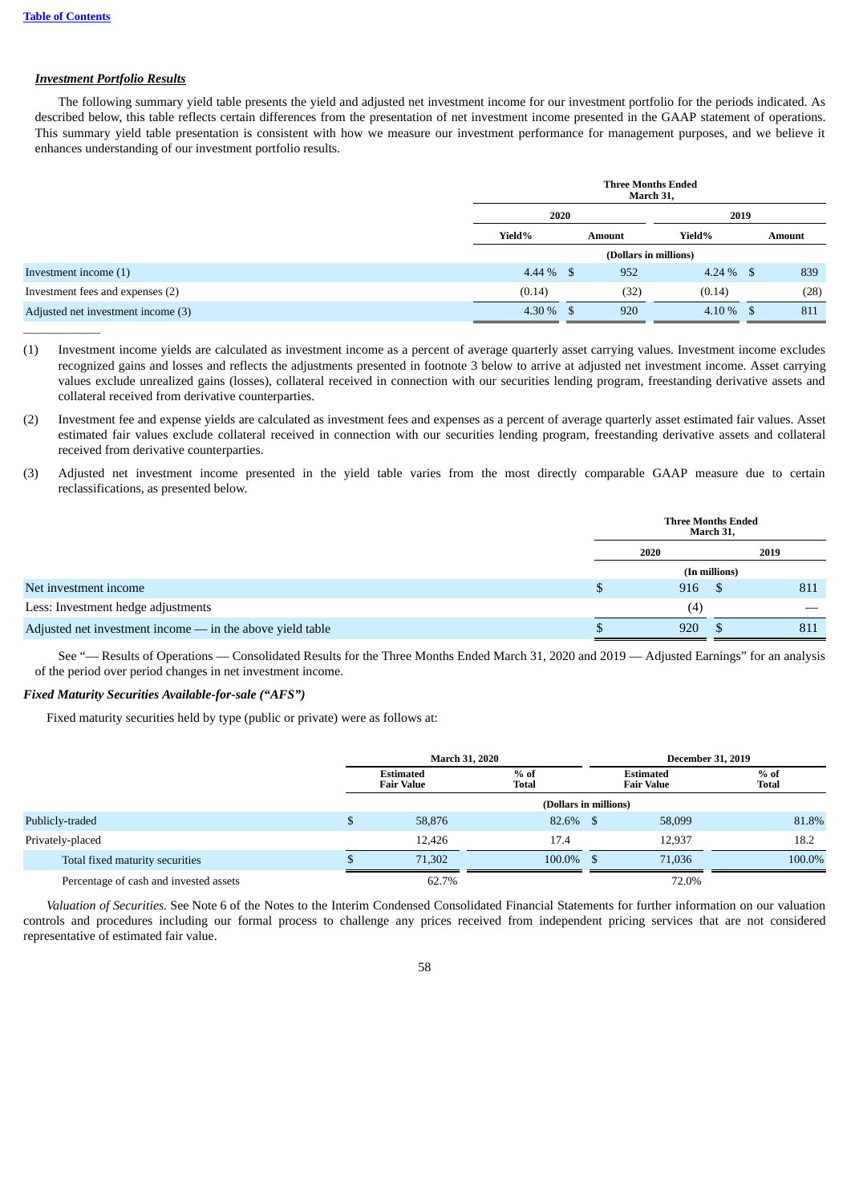***Investment Portfolio Results***

The following summary yield table presents the yield and adjusted net investment income for our investment portfolio for the periods indicated. As described below, this table reflects certain differences from the presentation of net investment income presented in the GAAP statement of operations. This summary yield table presentation is consistent with how we measure our investment performance for management purposes, and we believe it enhances understanding of our investment portfolio results.

| | Three Months Ended March 31, | | | |
|---|---|---|---|---|
| | 2020 | | 2019 | |
| | Yield% | Amount | Yield% | Amount |
| | (Dollars in millions) | | | |
| Investment income (1) | 4.44 % | $ 952 | 4.24 % | $ 839 |
| Investment fees and expenses (2) | (0.14) | (32) | (0.14) | (28) |
| Adjusted net investment income (3) | 4.30 % | $ 920 | 4.10 % | $ 811 |

(1) Investment income yields are calculated as investment income as a percent of average quarterly asset carrying values. Investment income excludes recognized gains and losses and reflects the adjustments presented in footnote 3 below to arrive at adjusted net investment income. Asset carrying values exclude unrealized gains (losses), collateral received in connection with our securities lending program, freestanding derivative assets and collateral received from derivative counterparties.

(2) Investment fee and expense yields are calculated as investment fees and expenses as a percent of average quarterly asset estimated fair values. Asset estimated fair values exclude collateral received in connection with our securities lending program, freestanding derivative assets and collateral received from derivative counterparties.

(3) Adjusted net investment income presented in the yield table varies from the most directly comparable GAAP measure due to certain reclassifications, as presented below.

| | Three Months Ended March 31, | |
|---|---|---|
| | 2020 | 2019 |
| | (In millions) | |
| Net investment income | $ 916 | $ 811 |
| Less: Investment hedge adjustments | (4) | — |
| Adjusted net investment income — in the above yield table | $ 920 | $ 811 |

See "— Results of Operations — Consolidated Results for the Three Months Ended March 31, 2020 and 2019 — Adjusted Earnings" for an analysis of the period over period changes in net investment income.

***Fixed Maturity Securities Available-for-sale ("AFS")***

Fixed maturity securities held by type (public or private) were as follows at:

| | March 31, 2020 | | December 31, 2019 | |
|---|---|---|---|---|
| | Estimated Fair Value | % of Total | Estimated Fair Value | % of Total |
| | (Dollars in millions) | | | |
| Publicly-traded | $ 58,876 | 82.6% | $ 58,099 | 81.8% |
| Privately-placed | 12,426 | 17.4 | 12,937 | 18.2 |
| Total fixed maturity securities | $ 71,302 | 100.0% | $ 71,036 | 100.0% |
| Percentage of cash and invested assets | 62.7% | | 72.0% | |

*Valuation of Securities.* See Note 6 of the Notes to the Interim Condensed Consolidated Financial Statements for further information on our valuation controls and procedures including our formal process to challenge any prices received from independent pricing services that are not considered representative of estimated fair value.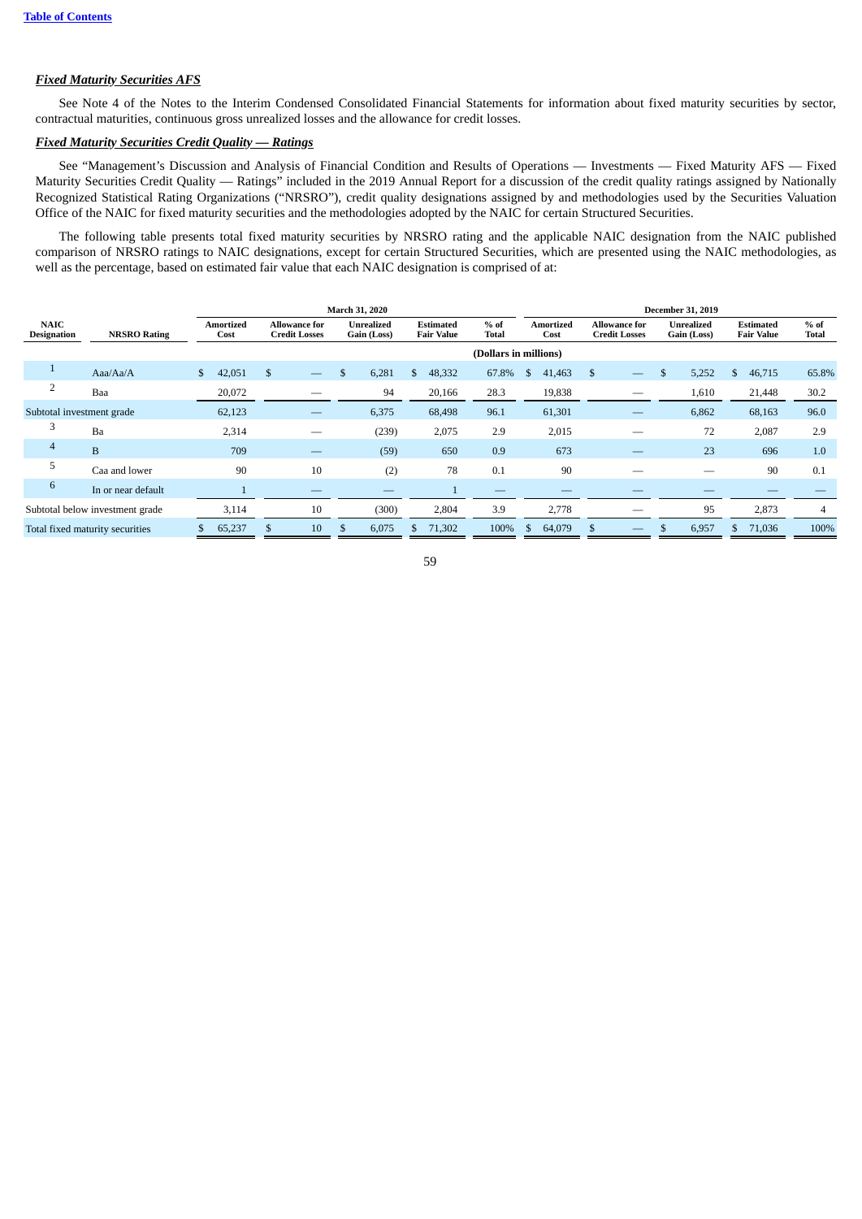### ***Fixed Maturity Securities AFS***

See Note 4 of the Notes to the Interim Condensed Consolidated Financial Statements for information about fixed maturity securities by sector, contractual maturities, continuous gross unrealized losses and the allowance for credit losses.

### ***Fixed Maturity Securities Credit Quality — Ratings***

See "Management's Discussion and Analysis of Financial Condition and Results of Operations — Investments — Fixed Maturity AFS — Fixed Maturity Securities Credit Quality — Ratings" included in the 2019 Annual Report for a discussion of the credit quality ratings assigned by Nationally Recognized Statistical Rating Organizations ("NRSRO"), credit quality designations assigned by and methodologies used by the Securities Valuation Office of the NAIC for fixed maturity securities and the methodologies adopted by the NAIC for certain Structured Securities.

The following table presents total fixed maturity securities by NRSRO rating and the applicable NAIC designation from the NAIC published comparison of NRSRO ratings to NAIC designations, except for certain Structured Securities, which are presented using the NAIC methodologies, as well as the percentage, based on estimated fair value that each NAIC designation is comprised of at:

| | | March 31, 2020 | | | | | December 31, 2019 | | | | |
|---|---|---|---|---|---|---|---|---|---|---|---|
| **NAIC Designation** | **NRSRO Rating** | **Amortized Cost** | **Allowance for Credit Losses** | **Unrealized Gain (Loss)** | **Estimated Fair Value** | **% of Total** | **Amortized Cost** | **Allowance for Credit Losses** | **Unrealized Gain (Loss)** | **Estimated Fair Value** | **% of Total** |
| | | (Dollars in millions) | | | | | | | | | |
| 1 | Aaa/Aa/A | $ 42,051 | $ — | $ 6,281 | $ 48,332 | 67.8% | $ 41,463 | $ — | $ 5,252 | $ 46,715 | 65.8% |
| 2 | Baa | 20,072 | — | 94 | 20,166 | 28.3 | 19,838 | — | 1,610 | 21,448 | 30.2 |
| Subtotal investment grade | | 62,123 | — | 6,375 | 68,498 | 96.1 | 61,301 | — | 6,862 | 68,163 | 96.0 |
| 3 | Ba | 2,314 | — | (239) | 2,075 | 2.9 | 2,015 | — | 72 | 2,087 | 2.9 |
| 4 | B | 709 | — | (59) | 650 | 0.9 | 673 | — | 23 | 696 | 1.0 |
| 5 | Caa and lower | 90 | 10 | (2) | 78 | 0.1 | 90 | — | — | 90 | 0.1 |
| 6 | In or near default | 1 | — | — | 1 | — | — | — | — | — | — |
| Subtotal below investment grade | | 3,114 | 10 | (300) | 2,804 | 3.9 | 2,778 | — | 95 | 2,873 | 4 |
| Total fixed maturity securities | | $ 65,237 | $ 10 | $ 6,075 | $ 71,302 | 100% | $ 64,079 | $ — | $ 6,957 | $ 71,036 | 100% |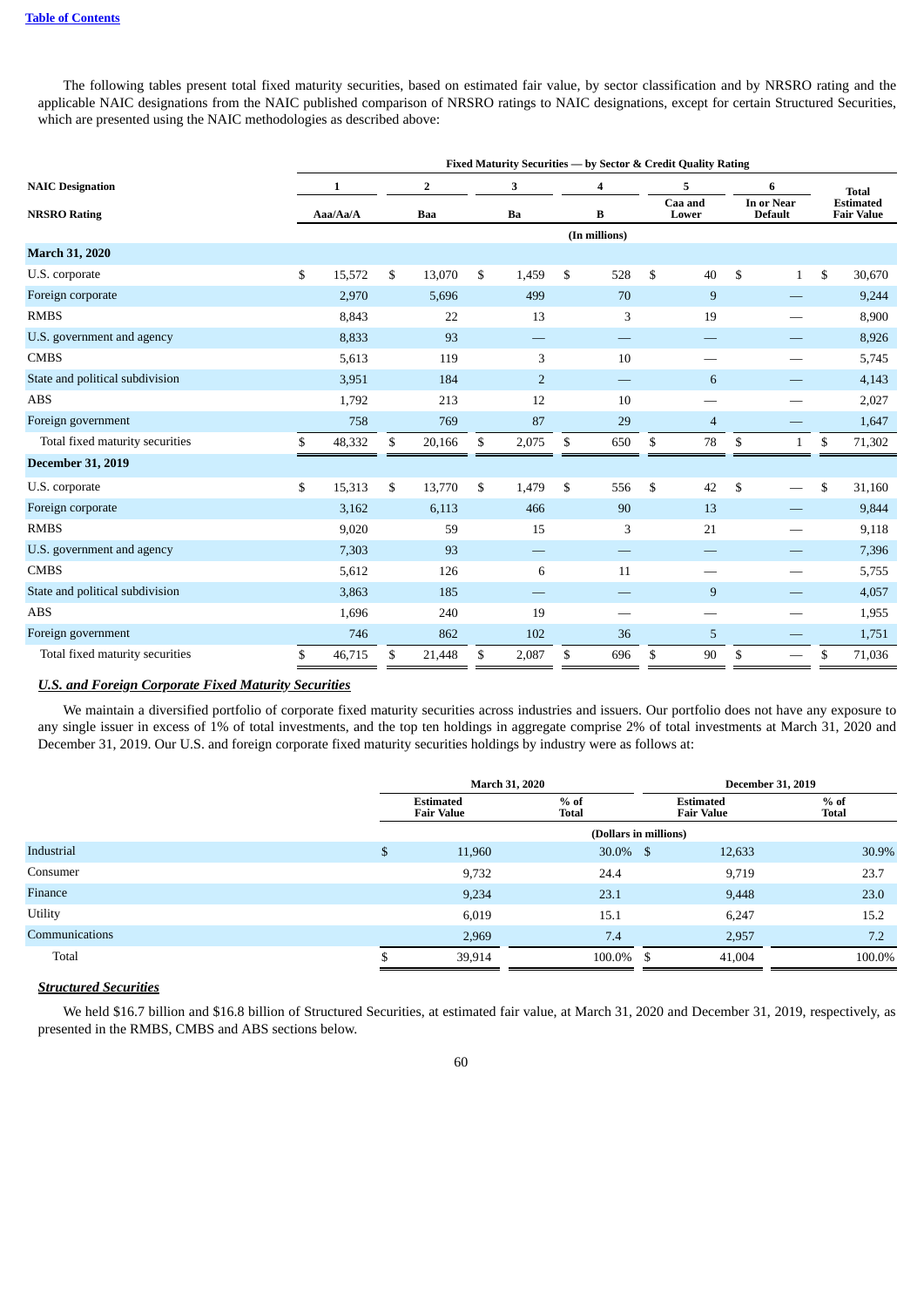The following tables present total fixed maturity securities, based on estimated fair value, by sector classification and by NRSRO rating and the applicable NAIC designations from the NAIC published comparison of NRSRO ratings to NAIC designations, except for certain Structured Securities, which are presented using the NAIC methodologies as described above:

| | Fixed Maturity Securities — by Sector & Credit Quality Rating | | | | | | |
|---|---|---|---|---|---|---|---|
| **NAIC Designation** | 1 | 2 | 3 | 4 | 5 | 6 | Total Estimated Fair Value |
| **NRSRO Rating** | Aaa/Aa/A | Baa | Ba | B | Caa and Lower | In or Near Default | |
| | (In millions) | | | | | | |
| **March 31, 2020** | | | | | | | |
| U.S. corporate | $ 15,572 | $ 13,070 | $ 1,459 | $ 528 | $ 40 | $ 1 | $ 30,670 |
| Foreign corporate | 2,970 | 5,696 | 499 | 70 | 9 | — | 9,244 |
| RMBS | 8,843 | 22 | 13 | 3 | 19 | — | 8,900 |
| U.S. government and agency | 8,833 | 93 | — | — | — | — | 8,926 |
| CMBS | 5,613 | 119 | 3 | 10 | — | — | 5,745 |
| State and political subdivision | 3,951 | 184 | 2 | — | 6 | — | 4,143 |
| ABS | 1,792 | 213 | 12 | 10 | — | — | 2,027 |
| Foreign government | 758 | 769 | 87 | 29 | 4 | — | 1,647 |
| Total fixed maturity securities | $ 48,332 | $ 20,166 | $ 2,075 | $ 650 | $ 78 | $ 1 | $ 71,302 |
| **December 31, 2019** | | | | | | | |
| U.S. corporate | $ 15,313 | $ 13,770 | $ 1,479 | $ 556 | $ 42 | $ — | $ 31,160 |
| Foreign corporate | 3,162 | 6,113 | 466 | 90 | 13 | — | 9,844 |
| RMBS | 9,020 | 59 | 15 | 3 | 21 | — | 9,118 |
| U.S. government and agency | 7,303 | 93 | — | — | — | — | 7,396 |
| CMBS | 5,612 | 126 | 6 | 11 | — | — | 5,755 |
| State and political subdivision | 3,863 | 185 | — | — | 9 | — | 4,057 |
| ABS | 1,696 | 240 | 19 | — | — | — | 1,955 |
| Foreign government | 746 | 862 | 102 | 36 | 5 | — | 1,751 |
| Total fixed maturity securities | $ 46,715 | $ 21,448 | $ 2,087 | $ 696 | $ 90 | $ — | $ 71,036 |

***U.S. and Foreign Corporate Fixed Maturity Securities***

We maintain a diversified portfolio of corporate fixed maturity securities across industries and issuers. Our portfolio does not have any exposure to any single issuer in excess of 1% of total investments, and the top ten holdings in aggregate comprise 2% of total investments at March 31, 2020 and December 31, 2019. Our U.S. and foreign corporate fixed maturity securities holdings by industry were as follows at:

| | March 31, 2020 | | December 31, 2019 | |
|---|---|---|---|---|
| | Estimated Fair Value | % of Total | Estimated Fair Value | % of Total |
| | (Dollars in millions) | | | |
| Industrial | $ 11,960 | 30.0 % | $ 12,633 | 30.9 % |
| Consumer | 9,732 | 24.4 | 9,719 | 23.7 |
| Finance | 9,234 | 23.1 | 9,448 | 23.0 |
| Utility | 6,019 | 15.1 | 6,247 | 15.2 |
| Communications | 2,969 | 7.4 | 2,957 | 7.2 |
| Total | $ 39,914 | 100.0 % | $ 41,004 | 100.0 % |

***Structured Securities***

We held $16.7 billion and $16.8 billion of Structured Securities, at estimated fair value, at March 31, 2020 and December 31, 2019, respectively, as presented in the RMBS, CMBS and ABS sections below.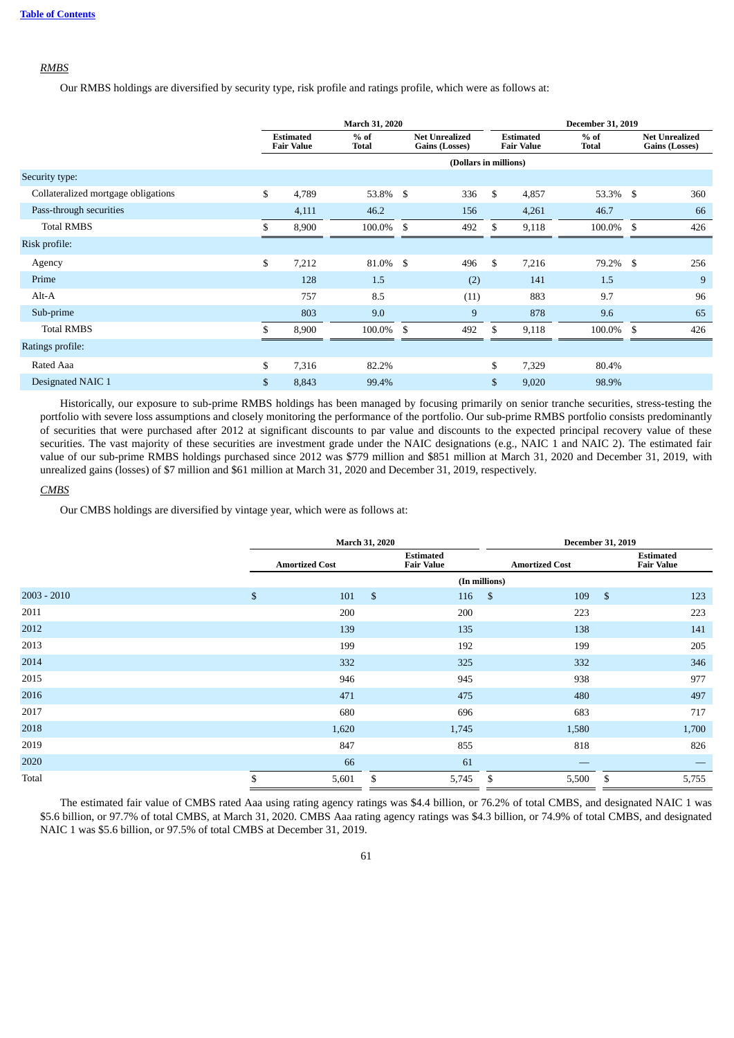*RMBS*

Our RMBS holdings are diversified by security type, risk profile and ratings profile, which were as follows at:

| | March 31, 2020 | | | December 31, 2019 | | |
|---|---|---|---|---|---|---|
| | Estimated Fair Value | % of Total | Net Unrealized Gains (Losses) | Estimated Fair Value | % of Total | Net Unrealized Gains (Losses) |
| | (Dollars in millions) | | | | | |
| Security type: | | | | | | |
| Collateralized mortgage obligations | $ 4,789 | 53.8% | $ 336 | $ 4,857 | 53.3% | $ 360 |
| Pass-through securities | 4,111 | 46.2 | 156 | 4,261 | 46.7 | 66 |
| Total RMBS | $ 8,900 | 100.0% | $ 492 | $ 9,118 | 100.0% | $ 426 |
| Risk profile: | | | | | | |
| Agency | $ 7,212 | 81.0% | $ 496 | $ 7,216 | 79.2% | $ 256 |
| Prime | 128 | 1.5 | (2) | 141 | 1.5 | 9 |
| Alt-A | 757 | 8.5 | (11) | 883 | 9.7 | 96 |
| Sub-prime | 803 | 9.0 | 9 | 878 | 9.6 | 65 |
| Total RMBS | $ 8,900 | 100.0% | $ 492 | $ 9,118 | 100.0% | $ 426 |
| Ratings profile: | | | | | | |
| Rated Aaa | $ 7,316 | 82.2% | | $ 7,329 | 80.4% | |
| Designated NAIC 1 | $ 8,843 | 99.4% | | $ 9,020 | 98.9% | |

Historically, our exposure to sub-prime RMBS holdings has been managed by focusing primarily on senior tranche securities, stress-testing the portfolio with severe loss assumptions and closely monitoring the performance of the portfolio. Our sub-prime RMBS portfolio consists predominantly of securities that were purchased after 2012 at significant discounts to par value and discounts to the expected principal recovery value of these securities. The vast majority of these securities are investment grade under the NAIC designations (e.g., NAIC 1 and NAIC 2). The estimated fair value of our sub-prime RMBS holdings purchased since 2012 was $779 million and $851 million at March 31, 2020 and December 31, 2019, with unrealized gains (losses) of $7 million and $61 million at March 31, 2020 and December 31, 2019, respectively.

*CMBS*

Our CMBS holdings are diversified by vintage year, which were as follows at:

| | March 31, 2020 | | December 31, 2019 | |
|---|---|---|---|---|
| | Amortized Cost | Estimated Fair Value | Amortized Cost | Estimated Fair Value |
| | (In millions) | | | |
| 2003 - 2010 | $ 101 | $ 116 | $ 109 | $ 123 |
| 2011 | 200 | 200 | 223 | 223 |
| 2012 | 139 | 135 | 138 | 141 |
| 2013 | 199 | 192 | 199 | 205 |
| 2014 | 332 | 325 | 332 | 346 |
| 2015 | 946 | 945 | 938 | 977 |
| 2016 | 471 | 475 | 480 | 497 |
| 2017 | 680 | 696 | 683 | 717 |
| 2018 | 1,620 | 1,745 | 1,580 | 1,700 |
| 2019 | 847 | 855 | 818 | 826 |
| 2020 | 66 | 61 | — | — |
| Total | $ 5,601 | $ 5,745 | $ 5,500 | $ 5,755 |

The estimated fair value of CMBS rated Aaa using rating agency ratings was $4.4 billion, or 76.2% of total CMBS, and designated NAIC 1 was $5.6 billion, or 97.7% of total CMBS, at March 31, 2020. CMBS Aaa rating agency ratings was $4.3 billion, or 74.9% of total CMBS, and designated NAIC 1 was $5.6 billion, or 97.5% of total CMBS at December 31, 2019.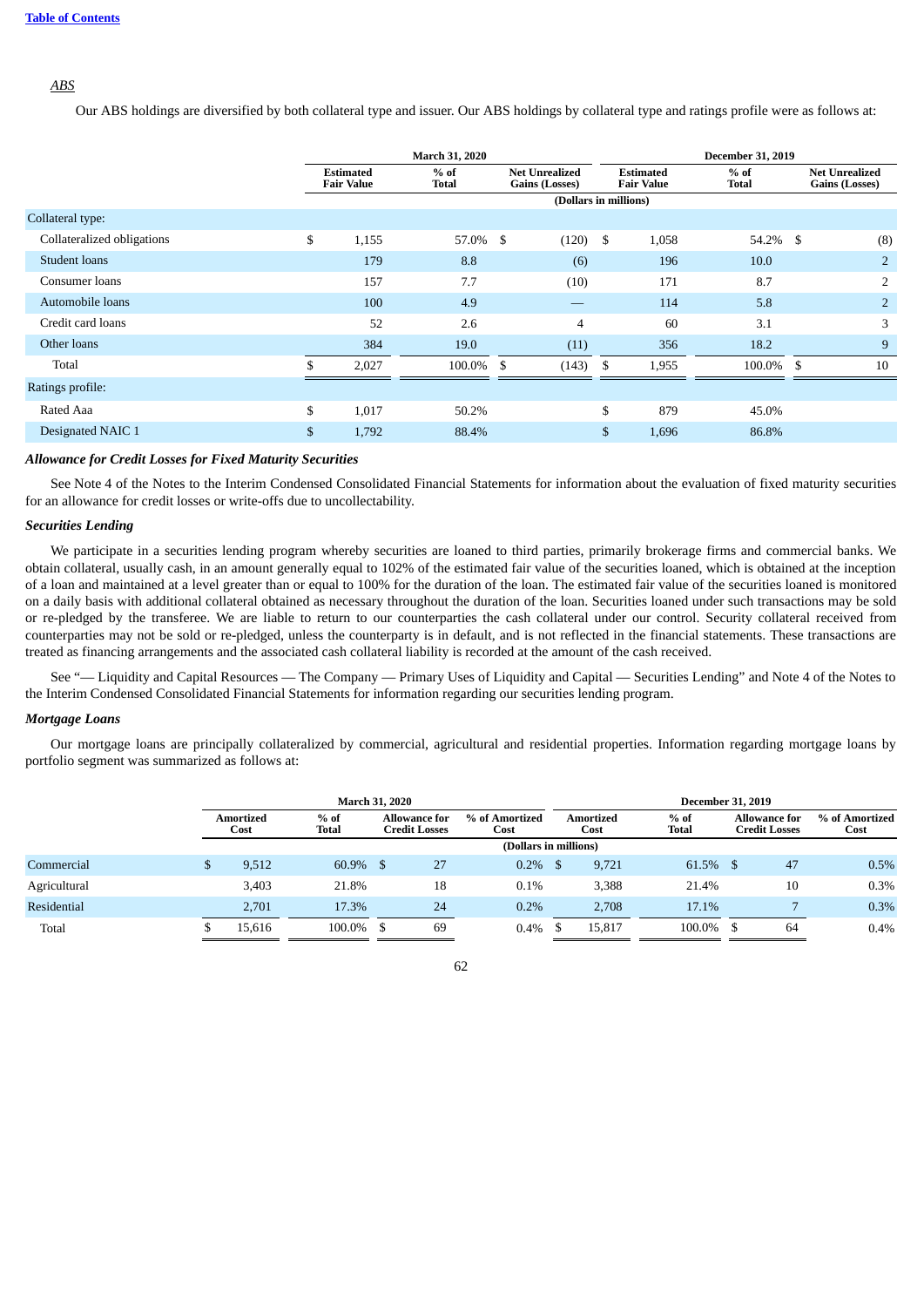*ABS*

Our ABS holdings are diversified by both collateral type and issuer. Our ABS holdings by collateral type and ratings profile were as follows at:

| | March 31, 2020 | | | December 31, 2019 | | |
|---|---|---|---|---|---|---|
| | Estimated Fair Value | % of Total | Net Unrealized Gains (Losses) | Estimated Fair Value | % of Total | Net Unrealized Gains (Losses) |
| | (Dollars in millions) | | | | | |
| Collateral type: | | | | | | |
| Collateralized obligations | $ 1,155 | 57.0% | $ (120) | $ 1,058 | 54.2% | $ (8) |
| Student loans | 179 | 8.8 | (6) | 196 | 10.0 | 2 |
| Consumer loans | 157 | 7.7 | (10) | 171 | 8.7 | 2 |
| Automobile loans | 100 | 4.9 | — | 114 | 5.8 | 2 |
| Credit card loans | 52 | 2.6 | 4 | 60 | 3.1 | 3 |
| Other loans | 384 | 19.0 | (11) | 356 | 18.2 | 9 |
| Total | $ 2,027 | 100.0% | $ (143) | $ 1,955 | 100.0% | $ 10 |
| Ratings profile: | | | | | | |
| Rated Aaa | $ 1,017 | 50.2% | | $ 879 | 45.0% | |
| Designated NAIC 1 | $ 1,792 | 88.4% | | $ 1,696 | 86.8% | |

***Allowance for Credit Losses for Fixed Maturity Securities***

See Note 4 of the Notes to the Interim Condensed Consolidated Financial Statements for information about the evaluation of fixed maturity securities for an allowance for credit losses or write-offs due to uncollectability.

***Securities Lending***

We participate in a securities lending program whereby securities are loaned to third parties, primarily brokerage firms and commercial banks. We obtain collateral, usually cash, in an amount generally equal to 102% of the estimated fair value of the securities loaned, which is obtained at the inception of a loan and maintained at a level greater than or equal to 100% for the duration of the loan. The estimated fair value of the securities loaned is monitored on a daily basis with additional collateral obtained as necessary throughout the duration of the loan. Securities loaned under such transactions may be sold or re-pledged by the transferee. We are liable to return to our counterparties the cash collateral under our control. Security collateral received from counterparties may not be sold or re-pledged, unless the counterparty is in default, and is not reflected in the financial statements. These transactions are treated as financing arrangements and the associated cash collateral liability is recorded at the amount of the cash received.

See "— Liquidity and Capital Resources — The Company — Primary Uses of Liquidity and Capital — Securities Lending" and Note 4 of the Notes to the Interim Condensed Consolidated Financial Statements for information regarding our securities lending program.

***Mortgage Loans***

Our mortgage loans are principally collateralized by commercial, agricultural and residential properties. Information regarding mortgage loans by portfolio segment was summarized as follows at:

| | March 31, 2020 | | | | December 31, 2019 | | | |
|---|---|---|---|---|---|---|---|---|
| | Amortized Cost | % of Total | Allowance for Credit Losses | % of Amortized Cost | Amortized Cost | % of Total | Allowance for Credit Losses | % of Amortized Cost |
| | (Dollars in millions) | | | | | | | |
| Commercial | $ 9,512 | 60.9% | $ 27 | 0.2% | $ 9,721 | 61.5% | $ 47 | 0.5% |
| Agricultural | 3,403 | 21.8% | 18 | 0.1% | 3,388 | 21.4% | 10 | 0.3% |
| Residential | 2,701 | 17.3% | 24 | 0.2% | 2,708 | 17.1% | 7 | 0.3% |
| Total | $ 15,616 | 100.0% | $ 69 | 0.4% | $ 15,817 | 100.0% | $ 64 | 0.4% |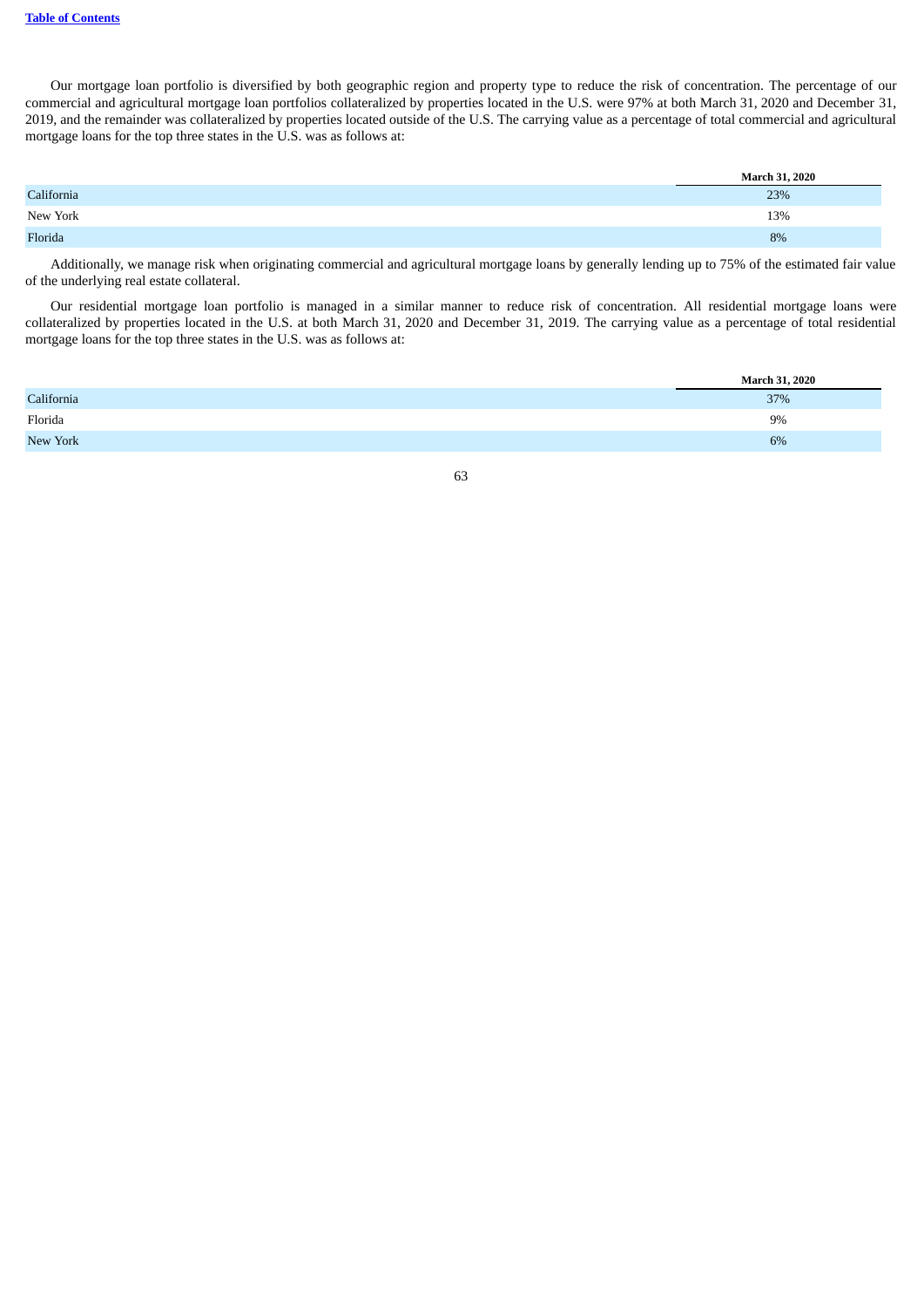Our mortgage loan portfolio is diversified by both geographic region and property type to reduce the risk of concentration. The percentage of our commercial and agricultural mortgage loan portfolios collateralized by properties located in the U.S. were 97% at both March 31, 2020 and December 31, 2019, and the remainder was collateralized by properties located outside of the U.S. The carrying value as a percentage of total commercial and agricultural mortgage loans for the top three states in the U.S. was as follows at:

| | March 31, 2020 |
|---|---|
| California | 23% |
| New York | 13% |
| Florida | 8% |

Additionally, we manage risk when originating commercial and agricultural mortgage loans by generally lending up to 75% of the estimated fair value of the underlying real estate collateral.

Our residential mortgage loan portfolio is managed in a similar manner to reduce risk of concentration. All residential mortgage loans were collateralized by properties located in the U.S. at both March 31, 2020 and December 31, 2019. The carrying value as a percentage of total residential mortgage loans for the top three states in the U.S. was as follows at:

| | March 31, 2020 |
|---|---|
| California | 37% |
| Florida | 9% |
| New York | 6% |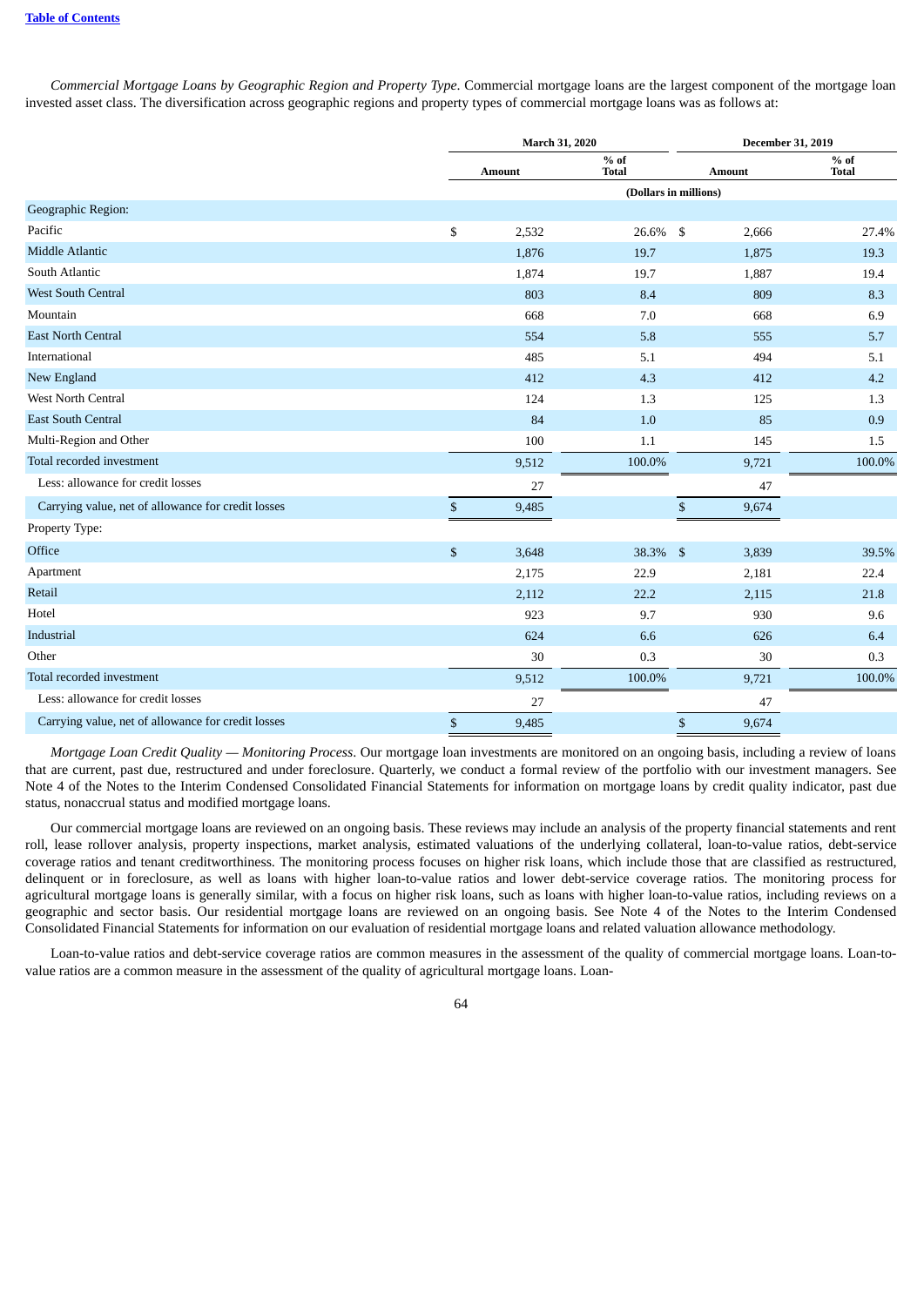*Commercial Mortgage Loans by Geographic Region and Property Type*. Commercial mortgage loans are the largest component of the mortgage loan invested asset class. The diversification across geographic regions and property types of commercial mortgage loans was as follows at:

| | March 31, 2020 | | December 31, 2019 | |
|---|---|---|---|---|
| | Amount | % of Total | Amount | % of Total |
| | (Dollars in millions) | | | |
| Geographic Region: | | | | |
| Pacific | $ 2,532 | 26.6 % | $ 2,666 | 27.4 % |
| Middle Atlantic | 1,876 | 19.7 | 1,875 | 19.3 |
| South Atlantic | 1,874 | 19.7 | 1,887 | 19.4 |
| West South Central | 803 | 8.4 | 809 | 8.3 |
| Mountain | 668 | 7.0 | 668 | 6.9 |
| East North Central | 554 | 5.8 | 555 | 5.7 |
| International | 485 | 5.1 | 494 | 5.1 |
| New England | 412 | 4.3 | 412 | 4.2 |
| West North Central | 124 | 1.3 | 125 | 1.3 |
| East South Central | 84 | 1.0 | 85 | 0.9 |
| Multi-Region and Other | 100 | 1.1 | 145 | 1.5 |
| Total recorded investment | 9,512 | 100.0 % | 9,721 | 100.0 % |
| Less: allowance for credit losses | 27 | | 47 | |
| Carrying value, net of allowance for credit losses | $ 9,485 | | $ 9,674 | |
| Property Type: | | | | |
| Office | $ 3,648 | 38.3 % | $ 3,839 | 39.5 % |
| Apartment | 2,175 | 22.9 | 2,181 | 22.4 |
| Retail | 2,112 | 22.2 | 2,115 | 21.8 |
| Hotel | 923 | 9.7 | 930 | 9.6 |
| Industrial | 624 | 6.6 | 626 | 6.4 |
| Other | 30 | 0.3 | 30 | 0.3 |
| Total recorded investment | 9,512 | 100.0 % | 9,721 | 100.0 % |
| Less: allowance for credit losses | 27 | | 47 | |
| Carrying value, net of allowance for credit losses | $ 9,485 | | $ 9,674 | |

*Mortgage Loan Credit Quality — Monitoring Process*. Our mortgage loan investments are monitored on an ongoing basis, including a review of loans that are current, past due, restructured and under foreclosure. Quarterly, we conduct a formal review of the portfolio with our investment managers. See Note 4 of the Notes to the Interim Condensed Consolidated Financial Statements for information on mortgage loans by credit quality indicator, past due status, nonaccrual status and modified mortgage loans.

Our commercial mortgage loans are reviewed on an ongoing basis. These reviews may include an analysis of the property financial statements and rent roll, lease rollover analysis, property inspections, market analysis, estimated valuations of the underlying collateral, loan-to-value ratios, debt-service coverage ratios and tenant creditworthiness. The monitoring process focuses on higher risk loans, which include those that are classified as restructured, delinquent or in foreclosure, as well as loans with higher loan-to-value ratios and lower debt-service coverage ratios. The monitoring process for agricultural mortgage loans is generally similar, with a focus on higher risk loans, such as loans with higher loan-to-value ratios, including reviews on a geographic and sector basis. Our residential mortgage loans are reviewed on an ongoing basis. See Note 4 of the Notes to the Interim Condensed Consolidated Financial Statements for information on our evaluation of residential mortgage loans and related valuation allowance methodology.

Loan-to-value ratios and debt-service coverage ratios are common measures in the assessment of the quality of commercial mortgage loans. Loan-to-value ratios are a common measure in the assessment of the quality of agricultural mortgage loans. Loan-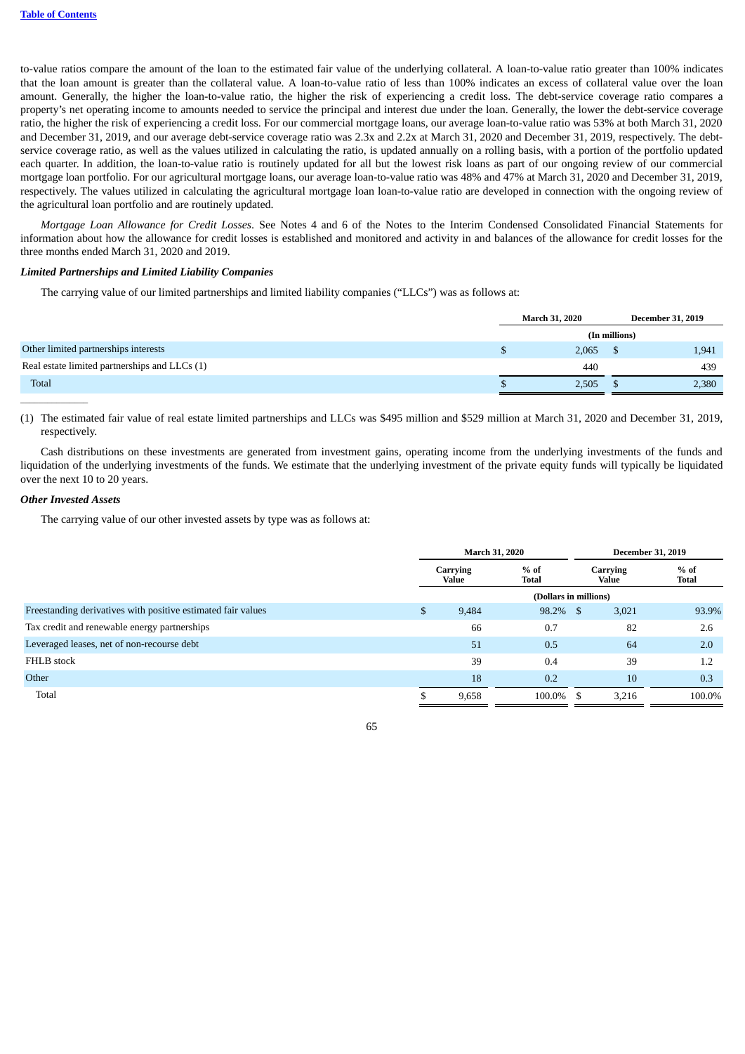to-value ratios compare the amount of the loan to the estimated fair value of the underlying collateral. A loan-to-value ratio greater than 100% indicates that the loan amount is greater than the collateral value. A loan-to-value ratio of less than 100% indicates an excess of collateral value over the loan amount. Generally, the higher the loan-to-value ratio, the higher the risk of experiencing a credit loss. The debt-service coverage ratio compares a property's net operating income to amounts needed to service the principal and interest due under the loan. Generally, the lower the debt-service coverage ratio, the higher the risk of experiencing a credit loss. For our commercial mortgage loans, our average loan-to-value ratio was 53% at both March 31, 2020 and December 31, 2019, and our average debt-service coverage ratio was 2.3x and 2.2x at March 31, 2020 and December 31, 2019, respectively. The debt-service coverage ratio, as well as the values utilized in calculating the ratio, is updated annually on a rolling basis, with a portion of the portfolio updated each quarter. In addition, the loan-to-value ratio is routinely updated for all but the lowest risk loans as part of our ongoing review of our commercial mortgage loan portfolio. For our agricultural mortgage loans, our average loan-to-value ratio was 48% and 47% at March 31, 2020 and December 31, 2019, respectively. The values utilized in calculating the agricultural mortgage loan loan-to-value ratio are developed in connection with the ongoing review of the agricultural loan portfolio and are routinely updated.

*Mortgage Loan Allowance for Credit Losses*. See Notes 4 and 6 of the Notes to the Interim Condensed Consolidated Financial Statements for information about how the allowance for credit losses is established and monitored and activity in and balances of the allowance for credit losses for the three months ended March 31, 2020 and 2019.

***Limited Partnerships and Limited Liability Companies***

The carrying value of our limited partnerships and limited liability companies ("LLCs") was as follows at:

| | March 31, 2020 | December 31, 2019 |
|---|---|---|
| | (In millions) | |
| Other limited partnerships interests | $ 2,065 | $ 1,941 |
| Real estate limited partnerships and LLCs (1) | 440 | 439 |
| Total | $ 2,505 | $ 2,380 |

(1) The estimated fair value of real estate limited partnerships and LLCs was $495 million and $529 million at March 31, 2020 and December 31, 2019, respectively.

Cash distributions on these investments are generated from investment gains, operating income from the underlying investments of the funds and liquidation of the underlying investments of the funds. We estimate that the underlying investment of the private equity funds will typically be liquidated over the next 10 to 20 years.

***Other Invested Assets***

The carrying value of our other invested assets by type was as follows at:

| | March 31, 2020 | | December 31, 2019 | |
|---|---|---|---|---|
| | Carrying Value | % of Total | Carrying Value | % of Total |
| | (Dollars in millions) | | | |
| Freestanding derivatives with positive estimated fair values | $ 9,484 | 98.2% | $ 3,021 | 93.9% |
| Tax credit and renewable energy partnerships | 66 | 0.7 | 82 | 2.6 |
| Leveraged leases, net of non-recourse debt | 51 | 0.5 | 64 | 2.0 |
| FHLB stock | 39 | 0.4 | 39 | 1.2 |
| Other | 18 | 0.2 | 10 | 0.3 |
| Total | $ 9,658 | 100.0% | $ 3,216 | 100.0% |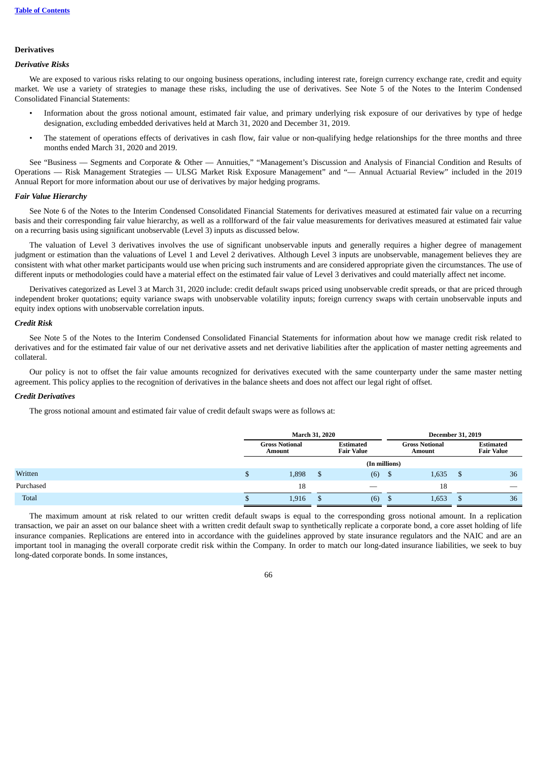[Table of Contents](#)

### Derivatives

#### *Derivative Risks*

We are exposed to various risks relating to our ongoing business operations, including interest rate, foreign currency exchange rate, credit and equity market. We use a variety of strategies to manage these risks, including the use of derivatives. See Note 5 of the Notes to the Interim Condensed Consolidated Financial Statements:

- Information about the gross notional amount, estimated fair value, and primary underlying risk exposure of our derivatives by type of hedge designation, excluding embedded derivatives held at March 31, 2020 and December 31, 2019.
- The statement of operations effects of derivatives in cash flow, fair value or non-qualifying hedge relationships for the three months and three months ended March 31, 2020 and 2019.

See "Business — Segments and Corporate & Other — Annuities," "Management's Discussion and Analysis of Financial Condition and Results of Operations — Risk Management Strategies — ULSG Market Risk Exposure Management" and "— Annual Actuarial Review" included in the 2019 Annual Report for more information about our use of derivatives by major hedging programs.

#### *Fair Value Hierarchy*

See Note 6 of the Notes to the Interim Condensed Consolidated Financial Statements for derivatives measured at estimated fair value on a recurring basis and their corresponding fair value hierarchy, as well as a rollforward of the fair value measurements for derivatives measured at estimated fair value on a recurring basis using significant unobservable (Level 3) inputs as discussed below.

The valuation of Level 3 derivatives involves the use of significant unobservable inputs and generally requires a higher degree of management judgment or estimation than the valuations of Level 1 and Level 2 derivatives. Although Level 3 inputs are unobservable, management believes they are consistent with what other market participants would use when pricing such instruments and are considered appropriate given the circumstances. The use of different inputs or methodologies could have a material effect on the estimated fair value of Level 3 derivatives and could materially affect net income.

Derivatives categorized as Level 3 at March 31, 2020 include: credit default swaps priced using unobservable credit spreads, or that are priced through independent broker quotations; equity variance swaps with unobservable volatility inputs; foreign currency swaps with certain unobservable inputs and equity index options with unobservable correlation inputs.

#### *Credit Risk*

See Note 5 of the Notes to the Interim Condensed Consolidated Financial Statements for information about how we manage credit risk related to derivatives and for the estimated fair value of our net derivative assets and net derivative liabilities after the application of master netting agreements and collateral.

Our policy is not to offset the fair value amounts recognized for derivatives executed with the same counterparty under the same master netting agreement. This policy applies to the recognition of derivatives in the balance sheets and does not affect our legal right of offset.

#### *Credit Derivatives*

The gross notional amount and estimated fair value of credit default swaps were as follows at:

| | March 31, 2020 | | December 31, 2019 | |
|---|---|---|---|---|
| | Gross Notional Amount | Estimated Fair Value | Gross Notional Amount | Estimated Fair Value |
| | (In millions) | | | |
| Written | $ 1,898 | $ (6) | $ 1,635 | $ 36 |
| Purchased | 18 | — | 18 | — |
| Total | $ 1,916 | $ (6) | $ 1,653 | $ 36 |

The maximum amount at risk related to our written credit default swaps is equal to the corresponding gross notional amount. In a replication transaction, we pair an asset on our balance sheet with a written credit default swap to synthetically replicate a corporate bond, a core asset holding of life insurance companies. Replications are entered into in accordance with the guidelines approved by state insurance regulators and the NAIC and are an important tool in managing the overall corporate credit risk within the Company. In order to match our long-dated insurance liabilities, we seek to buy long-dated corporate bonds. In some instances,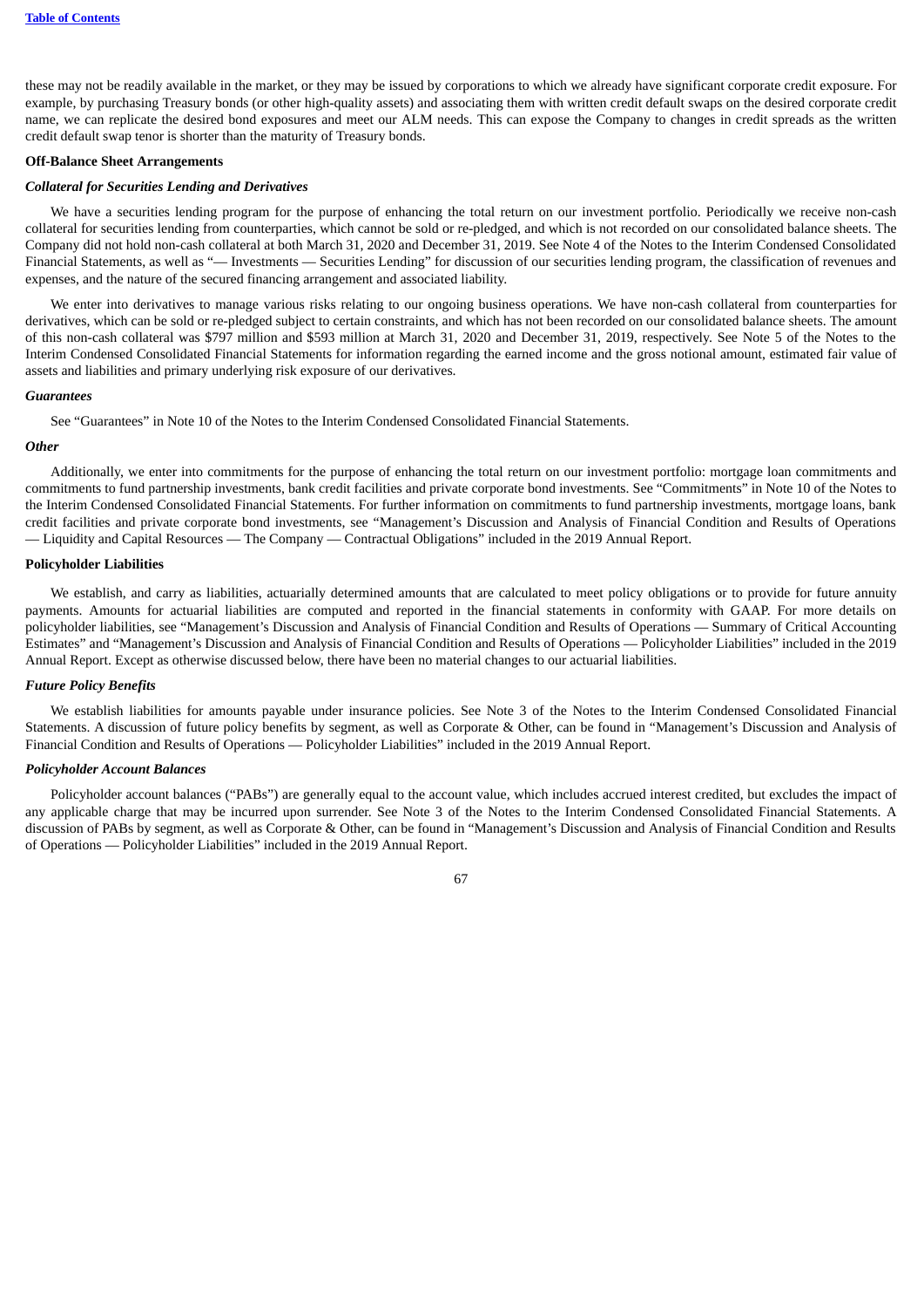these may not be readily available in the market, or they may be issued by corporations to which we already have significant corporate credit exposure. For example, by purchasing Treasury bonds (or other high-quality assets) and associating them with written credit default swaps on the desired corporate credit name, we can replicate the desired bond exposures and meet our ALM needs. This can expose the Company to changes in credit spreads as the written credit default swap tenor is shorter than the maturity of Treasury bonds.

**Off-Balance Sheet Arrangements**

***Collateral for Securities Lending and Derivatives***

We have a securities lending program for the purpose of enhancing the total return on our investment portfolio. Periodically we receive non-cash collateral for securities lending from counterparties, which cannot be sold or re-pledged, and which is not recorded on our consolidated balance sheets. The Company did not hold non-cash collateral at both March 31, 2020 and December 31, 2019. See Note 4 of the Notes to the Interim Condensed Consolidated Financial Statements, as well as "— Investments — Securities Lending" for discussion of our securities lending program, the classification of revenues and expenses, and the nature of the secured financing arrangement and associated liability.

We enter into derivatives to manage various risks relating to our ongoing business operations. We have non-cash collateral from counterparties for derivatives, which can be sold or re-pledged subject to certain constraints, and which has not been recorded on our consolidated balance sheets. The amount of this non-cash collateral was $797 million and $593 million at March 31, 2020 and December 31, 2019, respectively. See Note 5 of the Notes to the Interim Condensed Consolidated Financial Statements for information regarding the earned income and the gross notional amount, estimated fair value of assets and liabilities and primary underlying risk exposure of our derivatives.

***Guarantees***

See "Guarantees" in Note 10 of the Notes to the Interim Condensed Consolidated Financial Statements.

***Other***

Additionally, we enter into commitments for the purpose of enhancing the total return on our investment portfolio: mortgage loan commitments and commitments to fund partnership investments, bank credit facilities and private corporate bond investments. See "Commitments" in Note 10 of the Notes to the Interim Condensed Consolidated Financial Statements. For further information on commitments to fund partnership investments, mortgage loans, bank credit facilities and private corporate bond investments, see "Management's Discussion and Analysis of Financial Condition and Results of Operations — Liquidity and Capital Resources — The Company — Contractual Obligations" included in the 2019 Annual Report.

**Policyholder Liabilities**

We establish, and carry as liabilities, actuarially determined amounts that are calculated to meet policy obligations or to provide for future annuity payments. Amounts for actuarial liabilities are computed and reported in the financial statements in conformity with GAAP. For more details on policyholder liabilities, see "Management's Discussion and Analysis of Financial Condition and Results of Operations — Summary of Critical Accounting Estimates" and "Management's Discussion and Analysis of Financial Condition and Results of Operations — Policyholder Liabilities" included in the 2019 Annual Report. Except as otherwise discussed below, there have been no material changes to our actuarial liabilities.

***Future Policy Benefits***

We establish liabilities for amounts payable under insurance policies. See Note 3 of the Notes to the Interim Condensed Consolidated Financial Statements. A discussion of future policy benefits by segment, as well as Corporate & Other, can be found in "Management's Discussion and Analysis of Financial Condition and Results of Operations — Policyholder Liabilities" included in the 2019 Annual Report.

***Policyholder Account Balances***

Policyholder account balances ("PABs") are generally equal to the account value, which includes accrued interest credited, but excludes the impact of any applicable charge that may be incurred upon surrender. See Note 3 of the Notes to the Interim Condensed Consolidated Financial Statements. A discussion of PABs by segment, as well as Corporate & Other, can be found in "Management's Discussion and Analysis of Financial Condition and Results of Operations — Policyholder Liabilities" included in the 2019 Annual Report.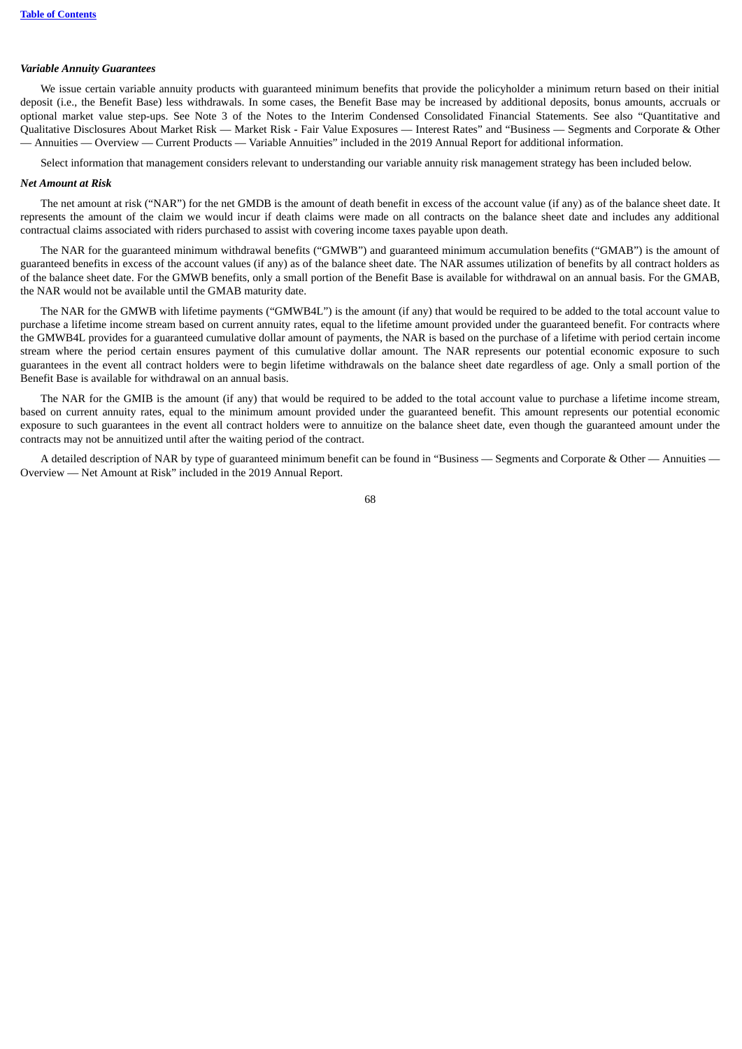*Variable Annuity Guarantees*

We issue certain variable annuity products with guaranteed minimum benefits that provide the policyholder a minimum return based on their initial deposit (i.e., the Benefit Base) less withdrawals. In some cases, the Benefit Base may be increased by additional deposits, bonus amounts, accruals or optional market value step-ups. See Note 3 of the Notes to the Interim Condensed Consolidated Financial Statements. See also "Quantitative and Qualitative Disclosures About Market Risk — Market Risk - Fair Value Exposures — Interest Rates" and "Business — Segments and Corporate & Other — Annuities — Overview — Current Products — Variable Annuities" included in the 2019 Annual Report for additional information.

Select information that management considers relevant to understanding our variable annuity risk management strategy has been included below.

*Net Amount at Risk*

The net amount at risk ("NAR") for the net GMDB is the amount of death benefit in excess of the account value (if any) as of the balance sheet date. It represents the amount of the claim we would incur if death claims were made on all contracts on the balance sheet date and includes any additional contractual claims associated with riders purchased to assist with covering income taxes payable upon death.

The NAR for the guaranteed minimum withdrawal benefits ("GMWB") and guaranteed minimum accumulation benefits ("GMAB") is the amount of guaranteed benefits in excess of the account values (if any) as of the balance sheet date. The NAR assumes utilization of benefits by all contract holders as of the balance sheet date. For the GMWB benefits, only a small portion of the Benefit Base is available for withdrawal on an annual basis. For the GMAB, the NAR would not be available until the GMAB maturity date.

The NAR for the GMWB with lifetime payments ("GMWB4L") is the amount (if any) that would be required to be added to the total account value to purchase a lifetime income stream based on current annuity rates, equal to the lifetime amount provided under the guaranteed benefit. For contracts where the GMWB4L provides for a guaranteed cumulative dollar amount of payments, the NAR is based on the purchase of a lifetime with period certain income stream where the period certain ensures payment of this cumulative dollar amount. The NAR represents our potential economic exposure to such guarantees in the event all contract holders were to begin lifetime withdrawals on the balance sheet date regardless of age. Only a small portion of the Benefit Base is available for withdrawal on an annual basis.

The NAR for the GMIB is the amount (if any) that would be required to be added to the total account value to purchase a lifetime income stream, based on current annuity rates, equal to the minimum amount provided under the guaranteed benefit. This amount represents our potential economic exposure to such guarantees in the event all contract holders were to annuitize on the balance sheet date, even though the guaranteed amount under the contracts may not be annuitized until after the waiting period of the contract.

A detailed description of NAR by type of guaranteed minimum benefit can be found in "Business — Segments and Corporate & Other — Annuities — Overview — Net Amount at Risk" included in the 2019 Annual Report.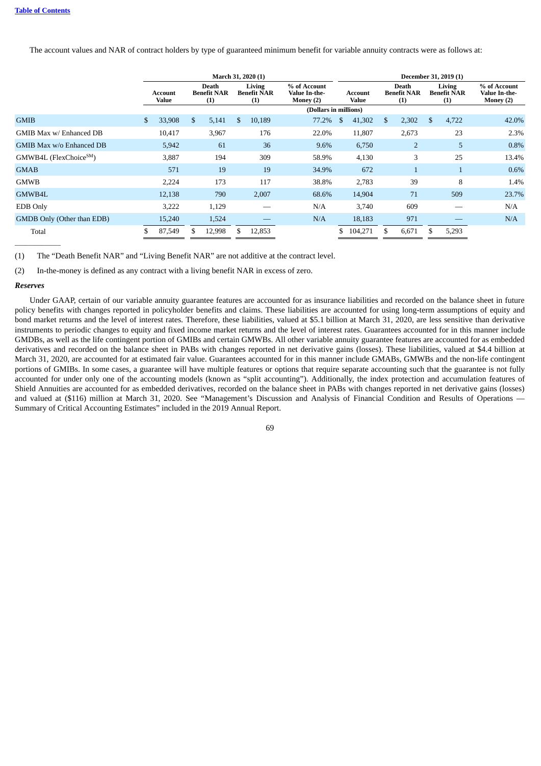The account values and NAR of contract holders by type of guaranteed minimum benefit for variable annuity contracts were as follows at:

| | March 31, 2020 (1) | | | | December 31, 2019 (1) | | | |
|---|---|---|---|---|---|---|---|---|
| | Account Value | Death Benefit NAR (1) | Living Benefit NAR (1) | % of Account Value In-the-Money (2) | Account Value | Death Benefit NAR (1) | Living Benefit NAR (1) | % of Account Value In-the-Money (2) |
| | (Dollars in millions) | | | | | | | |
| GMIB | $ 33,908 | $ 5,141 | $ 10,189 | 77.2% | $ 41,302 | $ 2,302 | $ 4,722 | 42.0% |
| GMIB Max w/ Enhanced DB | 10,417 | 3,967 | 176 | 22.0% | 11,807 | 2,673 | 23 | 2.3% |
| GMIB Max w/o Enhanced DB | 5,942 | 61 | 36 | 9.6% | 6,750 | 2 | 5 | 0.8% |
| GMWB4L (FlexChoice[SM]) | 3,887 | 194 | 309 | 58.9% | 4,130 | 3 | 25 | 13.4% |
| GMAB | 571 | 19 | 19 | 34.9% | 672 | 1 | 1 | 0.6% |
| GMWB | 2,224 | 173 | 117 | 38.8% | 2,783 | 39 | 8 | 1.4% |
| GMWB4L | 12,138 | 790 | 2,007 | 68.6% | 14,904 | 71 | 509 | 23.7% |
| EDB Only | 3,222 | 1,129 | — | N/A | 3,740 | 609 | — | N/A |
| GMDB Only (Other than EDB) | 15,240 | 1,524 | — | N/A | 18,183 | 971 | — | N/A |
| Total | $ 87,549 | $ 12,998 | $ 12,853 | | $ 104,271 | $ 6,671 | $ 5,293 | |

(1) The "Death Benefit NAR" and "Living Benefit NAR" are not additive at the contract level.

(2) In-the-money is defined as any contract with a living benefit NAR in excess of zero.

***Reserves***

Under GAAP, certain of our variable annuity guarantee features are accounted for as insurance liabilities and recorded on the balance sheet in future policy benefits with changes reported in policyholder benefits and claims. These liabilities are accounted for using long-term assumptions of equity and bond market returns and the level of interest rates. Therefore, these liabilities, valued at $5.1 billion at March 31, 2020, are less sensitive than derivative instruments to periodic changes to equity and fixed income market returns and the level of interest rates. Guarantees accounted for in this manner include GMDBs, as well as the life contingent portion of GMIBs and certain GMWBs. All other variable annuity guarantee features are accounted for as embedded derivatives and recorded on the balance sheet in PABs with changes reported in net derivative gains (losses). These liabilities, valued at $4.4 billion at March 31, 2020, are accounted for at estimated fair value. Guarantees accounted for in this manner include GMABs, GMWBs and the non-life contingent portions of GMIBs. In some cases, a guarantee will have multiple features or options that require separate accounting such that the guarantee is not fully accounted for under only one of the accounting models (known as "split accounting"). Additionally, the index protection and accumulation features of Shield Annuities are accounted for as embedded derivatives, recorded on the balance sheet in PABs with changes reported in net derivative gains (losses) and valued at ($116) million at March 31, 2020. See "Management's Discussion and Analysis of Financial Condition and Results of Operations — Summary of Critical Accounting Estimates" included in the 2019 Annual Report.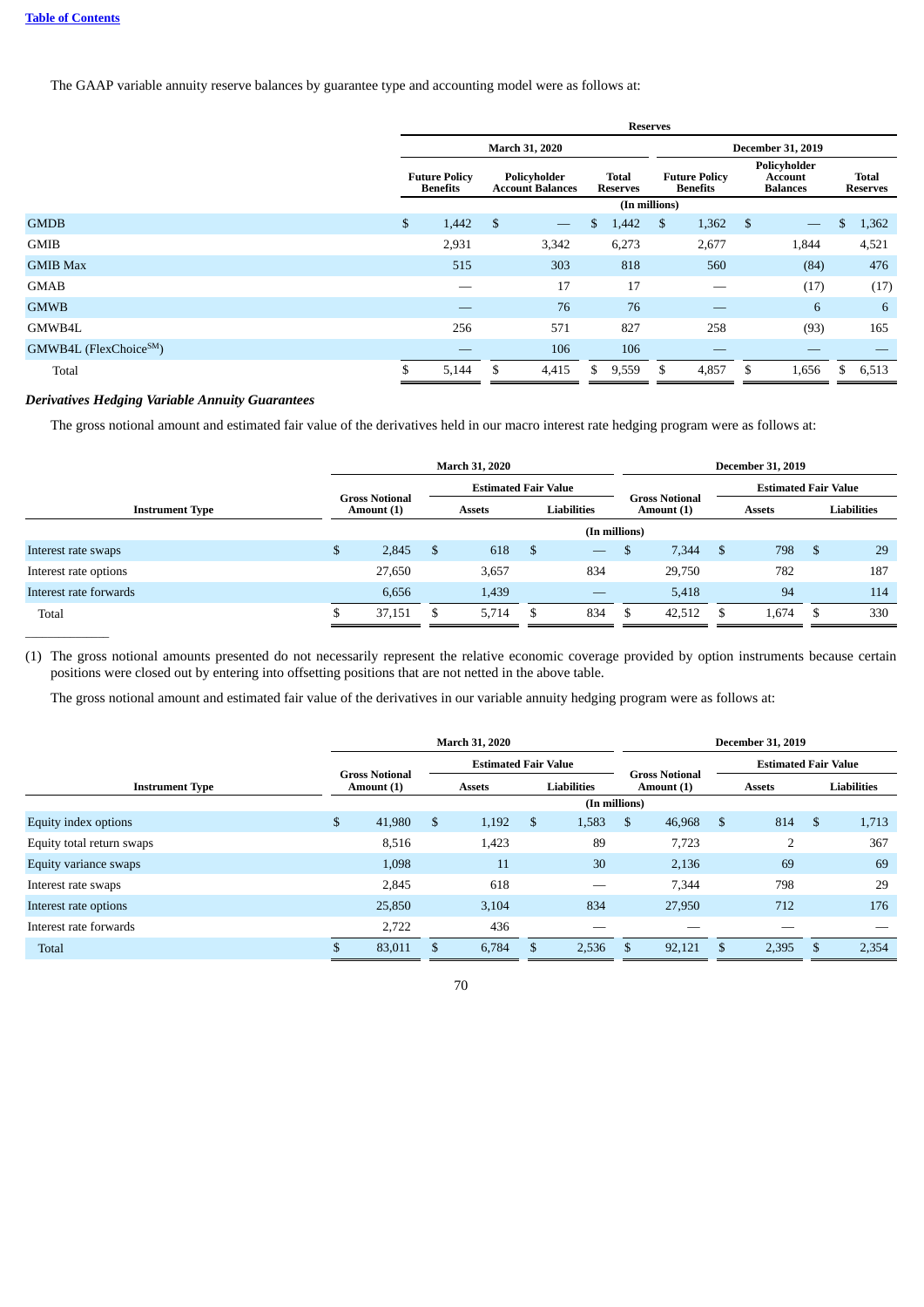The GAAP variable annuity reserve balances by guarantee type and accounting model were as follows at:

| | Reserves | | | | | |
|---|---|---|---|---|---|---|
| | March 31, 2020 | | | December 31, 2019 | | |
| | Future Policy Benefits | Policyholder Account Balances | Total Reserves | Future Policy Benefits | Policyholder Account Balances | Total Reserves |
| | (In millions) | | | | | |
| GMDB | $ 1,442 | $ — | $ 1,442 | $ 1,362 | $ — | $ 1,362 |
| GMIB | 2,931 | 3,342 | 6,273 | 2,677 | 1,844 | 4,521 |
| GMIB Max | 515 | 303 | 818 | 560 | (84) | 476 |
| GMAB | — | 17 | 17 | — | (17) | (17) |
| GMWB | — | 76 | 76 | — | 6 | 6 |
| GMWB4L | 256 | 571 | 827 | 258 | (93) | 165 |
| GMWB4L (FlexChoice[SM]) | — | 106 | 106 | — | — | — |
| Total | $ 5,144 | $ 4,415 | $ 9,559 | $ 4,857 | $ 1,656 | $ 6,513 |

***Derivatives Hedging Variable Annuity Guarantees***

The gross notional amount and estimated fair value of the derivatives held in our macro interest rate hedging program were as follows at:

| | March 31, 2020 | | | December 31, 2019 | | |
|---|---|---|---|---|---|---|
| | | Estimated Fair Value | | | Estimated Fair Value | |
| Instrument Type | Gross Notional Amount (1) | Assets | Liabilities | Gross Notional Amount (1) | Assets | Liabilities |
| | (In millions) | | | | | |
| Interest rate swaps | $ 2,845 | $ 618 | $ — | $ 7,344 | $ 798 | $ 29 |
| Interest rate options | 27,650 | 3,657 | 834 | 29,750 | 782 | 187 |
| Interest rate forwards | 6,656 | 1,439 | — | 5,418 | 94 | 114 |
| Total | $ 37,151 | $ 5,714 | $ 834 | $ 42,512 | $ 1,674 | $ 330 |

(1) The gross notional amounts presented do not necessarily represent the relative economic coverage provided by option instruments because certain positions were closed out by entering into offsetting positions that are not netted in the above table.

The gross notional amount and estimated fair value of the derivatives in our variable annuity hedging program were as follows at:

| | March 31, 2020 | | | December 31, 2019 | | |
|---|---|---|---|---|---|---|
| | | Estimated Fair Value | | | Estimated Fair Value | |
| Instrument Type | Gross Notional Amount (1) | Assets | Liabilities | Gross Notional Amount (1) | Assets | Liabilities |
| | (In millions) | | | | | |
| Equity index options | $ 41,980 | $ 1,192 | $ 1,583 | $ 46,968 | $ 814 | $ 1,713 |
| Equity total return swaps | 8,516 | 1,423 | 89 | 7,723 | 2 | 367 |
| Equity variance swaps | 1,098 | 11 | 30 | 2,136 | 69 | 69 |
| Interest rate swaps | 2,845 | 618 | — | 7,344 | 798 | 29 |
| Interest rate options | 25,850 | 3,104 | 834 | 27,950 | 712 | 176 |
| Interest rate forwards | 2,722 | 436 | — | — | — | — |
| Total | $ 83,011 | $ 6,784 | $ 2,536 | $ 92,121 | $ 2,395 | $ 2,354 |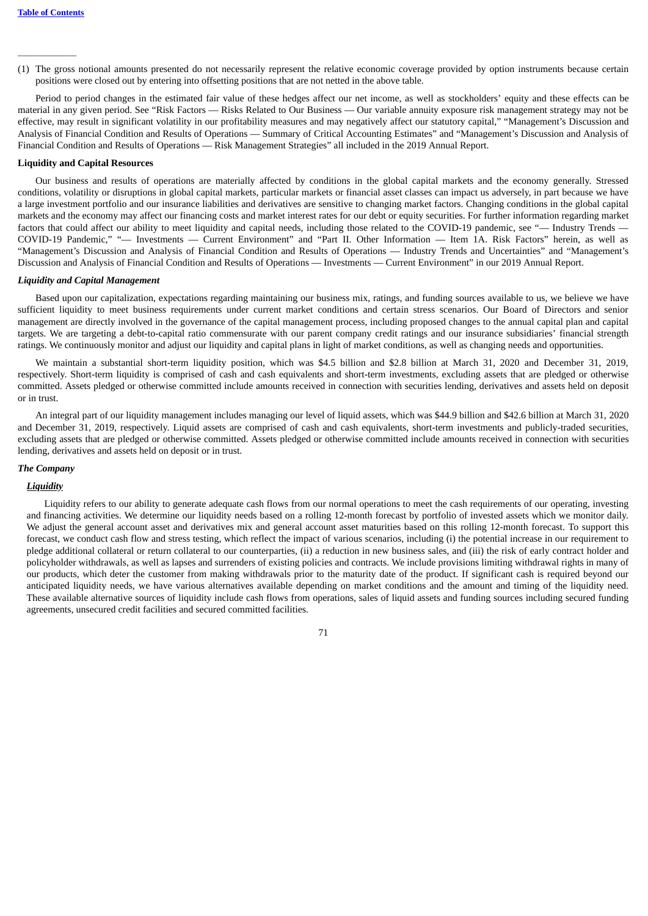(1) The gross notional amounts presented do not necessarily represent the relative economic coverage provided by option instruments because certain positions were closed out by entering into offsetting positions that are not netted in the above table.

Period to period changes in the estimated fair value of these hedges affect our net income, as well as stockholders' equity and these effects can be material in any given period. See "Risk Factors — Risks Related to Our Business — Our variable annuity exposure risk management strategy may not be effective, may result in significant volatility in our profitability measures and may negatively affect our statutory capital," "Management's Discussion and Analysis of Financial Condition and Results of Operations — Summary of Critical Accounting Estimates" and "Management's Discussion and Analysis of Financial Condition and Results of Operations — Risk Management Strategies" all included in the 2019 Annual Report.

### Liquidity and Capital Resources

Our business and results of operations are materially affected by conditions in the global capital markets and the economy generally. Stressed conditions, volatility or disruptions in global capital markets, particular markets or financial asset classes can impact us adversely, in part because we have a large investment portfolio and our insurance liabilities and derivatives are sensitive to changing market factors. Changing conditions in the global capital markets and the economy may affect our financing costs and market interest rates for our debt or equity securities. For further information regarding market factors that could affect our ability to meet liquidity and capital needs, including those related to the COVID-19 pandemic, see "— Industry Trends — COVID-19 Pandemic," "— Investments — Current Environment" and "Part II. Other Information — Item 1A. Risk Factors" herein, as well as "Management's Discussion and Analysis of Financial Condition and Results of Operations — Industry Trends and Uncertainties" and "Management's Discussion and Analysis of Financial Condition and Results of Operations — Investments — Current Environment" in our 2019 Annual Report.

#### *Liquidity and Capital Management*

Based upon our capitalization, expectations regarding maintaining our business mix, ratings, and funding sources available to us, we believe we have sufficient liquidity to meet business requirements under current market conditions and certain stress scenarios. Our Board of Directors and senior management are directly involved in the governance of the capital management process, including proposed changes to the annual capital plan and capital targets. We are targeting a debt-to-capital ratio commensurate with our parent company credit ratings and our insurance subsidiaries' financial strength ratings. We continuously monitor and adjust our liquidity and capital plans in light of market conditions, as well as changing needs and opportunities.

We maintain a substantial short-term liquidity position, which was $4.5 billion and $2.8 billion at March 31, 2020 and December 31, 2019, respectively. Short-term liquidity is comprised of cash and cash equivalents and short-term investments, excluding assets that are pledged or otherwise committed. Assets pledged or otherwise committed include amounts received in connection with securities lending, derivatives and assets held on deposit or in trust.

An integral part of our liquidity management includes managing our level of liquid assets, which was $44.9 billion and $42.6 billion at March 31, 2020 and December 31, 2019, respectively. Liquid assets are comprised of cash and cash equivalents, short-term investments and publicly-traded securities, excluding assets that are pledged or otherwise committed. Assets pledged or otherwise committed include amounts received in connection with securities lending, derivatives and assets held on deposit or in trust.

#### *The Company*

##### ***Liquidity***

Liquidity refers to our ability to generate adequate cash flows from our normal operations to meet the cash requirements of our operating, investing and financing activities. We determine our liquidity needs based on a rolling 12-month forecast by portfolio of invested assets which we monitor daily. We adjust the general account asset and derivatives mix and general account asset maturities based on this rolling 12-month forecast. To support this forecast, we conduct cash flow and stress testing, which reflect the impact of various scenarios, including (i) the potential increase in our requirement to pledge additional collateral or return collateral to our counterparties, (ii) a reduction in new business sales, and (iii) the risk of early contract holder and policyholder withdrawals, as well as lapses and surrenders of existing policies and contracts. We include provisions limiting withdrawal rights in many of our products, which deter the customer from making withdrawals prior to the maturity date of the product. If significant cash is required beyond our anticipated liquidity needs, we have various alternatives available depending on market conditions and the amount and timing of the liquidity need. These available alternative sources of liquidity include cash flows from operations, sales of liquid assets and funding sources including secured funding agreements, unsecured credit facilities and secured committed facilities.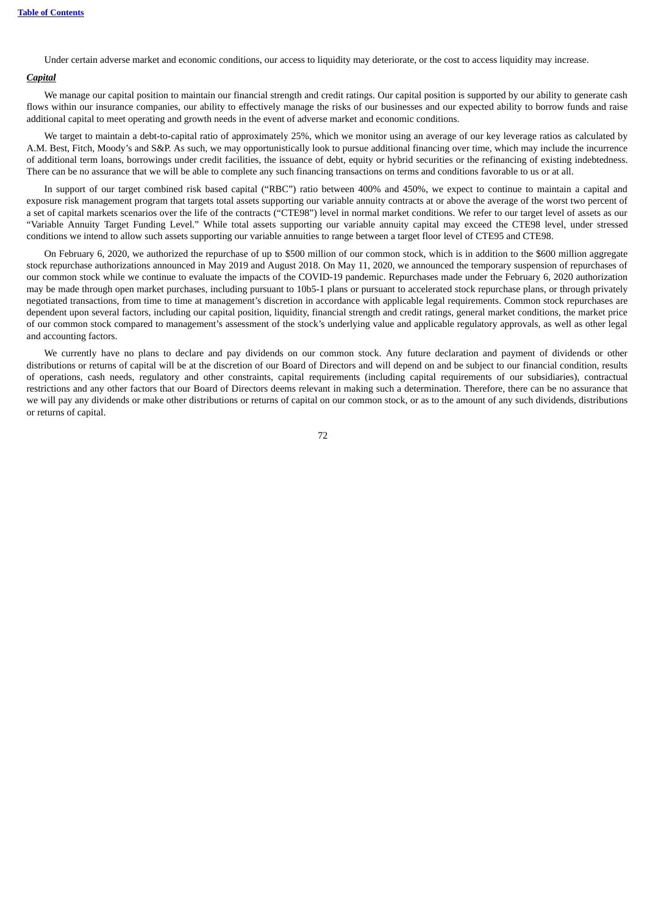Under certain adverse market and economic conditions, our access to liquidity may deteriorate, or the cost to access liquidity may increase.

***Capital***

We manage our capital position to maintain our financial strength and credit ratings. Our capital position is supported by our ability to generate cash flows within our insurance companies, our ability to effectively manage the risks of our businesses and our expected ability to borrow funds and raise additional capital to meet operating and growth needs in the event of adverse market and economic conditions.

We target to maintain a debt-to-capital ratio of approximately 25%, which we monitor using an average of our key leverage ratios as calculated by A.M. Best, Fitch, Moody's and S&P. As such, we may opportunistically look to pursue additional financing over time, which may include the incurrence of additional term loans, borrowings under credit facilities, the issuance of debt, equity or hybrid securities or the refinancing of existing indebtedness. There can be no assurance that we will be able to complete any such financing transactions on terms and conditions favorable to us or at all.

In support of our target combined risk based capital ("RBC") ratio between 400% and 450%, we expect to continue to maintain a capital and exposure risk management program that targets total assets supporting our variable annuity contracts at or above the average of the worst two percent of a set of capital markets scenarios over the life of the contracts ("CTE98") level in normal market conditions. We refer to our target level of assets as our "Variable Annuity Target Funding Level." While total assets supporting our variable annuity capital may exceed the CTE98 level, under stressed conditions we intend to allow such assets supporting our variable annuities to range between a target floor level of CTE95 and CTE98.

On February 6, 2020, we authorized the repurchase of up to $500 million of our common stock, which is in addition to the $600 million aggregate stock repurchase authorizations announced in May 2019 and August 2018. On May 11, 2020, we announced the temporary suspension of repurchases of our common stock while we continue to evaluate the impacts of the COVID-19 pandemic. Repurchases made under the February 6, 2020 authorization may be made through open market purchases, including pursuant to 10b5-1 plans or pursuant to accelerated stock repurchase plans, or through privately negotiated transactions, from time to time at management's discretion in accordance with applicable legal requirements. Common stock repurchases are dependent upon several factors, including our capital position, liquidity, financial strength and credit ratings, general market conditions, the market price of our common stock compared to management's assessment of the stock's underlying value and applicable regulatory approvals, as well as other legal and accounting factors.

We currently have no plans to declare and pay dividends on our common stock. Any future declaration and payment of dividends or other distributions or returns of capital will be at the discretion of our Board of Directors and will depend on and be subject to our financial condition, results of operations, cash needs, regulatory and other constraints, capital requirements (including capital requirements of our subsidiaries), contractual restrictions and any other factors that our Board of Directors deems relevant in making such a determination. Therefore, there can be no assurance that we will pay any dividends or make other distributions or returns of capital on our common stock, or as to the amount of any such dividends, distributions or returns of capital.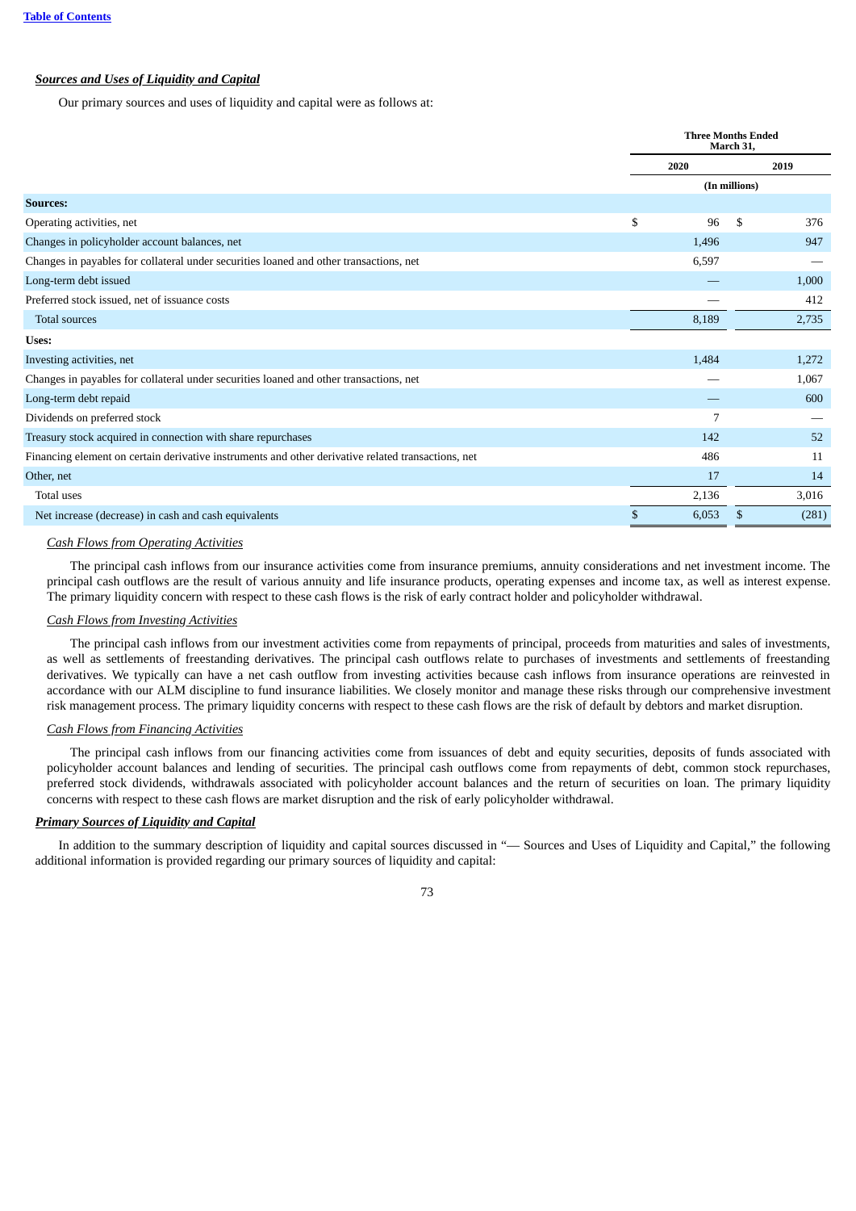### *Sources and Uses of Liquidity and Capital*

Our primary sources and uses of liquidity and capital were as follows at:

| | Three Months Ended March 31, | |
|---|---|---|
| | 2020 | 2019 |
| | (In millions) | |
| **Sources:** | | |
| Operating activities, net | $ 96 | $ 376 |
| Changes in policyholder account balances, net | 1,496 | 947 |
| Changes in payables for collateral under securities loaned and other transactions, net | 6,597 | — |
| Long-term debt issued | — | 1,000 |
| Preferred stock issued, net of issuance costs | — | 412 |
| Total sources | 8,189 | 2,735 |
| **Uses:** | | |
| Investing activities, net | 1,484 | 1,272 |
| Changes in payables for collateral under securities loaned and other transactions, net | — | 1,067 |
| Long-term debt repaid | — | 600 |
| Dividends on preferred stock | 7 | — |
| Treasury stock acquired in connection with share repurchases | 142 | 52 |
| Financing element on certain derivative instruments and other derivative related transactions, net | 486 | 11 |
| Other, net | 17 | 14 |
| Total uses | 2,136 | 3,016 |
| Net increase (decrease) in cash and cash equivalents | $ 6,053 | $ (281) |

*Cash Flows from Operating Activities*

The principal cash inflows from our insurance activities come from insurance premiums, annuity considerations and net investment income. The principal cash outflows are the result of various annuity and life insurance products, operating expenses and income tax, as well as interest expense. The primary liquidity concern with respect to these cash flows is the risk of early contract holder and policyholder withdrawal.

*Cash Flows from Investing Activities*

The principal cash inflows from our investment activities come from repayments of principal, proceeds from maturities and sales of investments, as well as settlements of freestanding derivatives. The principal cash outflows relate to purchases of investments and settlements of freestanding derivatives. We typically can have a net cash outflow from investing activities because cash inflows from insurance operations are reinvested in accordance with our ALM discipline to fund insurance liabilities. We closely monitor and manage these risks through our comprehensive investment risk management process. The primary liquidity concerns with respect to these cash flows are the risk of default by debtors and market disruption.

*Cash Flows from Financing Activities*

The principal cash inflows from our financing activities come from issuances of debt and equity securities, deposits of funds associated with policyholder account balances and lending of securities. The principal cash outflows come from repayments of debt, common stock repurchases, preferred stock dividends, withdrawals associated with policyholder account balances and the return of securities on loan. The primary liquidity concerns with respect to these cash flows are market disruption and the risk of early policyholder withdrawal.

### *Primary Sources of Liquidity and Capital*

In addition to the summary description of liquidity and capital sources discussed in "— Sources and Uses of Liquidity and Capital," the following additional information is provided regarding our primary sources of liquidity and capital: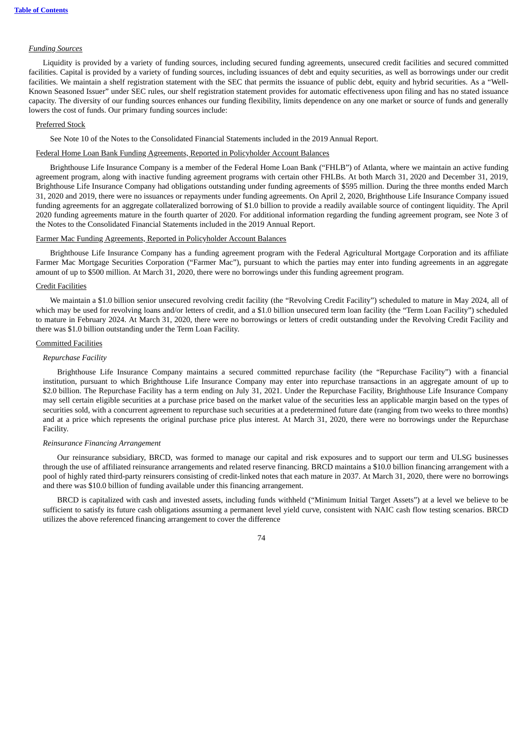*Funding Sources*

Liquidity is provided by a variety of funding sources, including secured funding agreements, unsecured credit facilities and secured committed facilities. Capital is provided by a variety of funding sources, including issuances of debt and equity securities, as well as borrowings under our credit facilities. We maintain a shelf registration statement with the SEC that permits the issuance of public debt, equity and hybrid securities. As a "Well-Known Seasoned Issuer" under SEC rules, our shelf registration statement provides for automatic effectiveness upon filing and has no stated issuance capacity. The diversity of our funding sources enhances our funding flexibility, limits dependence on any one market or source of funds and generally lowers the cost of funds. Our primary funding sources include:

Preferred Stock

See Note 10 of the Notes to the Consolidated Financial Statements included in the 2019 Annual Report.

Federal Home Loan Bank Funding Agreements, Reported in Policyholder Account Balances

Brighthouse Life Insurance Company is a member of the Federal Home Loan Bank ("FHLB") of Atlanta, where we maintain an active funding agreement program, along with inactive funding agreement programs with certain other FHLBs. At both March 31, 2020 and December 31, 2019, Brighthouse Life Insurance Company had obligations outstanding under funding agreements of $595 million. During the three months ended March 31, 2020 and 2019, there were no issuances or repayments under funding agreements. On April 2, 2020, Brighthouse Life Insurance Company issued funding agreements for an aggregate collateralized borrowing of $1.0 billion to provide a readily available source of contingent liquidity. The April 2020 funding agreements mature in the fourth quarter of 2020. For additional information regarding the funding agreement program, see Note 3 of the Notes to the Consolidated Financial Statements included in the 2019 Annual Report.

Farmer Mac Funding Agreements, Reported in Policyholder Account Balances

Brighthouse Life Insurance Company has a funding agreement program with the Federal Agricultural Mortgage Corporation and its affiliate Farmer Mac Mortgage Securities Corporation ("Farmer Mac"), pursuant to which the parties may enter into funding agreements in an aggregate amount of up to $500 million. At March 31, 2020, there were no borrowings under this funding agreement program.

Credit Facilities

We maintain a $1.0 billion senior unsecured revolving credit facility (the "Revolving Credit Facility") scheduled to mature in May 2024, all of which may be used for revolving loans and/or letters of credit, and a $1.0 billion unsecured term loan facility (the "Term Loan Facility") scheduled to mature in February 2024. At March 31, 2020, there were no borrowings or letters of credit outstanding under the Revolving Credit Facility and there was $1.0 billion outstanding under the Term Loan Facility.

Committed Facilities

*Repurchase Facility*

Brighthouse Life Insurance Company maintains a secured committed repurchase facility (the "Repurchase Facility") with a financial institution, pursuant to which Brighthouse Life Insurance Company may enter into repurchase transactions in an aggregate amount of up to $2.0 billion. The Repurchase Facility has a term ending on July 31, 2021. Under the Repurchase Facility, Brighthouse Life Insurance Company may sell certain eligible securities at a purchase price based on the market value of the securities less an applicable margin based on the types of securities sold, with a concurrent agreement to repurchase such securities at a predetermined future date (ranging from two weeks to three months) and at a price which represents the original purchase price plus interest. At March 31, 2020, there were no borrowings under the Repurchase Facility.

*Reinsurance Financing Arrangement*

Our reinsurance subsidiary, BRCD, was formed to manage our capital and risk exposures and to support our term and ULSG businesses through the use of affiliated reinsurance arrangements and related reserve financing. BRCD maintains a $10.0 billion financing arrangement with a pool of highly rated third-party reinsurers consisting of credit-linked notes that each mature in 2037. At March 31, 2020, there were no borrowings and there was $10.0 billion of funding available under this financing arrangement.

BRCD is capitalized with cash and invested assets, including funds withheld ("Minimum Initial Target Assets") at a level we believe to be sufficient to satisfy its future cash obligations assuming a permanent level yield curve, consistent with NAIC cash flow testing scenarios. BRCD utilizes the above referenced financing arrangement to cover the difference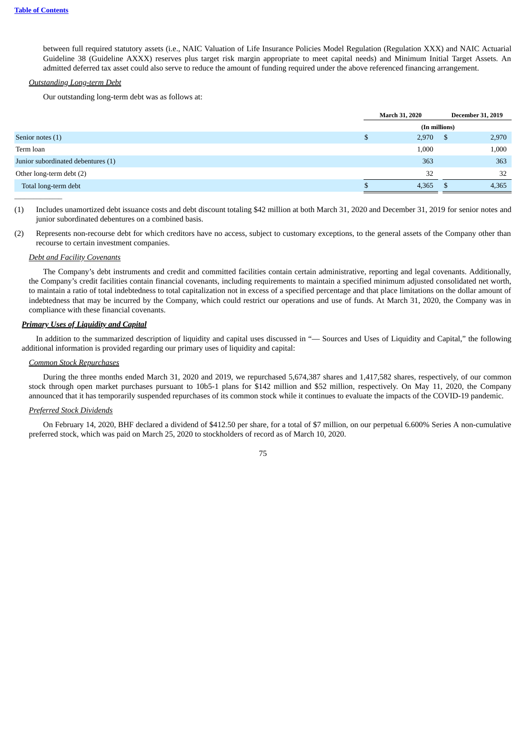between full required statutory assets (i.e., NAIC Valuation of Life Insurance Policies Model Regulation (Regulation XXX) and NAIC Actuarial Guideline 38 (Guideline AXXX) reserves plus target risk margin appropriate to meet capital needs) and Minimum Initial Target Assets. An admitted deferred tax asset could also serve to reduce the amount of funding required under the above referenced financing arrangement.

*Outstanding Long-term Debt*

Our outstanding long-term debt was as follows at:

| | March 31, 2020 | December 31, 2019 |
|---|---|---|
| | (In millions) | |
| Senior notes (1) | $ 2,970 | $ 2,970 |
| Term loan | 1,000 | 1,000 |
| Junior subordinated debentures (1) | 363 | 363 |
| Other long-term debt (2) | 32 | 32 |
| Total long-term debt | $ 4,365 | $ 4,365 |

(1) Includes unamortized debt issuance costs and debt discount totaling $42 million at both March 31, 2020 and December 31, 2019 for senior notes and junior subordinated debentures on a combined basis.

(2) Represents non-recourse debt for which creditors have no access, subject to customary exceptions, to the general assets of the Company other than recourse to certain investment companies.

*Debt and Facility Covenants*

The Company's debt instruments and credit and committed facilities contain certain administrative, reporting and legal covenants. Additionally, the Company's credit facilities contain financial covenants, including requirements to maintain a specified minimum adjusted consolidated net worth, to maintain a ratio of total indebtedness to total capitalization not in excess of a specified percentage and that place limitations on the dollar amount of indebtedness that may be incurred by the Company, which could restrict our operations and use of funds. At March 31, 2020, the Company was in compliance with these financial covenants.

***Primary Uses of Liquidity and Capital***

In addition to the summarized description of liquidity and capital uses discussed in "— Sources and Uses of Liquidity and Capital," the following additional information is provided regarding our primary uses of liquidity and capital:

*Common Stock Repurchases*

During the three months ended March 31, 2020 and 2019, we repurchased 5,674,387 shares and 1,417,582 shares, respectively, of our common stock through open market purchases pursuant to 10b5-1 plans for $142 million and $52 million, respectively. On May 11, 2020, the Company announced that it has temporarily suspended repurchases of its common stock while it continues to evaluate the impacts of the COVID-19 pandemic.

*Preferred Stock Dividends*

On February 14, 2020, BHF declared a dividend of $412.50 per share, for a total of $7 million, on our perpetual 6.600% Series A non-cumulative preferred stock, which was paid on March 25, 2020 to stockholders of record as of March 10, 2020.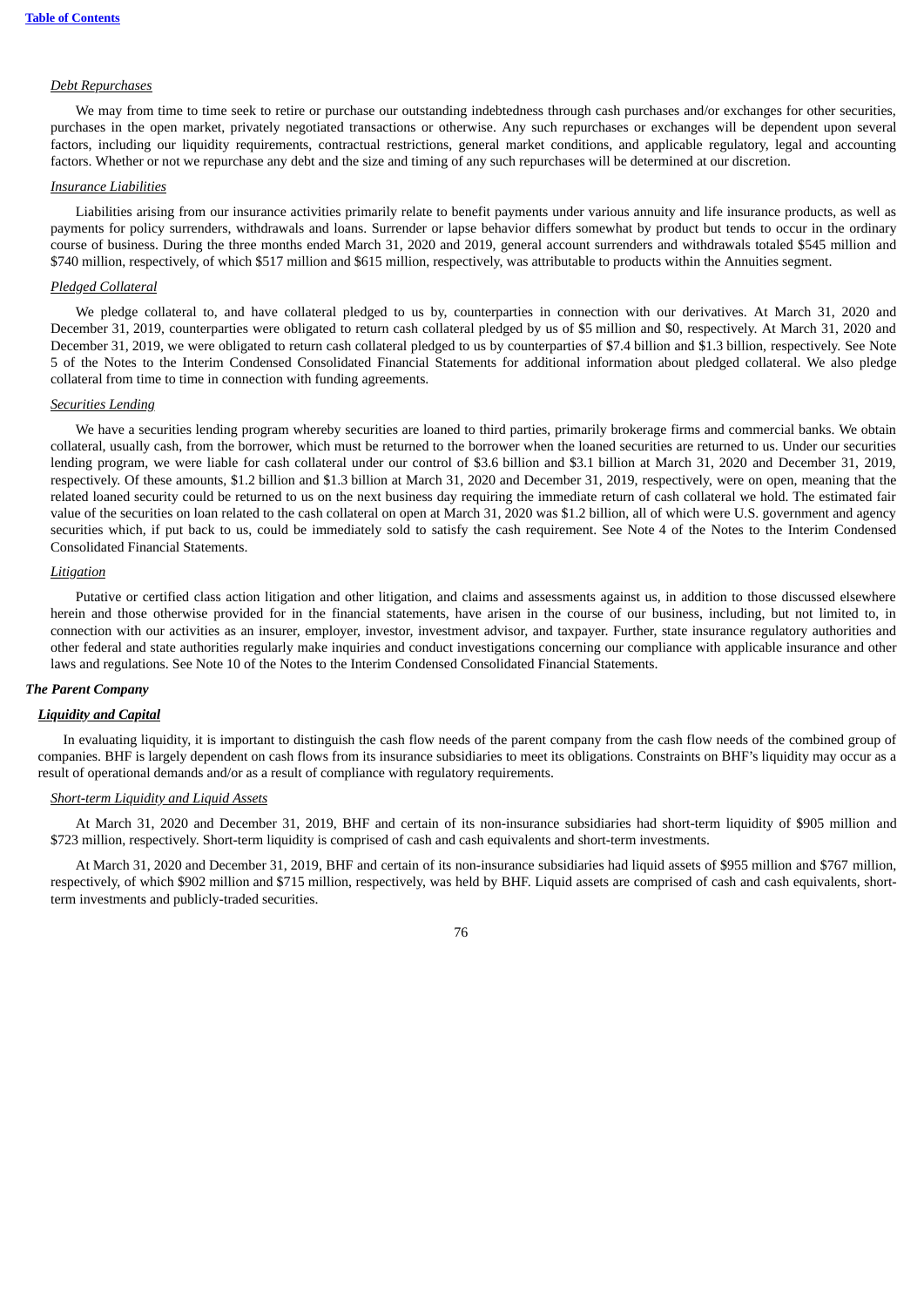*Debt Repurchases*

We may from time to time seek to retire or purchase our outstanding indebtedness through cash purchases and/or exchanges for other securities, purchases in the open market, privately negotiated transactions or otherwise. Any such repurchases or exchanges will be dependent upon several factors, including our liquidity requirements, contractual restrictions, general market conditions, and applicable regulatory, legal and accounting factors. Whether or not we repurchase any debt and the size and timing of any such repurchases will be determined at our discretion.

*Insurance Liabilities*

Liabilities arising from our insurance activities primarily relate to benefit payments under various annuity and life insurance products, as well as payments for policy surrenders, withdrawals and loans. Surrender or lapse behavior differs somewhat by product but tends to occur in the ordinary course of business. During the three months ended March 31, 2020 and 2019, general account surrenders and withdrawals totaled $545 million and $740 million, respectively, of which $517 million and $615 million, respectively, was attributable to products within the Annuities segment.

*Pledged Collateral*

We pledge collateral to, and have collateral pledged to us by, counterparties in connection with our derivatives. At March 31, 2020 and December 31, 2019, counterparties were obligated to return cash collateral pledged by us of $5 million and $0, respectively. At March 31, 2020 and December 31, 2019, we were obligated to return cash collateral pledged to us by counterparties of $7.4 billion and $1.3 billion, respectively. See Note 5 of the Notes to the Interim Condensed Consolidated Financial Statements for additional information about pledged collateral. We also pledge collateral from time to time in connection with funding agreements.

*Securities Lending*

We have a securities lending program whereby securities are loaned to third parties, primarily brokerage firms and commercial banks. We obtain collateral, usually cash, from the borrower, which must be returned to the borrower when the loaned securities are returned to us. Under our securities lending program, we were liable for cash collateral under our control of $3.6 billion and $3.1 billion at March 31, 2020 and December 31, 2019, respectively. Of these amounts, $1.2 billion and $1.3 billion at March 31, 2020 and December 31, 2019, respectively, were on open, meaning that the related loaned security could be returned to us on the next business day requiring the immediate return of cash collateral we hold. The estimated fair value of the securities on loan related to the cash collateral on open at March 31, 2020 was $1.2 billion, all of which were U.S. government and agency securities which, if put back to us, could be immediately sold to satisfy the cash requirement. See Note 4 of the Notes to the Interim Condensed Consolidated Financial Statements.

*Litigation*

Putative or certified class action litigation and other litigation, and claims and assessments against us, in addition to those discussed elsewhere herein and those otherwise provided for in the financial statements, have arisen in the course of our business, including, but not limited to, in connection with our activities as an insurer, employer, investor, investment advisor, and taxpayer. Further, state insurance regulatory authorities and other federal and state authorities regularly make inquiries and conduct investigations concerning our compliance with applicable insurance and other laws and regulations. See Note 10 of the Notes to the Interim Condensed Consolidated Financial Statements.

***The Parent Company***

***Liquidity and Capital***

In evaluating liquidity, it is important to distinguish the cash flow needs of the parent company from the cash flow needs of the combined group of companies. BHF is largely dependent on cash flows from its insurance subsidiaries to meet its obligations. Constraints on BHF's liquidity may occur as a result of operational demands and/or as a result of compliance with regulatory requirements.

*Short-term Liquidity and Liquid Assets*

At March 31, 2020 and December 31, 2019, BHF and certain of its non-insurance subsidiaries had short-term liquidity of $905 million and $723 million, respectively. Short-term liquidity is comprised of cash and cash equivalents and short-term investments.

At March 31, 2020 and December 31, 2019, BHF and certain of its non-insurance subsidiaries had liquid assets of $955 million and $767 million, respectively, of which $902 million and $715 million, respectively, was held by BHF. Liquid assets are comprised of cash and cash equivalents, short-term investments and publicly-traded securities.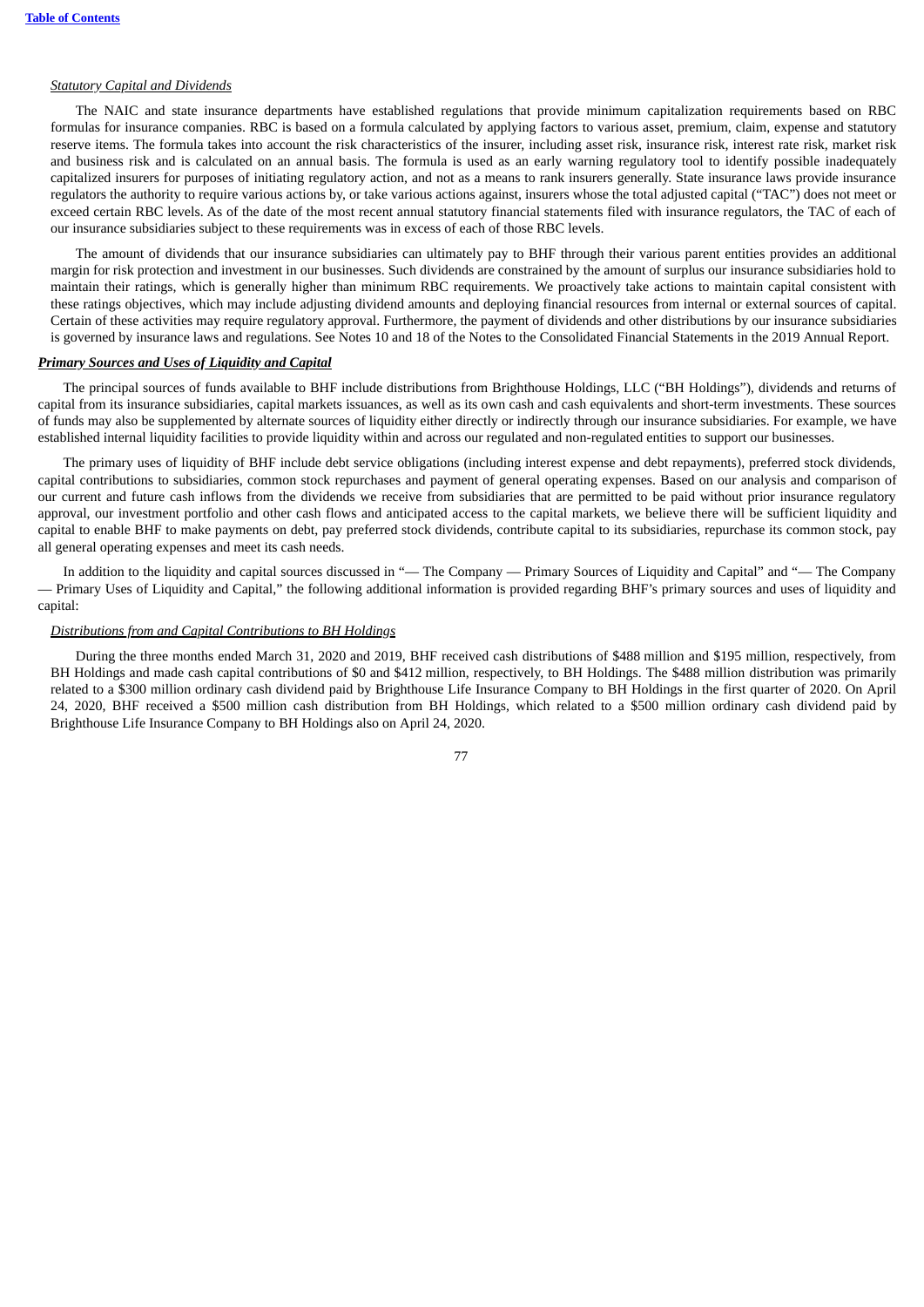*Statutory Capital and Dividends*

The NAIC and state insurance departments have established regulations that provide minimum capitalization requirements based on RBC formulas for insurance companies. RBC is based on a formula calculated by applying factors to various asset, premium, claim, expense and statutory reserve items. The formula takes into account the risk characteristics of the insurer, including asset risk, insurance risk, interest rate risk, market risk and business risk and is calculated on an annual basis. The formula is used as an early warning regulatory tool to identify possible inadequately capitalized insurers for purposes of initiating regulatory action, and not as a means to rank insurers generally. State insurance laws provide insurance regulators the authority to require various actions by, or take various actions against, insurers whose the total adjusted capital ("TAC") does not meet or exceed certain RBC levels. As of the date of the most recent annual statutory financial statements filed with insurance regulators, the TAC of each of our insurance subsidiaries subject to these requirements was in excess of each of those RBC levels.

The amount of dividends that our insurance subsidiaries can ultimately pay to BHF through their various parent entities provides an additional margin for risk protection and investment in our businesses. Such dividends are constrained by the amount of surplus our insurance subsidiaries hold to maintain their ratings, which is generally higher than minimum RBC requirements. We proactively take actions to maintain capital consistent with these ratings objectives, which may include adjusting dividend amounts and deploying financial resources from internal or external sources of capital. Certain of these activities may require regulatory approval. Furthermore, the payment of dividends and other distributions by our insurance subsidiaries is governed by insurance laws and regulations. See Notes 10 and 18 of the Notes to the Consolidated Financial Statements in the 2019 Annual Report.

***Primary Sources and Uses of Liquidity and Capital***

The principal sources of funds available to BHF include distributions from Brighthouse Holdings, LLC ("BH Holdings"), dividends and returns of capital from its insurance subsidiaries, capital markets issuances, as well as its own cash and cash equivalents and short-term investments. These sources of funds may also be supplemented by alternate sources of liquidity either directly or indirectly through our insurance subsidiaries. For example, we have established internal liquidity facilities to provide liquidity within and across our regulated and non-regulated entities to support our businesses.

The primary uses of liquidity of BHF include debt service obligations (including interest expense and debt repayments), preferred stock dividends, capital contributions to subsidiaries, common stock repurchases and payment of general operating expenses. Based on our analysis and comparison of our current and future cash inflows from the dividends we receive from subsidiaries that are permitted to be paid without prior insurance regulatory approval, our investment portfolio and other cash flows and anticipated access to the capital markets, we believe there will be sufficient liquidity and capital to enable BHF to make payments on debt, pay preferred stock dividends, contribute capital to its subsidiaries, repurchase its common stock, pay all general operating expenses and meet its cash needs.

In addition to the liquidity and capital sources discussed in "— The Company — Primary Sources of Liquidity and Capital" and "— The Company — Primary Uses of Liquidity and Capital," the following additional information is provided regarding BHF's primary sources and uses of liquidity and capital:

*Distributions from and Capital Contributions to BH Holdings*

During the three months ended March 31, 2020 and 2019, BHF received cash distributions of $488 million and $195 million, respectively, from BH Holdings and made cash capital contributions of $0 and $412 million, respectively, to BH Holdings. The $488 million distribution was primarily related to a $300 million ordinary cash dividend paid by Brighthouse Life Insurance Company to BH Holdings in the first quarter of 2020. On April 24, 2020, BHF received a $500 million cash distribution from BH Holdings, which related to a $500 million ordinary cash dividend paid by Brighthouse Life Insurance Company to BH Holdings also on April 24, 2020.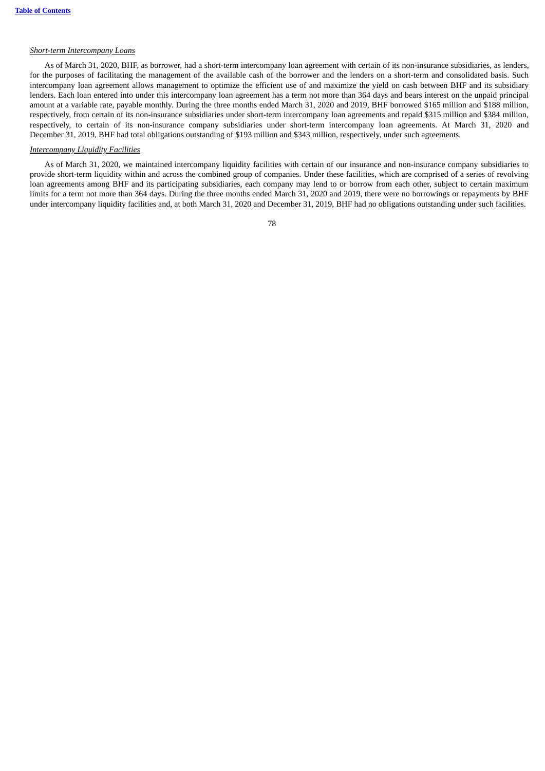*Short-term Intercompany Loans*

As of March 31, 2020, BHF, as borrower, had a short-term intercompany loan agreement with certain of its non-insurance subsidiaries, as lenders, for the purposes of facilitating the management of the available cash of the borrower and the lenders on a short-term and consolidated basis. Such intercompany loan agreement allows management to optimize the efficient use of and maximize the yield on cash between BHF and its subsidiary lenders. Each loan entered into under this intercompany loan agreement has a term not more than 364 days and bears interest on the unpaid principal amount at a variable rate, payable monthly. During the three months ended March 31, 2020 and 2019, BHF borrowed $165 million and $188 million, respectively, from certain of its non-insurance subsidiaries under short-term intercompany loan agreements and repaid $315 million and $384 million, respectively, to certain of its non-insurance company subsidiaries under short-term intercompany loan agreements. At March 31, 2020 and December 31, 2019, BHF had total obligations outstanding of $193 million and $343 million, respectively, under such agreements.

*Intercompany Liquidity Facilities*

As of March 31, 2020, we maintained intercompany liquidity facilities with certain of our insurance and non-insurance company subsidiaries to provide short-term liquidity within and across the combined group of companies. Under these facilities, which are comprised of a series of revolving loan agreements among BHF and its participating subsidiaries, each company may lend to or borrow from each other, subject to certain maximum limits for a term not more than 364 days. During the three months ended March 31, 2020 and 2019, there were no borrowings or repayments by BHF under intercompany liquidity facilities and, at both March 31, 2020 and December 31, 2019, BHF had no obligations outstanding under such facilities.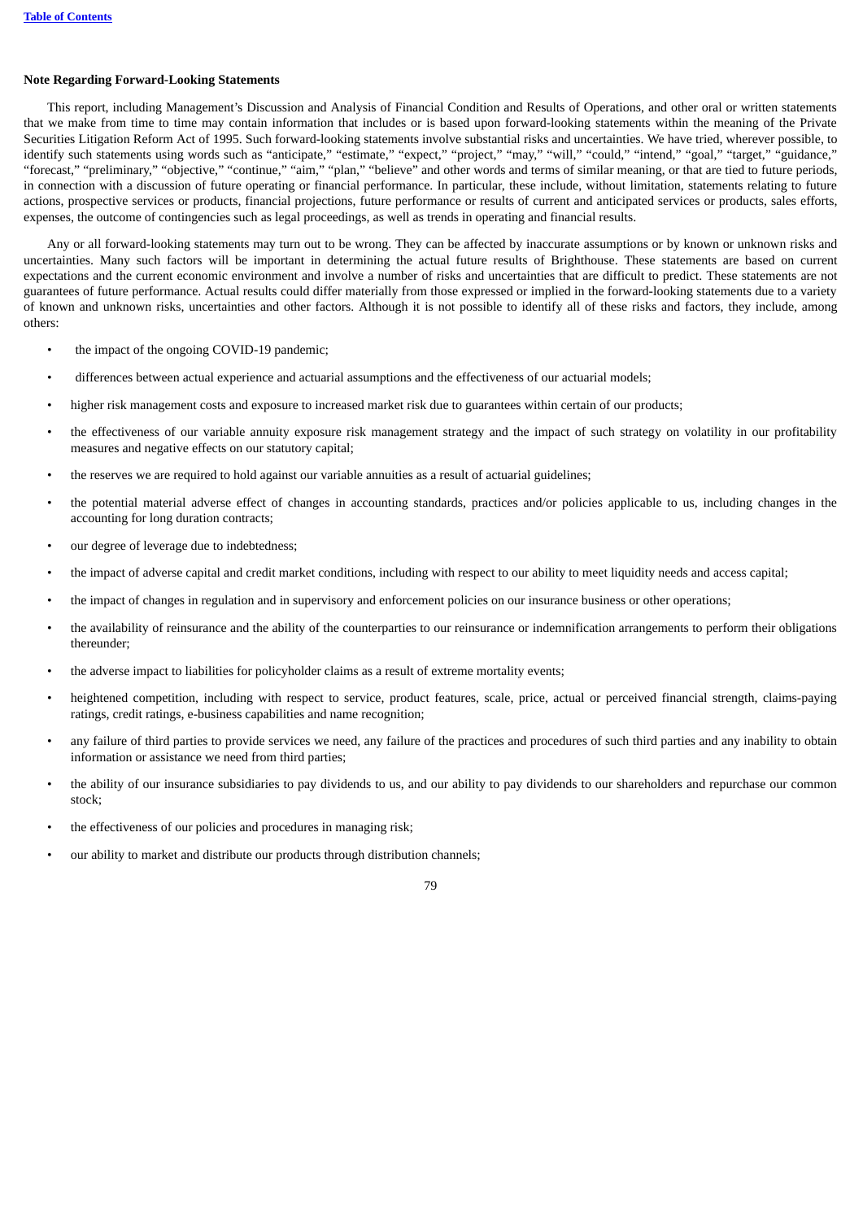**Note Regarding Forward-Looking Statements**

This report, including Management's Discussion and Analysis of Financial Condition and Results of Operations, and other oral or written statements that we make from time to time may contain information that includes or is based upon forward-looking statements within the meaning of the Private Securities Litigation Reform Act of 1995. Such forward-looking statements involve substantial risks and uncertainties. We have tried, wherever possible, to identify such statements using words such as "anticipate," "estimate," "expect," "project," "may," "will," "could," "intend," "goal," "target," "guidance," "forecast," "preliminary," "objective," "continue," "aim," "plan," "believe" and other words and terms of similar meaning, or that are tied to future periods, in connection with a discussion of future operating or financial performance. In particular, these include, without limitation, statements relating to future actions, prospective services or products, financial projections, future performance or results of current and anticipated services or products, sales efforts, expenses, the outcome of contingencies such as legal proceedings, as well as trends in operating and financial results.

Any or all forward-looking statements may turn out to be wrong. They can be affected by inaccurate assumptions or by known or unknown risks and uncertainties. Many such factors will be important in determining the actual future results of Brighthouse. These statements are based on current expectations and the current economic environment and involve a number of risks and uncertainties that are difficult to predict. These statements are not guarantees of future performance. Actual results could differ materially from those expressed or implied in the forward-looking statements due to a variety of known and unknown risks, uncertainties and other factors. Although it is not possible to identify all of these risks and factors, they include, among others:

- the impact of the ongoing COVID-19 pandemic;
- differences between actual experience and actuarial assumptions and the effectiveness of our actuarial models;
- higher risk management costs and exposure to increased market risk due to guarantees within certain of our products;
- the effectiveness of our variable annuity exposure risk management strategy and the impact of such strategy on volatility in our profitability measures and negative effects on our statutory capital;
- the reserves we are required to hold against our variable annuities as a result of actuarial guidelines;
- the potential material adverse effect of changes in accounting standards, practices and/or policies applicable to us, including changes in the accounting for long duration contracts;
- our degree of leverage due to indebtedness;
- the impact of adverse capital and credit market conditions, including with respect to our ability to meet liquidity needs and access capital;
- the impact of changes in regulation and in supervisory and enforcement policies on our insurance business or other operations;
- the availability of reinsurance and the ability of the counterparties to our reinsurance or indemnification arrangements to perform their obligations thereunder;
- the adverse impact to liabilities for policyholder claims as a result of extreme mortality events;
- heightened competition, including with respect to service, product features, scale, price, actual or perceived financial strength, claims-paying ratings, credit ratings, e-business capabilities and name recognition;
- any failure of third parties to provide services we need, any failure of the practices and procedures of such third parties and any inability to obtain information or assistance we need from third parties;
- the ability of our insurance subsidiaries to pay dividends to us, and our ability to pay dividends to our shareholders and repurchase our common stock;
- the effectiveness of our policies and procedures in managing risk;
- our ability to market and distribute our products through distribution channels;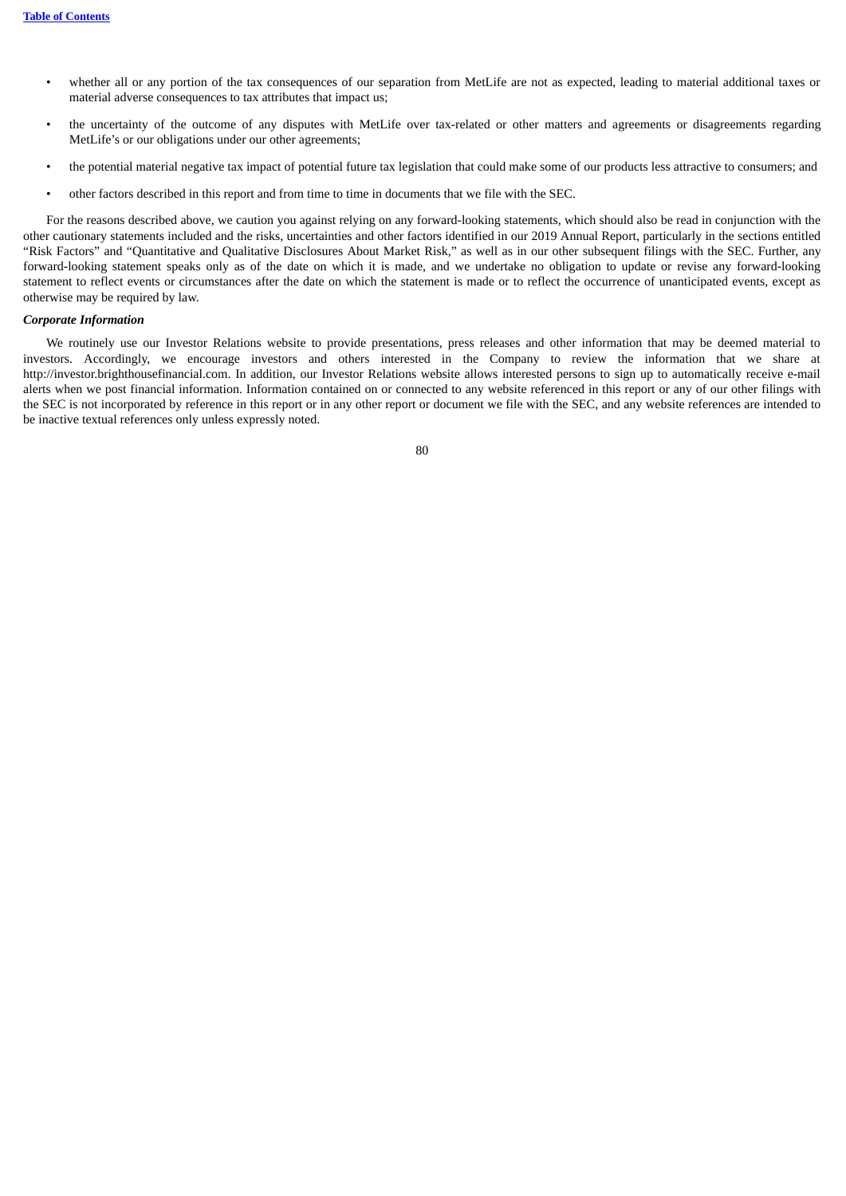- whether all or any portion of the tax consequences of our separation from MetLife are not as expected, leading to material additional taxes or material adverse consequences to tax attributes that impact us;
- the uncertainty of the outcome of any disputes with MetLife over tax-related or other matters and agreements or disagreements regarding MetLife's or our obligations under our other agreements;
- the potential material negative tax impact of potential future tax legislation that could make some of our products less attractive to consumers; and
- other factors described in this report and from time to time in documents that we file with the SEC.

For the reasons described above, we caution you against relying on any forward-looking statements, which should also be read in conjunction with the other cautionary statements included and the risks, uncertainties and other factors identified in our 2019 Annual Report, particularly in the sections entitled "Risk Factors" and "Quantitative and Qualitative Disclosures About Market Risk," as well as in our other subsequent filings with the SEC. Further, any forward-looking statement speaks only as of the date on which it is made, and we undertake no obligation to update or revise any forward-looking statement to reflect events or circumstances after the date on which the statement is made or to reflect the occurrence of unanticipated events, except as otherwise may be required by law.

***Corporate Information***

We routinely use our Investor Relations website to provide presentations, press releases and other information that may be deemed material to investors. Accordingly, we encourage investors and others interested in the Company to review the information that we share at http://investor.brighthousefinancial.com. In addition, our Investor Relations website allows interested persons to sign up to automatically receive e-mail alerts when we post financial information. Information contained on or connected to any website referenced in this report or any of our other filings with the SEC is not incorporated by reference in this report or in any other report or document we file with the SEC, and any website references are intended to be inactive textual references only unless expressly noted.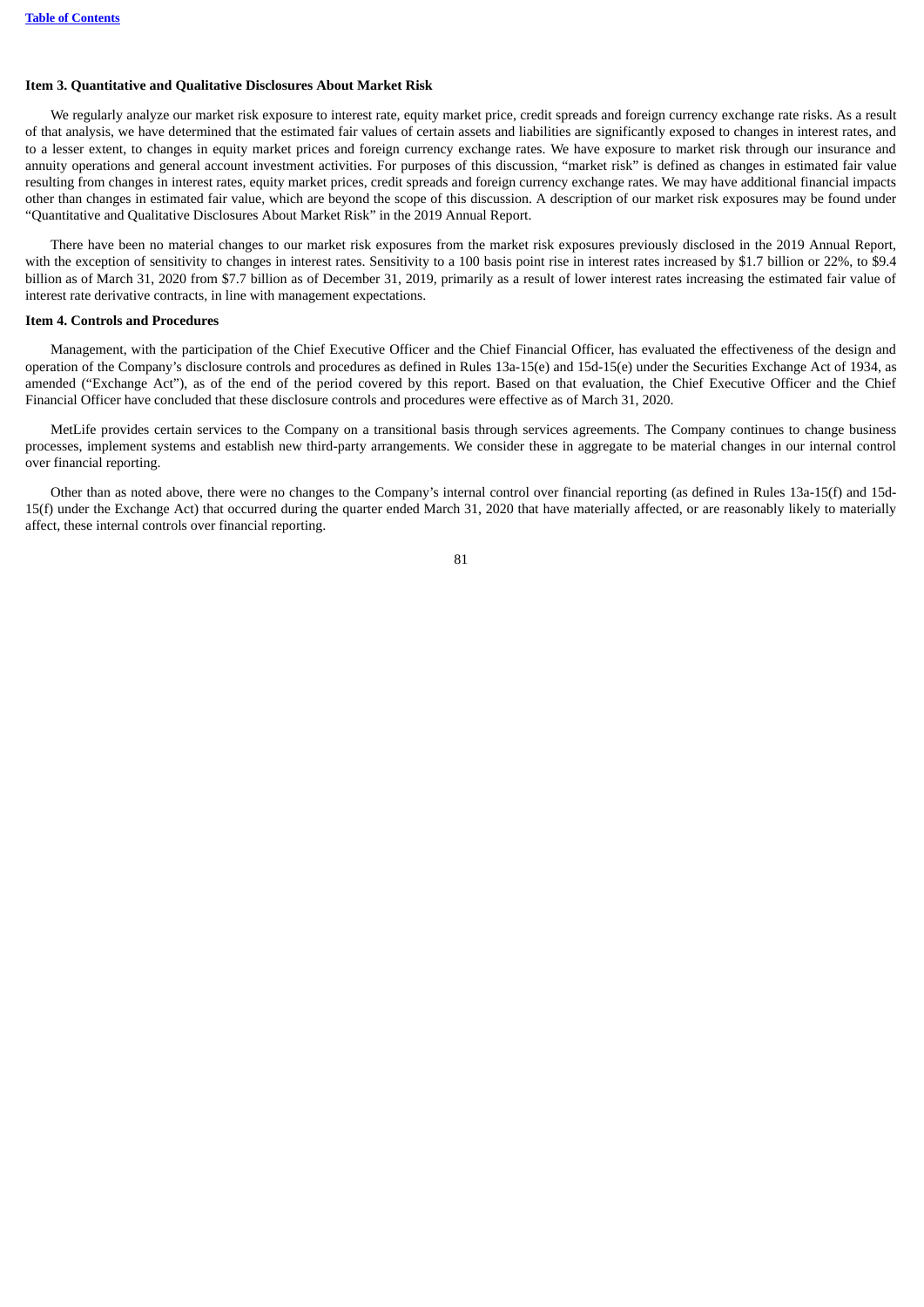**Item 3. Quantitative and Qualitative Disclosures About Market Risk**

We regularly analyze our market risk exposure to interest rate, equity market price, credit spreads and foreign currency exchange rate risks. As a result of that analysis, we have determined that the estimated fair values of certain assets and liabilities are significantly exposed to changes in interest rates, and to a lesser extent, to changes in equity market prices and foreign currency exchange rates. We have exposure to market risk through our insurance and annuity operations and general account investment activities. For purposes of this discussion, "market risk" is defined as changes in estimated fair value resulting from changes in interest rates, equity market prices, credit spreads and foreign currency exchange rates. We may have additional financial impacts other than changes in estimated fair value, which are beyond the scope of this discussion. A description of our market risk exposures may be found under "Quantitative and Qualitative Disclosures About Market Risk" in the 2019 Annual Report.

There have been no material changes to our market risk exposures from the market risk exposures previously disclosed in the 2019 Annual Report, with the exception of sensitivity to changes in interest rates. Sensitivity to a 100 basis point rise in interest rates increased by $1.7 billion or 22%, to $9.4 billion as of March 31, 2020 from $7.7 billion as of December 31, 2019, primarily as a result of lower interest rates increasing the estimated fair value of interest rate derivative contracts, in line with management expectations.

**Item 4. Controls and Procedures**

Management, with the participation of the Chief Executive Officer and the Chief Financial Officer, has evaluated the effectiveness of the design and operation of the Company's disclosure controls and procedures as defined in Rules 13a-15(e) and 15d-15(e) under the Securities Exchange Act of 1934, as amended ("Exchange Act"), as of the end of the period covered by this report. Based on that evaluation, the Chief Executive Officer and the Chief Financial Officer have concluded that these disclosure controls and procedures were effective as of March 31, 2020.

MetLife provides certain services to the Company on a transitional basis through services agreements. The Company continues to change business processes, implement systems and establish new third-party arrangements. We consider these in aggregate to be material changes in our internal control over financial reporting.

Other than as noted above, there were no changes to the Company's internal control over financial reporting (as defined in Rules 13a-15(f) and 15d-15(f) under the Exchange Act) that occurred during the quarter ended March 31, 2020 that have materially affected, or are reasonably likely to materially affect, these internal controls over financial reporting.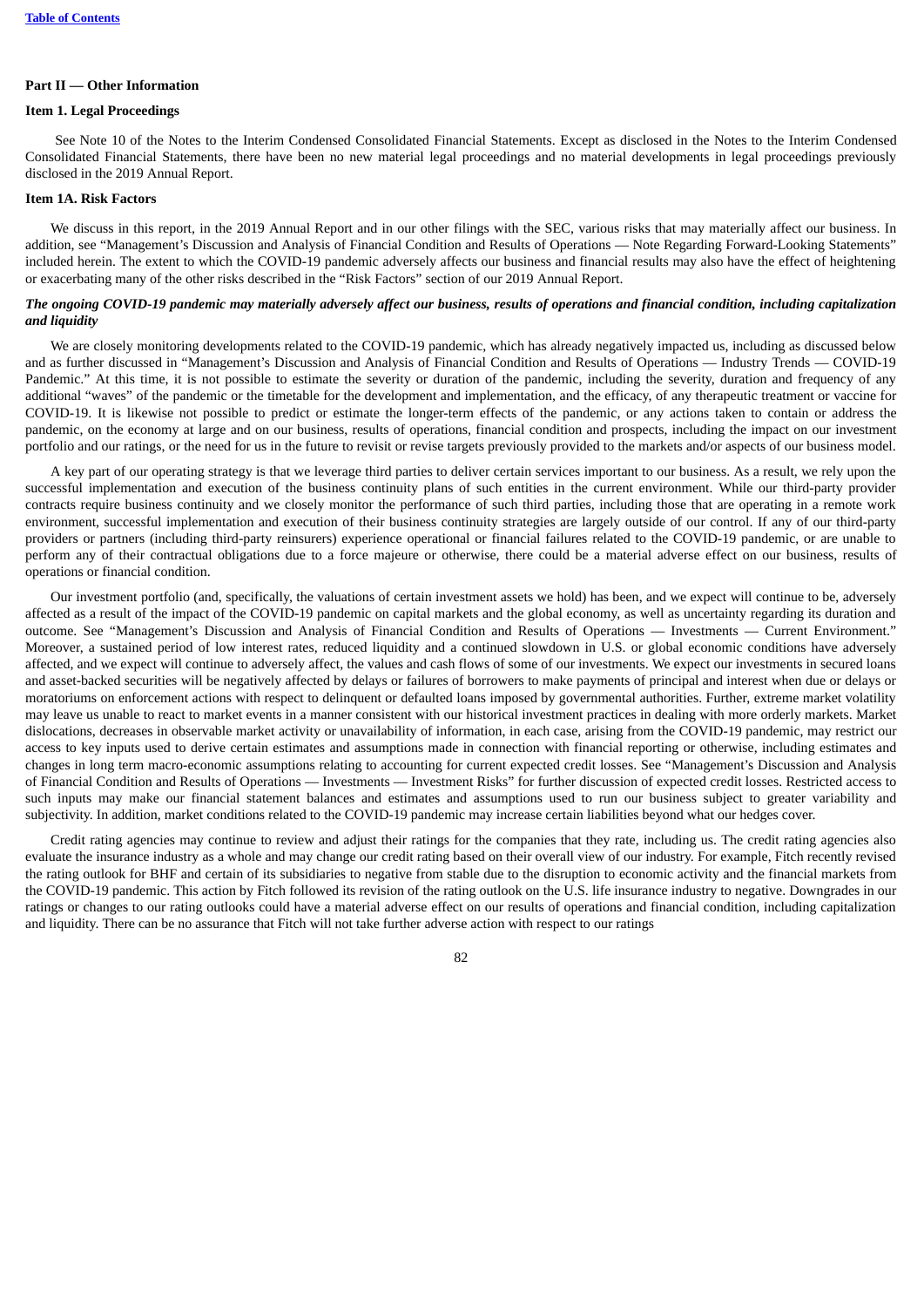## Part II — Other Information

### Item 1. Legal Proceedings

See Note 10 of the Notes to the Interim Condensed Consolidated Financial Statements. Except as disclosed in the Notes to the Interim Condensed Consolidated Financial Statements, there have been no new material legal proceedings and no material developments in legal proceedings previously disclosed in the 2019 Annual Report.

### Item 1A. Risk Factors

We discuss in this report, in the 2019 Annual Report and in our other filings with the SEC, various risks that may materially affect our business. In addition, see "Management's Discussion and Analysis of Financial Condition and Results of Operations — Note Regarding Forward-Looking Statements" included herein. The extent to which the COVID-19 pandemic adversely affects our business and financial results may also have the effect of heightening or exacerbating many of the other risks described in the "Risk Factors" section of our 2019 Annual Report.

***The ongoing COVID-19 pandemic may materially adversely affect our business, results of operations and financial condition, including capitalization and liquidity***

We are closely monitoring developments related to the COVID-19 pandemic, which has already negatively impacted us, including as discussed below and as further discussed in "Management's Discussion and Analysis of Financial Condition and Results of Operations — Industry Trends — COVID-19 Pandemic." At this time, it is not possible to estimate the severity or duration of the pandemic, including the severity, duration and frequency of any additional "waves" of the pandemic or the timetable for the development and implementation, and the efficacy, of any therapeutic treatment or vaccine for COVID-19. It is likewise not possible to predict or estimate the longer-term effects of the pandemic, or any actions taken to contain or address the pandemic, on the economy at large and on our business, results of operations, financial condition and prospects, including the impact on our investment portfolio and our ratings, or the need for us in the future to revisit or revise targets previously provided to the markets and/or aspects of our business model.

A key part of our operating strategy is that we leverage third parties to deliver certain services important to our business. As a result, we rely upon the successful implementation and execution of the business continuity plans of such entities in the current environment. While our third-party provider contracts require business continuity and we closely monitor the performance of such third parties, including those that are operating in a remote work environment, successful implementation and execution of their business continuity strategies are largely outside of our control. If any of our third-party providers or partners (including third-party reinsurers) experience operational or financial failures related to the COVID-19 pandemic, or are unable to perform any of their contractual obligations due to a force majeure or otherwise, there could be a material adverse effect on our business, results of operations or financial condition.

Our investment portfolio (and, specifically, the valuations of certain investment assets we hold) has been, and we expect will continue to be, adversely affected as a result of the impact of the COVID-19 pandemic on capital markets and the global economy, as well as uncertainty regarding its duration and outcome. See "Management's Discussion and Analysis of Financial Condition and Results of Operations — Investments — Current Environment." Moreover, a sustained period of low interest rates, reduced liquidity and a continued slowdown in U.S. or global economic conditions have adversely affected, and we expect will continue to adversely affect, the values and cash flows of some of our investments. We expect our investments in secured loans and asset-backed securities will be negatively affected by delays or failures of borrowers to make payments of principal and interest when due or delays or moratoriums on enforcement actions with respect to delinquent or defaulted loans imposed by governmental authorities. Further, extreme market volatility may leave us unable to react to market events in a manner consistent with our historical investment practices in dealing with more orderly markets. Market dislocations, decreases in observable market activity or unavailability of information, in each case, arising from the COVID-19 pandemic, may restrict our access to key inputs used to derive certain estimates and assumptions made in connection with financial reporting or otherwise, including estimates and changes in long term macro-economic assumptions relating to accounting for current expected credit losses. See "Management's Discussion and Analysis of Financial Condition and Results of Operations — Investments — Investment Risks" for further discussion of expected credit losses. Restricted access to such inputs may make our financial statement balances and estimates and assumptions used to run our business subject to greater variability and subjectivity. In addition, market conditions related to the COVID-19 pandemic may increase certain liabilities beyond what our hedges cover.

Credit rating agencies may continue to review and adjust their ratings for the companies that they rate, including us. The credit rating agencies also evaluate the insurance industry as a whole and may change our credit rating based on their overall view of our industry. For example, Fitch recently revised the rating outlook for BHF and certain of its subsidiaries to negative from stable due to the disruption to economic activity and the financial markets from the COVID-19 pandemic. This action by Fitch followed its revision of the rating outlook on the U.S. life insurance industry to negative. Downgrades in our ratings or changes to our rating outlooks could have a material adverse effect on our results of operations and financial condition, including capitalization and liquidity. There can be no assurance that Fitch will not take further adverse action with respect to our ratings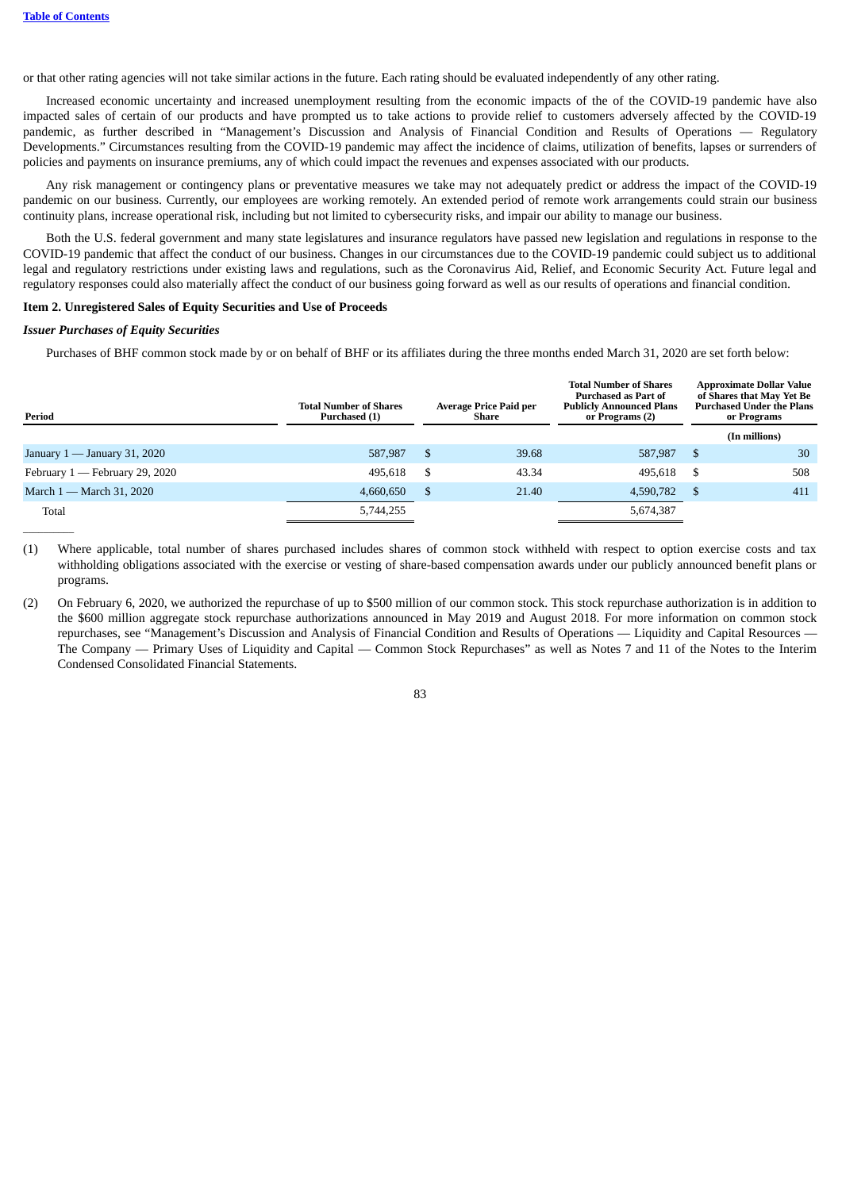or that other rating agencies will not take similar actions in the future. Each rating should be evaluated independently of any other rating.

Increased economic uncertainty and increased unemployment resulting from the economic impacts of the of the COVID-19 pandemic have also impacted sales of certain of our products and have prompted us to take actions to provide relief to customers adversely affected by the COVID-19 pandemic, as further described in "Management's Discussion and Analysis of Financial Condition and Results of Operations — Regulatory Developments." Circumstances resulting from the COVID-19 pandemic may affect the incidence of claims, utilization of benefits, lapses or surrenders of policies and payments on insurance premiums, any of which could impact the revenues and expenses associated with our products.

Any risk management or contingency plans or preventative measures we take may not adequately predict or address the impact of the COVID-19 pandemic on our business. Currently, our employees are working remotely. An extended period of remote work arrangements could strain our business continuity plans, increase operational risk, including but not limited to cybersecurity risks, and impair our ability to manage our business.

Both the U.S. federal government and many state legislatures and insurance regulators have passed new legislation and regulations in response to the COVID-19 pandemic that affect the conduct of our business. Changes in our circumstances due to the COVID-19 pandemic could subject us to additional legal and regulatory restrictions under existing laws and regulations, such as the Coronavirus Aid, Relief, and Economic Security Act. Future legal and regulatory responses could also materially affect the conduct of our business going forward as well as our results of operations and financial condition.

**Item 2. Unregistered Sales of Equity Securities and Use of Proceeds**

***Issuer Purchases of Equity Securities***

Purchases of BHF common stock made by or on behalf of BHF or its affiliates during the three months ended March 31, 2020 are set forth below:

| Period | Total Number of Shares Purchased (1) | Average Price Paid per Share | Total Number of Shares Purchased as Part of Publicly Announced Plans or Programs (2) | Approximate Dollar Value of Shares that May Yet Be Purchased Under the Plans or Programs |
|---|---|---|---|---|
| | | | | (In millions) |
| January 1 — January 31, 2020 | 587,987 | $ 39.68 | 587,987 | $ 30 |
| February 1 — February 29, 2020 | 495,618 | $ 43.34 | 495,618 | $ 508 |
| March 1 — March 31, 2020 | 4,660,650 | $ 21.40 | 4,590,782 | $ 411 |
| Total | 5,744,255 | | 5,674,387 | |

(1) Where applicable, total number of shares purchased includes shares of common stock withheld with respect to option exercise costs and tax withholding obligations associated with the exercise or vesting of share-based compensation awards under our publicly announced benefit plans or programs.

(2) On February 6, 2020, we authorized the repurchase of up to $500 million of our common stock. This stock repurchase authorization is in addition to the $600 million aggregate stock repurchase authorizations announced in May 2019 and August 2018. For more information on common stock repurchases, see "Management's Discussion and Analysis of Financial Condition and Results of Operations — Liquidity and Capital Resources — The Company — Primary Uses of Liquidity and Capital — Common Stock Repurchases" as well as Notes 7 and 11 of the Notes to the Interim Condensed Consolidated Financial Statements.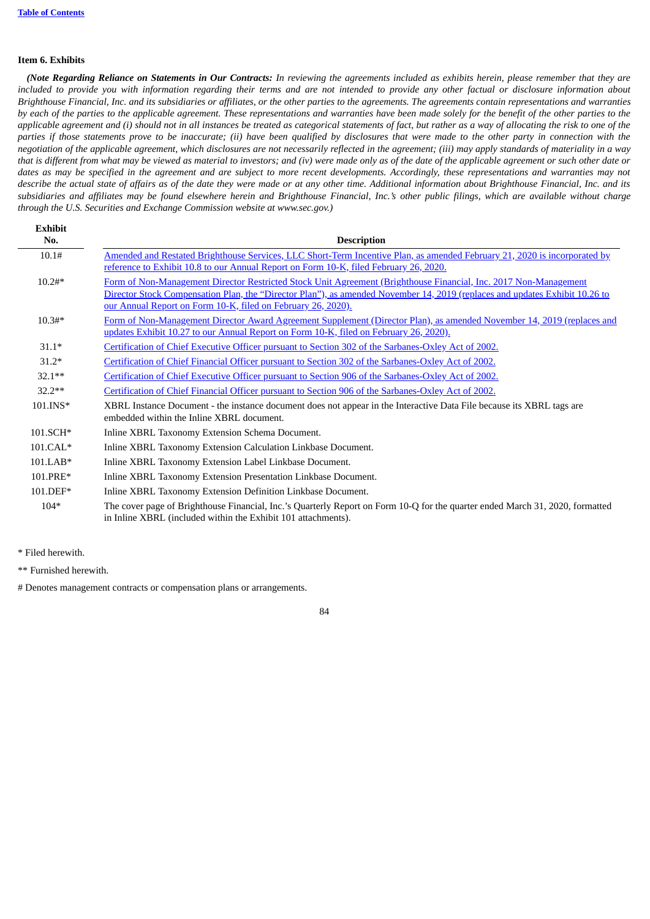**Item 6. Exhibits**

***(Note Regarding Reliance on Statements in Our Contracts:*** *In reviewing the agreements included as exhibits herein, please remember that they are included to provide you with information regarding their terms and are not intended to provide any other factual or disclosure information about Brighthouse Financial, Inc. and its subsidiaries or affiliates, or the other parties to the agreements. The agreements contain representations and warranties by each of the parties to the applicable agreement. These representations and warranties have been made solely for the benefit of the other parties to the applicable agreement and (i) should not in all instances be treated as categorical statements of fact, but rather as a way of allocating the risk to one of the parties if those statements prove to be inaccurate; (ii) have been qualified by disclosures that were made to the other party in connection with the negotiation of the applicable agreement, which disclosures are not necessarily reflected in the agreement; (iii) may apply standards of materiality in a way that is different from what may be viewed as material to investors; and (iv) were made only as of the date of the applicable agreement or such other date or dates as may be specified in the agreement and are subject to more recent developments. Accordingly, these representations and warranties may not describe the actual state of affairs as of the date they were made or at any other time. Additional information about Brighthouse Financial, Inc. and its subsidiaries and affiliates may be found elsewhere herein and Brighthouse Financial, Inc.'s other public filings, which are available without charge through the U.S. Securities and Exchange Commission website at www.sec.gov.)*

| Exhibit No. | Description |
|---|---|
| 10.1# | Amended and Restated Brighthouse Services, LLC Short-Term Incentive Plan, as amended February 21, 2020 is incorporated by reference to Exhibit 10.8 to our Annual Report on Form 10-K, filed February 26, 2020. |
| 10.2#* | Form of Non-Management Director Restricted Stock Unit Agreement (Brighthouse Financial, Inc. 2017 Non-Management Director Stock Compensation Plan, the "Director Plan"), as amended November 14, 2019 (replaces and updates Exhibit 10.26 to our Annual Report on Form 10-K, filed on February 26, 2020). |
| 10.3#* | Form of Non-Management Director Award Agreement Supplement (Director Plan), as amended November 14, 2019 (replaces and updates Exhibit 10.27 to our Annual Report on Form 10-K, filed on February 26, 2020). |
| 31.1* | Certification of Chief Executive Officer pursuant to Section 302 of the Sarbanes-Oxley Act of 2002. |
| 31.2* | Certification of Chief Financial Officer pursuant to Section 302 of the Sarbanes-Oxley Act of 2002. |
| 32.1** | Certification of Chief Executive Officer pursuant to Section 906 of the Sarbanes-Oxley Act of 2002. |
| 32.2** | Certification of Chief Financial Officer pursuant to Section 906 of the Sarbanes-Oxley Act of 2002. |
| 101.INS* | XBRL Instance Document - the instance document does not appear in the Interactive Data File because its XBRL tags are embedded within the Inline XBRL document. |
| 101.SCH* | Inline XBRL Taxonomy Extension Schema Document. |
| 101.CAL* | Inline XBRL Taxonomy Extension Calculation Linkbase Document. |
| 101.LAB* | Inline XBRL Taxonomy Extension Label Linkbase Document. |
| 101.PRE* | Inline XBRL Taxonomy Extension Presentation Linkbase Document. |
| 101.DEF* | Inline XBRL Taxonomy Extension Definition Linkbase Document. |
| 104* | The cover page of Brighthouse Financial, Inc.'s Quarterly Report on Form 10-Q for the quarter ended March 31, 2020, formatted in Inline XBRL (included within the Exhibit 101 attachments). |

\* Filed herewith.

\** Furnished herewith.

\# Denotes management contracts or compensation plans or arrangements.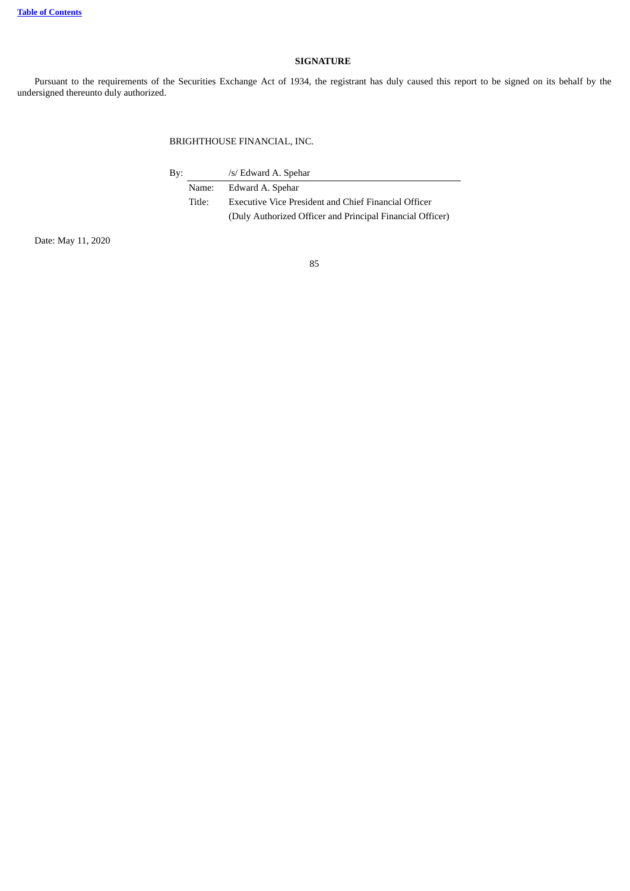## SIGNATURE

Pursuant to the requirements of the Securities Exchange Act of 1934, the registrant has duly caused this report to be signed on its behalf by the undersigned thereunto duly authorized.

BRIGHTHOUSE FINANCIAL, INC.

By: /s/ Edward A. Spehar

Name: Edward A. Spehar

Title: Executive Vice President and Chief Financial Officer
(Duly Authorized Officer and Principal Financial Officer)

Date: May 11, 2020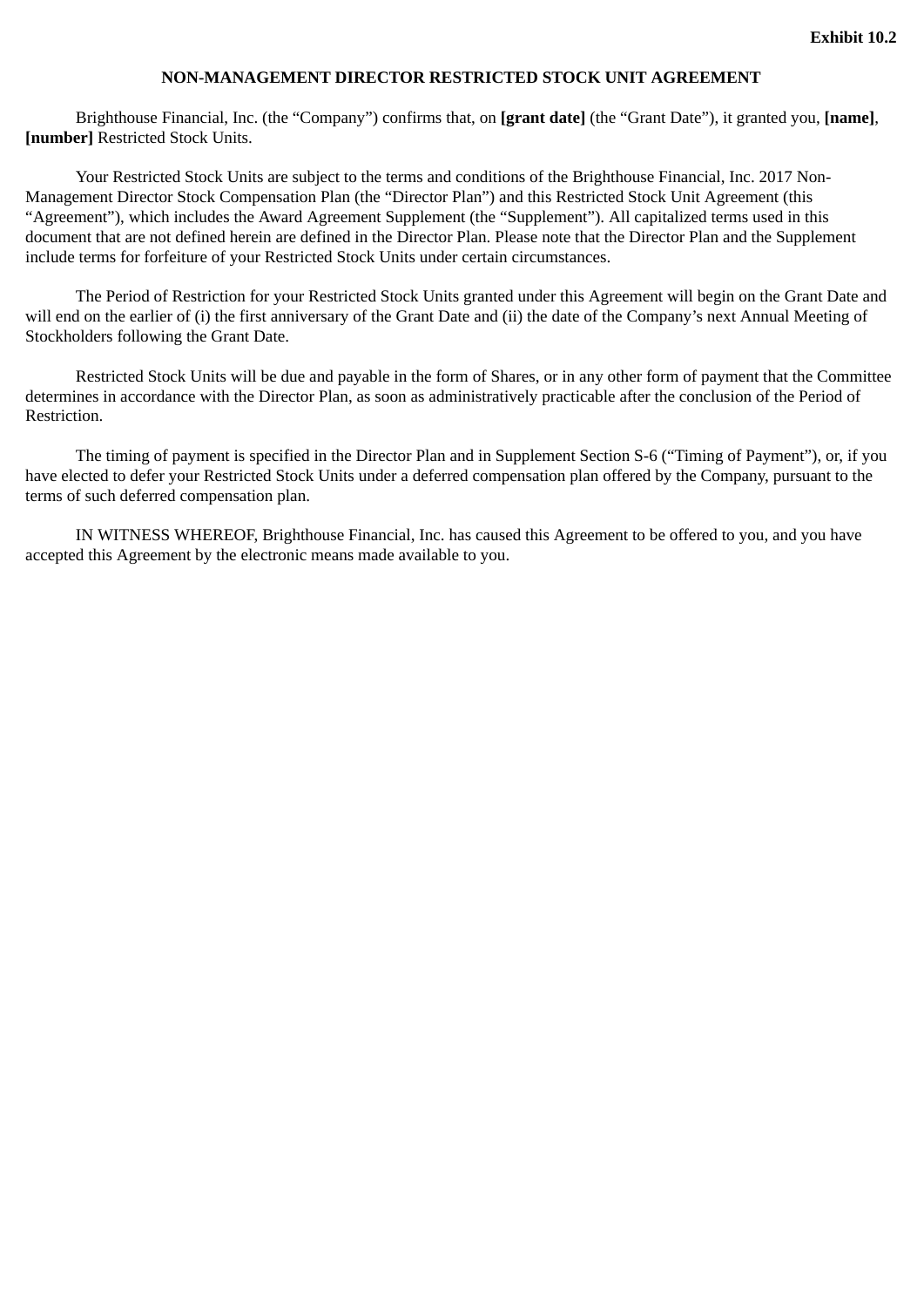**Exhibit 10.2**

**NON-MANAGEMENT DIRECTOR RESTRICTED STOCK UNIT AGREEMENT**

Brighthouse Financial, Inc. (the “Company”) confirms that, on **[grant date]** (the “Grant Date”), it granted you, **[name]**, **[number]** Restricted Stock Units.

Your Restricted Stock Units are subject to the terms and conditions of the Brighthouse Financial, Inc. 2017 Non-Management Director Stock Compensation Plan (the “Director Plan”) and this Restricted Stock Unit Agreement (this “Agreement”), which includes the Award Agreement Supplement (the “Supplement”). All capitalized terms used in this document that are not defined herein are defined in the Director Plan. Please note that the Director Plan and the Supplement include terms for forfeiture of your Restricted Stock Units under certain circumstances.

The Period of Restriction for your Restricted Stock Units granted under this Agreement will begin on the Grant Date and will end on the earlier of (i) the first anniversary of the Grant Date and (ii) the date of the Company’s next Annual Meeting of Stockholders following the Grant Date.

Restricted Stock Units will be due and payable in the form of Shares, or in any other form of payment that the Committee determines in accordance with the Director Plan, as soon as administratively practicable after the conclusion of the Period of Restriction.

The timing of payment is specified in the Director Plan and in Supplement Section S-6 (“Timing of Payment”), or, if you have elected to defer your Restricted Stock Units under a deferred compensation plan offered by the Company, pursuant to the terms of such deferred compensation plan.

IN WITNESS WHEREOF, Brighthouse Financial, Inc. has caused this Agreement to be offered to you, and you have accepted this Agreement by the electronic means made available to you.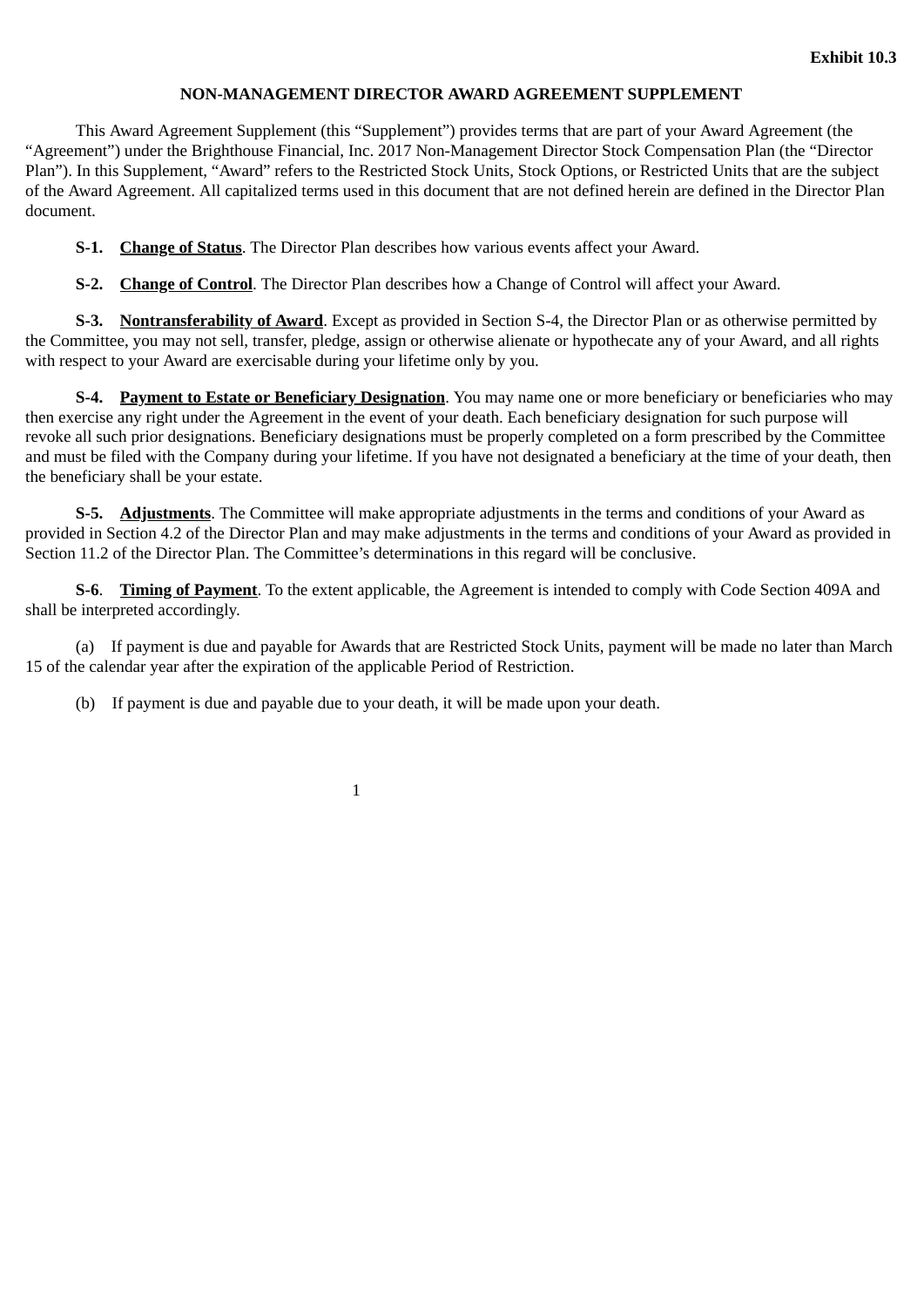**Exhibit 10.3**

**NON-MANAGEMENT DIRECTOR AWARD AGREEMENT SUPPLEMENT**

This Award Agreement Supplement (this "Supplement") provides terms that are part of your Award Agreement (the "Agreement") under the Brighthouse Financial, Inc. 2017 Non-Management Director Stock Compensation Plan (the "Director Plan"). In this Supplement, "Award" refers to the Restricted Stock Units, Stock Options, or Restricted Units that are the subject of the Award Agreement. All capitalized terms used in this document that are not defined herein are defined in the Director Plan document.

**S-1. Change of Status**. The Director Plan describes how various events affect your Award.

**S-2. Change of Control**. The Director Plan describes how a Change of Control will affect your Award.

**S-3. Nontransferability of Award**. Except as provided in Section S-4, the Director Plan or as otherwise permitted by the Committee, you may not sell, transfer, pledge, assign or otherwise alienate or hypothecate any of your Award, and all rights with respect to your Award are exercisable during your lifetime only by you.

**S-4. Payment to Estate or Beneficiary Designation**. You may name one or more beneficiary or beneficiaries who may then exercise any right under the Agreement in the event of your death. Each beneficiary designation for such purpose will revoke all such prior designations. Beneficiary designations must be properly completed on a form prescribed by the Committee and must be filed with the Company during your lifetime. If you have not designated a beneficiary at the time of your death, then the beneficiary shall be your estate.

**S-5. Adjustments**. The Committee will make appropriate adjustments in the terms and conditions of your Award as provided in Section 4.2 of the Director Plan and may make adjustments in the terms and conditions of your Award as provided in Section 11.2 of the Director Plan. The Committee's determinations in this regard will be conclusive.

**S-6. Timing of Payment**. To the extent applicable, the Agreement is intended to comply with Code Section 409A and shall be interpreted accordingly.

(a) If payment is due and payable for Awards that are Restricted Stock Units, payment will be made no later than March 15 of the calendar year after the expiration of the applicable Period of Restriction.

(b) If payment is due and payable due to your death, it will be made upon your death.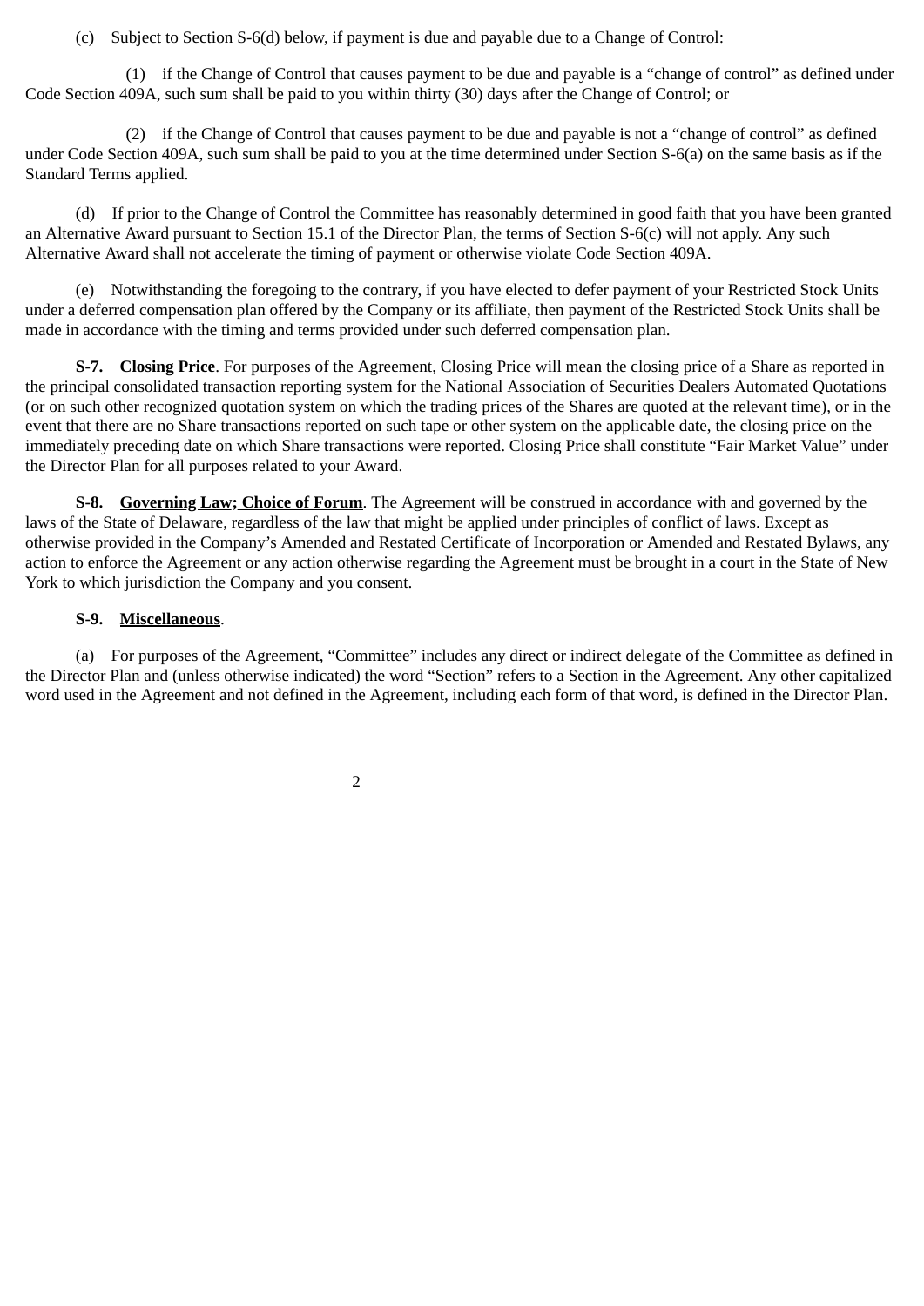(c) Subject to Section S-6(d) below, if payment is due and payable due to a Change of Control:

(1) if the Change of Control that causes payment to be due and payable is a “change of control” as defined under Code Section 409A, such sum shall be paid to you within thirty (30) days after the Change of Control; or

(2) if the Change of Control that causes payment to be due and payable is not a “change of control” as defined under Code Section 409A, such sum shall be paid to you at the time determined under Section S-6(a) on the same basis as if the Standard Terms applied.

(d) If prior to the Change of Control the Committee has reasonably determined in good faith that you have been granted an Alternative Award pursuant to Section 15.1 of the Director Plan, the terms of Section S-6(c) will not apply. Any such Alternative Award shall not accelerate the timing of payment or otherwise violate Code Section 409A.

(e) Notwithstanding the foregoing to the contrary, if you have elected to defer payment of your Restricted Stock Units under a deferred compensation plan offered by the Company or its affiliate, then payment of the Restricted Stock Units shall be made in accordance with the timing and terms provided under such deferred compensation plan.

**S-7. Closing Price**. For purposes of the Agreement, Closing Price will mean the closing price of a Share as reported in the principal consolidated transaction reporting system for the National Association of Securities Dealers Automated Quotations (or on such other recognized quotation system on which the trading prices of the Shares are quoted at the relevant time), or in the event that there are no Share transactions reported on such tape or other system on the applicable date, the closing price on the immediately preceding date on which Share transactions were reported. Closing Price shall constitute “Fair Market Value” under the Director Plan for all purposes related to your Award.

**S-8. Governing Law; Choice of Forum**. The Agreement will be construed in accordance with and governed by the laws of the State of Delaware, regardless of the law that might be applied under principles of conflict of laws. Except as otherwise provided in the Company’s Amended and Restated Certificate of Incorporation or Amended and Restated Bylaws, any action to enforce the Agreement or any action otherwise regarding the Agreement must be brought in a court in the State of New York to which jurisdiction the Company and you consent.

**S-9. Miscellaneous**.

(a) For purposes of the Agreement, “Committee” includes any direct or indirect delegate of the Committee as defined in the Director Plan and (unless otherwise indicated) the word “Section” refers to a Section in the Agreement. Any other capitalized word used in the Agreement and not defined in the Agreement, including each form of that word, is defined in the Director Plan.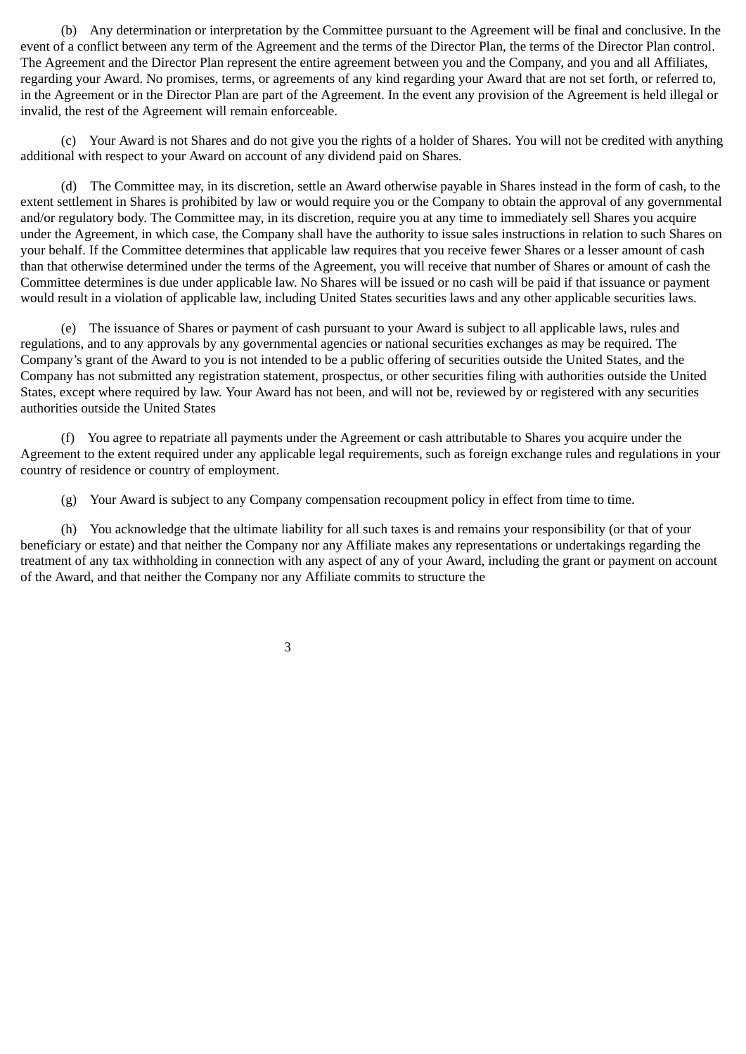(b) Any determination or interpretation by the Committee pursuant to the Agreement will be final and conclusive. In the event of a conflict between any term of the Agreement and the terms of the Director Plan, the terms of the Director Plan control. The Agreement and the Director Plan represent the entire agreement between you and the Company, and you and all Affiliates, regarding your Award. No promises, terms, or agreements of any kind regarding your Award that are not set forth, or referred to, in the Agreement or in the Director Plan are part of the Agreement. In the event any provision of the Agreement is held illegal or invalid, the rest of the Agreement will remain enforceable.

(c) Your Award is not Shares and do not give you the rights of a holder of Shares. You will not be credited with anything additional with respect to your Award on account of any dividend paid on Shares.

(d) The Committee may, in its discretion, settle an Award otherwise payable in Shares instead in the form of cash, to the extent settlement in Shares is prohibited by law or would require you or the Company to obtain the approval of any governmental and/or regulatory body. The Committee may, in its discretion, require you at any time to immediately sell Shares you acquire under the Agreement, in which case, the Company shall have the authority to issue sales instructions in relation to such Shares on your behalf. If the Committee determines that applicable law requires that you receive fewer Shares or a lesser amount of cash than that otherwise determined under the terms of the Agreement, you will receive that number of Shares or amount of cash the Committee determines is due under applicable law. No Shares will be issued or no cash will be paid if that issuance or payment would result in a violation of applicable law, including United States securities laws and any other applicable securities laws.

(e) The issuance of Shares or payment of cash pursuant to your Award is subject to all applicable laws, rules and regulations, and to any approvals by any governmental agencies or national securities exchanges as may be required. The Company's grant of the Award to you is not intended to be a public offering of securities outside the United States, and the Company has not submitted any registration statement, prospectus, or other securities filing with authorities outside the United States, except where required by law. Your Award has not been, and will not be, reviewed by or registered with any securities authorities outside the United States

(f) You agree to repatriate all payments under the Agreement or cash attributable to Shares you acquire under the Agreement to the extent required under any applicable legal requirements, such as foreign exchange rules and regulations in your country of residence or country of employment.

(g) Your Award is subject to any Company compensation recoupment policy in effect from time to time.

(h) You acknowledge that the ultimate liability for all such taxes is and remains your responsibility (or that of your beneficiary or estate) and that neither the Company nor any Affiliate makes any representations or undertakings regarding the treatment of any tax withholding in connection with any aspect of any of your Award, including the grant or payment on account of the Award, and that neither the Company nor any Affiliate commits to structure the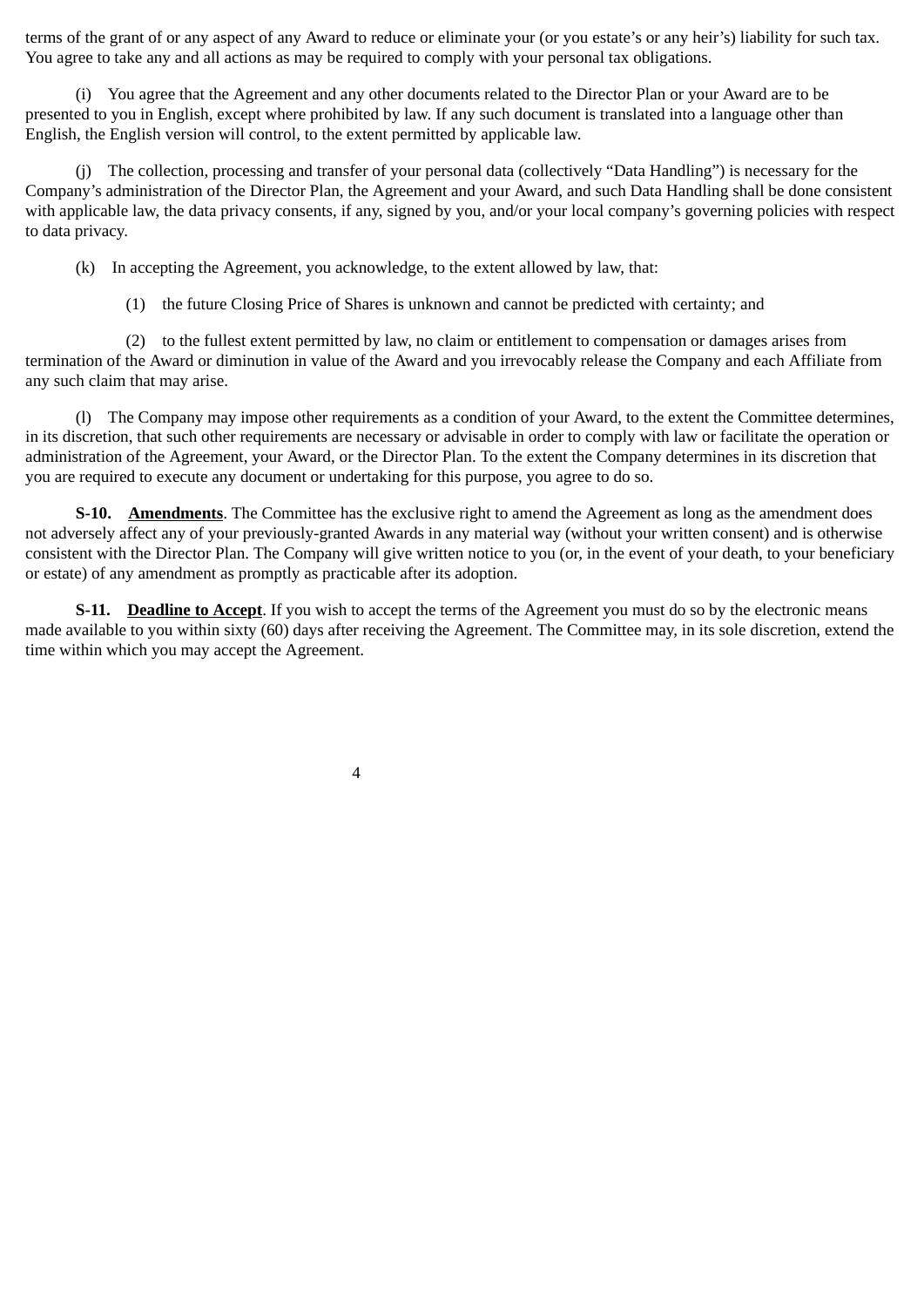terms of the grant of or any aspect of any Award to reduce or eliminate your (or you estate's or any heir's) liability for such tax. You agree to take any and all actions as may be required to comply with your personal tax obligations.

(i) You agree that the Agreement and any other documents related to the Director Plan or your Award are to be presented to you in English, except where prohibited by law. If any such document is translated into a language other than English, the English version will control, to the extent permitted by applicable law.

(j) The collection, processing and transfer of your personal data (collectively "Data Handling") is necessary for the Company's administration of the Director Plan, the Agreement and your Award, and such Data Handling shall be done consistent with applicable law, the data privacy consents, if any, signed by you, and/or your local company's governing policies with respect to data privacy.

(k) In accepting the Agreement, you acknowledge, to the extent allowed by law, that:

(1) the future Closing Price of Shares is unknown and cannot be predicted with certainty; and

(2) to the fullest extent permitted by law, no claim or entitlement to compensation or damages arises from termination of the Award or diminution in value of the Award and you irrevocably release the Company and each Affiliate from any such claim that may arise.

(l) The Company may impose other requirements as a condition of your Award, to the extent the Committee determines, in its discretion, that such other requirements are necessary or advisable in order to comply with law or facilitate the operation or administration of the Agreement, your Award, or the Director Plan. To the extent the Company determines in its discretion that you are required to execute any document or undertaking for this purpose, you agree to do so.

**S-10. Amendments**. The Committee has the exclusive right to amend the Agreement as long as the amendment does not adversely affect any of your previously-granted Awards in any material way (without your written consent) and is otherwise consistent with the Director Plan. The Company will give written notice to you (or, in the event of your death, to your beneficiary or estate) of any amendment as promptly as practicable after its adoption.

**S-11. Deadline to Accept**. If you wish to accept the terms of the Agreement you must do so by the electronic means made available to you within sixty (60) days after receiving the Agreement. The Committee may, in its sole discretion, extend the time within which you may accept the Agreement.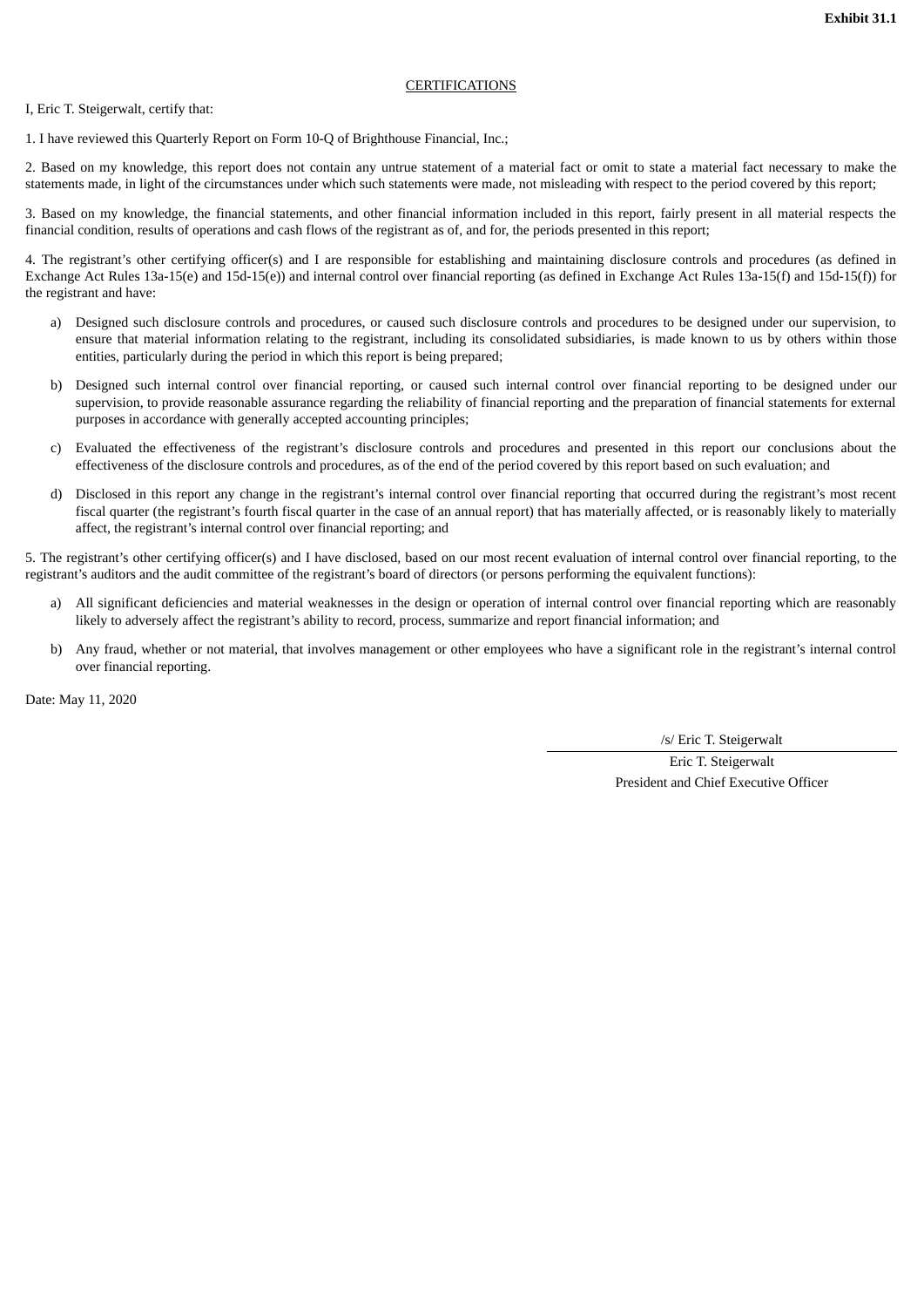**Exhibit 31.1**

CERTIFICATIONS

I, Eric T. Steigerwalt, certify that:

1. I have reviewed this Quarterly Report on Form 10-Q of Brighthouse Financial, Inc.;

2. Based on my knowledge, this report does not contain any untrue statement of a material fact or omit to state a material fact necessary to make the statements made, in light of the circumstances under which such statements were made, not misleading with respect to the period covered by this report;

3. Based on my knowledge, the financial statements, and other financial information included in this report, fairly present in all material respects the financial condition, results of operations and cash flows of the registrant as of, and for, the periods presented in this report;

4. The registrant's other certifying officer(s) and I are responsible for establishing and maintaining disclosure controls and procedures (as defined in Exchange Act Rules 13a-15(e) and 15d-15(e)) and internal control over financial reporting (as defined in Exchange Act Rules 13a-15(f) and 15d-15(f)) for the registrant and have:

a) Designed such disclosure controls and procedures, or caused such disclosure controls and procedures to be designed under our supervision, to ensure that material information relating to the registrant, including its consolidated subsidiaries, is made known to us by others within those entities, particularly during the period in which this report is being prepared;

b) Designed such internal control over financial reporting, or caused such internal control over financial reporting to be designed under our supervision, to provide reasonable assurance regarding the reliability of financial reporting and the preparation of financial statements for external purposes in accordance with generally accepted accounting principles;

c) Evaluated the effectiveness of the registrant's disclosure controls and procedures and presented in this report our conclusions about the effectiveness of the disclosure controls and procedures, as of the end of the period covered by this report based on such evaluation; and

d) Disclosed in this report any change in the registrant's internal control over financial reporting that occurred during the registrant's most recent fiscal quarter (the registrant's fourth fiscal quarter in the case of an annual report) that has materially affected, or is reasonably likely to materially affect, the registrant's internal control over financial reporting; and

5. The registrant's other certifying officer(s) and I have disclosed, based on our most recent evaluation of internal control over financial reporting, to the registrant's auditors and the audit committee of the registrant's board of directors (or persons performing the equivalent functions):

a) All significant deficiencies and material weaknesses in the design or operation of internal control over financial reporting which are reasonably likely to adversely affect the registrant's ability to record, process, summarize and report financial information; and

b) Any fraud, whether or not material, that involves management or other employees who have a significant role in the registrant's internal control over financial reporting.

Date: May 11, 2020

/s/ Eric T. Steigerwalt

Eric T. Steigerwalt

President and Chief Executive Officer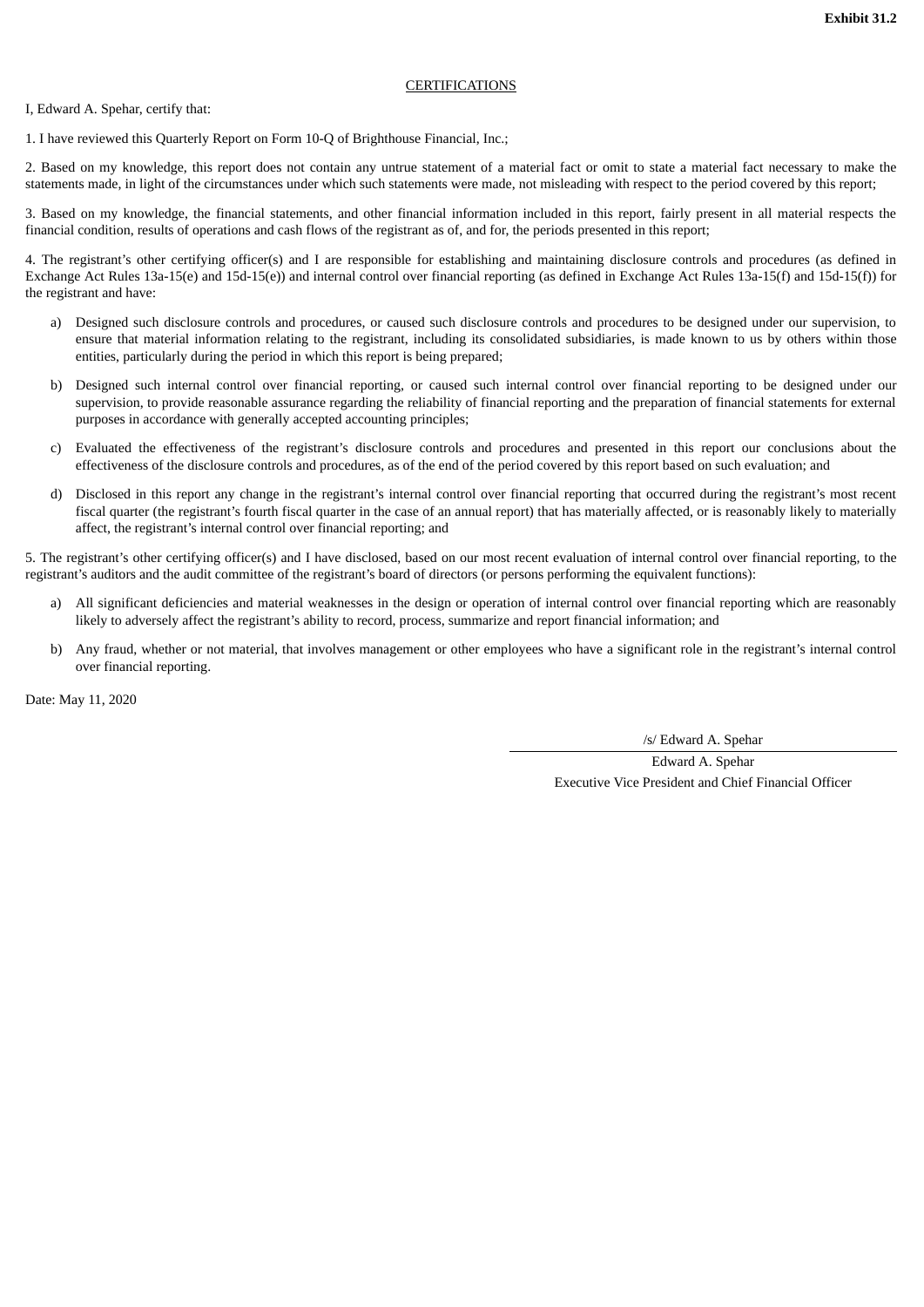**Exhibit 31.2**

CERTIFICATIONS

I, Edward A. Spehar, certify that:

1. I have reviewed this Quarterly Report on Form 10-Q of Brighthouse Financial, Inc.;

2. Based on my knowledge, this report does not contain any untrue statement of a material fact or omit to state a material fact necessary to make the statements made, in light of the circumstances under which such statements were made, not misleading with respect to the period covered by this report;

3. Based on my knowledge, the financial statements, and other financial information included in this report, fairly present in all material respects the financial condition, results of operations and cash flows of the registrant as of, and for, the periods presented in this report;

4. The registrant's other certifying officer(s) and I are responsible for establishing and maintaining disclosure controls and procedures (as defined in Exchange Act Rules 13a-15(e) and 15d-15(e)) and internal control over financial reporting (as defined in Exchange Act Rules 13a-15(f) and 15d-15(f)) for the registrant and have:

a) Designed such disclosure controls and procedures, or caused such disclosure controls and procedures to be designed under our supervision, to ensure that material information relating to the registrant, including its consolidated subsidiaries, is made known to us by others within those entities, particularly during the period in which this report is being prepared;

b) Designed such internal control over financial reporting, or caused such internal control over financial reporting to be designed under our supervision, to provide reasonable assurance regarding the reliability of financial reporting and the preparation of financial statements for external purposes in accordance with generally accepted accounting principles;

c) Evaluated the effectiveness of the registrant's disclosure controls and procedures and presented in this report our conclusions about the effectiveness of the disclosure controls and procedures, as of the end of the period covered by this report based on such evaluation; and

d) Disclosed in this report any change in the registrant's internal control over financial reporting that occurred during the registrant's most recent fiscal quarter (the registrant's fourth fiscal quarter in the case of an annual report) that has materially affected, or is reasonably likely to materially affect, the registrant's internal control over financial reporting; and

5. The registrant's other certifying officer(s) and I have disclosed, based on our most recent evaluation of internal control over financial reporting, to the registrant's auditors and the audit committee of the registrant's board of directors (or persons performing the equivalent functions):

a) All significant deficiencies and material weaknesses in the design or operation of internal control over financial reporting which are reasonably likely to adversely affect the registrant's ability to record, process, summarize and report financial information; and

b) Any fraud, whether or not material, that involves management or other employees who have a significant role in the registrant's internal control over financial reporting.

Date: May 11, 2020

/s/ Edward A. Spehar

Edward A. Spehar

Executive Vice President and Chief Financial Officer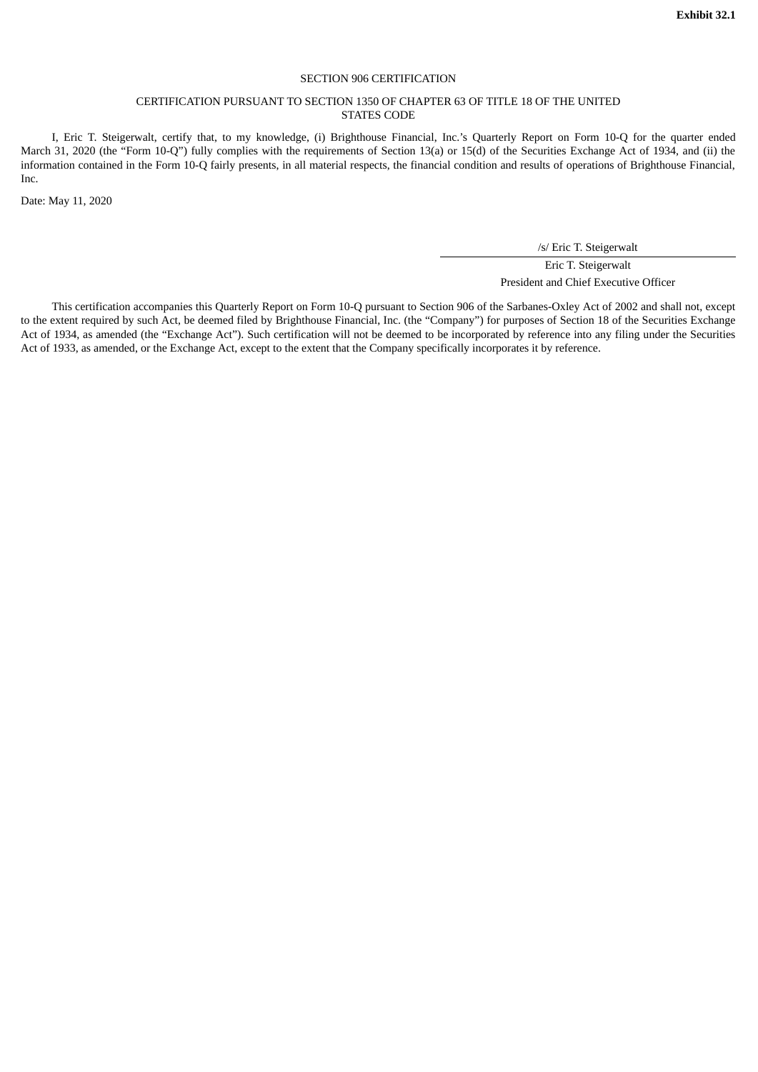**Exhibit 32.1**

SECTION 906 CERTIFICATION

CERTIFICATION PURSUANT TO SECTION 1350 OF CHAPTER 63 OF TITLE 18 OF THE UNITED STATES CODE

I, Eric T. Steigerwalt, certify that, to my knowledge, (i) Brighthouse Financial, Inc.'s Quarterly Report on Form 10-Q for the quarter ended March 31, 2020 (the "Form 10-Q") fully complies with the requirements of Section 13(a) or 15(d) of the Securities Exchange Act of 1934, and (ii) the information contained in the Form 10-Q fairly presents, in all material respects, the financial condition and results of operations of Brighthouse Financial, Inc.

Date: May 11, 2020

/s/ Eric T. Steigerwalt

Eric T. Steigerwalt
President and Chief Executive Officer

This certification accompanies this Quarterly Report on Form 10-Q pursuant to Section 906 of the Sarbanes-Oxley Act of 2002 and shall not, except to the extent required by such Act, be deemed filed by Brighthouse Financial, Inc. (the "Company") for purposes of Section 18 of the Securities Exchange Act of 1934, as amended (the "Exchange Act"). Such certification will not be deemed to be incorporated by reference into any filing under the Securities Act of 1933, as amended, or the Exchange Act, except to the extent that the Company specifically incorporates it by reference.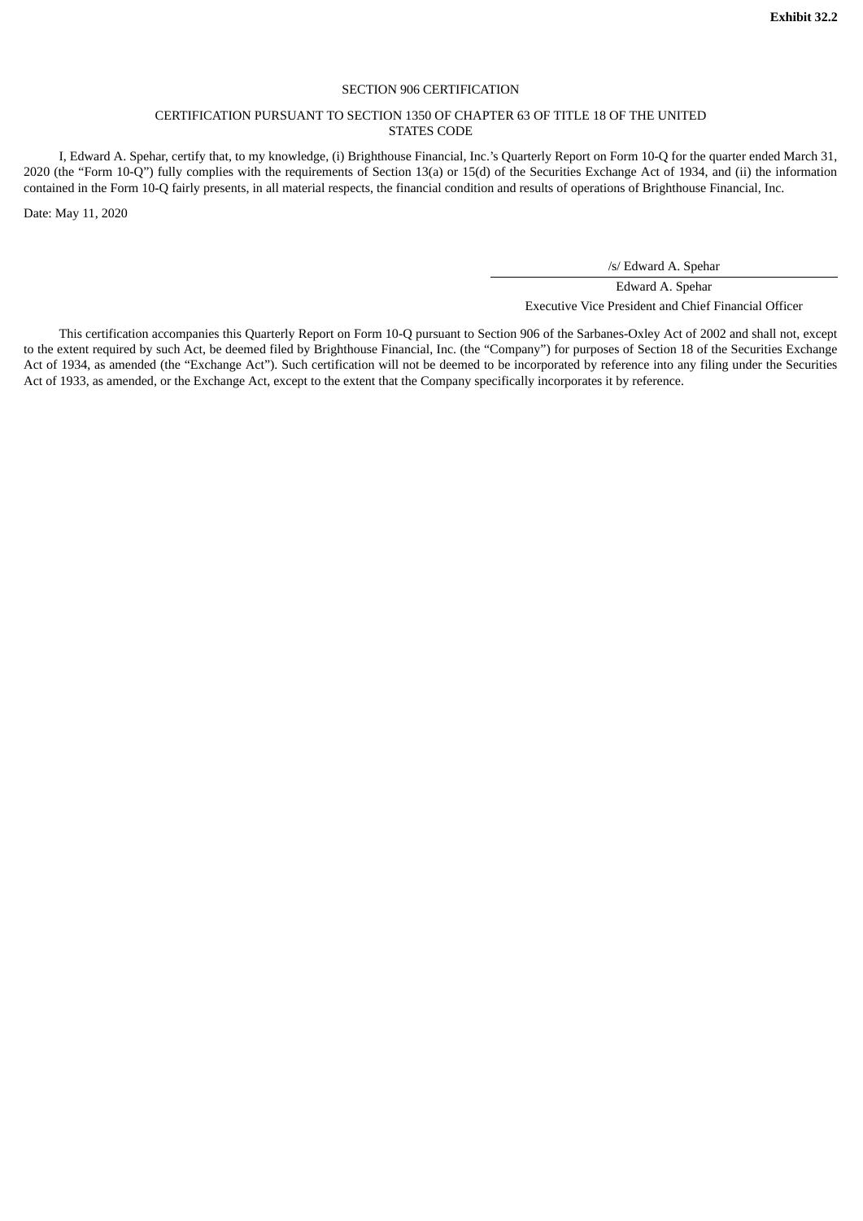**Exhibit 32.2**

SECTION 906 CERTIFICATION

CERTIFICATION PURSUANT TO SECTION 1350 OF CHAPTER 63 OF TITLE 18 OF THE UNITED STATES CODE

I, Edward A. Spehar, certify that, to my knowledge, (i) Brighthouse Financial, Inc.'s Quarterly Report on Form 10-Q for the quarter ended March 31, 2020 (the "Form 10-Q") fully complies with the requirements of Section 13(a) or 15(d) of the Securities Exchange Act of 1934, and (ii) the information contained in the Form 10-Q fairly presents, in all material respects, the financial condition and results of operations of Brighthouse Financial, Inc.

Date: May 11, 2020

/s/ Edward A. Spehar

Edward A. Spehar

Executive Vice President and Chief Financial Officer

This certification accompanies this Quarterly Report on Form 10-Q pursuant to Section 906 of the Sarbanes-Oxley Act of 2002 and shall not, except to the extent required by such Act, be deemed filed by Brighthouse Financial, Inc. (the "Company") for purposes of Section 18 of the Securities Exchange Act of 1934, as amended (the "Exchange Act"). Such certification will not be deemed to be incorporated by reference into any filing under the Securities Act of 1933, as amended, or the Exchange Act, except to the extent that the Company specifically incorporates it by reference.